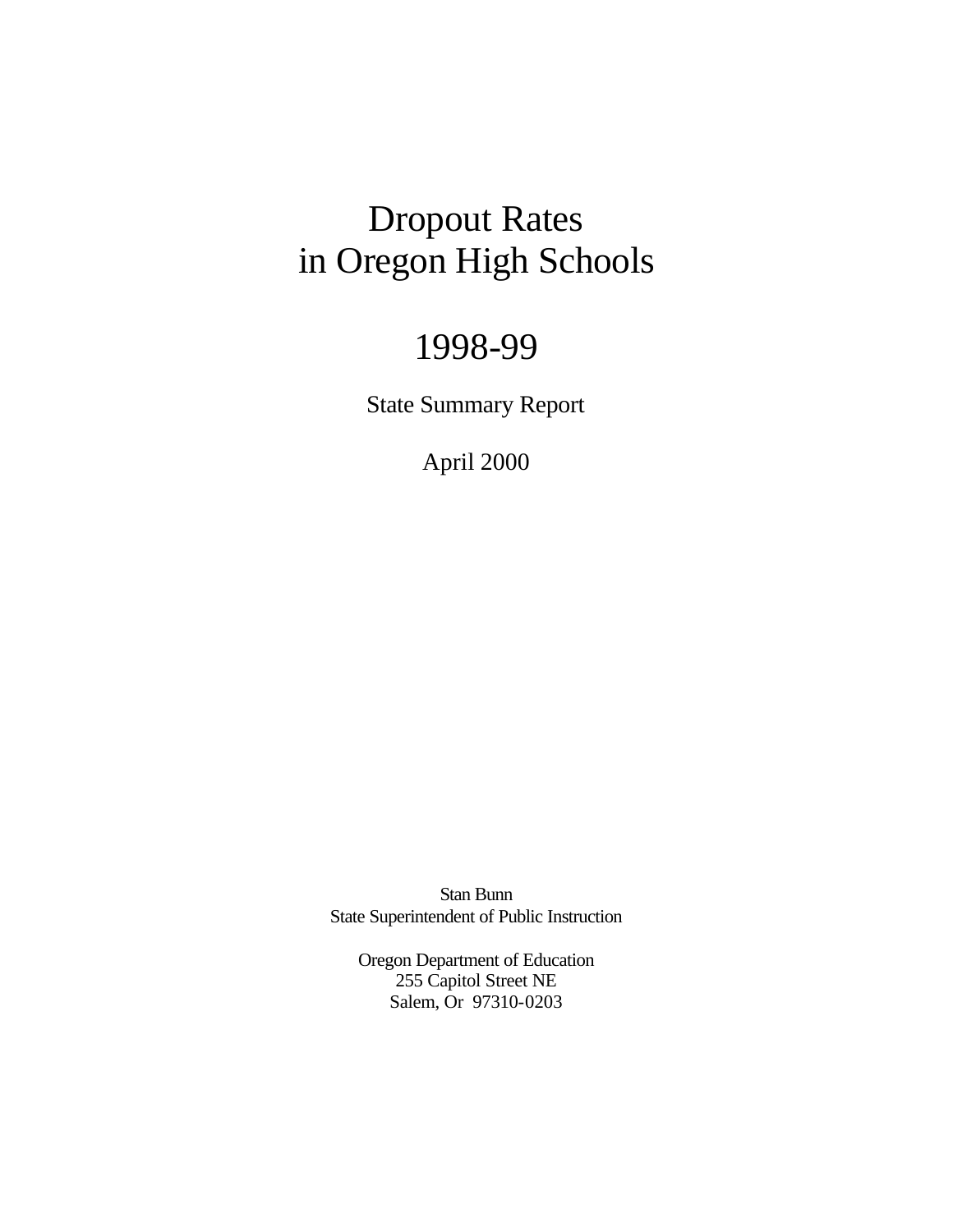# Dropout Rates in Oregon High Schools

# 1998-99

## State Summary Report

April 2000

Stan Bunn
State Superintendent of Public Instruction

Oregon Department of Education
255 Capitol Street NE
Salem, Or 97310-0203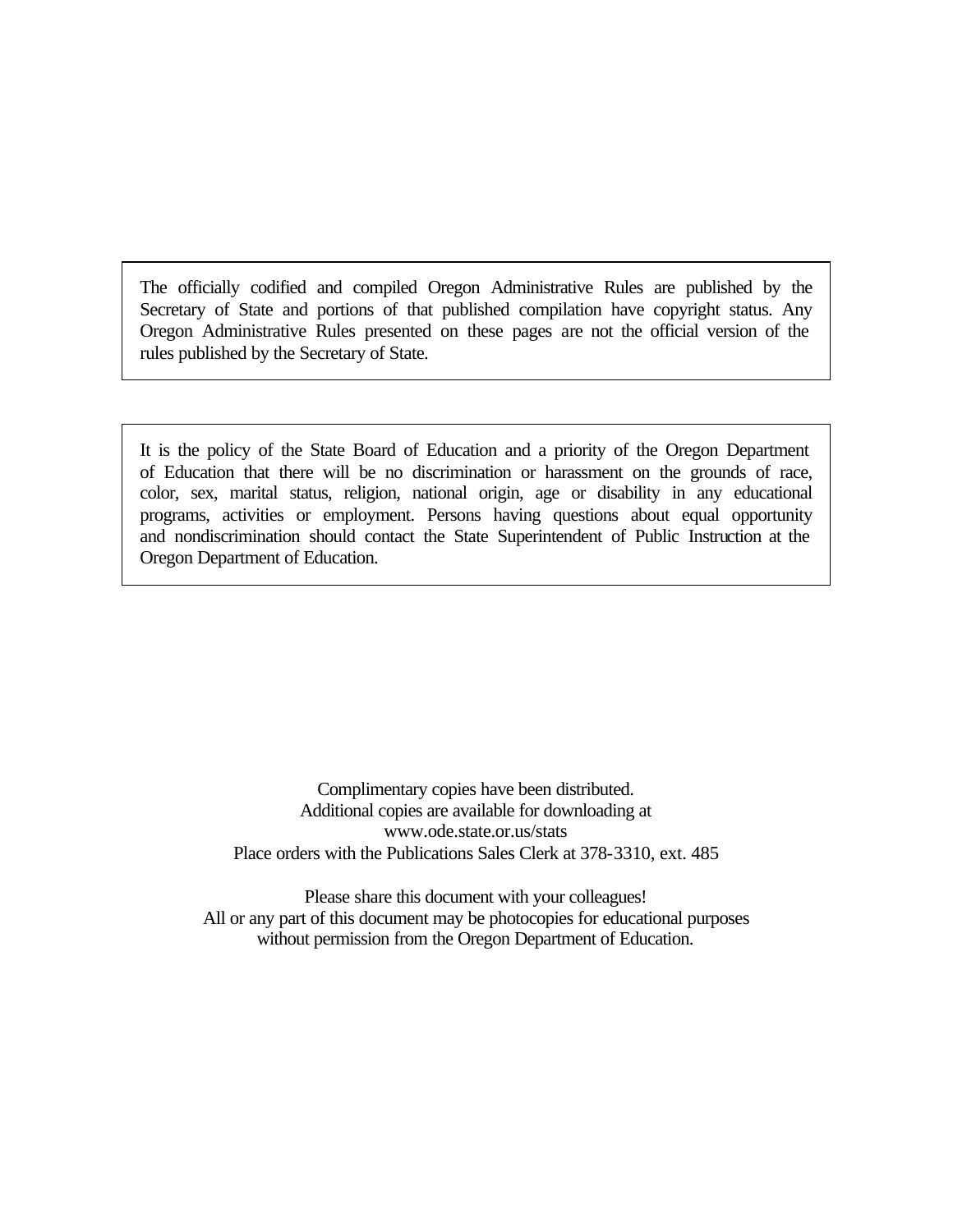The officially codified and compiled Oregon Administrative Rules are published by the Secretary of State and portions of that published compilation have copyright status. Any Oregon Administrative Rules presented on these pages are not the official version of the rules published by the Secretary of State.

It is the policy of the State Board of Education and a priority of the Oregon Department of Education that there will be no discrimination or harassment on the grounds of race, color, sex, marital status, religion, national origin, age or disability in any educational programs, activities or employment. Persons having questions about equal opportunity and nondiscrimination should contact the State Superintendent of Public Instruction at the Oregon Department of Education.

Complimentary copies have been distributed.
Additional copies are available for downloading at
www.ode.state.or.us/stats
Place orders with the Publications Sales Clerk at 378-3310, ext. 485

Please share this document with your colleagues!
All or any part of this document may be photocopies for educational purposes
without permission from the Oregon Department of Education.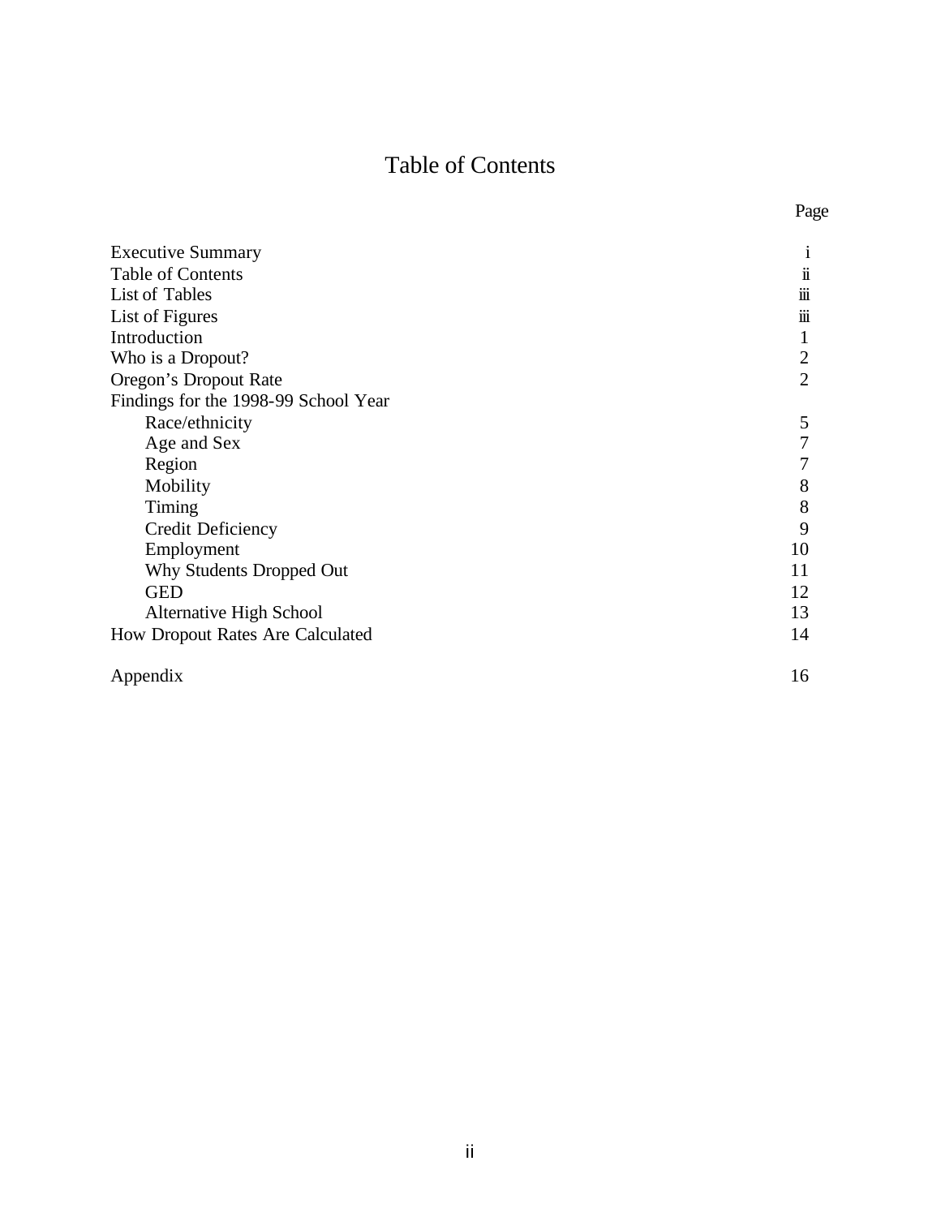# Table of Contents

| | Page |
|---|---|
| Executive Summary | i |
| Table of Contents | ii |
| List of Tables | iii |
| List of Figures | iii |
| Introduction | 1 |
| Who is a Dropout? | 2 |
| Oregon's Dropout Rate | 2 |
| Findings for the 1998-99 School Year | |
| Race/ethnicity | 5 |
| Age and Sex | 7 |
| Region | 7 |
| Mobility | 8 |
| Timing | 8 |
| Credit Deficiency | 9 |
| Employment | 10 |
| Why Students Dropped Out | 11 |
| GED | 12 |
| Alternative High School | 13 |
| How Dropout Rates Are Calculated | 14 |
| Appendix | 16 |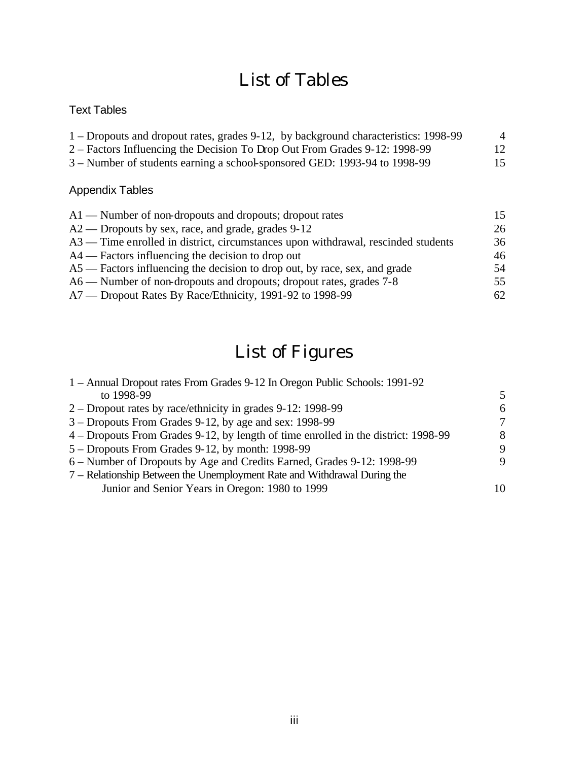# List of Tables

### Text Tables

| | |
|---|---|
| 1 – Dropouts and dropout rates, grades 9-12, by background characteristics: 1998-99 | 4 |
| 2 – Factors Influencing the Decision To Drop Out From Grades 9-12: 1998-99 | 12 |
| 3 – Number of students earning a school-sponsored GED: 1993-94 to 1998-99 | 15 |

### Appendix Tables

| | |
|---|---|
| A1 — Number of non-dropouts and dropouts; dropout rates | 15 |
| A2 — Dropouts by sex, race, and grade, grades 9-12 | 26 |
| A3 — Time enrolled in district, circumstances upon withdrawal, rescinded students | 36 |
| A4 — Factors influencing the decision to drop out | 46 |
| A5 — Factors influencing the decision to drop out, by race, sex, and grade | 54 |
| A6 — Number of non-dropouts and dropouts; dropout rates, grades 7-8 | 55 |
| A7 — Dropout Rates By Race/Ethnicity, 1991-92 to 1998-99 | 62 |

# List of Figures

| | |
|---|---|
| 1 – Annual Dropout rates From Grades 9-12 In Oregon Public Schools: 1991-92 to 1998-99 | 5 |
| 2 – Dropout rates by race/ethnicity in grades 9-12: 1998-99 | 6 |
| 3 – Dropouts From Grades 9-12, by age and sex: 1998-99 | 7 |
| 4 – Dropouts From Grades 9-12, by length of time enrolled in the district: 1998-99 | 8 |
| 5 – Dropouts From Grades 9-12, by month: 1998-99 | 9 |
| 6 – Number of Dropouts by Age and Credits Earned, Grades 9-12: 1998-99 | 9 |
| 7 – Relationship Between the Unemployment Rate and Withdrawal During the Junior and Senior Years in Oregon: 1980 to 1999 | 10 |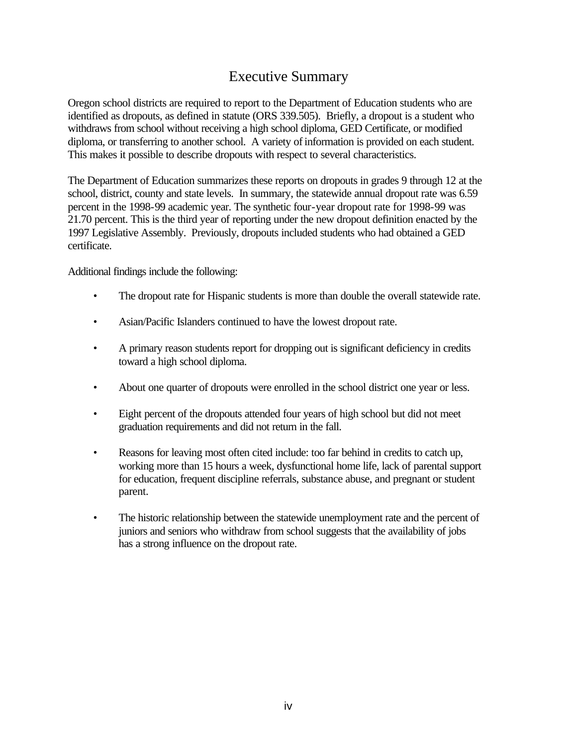# Executive Summary

Oregon school districts are required to report to the Department of Education students who are identified as dropouts, as defined in statute (ORS 339.505). Briefly, a dropout is a student who withdraws from school without receiving a high school diploma, GED Certificate, or modified diploma, or transferring to another school. A variety of information is provided on each student. This makes it possible to describe dropouts with respect to several characteristics.

The Department of Education summarizes these reports on dropouts in grades 9 through 12 at the school, district, county and state levels. In summary, the statewide annual dropout rate was 6.59 percent in the 1998-99 academic year. The synthetic four-year dropout rate for 1998-99 was 21.70 percent. This is the third year of reporting under the new dropout definition enacted by the 1997 Legislative Assembly. Previously, dropouts included students who had obtained a GED certificate.

Additional findings include the following:

- The dropout rate for Hispanic students is more than double the overall statewide rate.
- Asian/Pacific Islanders continued to have the lowest dropout rate.
- A primary reason students report for dropping out is significant deficiency in credits toward a high school diploma.
- About one quarter of dropouts were enrolled in the school district one year or less.
- Eight percent of the dropouts attended four years of high school but did not meet graduation requirements and did not return in the fall.
- Reasons for leaving most often cited include: too far behind in credits to catch up, working more than 15 hours a week, dysfunctional home life, lack of parental support for education, frequent discipline referrals, substance abuse, and pregnant or student parent.
- The historic relationship between the statewide unemployment rate and the percent of juniors and seniors who withdraw from school suggests that the availability of jobs has a strong influence on the dropout rate.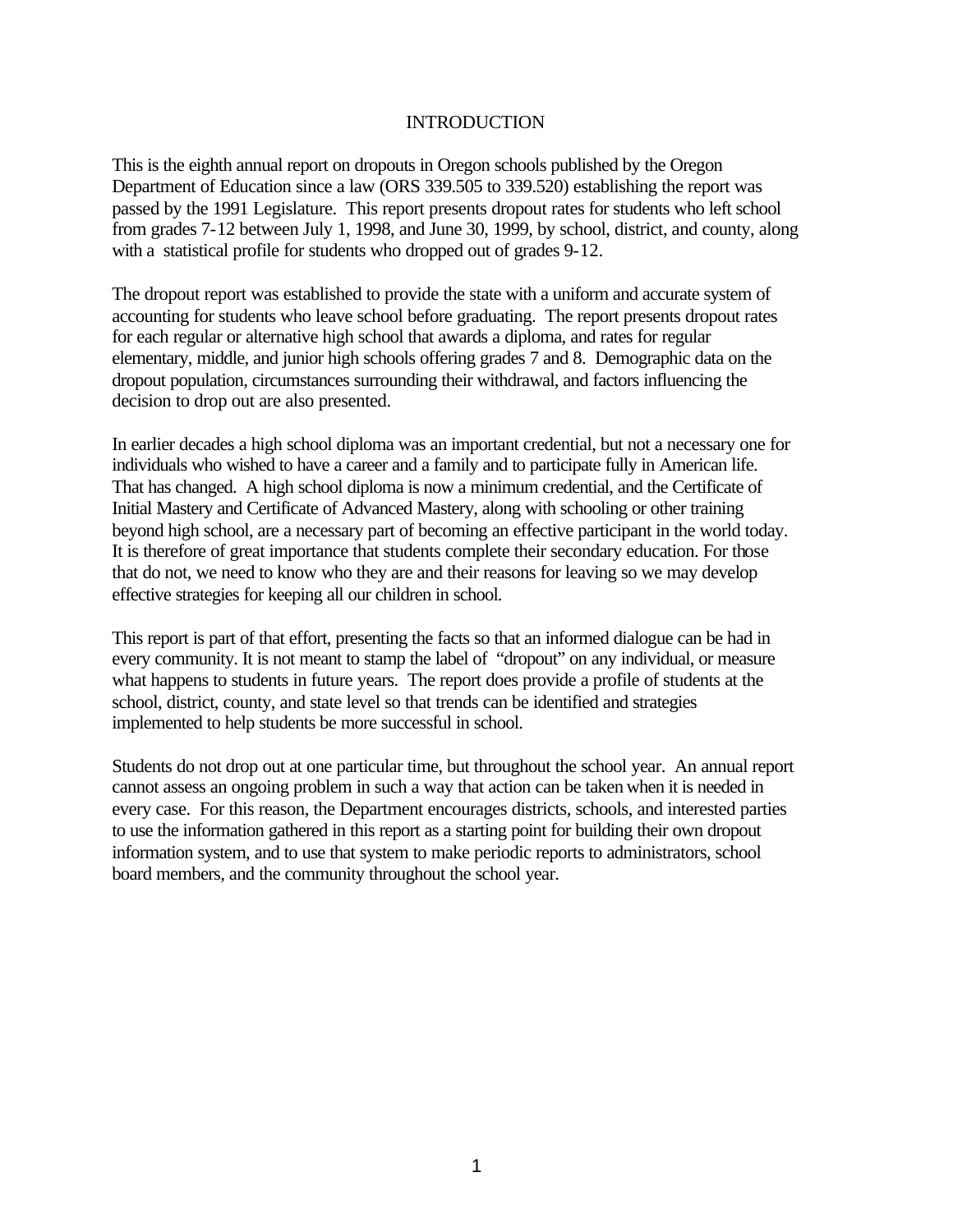# INTRODUCTION

This is the eighth annual report on dropouts in Oregon schools published by the Oregon Department of Education since a law (ORS 339.505 to 339.520) establishing the report was passed by the 1991 Legislature. This report presents dropout rates for students who left school from grades 7-12 between July 1, 1998, and June 30, 1999, by school, district, and county, along with a statistical profile for students who dropped out of grades 9-12.

The dropout report was established to provide the state with a uniform and accurate system of accounting for students who leave school before graduating. The report presents dropout rates for each regular or alternative high school that awards a diploma, and rates for regular elementary, middle, and junior high schools offering grades 7 and 8. Demographic data on the dropout population, circumstances surrounding their withdrawal, and factors influencing the decision to drop out are also presented.

In earlier decades a high school diploma was an important credential, but not a necessary one for individuals who wished to have a career and a family and to participate fully in American life. That has changed. A high school diploma is now a minimum credential, and the Certificate of Initial Mastery and Certificate of Advanced Mastery, along with schooling or other training beyond high school, are a necessary part of becoming an effective participant in the world today. It is therefore of great importance that students complete their secondary education. For those that do not, we need to know who they are and their reasons for leaving so we may develop effective strategies for keeping all our children in school.

This report is part of that effort, presenting the facts so that an informed dialogue can be had in every community. It is not meant to stamp the label of "dropout" on any individual, or measure what happens to students in future years. The report does provide a profile of students at the school, district, county, and state level so that trends can be identified and strategies implemented to help students be more successful in school.

Students do not drop out at one particular time, but throughout the school year. An annual report cannot assess an ongoing problem in such a way that action can be taken when it is needed in every case. For this reason, the Department encourages districts, schools, and interested parties to use the information gathered in this report as a starting point for building their own dropout information system, and to use that system to make periodic reports to administrators, school board members, and the community throughout the school year.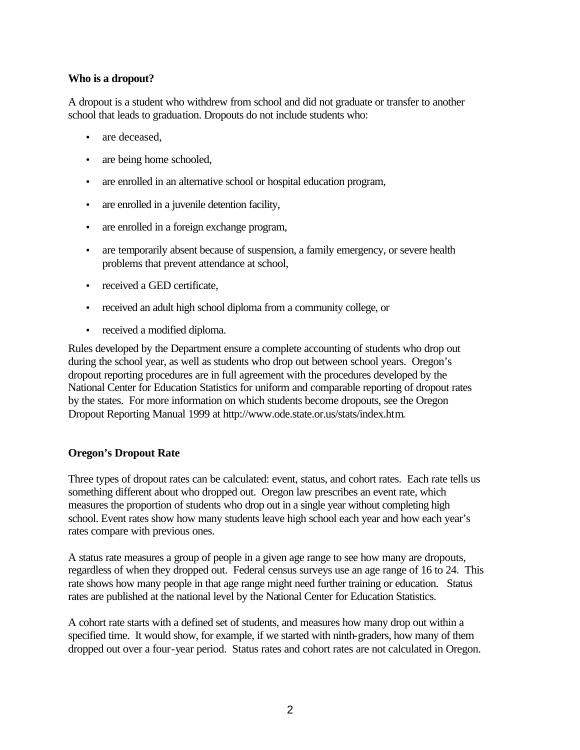**Who is a dropout?**

A dropout is a student who withdrew from school and did not graduate or transfer to another school that leads to graduation. Dropouts do not include students who:

- are deceased,
- are being home schooled,
- are enrolled in an alternative school or hospital education program,
- are enrolled in a juvenile detention facility,
- are enrolled in a foreign exchange program,
- are temporarily absent because of suspension, a family emergency, or severe health problems that prevent attendance at school,
- received a GED certificate,
- received an adult high school diploma from a community college, or
- received a modified diploma.

Rules developed by the Department ensure a complete accounting of students who drop out during the school year, as well as students who drop out between school years. Oregon's dropout reporting procedures are in full agreement with the procedures developed by the National Center for Education Statistics for uniform and comparable reporting of dropout rates by the states. For more information on which students become dropouts, see the Oregon Dropout Reporting Manual 1999 at http://www.ode.state.or.us/stats/index.htm.

**Oregon's Dropout Rate**

Three types of dropout rates can be calculated: event, status, and cohort rates. Each rate tells us something different about who dropped out. Oregon law prescribes an event rate, which measures the proportion of students who drop out in a single year without completing high school. Event rates show how many students leave high school each year and how each year's rates compare with previous ones.

A status rate measures a group of people in a given age range to see how many are dropouts, regardless of when they dropped out. Federal census surveys use an age range of 16 to 24. This rate shows how many people in that age range might need further training or education. Status rates are published at the national level by the National Center for Education Statistics.

A cohort rate starts with a defined set of students, and measures how many drop out within a specified time. It would show, for example, if we started with ninth-graders, how many of them dropped out over a four-year period. Status rates and cohort rates are not calculated in Oregon.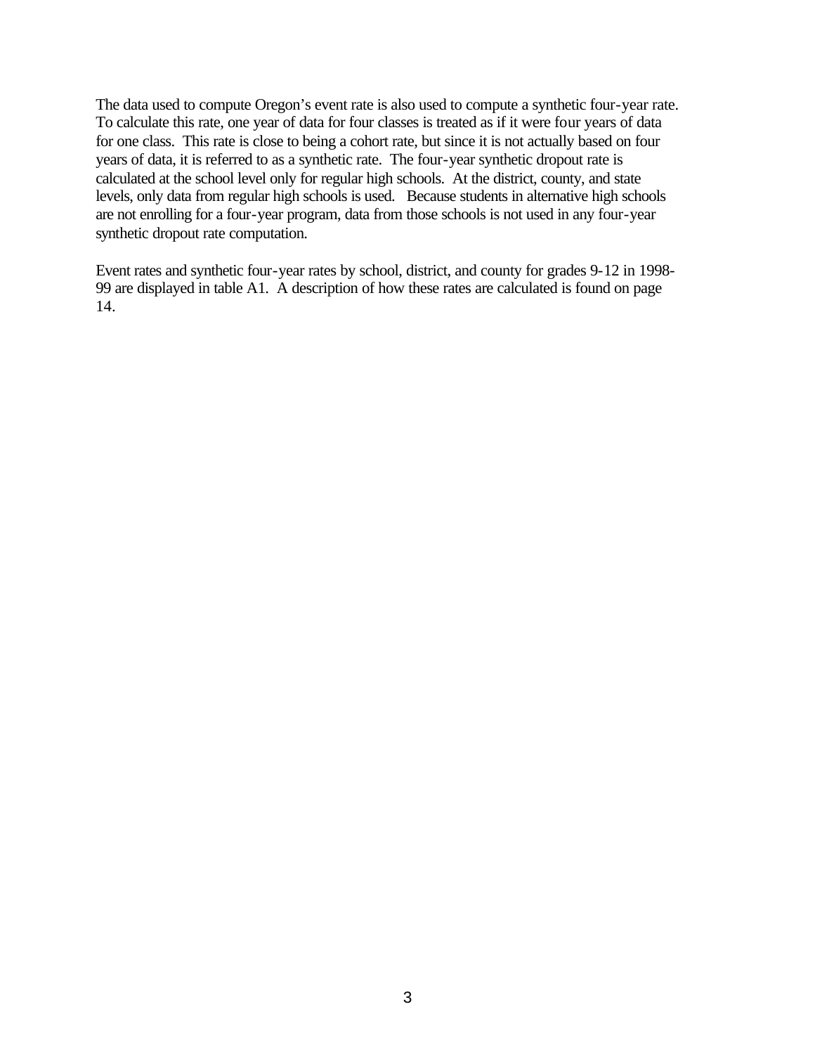The data used to compute Oregon's event rate is also used to compute a synthetic four-year rate. To calculate this rate, one year of data for four classes is treated as if it were four years of data for one class. This rate is close to being a cohort rate, but since it is not actually based on four years of data, it is referred to as a synthetic rate. The four-year synthetic dropout rate is calculated at the school level only for regular high schools. At the district, county, and state levels, only data from regular high schools is used. Because students in alternative high schools are not enrolling for a four-year program, data from those schools is not used in any four-year synthetic dropout rate computation.

Event rates and synthetic four-year rates by school, district, and county for grades 9-12 in 1998-99 are displayed in table A1. A description of how these rates are calculated is found on page 14.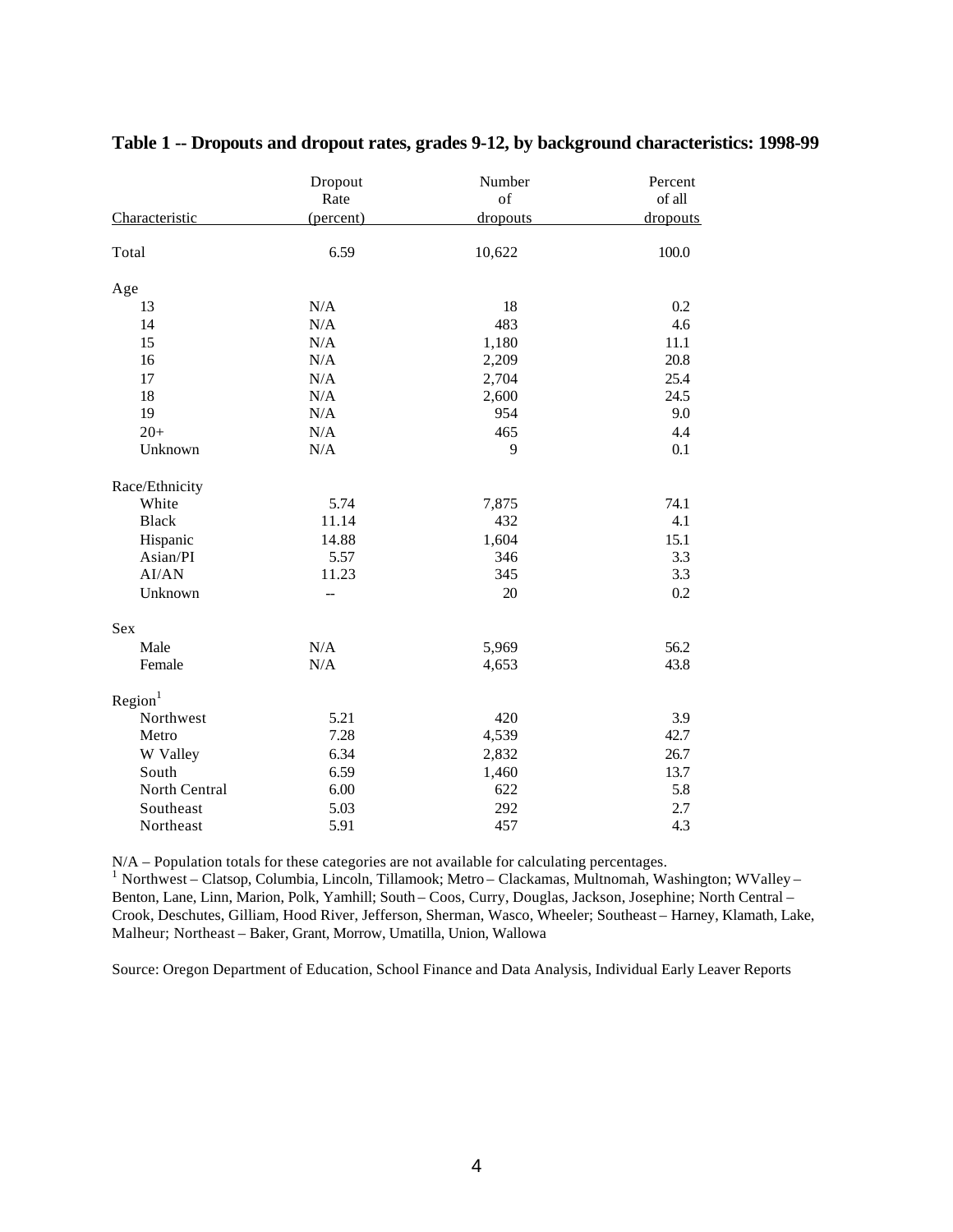**Table 1 -- Dropouts and dropout rates, grades 9-12, by background characteristics: 1998-99**

| Characteristic | Dropout Rate (percent) | Number of dropouts | Percent of all dropouts |
|---|---|---|---|
| Total | 6.59 | 10,622 | 100.0 |
| **Age** | | | |
| 13 | N/A | 18 | 0.2 |
| 14 | N/A | 483 | 4.6 |
| 15 | N/A | 1,180 | 11.1 |
| 16 | N/A | 2,209 | 20.8 |
| 17 | N/A | 2,704 | 25.4 |
| 18 | N/A | 2,600 | 24.5 |
| 19 | N/A | 954 | 9.0 |
| 20+ | N/A | 465 | 4.4 |
| Unknown | N/A | 9 | 0.1 |
| **Race/Ethnicity** | | | |
| White | 5.74 | 7,875 | 74.1 |
| Black | 11.14 | 432 | 4.1 |
| Hispanic | 14.88 | 1,604 | 15.1 |
| Asian/PI | 5.57 | 346 | 3.3 |
| AI/AN | 11.23 | 345 | 3.3 |
| Unknown | -- | 20 | 0.2 |
| **Sex** | | | |
| Male | N/A | 5,969 | 56.2 |
| Female | N/A | 4,653 | 43.8 |
| **Region[1]** | | | |
| Northwest | 5.21 | 420 | 3.9 |
| Metro | 7.28 | 4,539 | 42.7 |
| W Valley | 6.34 | 2,832 | 26.7 |
| South | 6.59 | 1,460 | 13.7 |
| North Central | 6.00 | 622 | 5.8 |
| Southeast | 5.03 | 292 | 2.7 |
| Northeast | 5.91 | 457 | 4.3 |

N/A – Population totals for these categories are not available for calculating percentages.

[1] Northwest – Clatsop, Columbia, Lincoln, Tillamook; Metro – Clackamas, Multnomah, Washington; WValley – Benton, Lane, Linn, Marion, Polk, Yamhill; South – Coos, Curry, Douglas, Jackson, Josephine; North Central – Crook, Deschutes, Gilliam, Hood River, Jefferson, Sherman, Wasco, Wheeler; Southeast – Harney, Klamath, Lake, Malheur; Northeast – Baker, Grant, Morrow, Umatilla, Union, Wallowa

Source: Oregon Department of Education, School Finance and Data Analysis, Individual Early Leaver Reports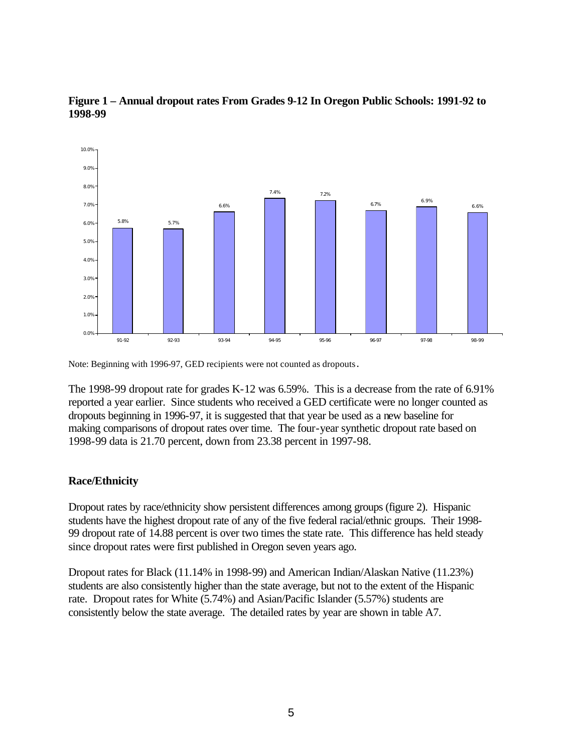**Figure 1 – Annual dropout rates From Grades 9-12 In Oregon Public Schools: 1991-92 to 1998-99**

| Year | Dropout rate |
|---|---|
| 91-92 | 5.8% |
| 92-93 | 5.7% |
| 93-94 | 6.6% |
| 94-95 | 7.4% |
| 95-96 | 7.2% |
| 96-97 | 6.7% |
| 97-98 | 6.9% |
| 98-99 | 6.6% |

Note: Beginning with 1996-97, GED recipients were not counted as dropouts.

The 1998-99 dropout rate for grades K-12 was 6.59%. This is a decrease from the rate of 6.91% reported a year earlier. Since students who received a GED certificate were no longer counted as dropouts beginning in 1996-97, it is suggested that that year be used as a new baseline for making comparisons of dropout rates over time. The four-year synthetic dropout rate based on 1998-99 data is 21.70 percent, down from 23.38 percent in 1997-98.

### Race/Ethnicity

Dropout rates by race/ethnicity show persistent differences among groups (figure 2). Hispanic students have the highest dropout rate of any of the five federal racial/ethnic groups. Their 1998-99 dropout rate of 14.88 percent is over two times the state rate. This difference has held steady since dropout rates were first published in Oregon seven years ago.

Dropout rates for Black (11.14% in 1998-99) and American Indian/Alaskan Native (11.23%) students are also consistently higher than the state average, but not to the extent of the Hispanic rate. Dropout rates for White (5.74%) and Asian/Pacific Islander (5.57%) students are consistently below the state average. The detailed rates by year are shown in table A7.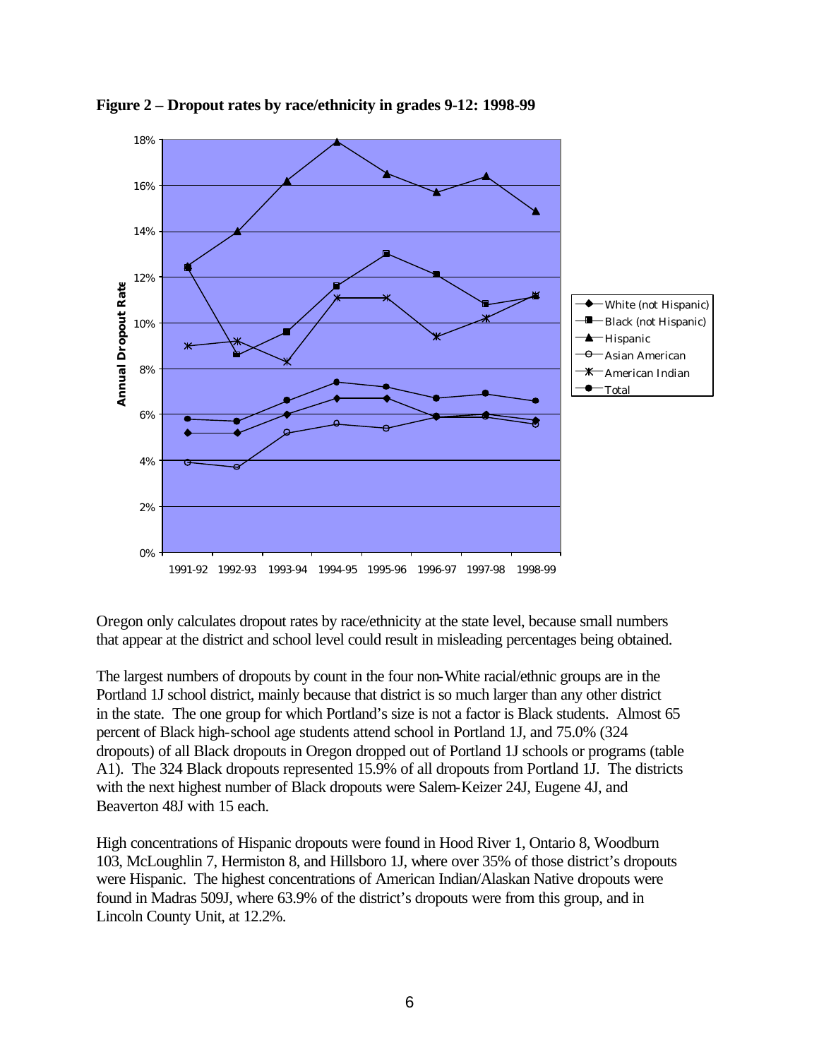**Figure 2 – Dropout rates by race/ethnicity in grades 9-12: 1998-99**

Oregon only calculates dropout rates by race/ethnicity at the state level, because small numbers that appear at the district and school level could result in misleading percentages being obtained.

The largest numbers of dropouts by count in the four non-White racial/ethnic groups are in the Portland 1J school district, mainly because that district is so much larger than any other district in the state. The one group for which Portland's size is not a factor is Black students. Almost 65 percent of Black high-school age students attend school in Portland 1J, and 75.0% (324 dropouts) of all Black dropouts in Oregon dropped out of Portland 1J schools or programs (table A1). The 324 Black dropouts represented 15.9% of all dropouts from Portland 1J. The districts with the next highest number of Black dropouts were Salem-Keizer 24J, Eugene 4J, and Beaverton 48J with 15 each.

High concentrations of Hispanic dropouts were found in Hood River 1, Ontario 8, Woodburn 103, McLoughlin 7, Hermiston 8, and Hillsboro 1J, where over 35% of those district's dropouts were Hispanic. The highest concentrations of American Indian/Alaskan Native dropouts were found in Madras 509J, where 63.9% of the district's dropouts were from this group, and in Lincoln County Unit, at 12.2%.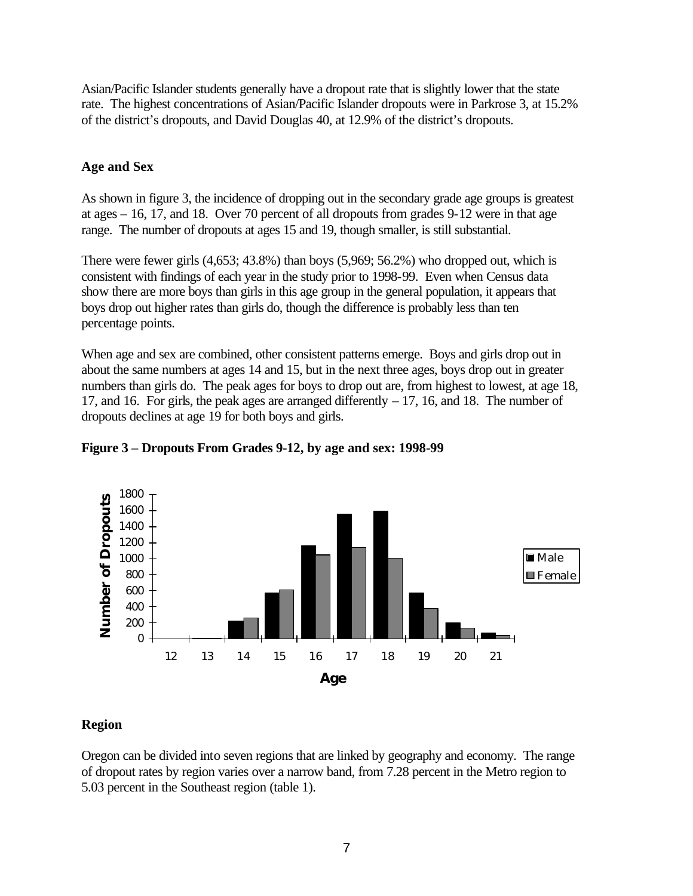Asian/Pacific Islander students generally have a dropout rate that is slightly lower that the state rate. The highest concentrations of Asian/Pacific Islander dropouts were in Parkrose 3, at 15.2% of the district's dropouts, and David Douglas 40, at 12.9% of the district's dropouts.

### Age and Sex

As shown in figure 3, the incidence of dropping out in the secondary grade age groups is greatest at ages – 16, 17, and 18. Over 70 percent of all dropouts from grades 9-12 were in that age range. The number of dropouts at ages 15 and 19, though smaller, is still substantial.

There were fewer girls (4,653; 43.8%) than boys (5,969; 56.2%) who dropped out, which is consistent with findings of each year in the study prior to 1998-99. Even when Census data show there are more boys than girls in this age group in the general population, it appears that boys drop out higher rates than girls do, though the difference is probably less than ten percentage points.

When age and sex are combined, other consistent patterns emerge. Boys and girls drop out in about the same numbers at ages 14 and 15, but in the next three ages, boys drop out in greater numbers than girls do. The peak ages for boys to drop out are, from highest to lowest, at age 18, 17, and 16. For girls, the peak ages are arranged differently – 17, 16, and 18. The number of dropouts declines at age 19 for both boys and girls.

**Figure 3 – Dropouts From Grades 9-12, by age and sex: 1998-99**

### Region

Oregon can be divided into seven regions that are linked by geography and economy. The range of dropout rates by region varies over a narrow band, from 7.28 percent in the Metro region to 5.03 percent in the Southeast region (table 1).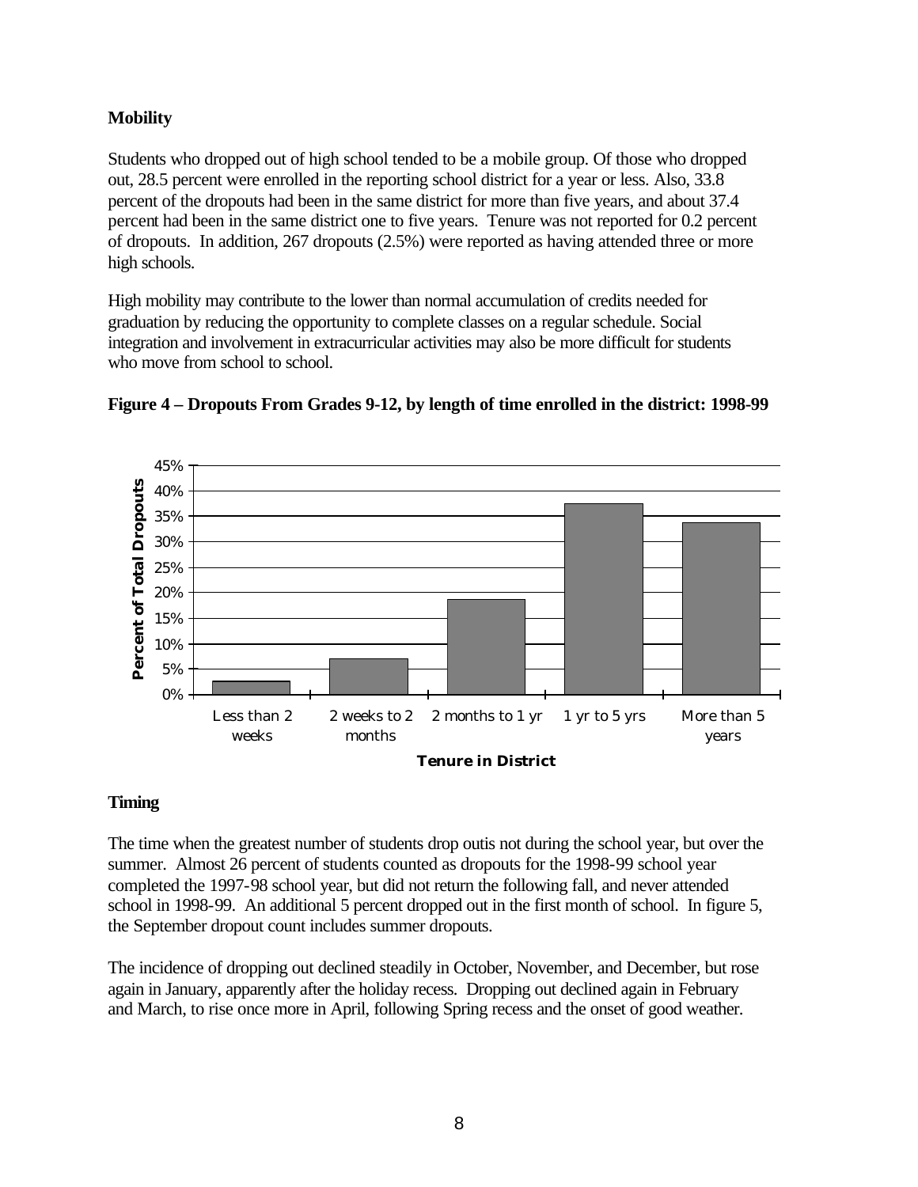**Mobility**

Students who dropped out of high school tended to be a mobile group. Of those who dropped out, 28.5 percent were enrolled in the reporting school district for a year or less. Also, 33.8 percent of the dropouts had been in the same district for more than five years, and about 37.4 percent had been in the same district one to five years. Tenure was not reported for 0.2 percent of dropouts. In addition, 267 dropouts (2.5%) were reported as having attended three or more high schools.

High mobility may contribute to the lower than normal accumulation of credits needed for graduation by reducing the opportunity to complete classes on a regular schedule. Social integration and involvement in extracurricular activities may also be more difficult for students who move from school to school.

**Figure 4 – Dropouts From Grades 9-12, by length of time enrolled in the district: 1998-99**

**Timing**

The time when the greatest number of students drop outis not during the school year, but over the summer. Almost 26 percent of students counted as dropouts for the 1998-99 school year completed the 1997-98 school year, but did not return the following fall, and never attended school in 1998-99. An additional 5 percent dropped out in the first month of school. In figure 5, the September dropout count includes summer dropouts.

The incidence of dropping out declined steadily in October, November, and December, but rose again in January, apparently after the holiday recess. Dropping out declined again in February and March, to rise once more in April, following Spring recess and the onset of good weather.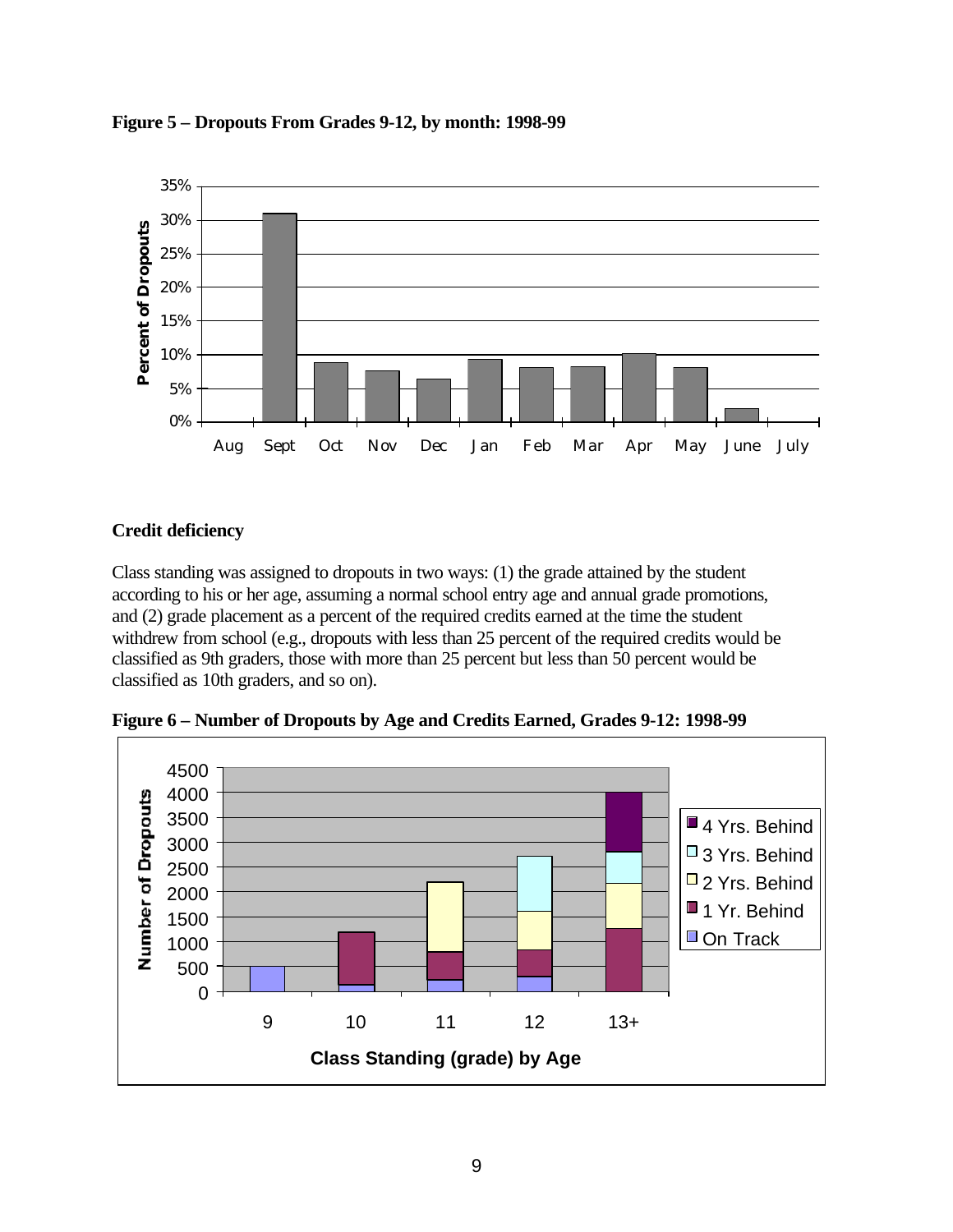**Figure 5 – Dropouts From Grades 9-12, by month: 1998-99**

**Credit deficiency**

Class standing was assigned to dropouts in two ways: (1) the grade attained by the student according to his or her age, assuming a normal school entry age and annual grade promotions, and (2) grade placement as a percent of the required credits earned at the time the student withdrew from school (e.g., dropouts with less than 25 percent of the required credits would be classified as 9th graders, those with more than 25 percent but less than 50 percent would be classified as 10th graders, and so on).

**Figure 6 – Number of Dropouts by Age and Credits Earned, Grades 9-12: 1998-99**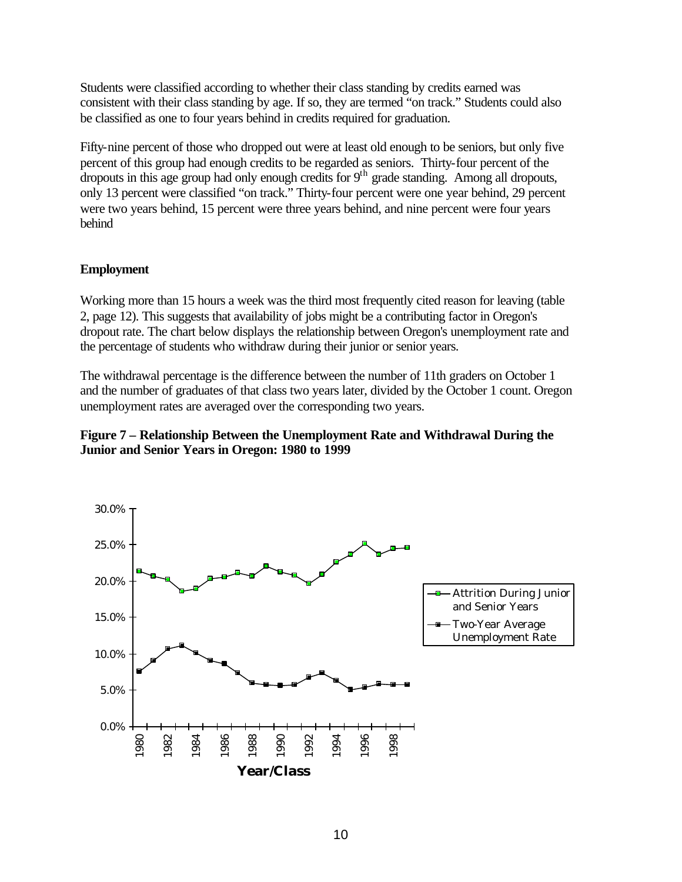Students were classified according to whether their class standing by credits earned was consistent with their class standing by age. If so, they are termed "on track." Students could also be classified as one to four years behind in credits required for graduation.

Fifty-nine percent of those who dropped out were at least old enough to be seniors, but only five percent of this group had enough credits to be regarded as seniors. Thirty-four percent of the dropouts in this age group had only enough credits for 9th grade standing. Among all dropouts, only 13 percent were classified "on track." Thirty-four percent were one year behind, 29 percent were two years behind, 15 percent were three years behind, and nine percent were four years behind

## Employment

Working more than 15 hours a week was the third most frequently cited reason for leaving (table 2, page 12). This suggests that availability of jobs might be a contributing factor in Oregon's dropout rate. The chart below displays the relationship between Oregon's unemployment rate and the percentage of students who withdraw during their junior or senior years.

The withdrawal percentage is the difference between the number of 11th graders on October 1 and the number of graduates of that class two years later, divided by the October 1 count. Oregon unemployment rates are averaged over the corresponding two years.

**Figure 7 – Relationship Between the Unemployment Rate and Withdrawal During the Junior and Senior Years in Oregon: 1980 to 1999**

Attrition During Junior and Senior Years

Two-Year Average Unemployment Rate

Year/Class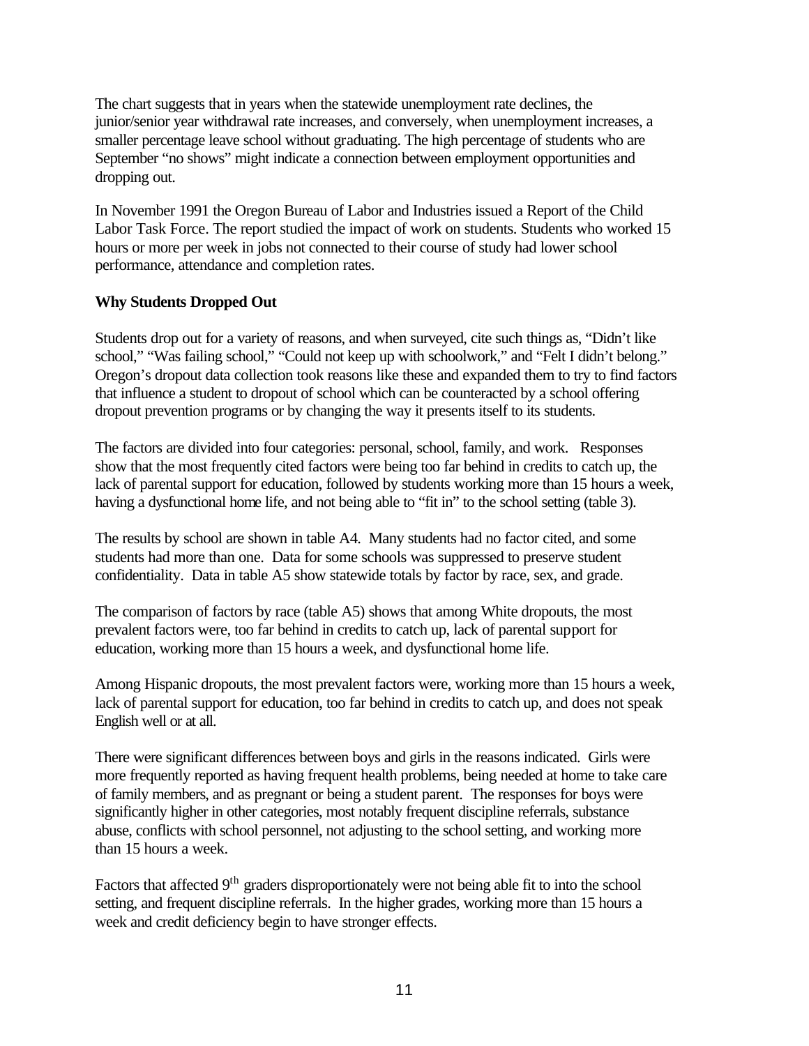The chart suggests that in years when the statewide unemployment rate declines, the junior/senior year withdrawal rate increases, and conversely, when unemployment increases, a smaller percentage leave school without graduating. The high percentage of students who are September "no shows" might indicate a connection between employment opportunities and dropping out.

In November 1991 the Oregon Bureau of Labor and Industries issued a Report of the Child Labor Task Force. The report studied the impact of work on students. Students who worked 15 hours or more per week in jobs not connected to their course of study had lower school performance, attendance and completion rates.

**Why Students Dropped Out**

Students drop out for a variety of reasons, and when surveyed, cite such things as, "Didn't like school," "Was failing school," "Could not keep up with schoolwork," and "Felt I didn't belong." Oregon's dropout data collection took reasons like these and expanded them to try to find factors that influence a student to dropout of school which can be counteracted by a school offering dropout prevention programs or by changing the way it presents itself to its students.

The factors are divided into four categories: personal, school, family, and work. Responses show that the most frequently cited factors were being too far behind in credits to catch up, the lack of parental support for education, followed by students working more than 15 hours a week, having a dysfunctional home life, and not being able to "fit in" to the school setting (table 3).

The results by school are shown in table A4. Many students had no factor cited, and some students had more than one. Data for some schools was suppressed to preserve student confidentiality. Data in table A5 show statewide totals by factor by race, sex, and grade.

The comparison of factors by race (table A5) shows that among White dropouts, the most prevalent factors were, too far behind in credits to catch up, lack of parental support for education, working more than 15 hours a week, and dysfunctional home life.

Among Hispanic dropouts, the most prevalent factors were, working more than 15 hours a week, lack of parental support for education, too far behind in credits to catch up, and does not speak English well or at all.

There were significant differences between boys and girls in the reasons indicated. Girls were more frequently reported as having frequent health problems, being needed at home to take care of family members, and as pregnant or being a student parent. The responses for boys were significantly higher in other categories, most notably frequent discipline referrals, substance abuse, conflicts with school personnel, not adjusting to the school setting, and working more than 15 hours a week.

Factors that affected 9th graders disproportionately were not being able fit to into the school setting, and frequent discipline referrals. In the higher grades, working more than 15 hours a week and credit deficiency begin to have stronger effects.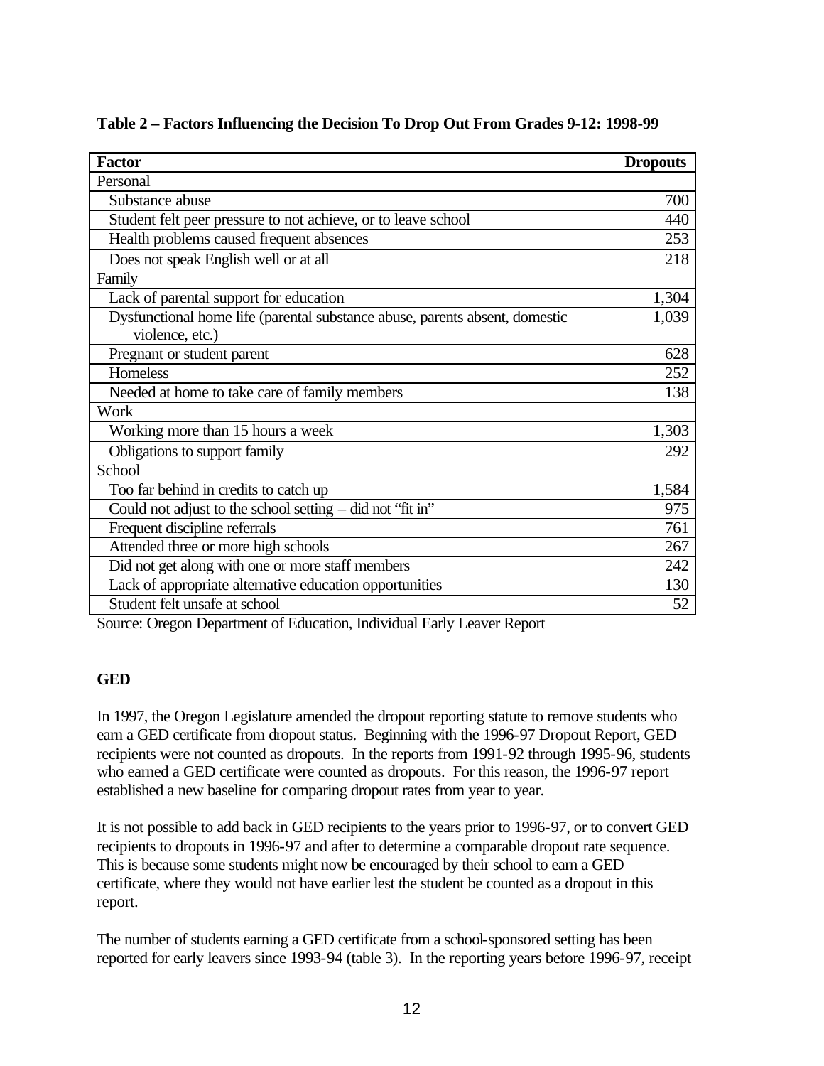**Table 2 – Factors Influencing the Decision To Drop Out From Grades 9-12: 1998-99**

| Factor | Dropouts |
|---|---|
| Personal | |
| Substance abuse | 700 |
| Student felt peer pressure to not achieve, or to leave school | 440 |
| Health problems caused frequent absences | 253 |
| Does not speak English well or at all | 218 |
| Family | |
| Lack of parental support for education | 1,304 |
| Dysfunctional home life (parental substance abuse, parents absent, domestic violence, etc.) | 1,039 |
| Pregnant or student parent | 628 |
| Homeless | 252 |
| Needed at home to take care of family members | 138 |
| Work | |
| Working more than 15 hours a week | 1,303 |
| Obligations to support family | 292 |
| School | |
| Too far behind in credits to catch up | 1,584 |
| Could not adjust to the school setting – did not "fit in" | 975 |
| Frequent discipline referrals | 761 |
| Attended three or more high schools | 267 |
| Did not get along with one or more staff members | 242 |
| Lack of appropriate alternative education opportunities | 130 |
| Student felt unsafe at school | 52 |

Source: Oregon Department of Education, Individual Early Leaver Report

**GED**

In 1997, the Oregon Legislature amended the dropout reporting statute to remove students who earn a GED certificate from dropout status. Beginning with the 1996-97 Dropout Report, GED recipients were not counted as dropouts. In the reports from 1991-92 through 1995-96, students who earned a GED certificate were counted as dropouts. For this reason, the 1996-97 report established a new baseline for comparing dropout rates from year to year.

It is not possible to add back in GED recipients to the years prior to 1996-97, or to convert GED recipients to dropouts in 1996-97 and after to determine a comparable dropout rate sequence. This is because some students might now be encouraged by their school to earn a GED certificate, where they would not have earlier lest the student be counted as a dropout in this report.

The number of students earning a GED certificate from a school-sponsored setting has been reported for early leavers since 1993-94 (table 3). In the reporting years before 1996-97, receipt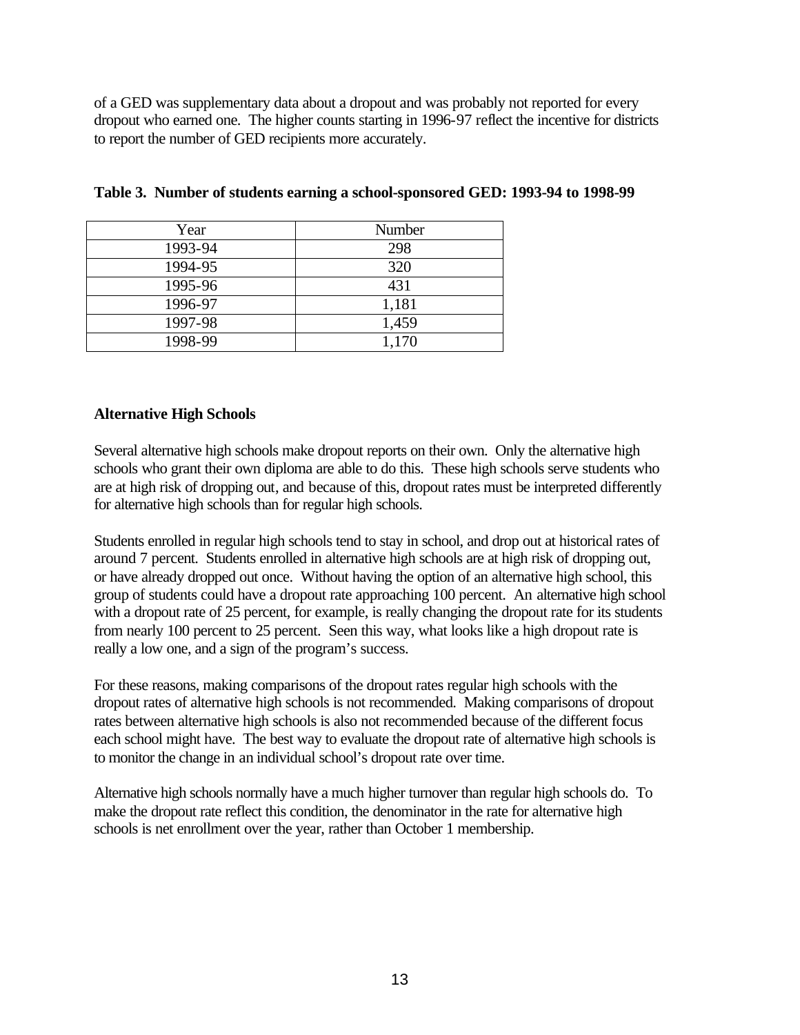of a GED was supplementary data about a dropout and was probably not reported for every dropout who earned one. The higher counts starting in 1996-97 reflect the incentive for districts to report the number of GED recipients more accurately.

**Table 3. Number of students earning a school-sponsored GED: 1993-94 to 1998-99**

| Year | Number |
|---|---|
| 1993-94 | 298 |
| 1994-95 | 320 |
| 1995-96 | 431 |
| 1996-97 | 1,181 |
| 1997-98 | 1,459 |
| 1998-99 | 1,170 |

### Alternative High Schools

Several alternative high schools make dropout reports on their own. Only the alternative high schools who grant their own diploma are able to do this. These high schools serve students who are at high risk of dropping out, and because of this, dropout rates must be interpreted differently for alternative high schools than for regular high schools.

Students enrolled in regular high schools tend to stay in school, and drop out at historical rates of around 7 percent. Students enrolled in alternative high schools are at high risk of dropping out, or have already dropped out once. Without having the option of an alternative high school, this group of students could have a dropout rate approaching 100 percent. An alternative high school with a dropout rate of 25 percent, for example, is really changing the dropout rate for its students from nearly 100 percent to 25 percent. Seen this way, what looks like a high dropout rate is really a low one, and a sign of the program's success.

For these reasons, making comparisons of the dropout rates regular high schools with the dropout rates of alternative high schools is not recommended. Making comparisons of dropout rates between alternative high schools is also not recommended because of the different focus each school might have. The best way to evaluate the dropout rate of alternative high schools is to monitor the change in an individual school's dropout rate over time.

Alternative high schools normally have a much higher turnover than regular high schools do. To make the dropout rate reflect this condition, the denominator in the rate for alternative high schools is net enrollment over the year, rather than October 1 membership.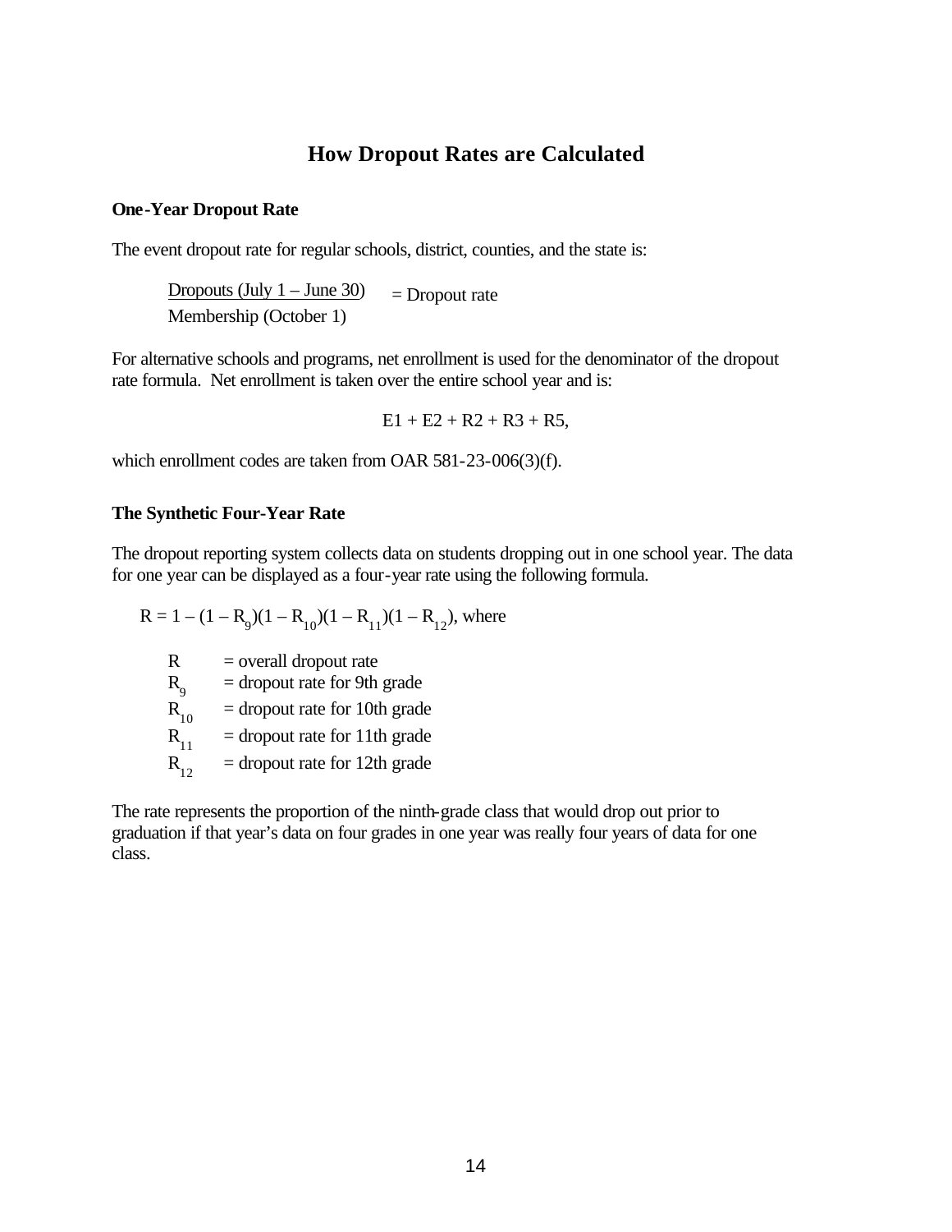## How Dropout Rates are Calculated

### One-Year Dropout Rate

The event dropout rate for regular schools, district, counties, and the state is:

$$\frac{\text{Dropouts (July 1 – June 30)}}{\text{Membership (October 1)}} = \text{Dropout rate}$$

For alternative schools and programs, net enrollment is used for the denominator of the dropout rate formula. Net enrollment is taken over the entire school year and is:

$$E1 + E2 + R2 + R3 + R5,$$

which enrollment codes are taken from OAR 581-23-006(3)(f).

### The Synthetic Four-Year Rate

The dropout reporting system collects data on students dropping out in one school year. The data for one year can be displayed as a four-year rate using the following formula.

$R = 1 – (1 – R_9)(1 – R_{10})(1 – R_{11})(1 – R_{12})$, where

- $R$ = overall dropout rate
- $R_9$ = dropout rate for 9th grade
- $R_{10}$ = dropout rate for 10th grade
- $R_{11}$ = dropout rate for 11th grade
- $R_{12}$ = dropout rate for 12th grade

The rate represents the proportion of the ninth-grade class that would drop out prior to graduation if that year's data on four grades in one year was really four years of data for one class.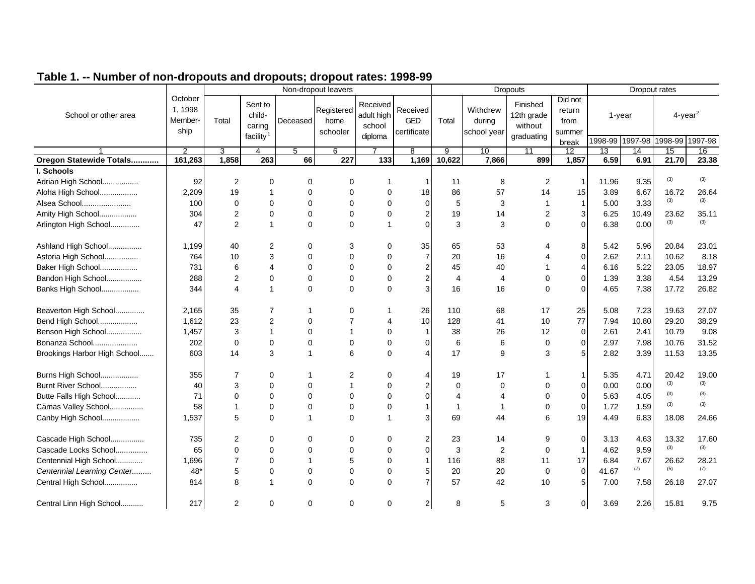## Table 1. -- Number of non-dropouts and dropouts; dropout rates: 1998-99

| School or other area | October 1, 1998 Member-ship | Non-dropout leavers | | | | | | Dropouts | | | | Dropout rates | | | |
|---|---|---|---|---|---|---|---|---|---|---|---|---|---|---|---|
| | | Total | Sent to child-caring facility[1] | Deceased | Registered home schooler | Received adult high school diploma | Received GED certificate | Total | Withdrew during school year | Finished 12th grade without graduating | Did not return from summer break | 1-year | | 4-year[2] | |
| | | | | | | | | | | | | 1998-99 | 1997-98 | 1998-99 | 1997-98 |
| 1 | 2 | 3 | 4 | 5 | 6 | 7 | 8 | 9 | 10 | 11 | 12 | 13 | 14 | 15 | 16 |
| **Oregon Statewide Totals............** | **161,263** | **1,858** | **263** | **66** | **227** | **133** | **1,169** | **10,622** | **7,866** | **899** | **1,857** | **6.59** | **6.91** | **21.70** | **23.38** |
| **I. Schools** | | | | | | | | | | | | | | | |
| Adrian High School................. | 92 | 2 | 0 | 0 | 0 | 1 | 1 | 11 | 8 | 2 | 1 | 11.96 | 9.35 | (3) | (3) |
| Aloha High School.................. | 2,209 | 19 | 1 | 0 | 0 | 0 | 18 | 86 | 57 | 14 | 15 | 3.89 | 6.67 | 16.72 | 26.64 |
| Alsea School....................... | 100 | 0 | 0 | 0 | 0 | 0 | 0 | 5 | 3 | 1 | 1 | 5.00 | 3.33 | (3) | (3) |
| Amity High School.................. | 304 | 2 | 0 | 0 | 0 | 0 | 2 | 19 | 14 | 2 | 3 | 6.25 | 10.49 | 23.62 | 35.11 |
| Arlington High School............. | 47 | 2 | 1 | 0 | 0 | 1 | 0 | 3 | 3 | 0 | 0 | 6.38 | 0.00 | (3) | (3) |
| Ashland High School................ | 1,199 | 40 | 2 | 0 | 3 | 0 | 35 | 65 | 53 | 4 | 8 | 5.42 | 5.96 | 20.84 | 23.01 |
| Astoria High School................ | 764 | 10 | 3 | 0 | 0 | 0 | 7 | 20 | 16 | 4 | 0 | 2.62 | 2.11 | 10.62 | 8.18 |
| Baker High School.................. | 731 | 6 | 4 | 0 | 0 | 0 | 2 | 45 | 40 | 1 | 4 | 6.16 | 5.22 | 23.05 | 18.97 |
| Bandon High School................. | 288 | 2 | 0 | 0 | 0 | 0 | 2 | 4 | 4 | 0 | 0 | 1.39 | 3.38 | 4.54 | 13.29 |
| Banks High School.................. | 344 | 4 | 1 | 0 | 0 | 0 | 3 | 16 | 16 | 0 | 0 | 4.65 | 7.38 | 17.72 | 26.82 |
| Beaverton High School.............. | 2,165 | 35 | 7 | 1 | 0 | 1 | 26 | 110 | 68 | 17 | 25 | 5.08 | 7.23 | 19.63 | 27.07 |
| Bend High School................... | 1,612 | 23 | 2 | 0 | 7 | 4 | 10 | 128 | 41 | 10 | 77 | 7.94 | 10.80 | 29.20 | 38.29 |
| Benson High School................. | 1,457 | 3 | 1 | 0 | 1 | 0 | 1 | 38 | 26 | 12 | 0 | 2.61 | 2.41 | 10.79 | 9.08 |
| Bonanza School..................... | 202 | 0 | 0 | 0 | 0 | 0 | 0 | 6 | 6 | 0 | 0 | 2.97 | 7.98 | 10.76 | 31.52 |
| Brookings Harbor High School....... | 603 | 14 | 3 | 1 | 6 | 0 | 4 | 17 | 9 | 3 | 5 | 2.82 | 3.39 | 11.53 | 13.35 |
| Burns High School.................. | 355 | 7 | 0 | 1 | 2 | 0 | 4 | 19 | 17 | 1 | 1 | 5.35 | 4.71 | 20.42 | 19.00 |
| Burnt River School................. | 40 | 3 | 0 | 0 | 1 | 0 | 2 | 0 | 0 | 0 | 0 | 0.00 | 0.00 | (3) | (3) |
| Butte Falls High School............ | 71 | 0 | 0 | 0 | 0 | 0 | 0 | 4 | 4 | 0 | 0 | 5.63 | 4.05 | (3) | (3) |
| Camas Valley School................ | 58 | 1 | 0 | 0 | 0 | 0 | 1 | 1 | 1 | 0 | 0 | 1.72 | 1.59 | (3) | (3) |
| Canby High School.................. | 1,537 | 5 | 0 | 1 | 0 | 1 | 3 | 69 | 44 | 6 | 19 | 4.49 | 6.83 | 18.08 | 24.66 |
| Cascade High School................ | 735 | 2 | 0 | 0 | 0 | 0 | 2 | 23 | 14 | 9 | 0 | 3.13 | 4.63 | 13.32 | 17.60 |
| Cascade Locks School............... | 65 | 0 | 0 | 0 | 0 | 0 | 0 | 3 | 2 | 0 | 1 | 4.62 | 9.59 | (3) | (3) |
| Centennial High School............. | 1,696 | 7 | 0 | 1 | 5 | 0 | 1 | 116 | 88 | 11 | 17 | 6.84 | 7.67 | 26.62 | 28.21 |
| *Centennial Learning Center.........* | 48* | 5 | 0 | 0 | 0 | 0 | 5 | 20 | 20 | 0 | 0 | 41.67 | (7) | (5) | (7) |
| Central High School................ | 814 | 8 | 1 | 0 | 0 | 0 | 7 | 57 | 42 | 10 | 5 | 7.00 | 7.58 | 26.18 | 27.07 |
| Central Linn High School........... | 217 | 2 | 0 | 0 | 0 | 0 | 2 | 8 | 5 | 3 | 0 | 3.69 | 2.26 | 15.81 | 9.75 |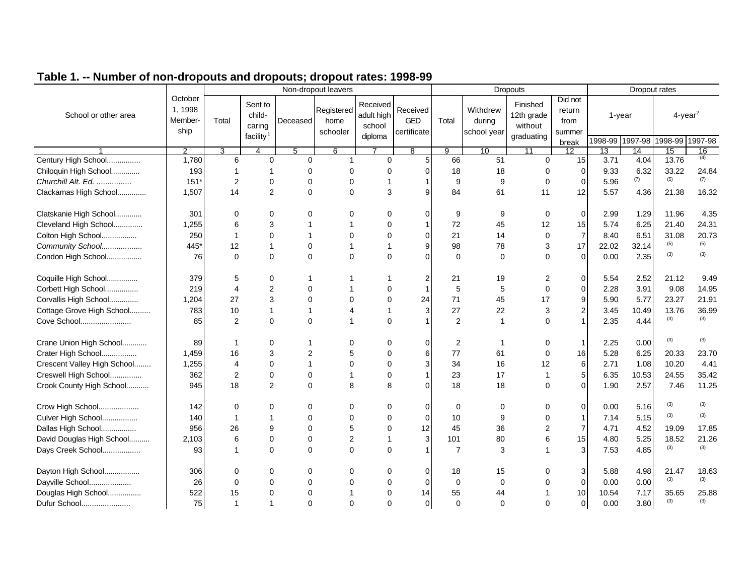## Table 1. -- Number of non-dropouts and dropouts; dropout rates: 1998-99

| School or other area | October 1, 1998 Membership | Non-dropout leavers | | | | | | Dropouts | | | | Dropout rates | | | |
|---|---|---|---|---|---|---|---|---|---|---|---|---|---|---|---|
| | | Total | Sent to child-caring facility[1] | Deceased | Registered home schooler | Received adult high school diploma | Received GED certificate | Total | Withdrew during school year | Finished 12th grade without graduating | Did not return from summer break | 1-year | | 4-year[2] | |
| | | | | | | | | | | | | 1998-99 | 1997-98 | 1998-99 | 1997-98 |
| 1 | 2 | 3 | 4 | 5 | 6 | 7 | 8 | 9 | 10 | 11 | 12 | 13 | 14 | 15 | 16 |
| Century High School................ | 1,780 | 6 | 0 | 0 | 1 | 0 | 5 | 66 | 51 | 0 | 15 | 3.71 | 4.04 | 13.76 | (4) |
| Chiloquin High School............. | 193 | 1 | 1 | 0 | 0 | 0 | 0 | 18 | 18 | 0 | 0 | 9.33 | 6.32 | 33.22 | 24.84 |
| *Churchill Alt. Ed. ................* | 151* | 2 | 0 | 0 | 0 | 1 | 1 | 9 | 9 | 0 | 0 | 5.96 | (7) | (5) | (7) |
| Clackamas High School............. | 1,507 | 14 | 2 | 0 | 0 | 3 | 9 | 84 | 61 | 11 | 12 | 5.57 | 4.36 | 21.38 | 16.32 |
| Clatskanie High School............. | 301 | 0 | 0 | 0 | 0 | 0 | 0 | 9 | 9 | 0 | 0 | 2.99 | 1.29 | 11.96 | 4.35 |
| Cleveland High School............. | 1,255 | 6 | 3 | 1 | 1 | 0 | 1 | 72 | 45 | 12 | 15 | 5.74 | 6.25 | 21.40 | 24.31 |
| Colton High School................. | 250 | 1 | 0 | 1 | 0 | 0 | 0 | 21 | 14 | 0 | 7 | 8.40 | 6.51 | 31.08 | 20.73 |
| *Community School...................* | 445* | 12 | 1 | 0 | 1 | 1 | 9 | 98 | 78 | 3 | 17 | 22.02 | 32.14 | (5) | (5) |
| Condon High School................. | 76 | 0 | 0 | 0 | 0 | 0 | 0 | 0 | 0 | 0 | 0 | 0.00 | 2.35 | (3) | (3) |
| Coquille High School.............. | 379 | 5 | 0 | 1 | 1 | 1 | 2 | 21 | 19 | 2 | 0 | 5.54 | 2.52 | 21.12 | 9.49 |
| Corbett High School................ | 219 | 4 | 2 | 0 | 1 | 0 | 1 | 5 | 5 | 0 | 0 | 2.28 | 3.91 | 9.08 | 14.95 |
| Corvallis High School............. | 1,204 | 27 | 3 | 0 | 0 | 0 | 24 | 71 | 45 | 17 | 9 | 5.90 | 5.77 | 23.27 | 21.91 |
| Cottage Grove High School.......... | 783 | 10 | 1 | 1 | 4 | 1 | 3 | 27 | 22 | 3 | 2 | 3.45 | 10.49 | 13.76 | 36.99 |
| Cove School........................ | 85 | 2 | 0 | 0 | 1 | 0 | 1 | 2 | 1 | 0 | 1 | 2.35 | 4.44 | (3) | (3) |
| Crane Union High School............ | 89 | 1 | 0 | 1 | 0 | 0 | 0 | 2 | 1 | 0 | 1 | 2.25 | 0.00 | (3) | (3) |
| Crater High School................. | 1,459 | 16 | 3 | 2 | 5 | 0 | 6 | 77 | 61 | 0 | 16 | 5.28 | 6.25 | 20.33 | 23.70 |
| Crescent Valley High School........ | 1,255 | 4 | 0 | 1 | 0 | 0 | 3 | 34 | 16 | 12 | 6 | 2.71 | 1.08 | 10.20 | 4.41 |
| Creswell High School............... | 362 | 2 | 0 | 0 | 1 | 0 | 1 | 23 | 17 | 1 | 5 | 6.35 | 10.53 | 24.55 | 35.42 |
| Crook County High School........... | 945 | 18 | 2 | 0 | 8 | 8 | 0 | 18 | 18 | 0 | 0 | 1.90 | 2.57 | 7.46 | 11.25 |
| Crow High School................... | 142 | 0 | 0 | 0 | 0 | 0 | 0 | 0 | 0 | 0 | 0 | 0.00 | 5.16 | (3) | (3) |
| Culver High School................. | 140 | 1 | 1 | 0 | 0 | 0 | 0 | 10 | 9 | 0 | 1 | 7.14 | 5.15 | (3) | (3) |
| Dallas High School................. | 956 | 26 | 9 | 0 | 5 | 0 | 12 | 45 | 36 | 2 | 7 | 4.71 | 4.52 | 19.09 | 17.85 |
| David Douglas High School.......... | 2,103 | 6 | 0 | 0 | 2 | 1 | 3 | 101 | 80 | 6 | 15 | 4.80 | 5.25 | 18.52 | 21.26 |
| Days Creek School.................. | 93 | 1 | 0 | 0 | 0 | 0 | 1 | 7 | 3 | 1 | 3 | 7.53 | 4.85 | (3) | (3) |
| Dayton High School................. | 306 | 0 | 0 | 0 | 0 | 0 | 0 | 18 | 15 | 0 | 3 | 5.88 | 4.98 | 21.47 | 18.63 |
| Dayville School.................... | 26 | 0 | 0 | 0 | 0 | 0 | 0 | 0 | 0 | 0 | 0 | 0.00 | 0.00 | (3) | (3) |
| Douglas High School................ | 522 | 15 | 0 | 0 | 1 | 0 | 14 | 55 | 44 | 1 | 10 | 10.54 | 7.17 | 35.65 | 25.88 |
| Dufur School....................... | 75 | 1 | 1 | 0 | 0 | 0 | 0 | 0 | 0 | 0 | 0 | 0.00 | 3.80 | (3) | (3) |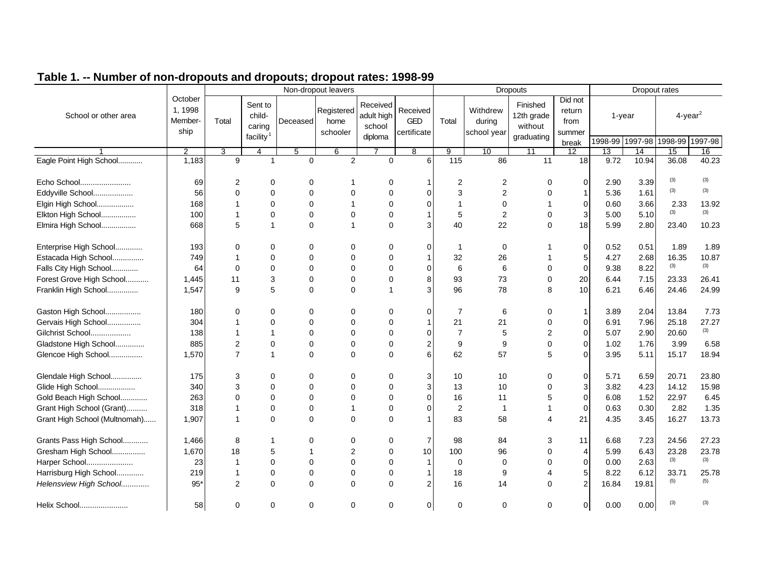## Table 1. -- Number of non-dropouts and dropouts; dropout rates: 1998-99

| School or other area | October 1, 1998 Member-ship | Non-dropout leavers | | | | | | Dropouts | | | | Dropout rates | | | |
|---|---|---|---|---|---|---|---|---|---|---|---|---|---|---|---|
| | | Total | Sent to child-caring facility[1] | Deceased | Registered home schooler | Received adult high school diploma | Received GED certificate | Total | Withdrew during school year | Finished 12th grade without graduating | Did not return from summer break | 1-year | | 4-year[2] | |
| | | | | | | | | | | | | 1998-99 | 1997-98 | 1998-99 | 1997-98 |
| 1 | 2 | 3 | 4 | 5 | 6 | 7 | 8 | 9 | 10 | 11 | 12 | 13 | 14 | 15 | 16 |
| Eagle Point High School............ | 1,183 | 9 | 1 | 0 | 2 | 0 | 6 | 115 | 86 | 11 | 18 | 9.72 | 10.94 | 36.08 | 40.23 |
| Echo School........................ | 69 | 2 | 0 | 0 | 1 | 0 | 1 | 2 | 2 | 0 | 0 | 2.90 | 3.39 | (3) | (3) |
| Eddyville School................... | 56 | 0 | 0 | 0 | 0 | 0 | 0 | 3 | 2 | 0 | 1 | 5.36 | 1.61 | (3) | (3) |
| Elgin High School.................. | 168 | 1 | 0 | 0 | 1 | 0 | 0 | 1 | 0 | 1 | 0 | 0.60 | 3.66 | 2.33 | 13.92 |
| Elkton High School................. | 100 | 1 | 0 | 0 | 0 | 0 | 1 | 5 | 2 | 0 | 3 | 5.00 | 5.10 | (3) | (3) |
| Elmira High School................. | 668 | 5 | 1 | 0 | 1 | 0 | 3 | 40 | 22 | 0 | 18 | 5.99 | 2.80 | 23.40 | 10.23 |
| Enterprise High School............. | 193 | 0 | 0 | 0 | 0 | 0 | 0 | 1 | 0 | 1 | 0 | 0.52 | 0.51 | 1.89 | 1.89 |
| Estacada High School............... | 749 | 1 | 0 | 0 | 0 | 0 | 1 | 32 | 26 | 1 | 5 | 4.27 | 2.68 | 16.35 | 10.87 |
| Falls City High School............. | 64 | 0 | 0 | 0 | 0 | 0 | 0 | 6 | 6 | 0 | 0 | 9.38 | 8.22 | (3) | (3) |
| Forest Grove High School........... | 1,445 | 11 | 3 | 0 | 0 | 0 | 8 | 93 | 73 | 0 | 20 | 6.44 | 7.15 | 23.33 | 26.41 |
| Franklin High School............... | 1,547 | 9 | 5 | 0 | 0 | 1 | 3 | 96 | 78 | 8 | 10 | 6.21 | 6.46 | 24.46 | 24.99 |
| Gaston High School................. | 180 | 0 | 0 | 0 | 0 | 0 | 0 | 7 | 6 | 0 | 1 | 3.89 | 2.04 | 13.84 | 7.73 |
| Gervais High School................ | 304 | 1 | 0 | 0 | 0 | 0 | 1 | 21 | 21 | 0 | 0 | 6.91 | 7.96 | 25.18 | 27.27 |
| Gilchrist School................... | 138 | 1 | 1 | 0 | 0 | 0 | 0 | 7 | 5 | 2 | 0 | 5.07 | 2.90 | 20.60 | (3) |
| Gladstone High School.............. | 885 | 2 | 0 | 0 | 0 | 0 | 2 | 9 | 9 | 0 | 0 | 1.02 | 1.76 | 3.99 | 6.58 |
| Glencoe High School................ | 1,570 | 7 | 1 | 0 | 0 | 0 | 6 | 62 | 57 | 5 | 0 | 3.95 | 5.11 | 15.17 | 18.94 |
| Glendale High School............... | 175 | 3 | 0 | 0 | 0 | 0 | 3 | 10 | 10 | 0 | 0 | 5.71 | 6.59 | 20.71 | 23.80 |
| Glide High School.................. | 340 | 3 | 0 | 0 | 0 | 0 | 3 | 13 | 10 | 0 | 3 | 3.82 | 4.23 | 14.12 | 15.98 |
| Gold Beach High School............. | 263 | 0 | 0 | 0 | 0 | 0 | 0 | 16 | 11 | 5 | 0 | 6.08 | 1.52 | 22.97 | 6.45 |
| Grant High School (Grant).......... | 318 | 1 | 0 | 0 | 1 | 0 | 0 | 2 | 1 | 1 | 0 | 0.63 | 0.30 | 2.82 | 1.35 |
| Grant High School (Multnomah)...... | 1,907 | 1 | 0 | 0 | 0 | 0 | 1 | 83 | 58 | 4 | 21 | 4.35 | 3.45 | 16.27 | 13.73 |
| Grants Pass High School............ | 1,466 | 8 | 1 | 0 | 0 | 0 | 7 | 98 | 84 | 3 | 11 | 6.68 | 7.23 | 24.56 | 27.23 |
| Gresham High School................ | 1,670 | 18 | 5 | 1 | 2 | 0 | 10 | 100 | 96 | 0 | 4 | 5.99 | 6.43 | 23.28 | 23.78 |
| Harper School...................... | 23 | 1 | 0 | 0 | 0 | 0 | 1 | 0 | 0 | 0 | 0 | 0.00 | 2.63 | (3) | (3) |
| Harrisburg High School............. | 219 | 1 | 0 | 0 | 0 | 0 | 1 | 18 | 9 | 4 | 5 | 8.22 | 6.12 | 33.71 | 25.78 |
| *Helensview High School.............* | 95* | 2 | 0 | 0 | 0 | 0 | 2 | 16 | 14 | 0 | 2 | 16.84 | 19.81 | (5) | (5) |
| Helix School....................... | 58 | 0 | 0 | 0 | 0 | 0 | 0 | 0 | 0 | 0 | 0 | 0.00 | 0.00 | (3) | (3) |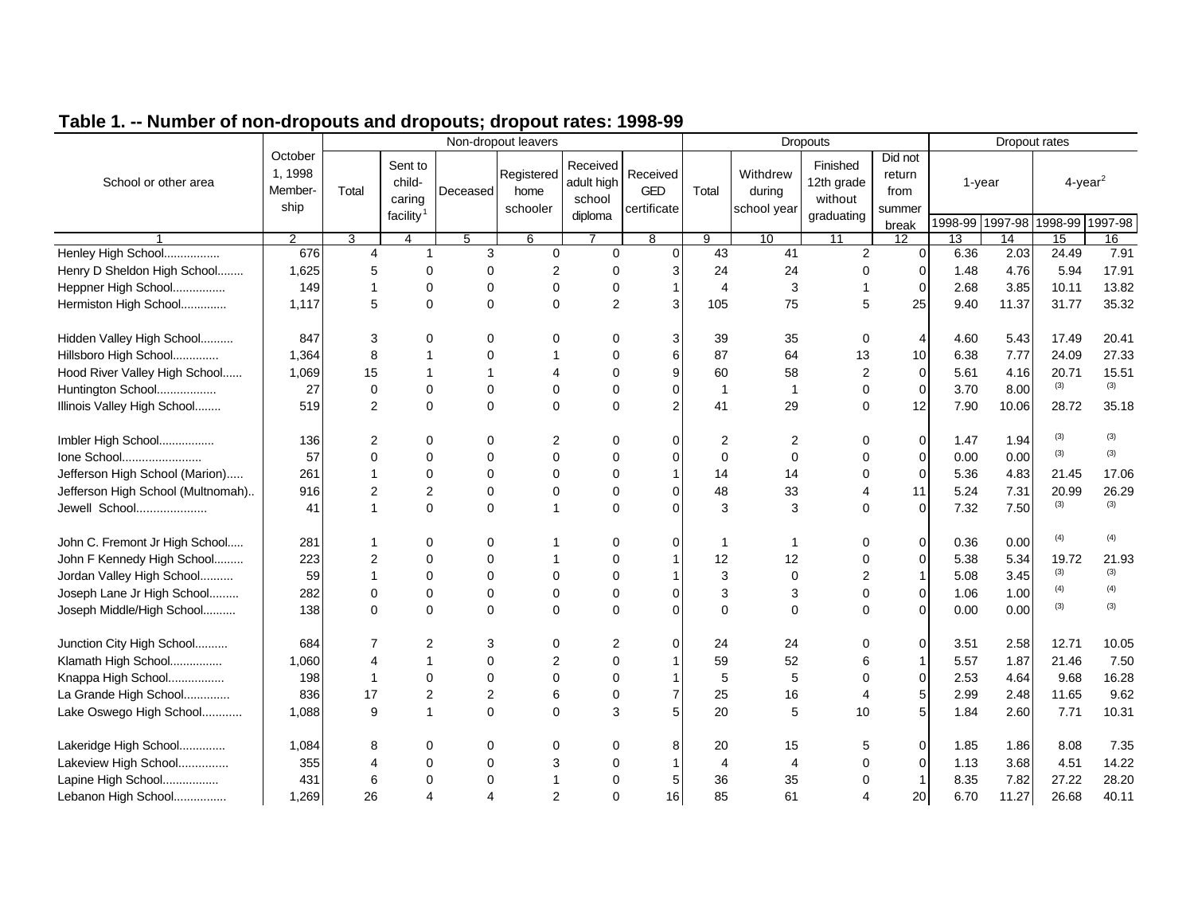## Table 1. -- Number of non-dropouts and dropouts; dropout rates: 1998-99

| School or other area | October 1, 1998 Member-ship | Non-dropout leavers | | | | | | Dropouts | | | | Dropout rates | | | |
|---|---|---|---|---|---|---|---|---|---|---|---|---|---|---|---|
| | | Total | Sent to child-caring facility[1] | Deceased | Registered home schooler | Received adult high school diploma | Received GED certificate | Total | Withdrew during school year | Finished 12th grade without graduating | Did not return from summer break | 1-year | | 4-year[2] | |
| | | | | | | | | | | | | 1998-99 | 1997-98 | 1998-99 | 1997-98 |
| 1 | 2 | 3 | 4 | 5 | 6 | 7 | 8 | 9 | 10 | 11 | 12 | 13 | 14 | 15 | 16 |
| Henley High School................. | 676 | 4 | 1 | 3 | 0 | 0 | 0 | 43 | 41 | 2 | 0 | 6.36 | 2.03 | 24.49 | 7.91 |
| Henry D Sheldon High School........ | 1,625 | 5 | 0 | 0 | 2 | 0 | 3 | 24 | 24 | 0 | 0 | 1.48 | 4.76 | 5.94 | 17.91 |
| Heppner High School................ | 149 | 1 | 0 | 0 | 0 | 0 | 1 | 4 | 3 | 1 | 0 | 2.68 | 3.85 | 10.11 | 13.82 |
| Hermiston High School.............. | 1,117 | 5 | 0 | 0 | 0 | 2 | 3 | 105 | 75 | 5 | 25 | 9.40 | 11.37 | 31.77 | 35.32 |
| Hidden Valley High School.......... | 847 | 3 | 0 | 0 | 0 | 0 | 3 | 39 | 35 | 0 | 4 | 4.60 | 5.43 | 17.49 | 20.41 |
| Hillsboro High School.............. | 1,364 | 8 | 1 | 0 | 1 | 0 | 6 | 87 | 64 | 13 | 10 | 6.38 | 7.77 | 24.09 | 27.33 |
| Hood River Valley High School...... | 1,069 | 15 | 1 | 1 | 4 | 0 | 9 | 60 | 58 | 2 | 0 | 5.61 | 4.16 | 20.71 | 15.51 |
| Huntington School.................. | 27 | 0 | 0 | 0 | 0 | 0 | 0 | 1 | 1 | 0 | 0 | 3.70 | 8.00 | (3) | (3) |
| Illinois Valley High School........ | 519 | 2 | 0 | 0 | 0 | 0 | 2 | 41 | 29 | 0 | 12 | 7.90 | 10.06 | 28.72 | 35.18 |
| Imbler High School................. | 136 | 2 | 0 | 0 | 2 | 0 | 0 | 2 | 2 | 0 | 0 | 1.47 | 1.94 | (3) | (3) |
| Ione School........................ | 57 | 0 | 0 | 0 | 0 | 0 | 0 | 0 | 0 | 0 | 0 | 0.00 | 0.00 | (3) | (3) |
| Jefferson High School (Marion)..... | 261 | 1 | 0 | 0 | 0 | 0 | 1 | 14 | 14 | 0 | 0 | 5.36 | 4.83 | 21.45 | 17.06 |
| Jefferson High School (Multnomah).. | 916 | 2 | 2 | 0 | 0 | 0 | 0 | 48 | 33 | 4 | 11 | 5.24 | 7.31 | 20.99 | 26.29 |
| Jewell School..................... | 41 | 1 | 0 | 0 | 1 | 0 | 0 | 3 | 3 | 0 | 0 | 7.32 | 7.50 | (3) | (3) |
| John C. Fremont Jr High School..... | 281 | 1 | 0 | 0 | 1 | 0 | 0 | 1 | 1 | 0 | 0 | 0.36 | 0.00 | (4) | (4) |
| John F Kennedy High School......... | 223 | 2 | 0 | 0 | 1 | 0 | 1 | 12 | 12 | 0 | 0 | 5.38 | 5.34 | 19.72 | 21.93 |
| Jordan Valley High School.......... | 59 | 1 | 0 | 0 | 0 | 0 | 1 | 3 | 0 | 2 | 1 | 5.08 | 3.45 | (3) | (3) |
| Joseph Lane Jr High School......... | 282 | 0 | 0 | 0 | 0 | 0 | 0 | 3 | 3 | 0 | 0 | 1.06 | 1.00 | (4) | (4) |
| Joseph Middle/High School.......... | 138 | 0 | 0 | 0 | 0 | 0 | 0 | 0 | 0 | 0 | 0 | 0.00 | 0.00 | (3) | (3) |
| Junction City High School.......... | 684 | 7 | 2 | 3 | 0 | 2 | 0 | 24 | 24 | 0 | 0 | 3.51 | 2.58 | 12.71 | 10.05 |
| Klamath High School................ | 1,060 | 4 | 1 | 0 | 2 | 0 | 1 | 59 | 52 | 6 | 1 | 5.57 | 1.87 | 21.46 | 7.50 |
| Knappa High School................. | 198 | 1 | 0 | 0 | 0 | 0 | 1 | 5 | 5 | 0 | 0 | 2.53 | 4.64 | 9.68 | 16.28 |
| La Grande High School.............. | 836 | 17 | 2 | 2 | 6 | 0 | 7 | 25 | 16 | 4 | 5 | 2.99 | 2.48 | 11.65 | 9.62 |
| Lake Oswego High School............ | 1,088 | 9 | 1 | 0 | 0 | 3 | 5 | 20 | 5 | 10 | 5 | 1.84 | 2.60 | 7.71 | 10.31 |
| Lakeridge High School.............. | 1,084 | 8 | 0 | 0 | 0 | 0 | 8 | 20 | 15 | 5 | 0 | 1.85 | 1.86 | 8.08 | 7.35 |
| Lakeview High School............... | 355 | 4 | 0 | 0 | 3 | 0 | 1 | 4 | 4 | 0 | 0 | 1.13 | 3.68 | 4.51 | 14.22 |
| Lapine High School................. | 431 | 6 | 0 | 0 | 1 | 0 | 5 | 36 | 35 | 0 | 1 | 8.35 | 7.82 | 27.22 | 28.20 |
| Lebanon High School................ | 1,269 | 26 | 4 | 4 | 2 | 0 | 16 | 85 | 61 | 4 | 20 | 6.70 | 11.27 | 26.68 | 40.11 |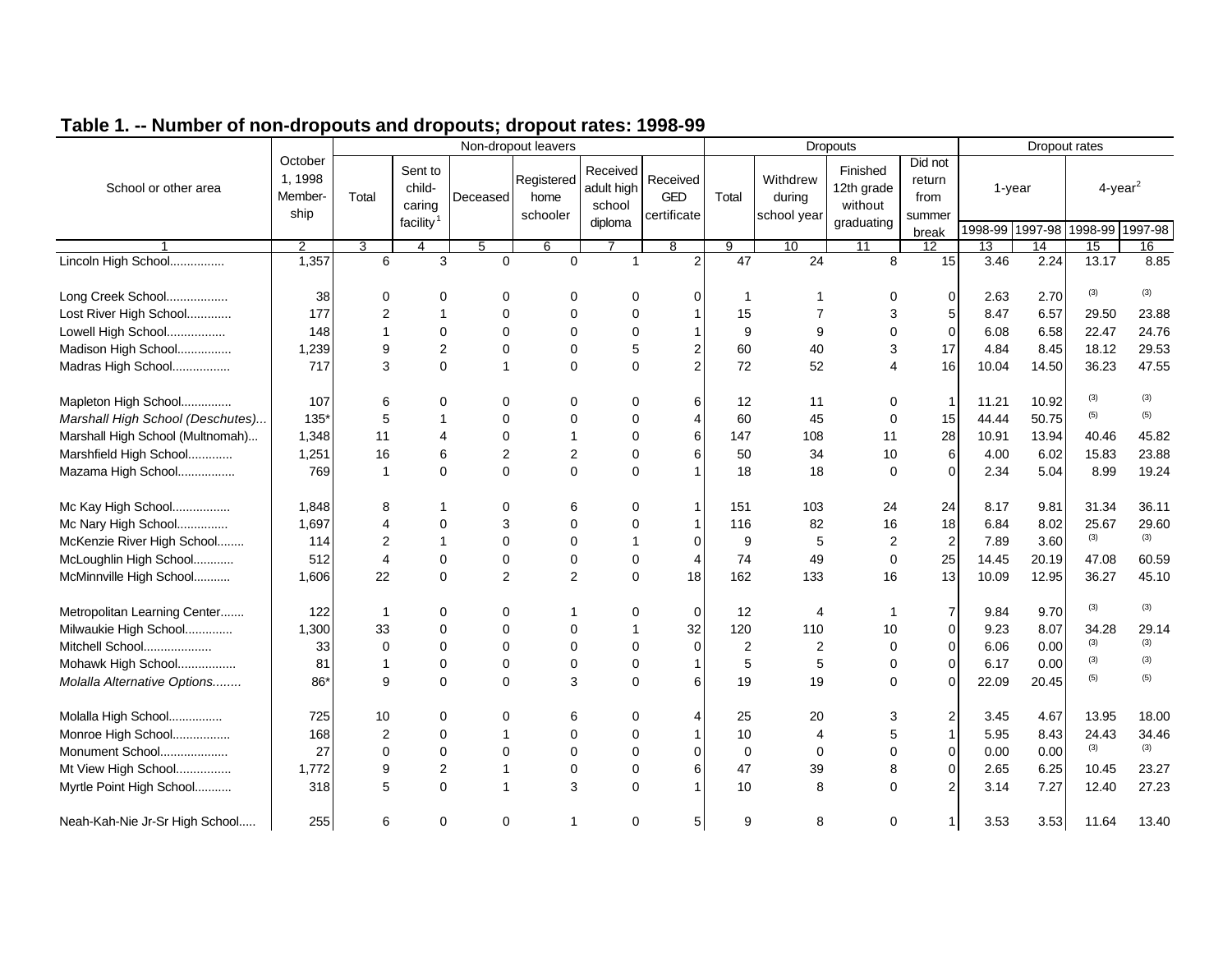## Table 1. -- Number of non-dropouts and dropouts; dropout rates: 1998-99

| School or other area | October 1, 1998 Member-ship | Non-dropout leavers | | | | | | Dropouts | | | | Dropout rates | | | |
|---|---|---|---|---|---|---|---|---|---|---|---|---|---|---|---|
| | | Total | Sent to child-caring facility[1] | Deceased | Registered home schooler | Received adult high school diploma | Received GED certificate | Total | Withdrew during school year | Finished 12th grade without graduating | Did not return from summer break | 1-year | | 4-year[2] | |
| | | | | | | | | | | | | 1998-99 | 1997-98 | 1998-99 | 1997-98 |
| 1 | 2 | 3 | 4 | 5 | 6 | 7 | 8 | 9 | 10 | 11 | 12 | 13 | 14 | 15 | 16 |
| Lincoln High School................ | 1,357 | 6 | 3 | 0 | 0 | 1 | 2 | 47 | 24 | 8 | 15 | 3.46 | 2.24 | 13.17 | 8.85 |
| Long Creek School.................. | 38 | 0 | 0 | 0 | 0 | 0 | 0 | 1 | 1 | 0 | 0 | 2.63 | 2.70 | (3) | (3) |
| Lost River High School............. | 177 | 2 | 1 | 0 | 0 | 0 | 1 | 15 | 7 | 3 | 5 | 8.47 | 6.57 | 29.50 | 23.88 |
| Lowell High School................. | 148 | 1 | 0 | 0 | 0 | 0 | 1 | 9 | 9 | 0 | 0 | 6.08 | 6.58 | 22.47 | 24.76 |
| Madison High School................ | 1,239 | 9 | 2 | 0 | 0 | 5 | 2 | 60 | 40 | 3 | 17 | 4.84 | 8.45 | 18.12 | 29.53 |
| Madras High School................. | 717 | 3 | 0 | 1 | 0 | 0 | 2 | 72 | 52 | 4 | 16 | 10.04 | 14.50 | 36.23 | 47.55 |
| Mapleton High School............... | 107 | 6 | 0 | 0 | 0 | 0 | 6 | 12 | 11 | 0 | 1 | 11.21 | 10.92 | (3) | (3) |
| *Marshall High School (Deschutes)...* | 135* | 5 | 1 | 0 | 0 | 0 | 4 | 60 | 45 | 0 | 15 | 44.44 | 50.75 | (5) | (5) |
| Marshall High School (Multnomah)... | 1,348 | 11 | 4 | 0 | 1 | 0 | 6 | 147 | 108 | 11 | 28 | 10.91 | 13.94 | 40.46 | 45.82 |
| Marshfield High School............. | 1,251 | 16 | 6 | 2 | 2 | 0 | 6 | 50 | 34 | 10 | 6 | 4.00 | 6.02 | 15.83 | 23.88 |
| Mazama High School................. | 769 | 1 | 0 | 0 | 0 | 0 | 1 | 18 | 18 | 0 | 0 | 2.34 | 5.04 | 8.99 | 19.24 |
| Mc Kay High School................. | 1,848 | 8 | 1 | 0 | 6 | 0 | 1 | 151 | 103 | 24 | 24 | 8.17 | 9.81 | 31.34 | 36.11 |
| Mc Nary High School............... | 1,697 | 4 | 0 | 3 | 0 | 0 | 1 | 116 | 82 | 16 | 18 | 6.84 | 8.02 | 25.67 | 29.60 |
| McKenzie River High School........ | 114 | 2 | 1 | 0 | 0 | 1 | 0 | 9 | 5 | 2 | 2 | 7.89 | 3.60 | (3) | (3) |
| McLoughlin High School............ | 512 | 4 | 0 | 0 | 0 | 0 | 4 | 74 | 49 | 0 | 25 | 14.45 | 20.19 | 47.08 | 60.59 |
| McMinnville High School........... | 1,606 | 22 | 0 | 2 | 2 | 0 | 18 | 162 | 133 | 16 | 13 | 10.09 | 12.95 | 36.27 | 45.10 |
| Metropolitan Learning Center....... | 122 | 1 | 0 | 0 | 1 | 0 | 0 | 12 | 4 | 1 | 7 | 9.84 | 9.70 | (3) | (3) |
| Milwaukie High School.............. | 1,300 | 33 | 0 | 0 | 0 | 1 | 32 | 120 | 110 | 10 | 0 | 9.23 | 8.07 | 34.28 | 29.14 |
| Mitchell School.................... | 33 | 0 | 0 | 0 | 0 | 0 | 0 | 2 | 2 | 0 | 0 | 6.06 | 0.00 | (3) | (3) |
| Mohawk High School................. | 81 | 1 | 0 | 0 | 0 | 0 | 1 | 5 | 5 | 0 | 0 | 6.17 | 0.00 | (3) | (3) |
| *Molalla Alternative Options........* | 86* | 9 | 0 | 0 | 3 | 0 | 6 | 19 | 19 | 0 | 0 | 22.09 | 20.45 | (5) | (5) |
| Molalla High School................ | 725 | 10 | 0 | 0 | 6 | 0 | 4 | 25 | 20 | 3 | 2 | 3.45 | 4.67 | 13.95 | 18.00 |
| Monroe High School................. | 168 | 2 | 0 | 1 | 0 | 0 | 1 | 10 | 4 | 5 | 1 | 5.95 | 8.43 | 24.43 | 34.46 |
| Monument School.................... | 27 | 0 | 0 | 0 | 0 | 0 | 0 | 0 | 0 | 0 | 0 | 0.00 | 0.00 | (3) | (3) |
| Mt View High School................ | 1,772 | 9 | 2 | 1 | 0 | 0 | 6 | 47 | 39 | 8 | 0 | 2.65 | 6.25 | 10.45 | 23.27 |
| Myrtle Point High School........... | 318 | 5 | 0 | 1 | 3 | 0 | 1 | 10 | 8 | 0 | 2 | 3.14 | 7.27 | 12.40 | 27.23 |
| Neah-Kah-Nie Jr-Sr High School..... | 255 | 6 | 0 | 0 | 1 | 0 | 5 | 9 | 8 | 0 | 1 | 3.53 | 3.53 | 11.64 | 13.40 |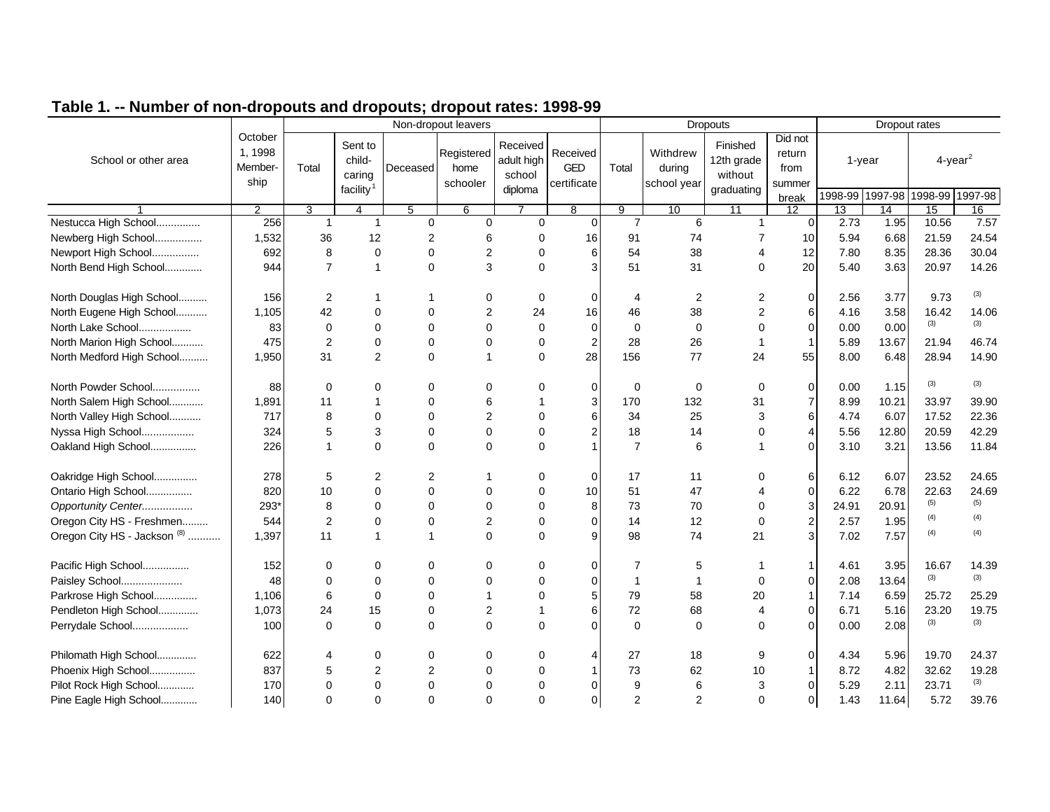## Table 1. -- Number of non-dropouts and dropouts; dropout rates: 1998-99

| School or other area | October 1, 1998 Member-ship | Non-dropout leavers | | | | | | Dropouts | | | | Dropout rates | | | |
|---|---|---|---|---|---|---|---|---|---|---|---|---|---|---|---|
| | | Total | Sent to child-caring facility[1] | Deceased | Registered home schooler | Received adult high school diploma | Received GED certificate | Total | Withdrew during school year | Finished 12th grade without graduating | Did not return from summer break | 1-year | | 4-year[2] | |
| | | | | | | | | | | | | 1998-99 | 1997-98 | 1998-99 | 1997-98 |
| 1 | 2 | 3 | 4 | 5 | 6 | 7 | 8 | 9 | 10 | 11 | 12 | 13 | 14 | 15 | 16 |
| Nestucca High School............... | 256 | 1 | 1 | 0 | 0 | 0 | 0 | 7 | 6 | 1 | 0 | 2.73 | 1.95 | 10.56 | 7.57 |
| Newberg High School................ | 1,532 | 36 | 12 | 2 | 6 | 0 | 16 | 91 | 74 | 7 | 10 | 5.94 | 6.68 | 21.59 | 24.54 |
| Newport High School................ | 692 | 8 | 0 | 0 | 2 | 0 | 6 | 54 | 38 | 4 | 12 | 7.80 | 8.35 | 28.36 | 30.04 |
| North Bend High School............ | 944 | 7 | 1 | 0 | 3 | 0 | 3 | 51 | 31 | 0 | 20 | 5.40 | 3.63 | 20.97 | 14.26 |
| North Douglas High School.......... | 156 | 2 | 1 | 1 | 0 | 0 | 0 | 4 | 2 | 2 | 0 | 2.56 | 3.77 | 9.73 | (3) |
| North Eugene High School........... | 1,105 | 42 | 0 | 0 | 2 | 24 | 16 | 46 | 38 | 2 | 6 | 4.16 | 3.58 | 16.42 | 14.06 |
| North Lake School.................. | 83 | 0 | 0 | 0 | 0 | 0 | 0 | 0 | 0 | 0 | 0 | 0.00 | 0.00 | (3) | (3) |
| North Marion High School........... | 475 | 2 | 0 | 0 | 0 | 0 | 2 | 28 | 26 | 1 | 1 | 5.89 | 13.67 | 21.94 | 46.74 |
| North Medford High School.......... | 1,950 | 31 | 2 | 0 | 1 | 0 | 28 | 156 | 77 | 24 | 55 | 8.00 | 6.48 | 28.94 | 14.90 |
| North Powder School................ | 88 | 0 | 0 | 0 | 0 | 0 | 0 | 0 | 0 | 0 | 0 | 0.00 | 1.15 | (3) | (3) |
| North Salem High School............ | 1,891 | 11 | 1 | 0 | 6 | 1 | 3 | 170 | 132 | 31 | 7 | 8.99 | 10.21 | 33.97 | 39.90 |
| North Valley High School........... | 717 | 8 | 0 | 0 | 2 | 0 | 6 | 34 | 25 | 3 | 6 | 4.74 | 6.07 | 17.52 | 22.36 |
| Nyssa High School.................. | 324 | 5 | 3 | 0 | 0 | 0 | 2 | 18 | 14 | 0 | 4 | 5.56 | 12.80 | 20.59 | 42.29 |
| Oakland High School................ | 226 | 1 | 0 | 0 | 0 | 0 | 1 | 7 | 6 | 1 | 0 | 3.10 | 3.21 | 13.56 | 11.84 |
| Oakridge High School............... | 278 | 5 | 2 | 2 | 1 | 0 | 0 | 17 | 11 | 0 | 6 | 6.12 | 6.07 | 23.52 | 24.65 |
| Ontario High School................ | 820 | 10 | 0 | 0 | 0 | 0 | 10 | 51 | 47 | 4 | 0 | 6.22 | 6.78 | 22.63 | 24.69 |
| *Opportunity Center.................* | 293* | 8 | 0 | 0 | 0 | 0 | 8 | 73 | 70 | 0 | 3 | 24.91 | 20.91 | (5) | (5) |
| Oregon City HS - Freshmen......... | 544 | 2 | 0 | 0 | 2 | 0 | 0 | 14 | 12 | 0 | 2 | 2.57 | 1.95 | (4) | (4) |
| Oregon City HS - Jackson (8) ........... | 1,397 | 11 | 1 | 1 | 0 | 0 | 9 | 98 | 74 | 21 | 3 | 7.02 | 7.57 | (4) | (4) |
| Pacific High School................ | 152 | 0 | 0 | 0 | 0 | 0 | 0 | 7 | 5 | 1 | 1 | 4.61 | 3.95 | 16.67 | 14.39 |
| Paisley School..................... | 48 | 0 | 0 | 0 | 0 | 0 | 0 | 1 | 1 | 0 | 0 | 2.08 | 13.64 | (3) | (3) |
| Parkrose High School............... | 1,106 | 6 | 0 | 0 | 1 | 0 | 5 | 79 | 58 | 20 | 1 | 7.14 | 6.59 | 25.72 | 25.29 |
| Pendleton High School.............. | 1,073 | 24 | 15 | 0 | 2 | 1 | 6 | 72 | 68 | 4 | 0 | 6.71 | 5.16 | 23.20 | 19.75 |
| Perrydale School................... | 100 | 0 | 0 | 0 | 0 | 0 | 0 | 0 | 0 | 0 | 0 | 0.00 | 2.08 | (3) | (3) |
| Philomath High School.............. | 622 | 4 | 0 | 0 | 0 | 0 | 4 | 27 | 18 | 9 | 0 | 4.34 | 5.96 | 19.70 | 24.37 |
| Phoenix High School................ | 837 | 5 | 2 | 2 | 0 | 0 | 1 | 73 | 62 | 10 | 1 | 8.72 | 4.82 | 32.62 | 19.28 |
| Pilot Rock High School............. | 170 | 0 | 0 | 0 | 0 | 0 | 0 | 9 | 6 | 3 | 0 | 5.29 | 2.11 | 23.71 | (3) |
| Pine Eagle High School............. | 140 | 0 | 0 | 0 | 0 | 0 | 0 | 2 | 2 | 0 | 0 | 1.43 | 11.64 | 5.72 | 39.76 |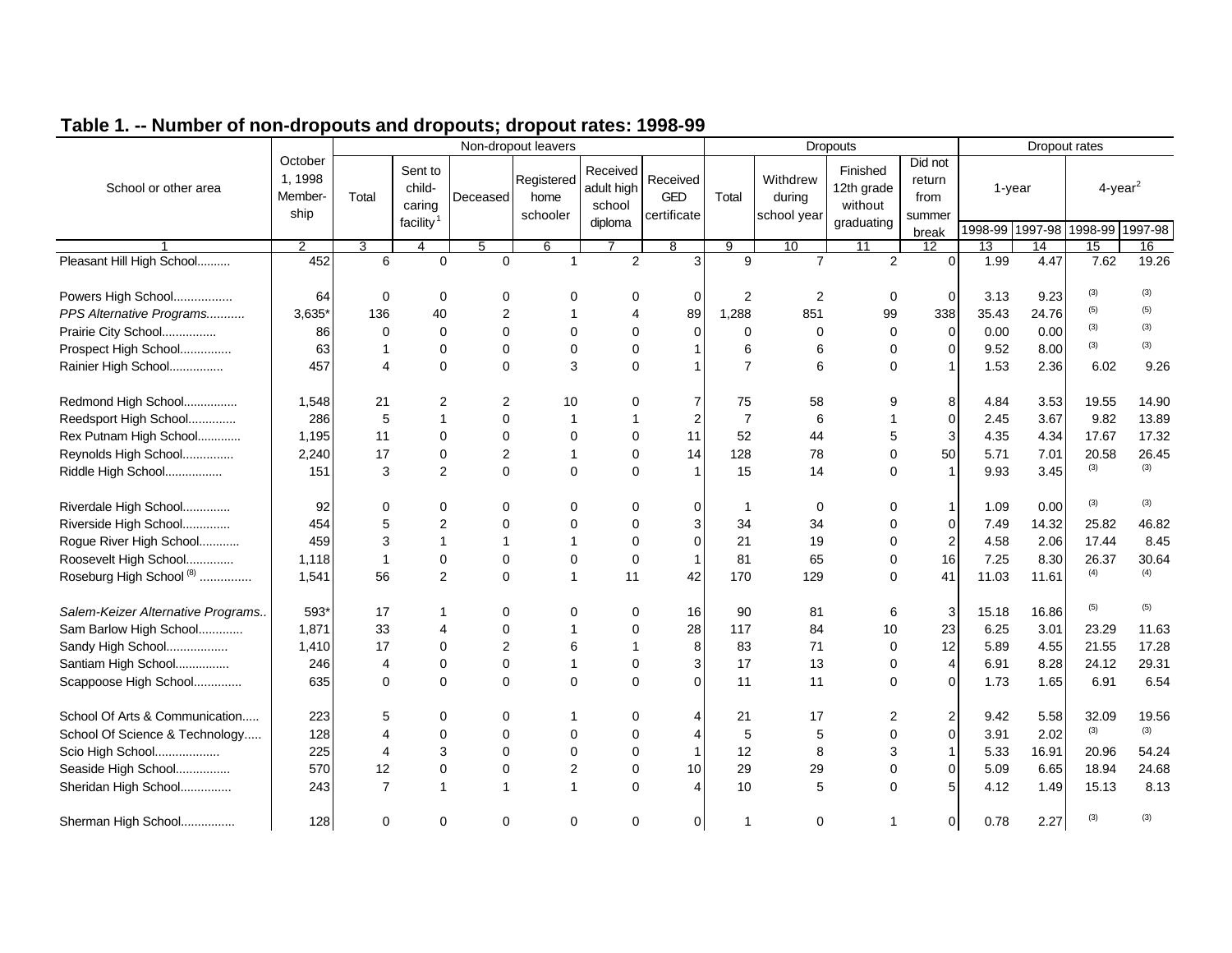## Table 1. -- Number of non-dropouts and dropouts; dropout rates: 1998-99

| School or other area | October 1, 1998 Member-ship | Non-dropout leavers | | | | | | Dropouts | | | | Dropout rates | | | |
|---|---|---|---|---|---|---|---|---|---|---|---|---|---|---|---|
| | | Total | Sent to child-caring facility[1] | Deceased | Registered home schooler | Received adult high school diploma | Received GED certificate | Total | Withdrew during school year | Finished 12th grade without graduating | Did not return from summer break | 1-year | | 4-year[2] | |
| | | | | | | | | | | | | 1998-99 | 1997-98 | 1998-99 | 1997-98 |
| 1 | 2 | 3 | 4 | 5 | 6 | 7 | 8 | 9 | 10 | 11 | 12 | 13 | 14 | 15 | 16 |
| Pleasant Hill High School.......... | 452 | 6 | 0 | 0 | 1 | 2 | 3 | 9 | 7 | 2 | 0 | 1.99 | 4.47 | 7.62 | 19.26 |
| Powers High School................. | 64 | 0 | 0 | 0 | 0 | 0 | 0 | 2 | 2 | 0 | 0 | 3.13 | 9.23 | (3) | (3) |
| *PPS Alternative Programs...........* | 3,635* | 136 | 40 | 2 | 1 | 4 | 89 | 1,288 | 851 | 99 | 338 | 35.43 | 24.76 | (5) | (5) |
| Prairie City School................ | 86 | 0 | 0 | 0 | 0 | 0 | 0 | 0 | 0 | 0 | 0 | 0.00 | 0.00 | (3) | (3) |
| Prospect High School............... | 63 | 1 | 0 | 0 | 0 | 0 | 1 | 6 | 6 | 0 | 0 | 9.52 | 8.00 | (3) | (3) |
| Rainier High School................ | 457 | 4 | 0 | 0 | 3 | 0 | 1 | 7 | 6 | 0 | 1 | 1.53 | 2.36 | 6.02 | 9.26 |
| Redmond High School................ | 1,548 | 21 | 2 | 2 | 10 | 0 | 7 | 75 | 58 | 9 | 8 | 4.84 | 3.53 | 19.55 | 14.90 |
| Reedsport High School.............. | 286 | 5 | 1 | 0 | 1 | 1 | 2 | 7 | 6 | 1 | 0 | 2.45 | 3.67 | 9.82 | 13.89 |
| Rex Putnam High School............. | 1,195 | 11 | 0 | 0 | 0 | 0 | 11 | 52 | 44 | 5 | 3 | 4.35 | 4.34 | 17.67 | 17.32 |
| Reynolds High School............... | 2,240 | 17 | 0 | 2 | 1 | 0 | 14 | 128 | 78 | 0 | 50 | 5.71 | 7.01 | 20.58 | 26.45 |
| Riddle High School................. | 151 | 3 | 2 | 0 | 0 | 0 | 1 | 15 | 14 | 0 | 1 | 9.93 | 3.45 | (3) | (3) |
| Riverdale High School.............. | 92 | 0 | 0 | 0 | 0 | 0 | 0 | 1 | 0 | 0 | 1 | 1.09 | 0.00 | (3) | (3) |
| Riverside High School.............. | 454 | 5 | 2 | 0 | 0 | 0 | 3 | 34 | 34 | 0 | 0 | 7.49 | 14.32 | 25.82 | 46.82 |
| Rogue River High School............ | 459 | 3 | 1 | 1 | 1 | 0 | 0 | 21 | 19 | 0 | 2 | 4.58 | 2.06 | 17.44 | 8.45 |
| Roosevelt High School.............. | 1,118 | 1 | 0 | 0 | 0 | 0 | 1 | 81 | 65 | 0 | 16 | 7.25 | 8.30 | 26.37 | 30.64 |
| Roseburg High School (8) .............. | 1,541 | 56 | 2 | 0 | 1 | 11 | 42 | 170 | 129 | 0 | 41 | 11.03 | 11.61 | (4) | (4) |
| *Salem-Keizer Alternative Programs..* | 593* | 17 | 1 | 0 | 0 | 0 | 16 | 90 | 81 | 6 | 3 | 15.18 | 16.86 | (5) | (5) |
| Sam Barlow High School............. | 1,871 | 33 | 4 | 0 | 1 | 0 | 28 | 117 | 84 | 10 | 23 | 6.25 | 3.01 | 23.29 | 11.63 |
| Sandy High School.................. | 1,410 | 17 | 0 | 2 | 6 | 1 | 8 | 83 | 71 | 0 | 12 | 5.89 | 4.55 | 21.55 | 17.28 |
| Santiam High School................ | 246 | 4 | 0 | 0 | 1 | 0 | 3 | 17 | 13 | 0 | 4 | 6.91 | 8.28 | 24.12 | 29.31 |
| Scappoose High School.............. | 635 | 0 | 0 | 0 | 0 | 0 | 0 | 11 | 11 | 0 | 0 | 1.73 | 1.65 | 6.91 | 6.54 |
| School Of Arts & Communication..... | 223 | 5 | 0 | 0 | 1 | 0 | 4 | 21 | 17 | 2 | 2 | 9.42 | 5.58 | 32.09 | 19.56 |
| School Of Science & Technology..... | 128 | 4 | 0 | 0 | 0 | 0 | 4 | 5 | 5 | 0 | 0 | 3.91 | 2.02 | (3) | (3) |
| Scio High School................... | 225 | 4 | 3 | 0 | 0 | 0 | 1 | 12 | 8 | 3 | 1 | 5.33 | 16.91 | 20.96 | 54.24 |
| Seaside High School................ | 570 | 12 | 0 | 0 | 2 | 0 | 10 | 29 | 29 | 0 | 0 | 5.09 | 6.65 | 18.94 | 24.68 |
| Sheridan High School............... | 243 | 7 | 1 | 1 | 1 | 0 | 4 | 10 | 5 | 0 | 5 | 4.12 | 1.49 | 15.13 | 8.13 |
| Sherman High School................ | 128 | 0 | 0 | 0 | 0 | 0 | 0 | 1 | 0 | 1 | 0 | 0.78 | 2.27 | (3) | (3) |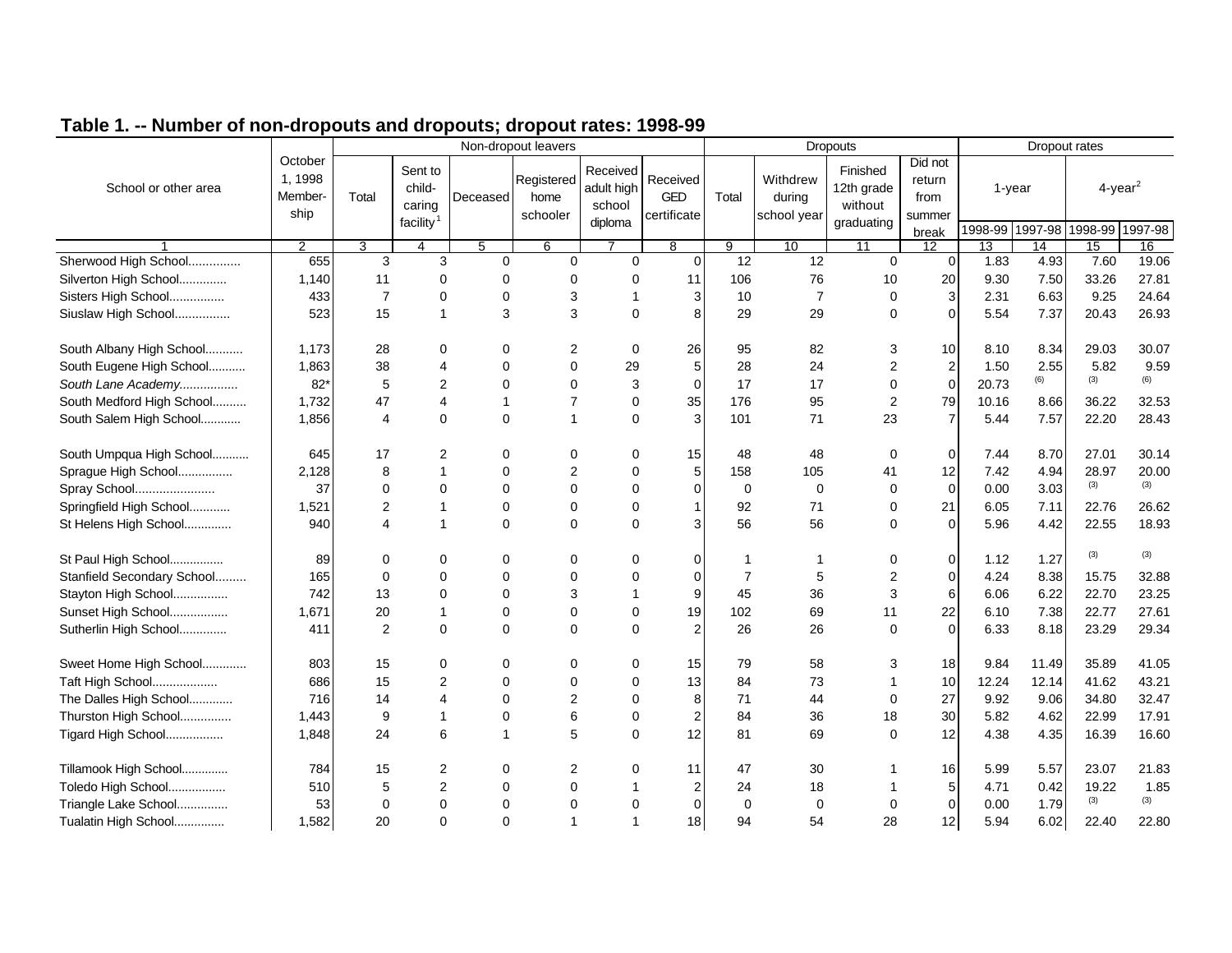## Table 1. -- Number of non-dropouts and dropouts; dropout rates: 1998-99

| School or other area | October 1, 1998 Membership | Non-dropout leavers | | | | | | Dropouts | | | | Dropout rates | | | |
|---|---|---|---|---|---|---|---|---|---|---|---|---|---|---|---|
| | | Total | Sent to child-caring facility[1] | Deceased | Registered home schooler | Received adult high school diploma | Received GED certificate | Total | Withdrew during school year | Finished 12th grade without graduating | Did not return from summer break | 1-year | | 4-year[2] | |
| | | | | | | | | | | | | 1998-99 | 1997-98 | 1998-99 | 1997-98 |
| 1 | 2 | 3 | 4 | 5 | 6 | 7 | 8 | 9 | 10 | 11 | 12 | 13 | 14 | 15 | 16 |
| Sherwood High School............... | 655 | 3 | 3 | 0 | 0 | 0 | 0 | 12 | 12 | 0 | 0 | 1.83 | 4.93 | 7.60 | 19.06 |
| Silverton High School.............. | 1,140 | 11 | 0 | 0 | 0 | 0 | 11 | 106 | 76 | 10 | 20 | 9.30 | 7.50 | 33.26 | 27.81 |
| Sisters High School................ | 433 | 7 | 0 | 0 | 3 | 1 | 3 | 10 | 7 | 0 | 3 | 2.31 | 6.63 | 9.25 | 24.64 |
| Siuslaw High School................ | 523 | 15 | 1 | 3 | 3 | 0 | 8 | 29 | 29 | 0 | 0 | 5.54 | 7.37 | 20.43 | 26.93 |
| South Albany High School........... | 1,173 | 28 | 0 | 0 | 2 | 0 | 26 | 95 | 82 | 3 | 10 | 8.10 | 8.34 | 29.03 | 30.07 |
| South Eugene High School........... | 1,863 | 38 | 4 | 0 | 0 | 29 | 5 | 28 | 24 | 2 | 2 | 1.50 | 2.55 | 5.82 | 9.59 |
| *South Lane Academy.................* | 82* | 5 | 2 | 0 | 0 | 3 | 0 | 17 | 17 | 0 | 0 | 20.73 | (6) | (3) | (6) |
| South Medford High School.......... | 1,732 | 47 | 4 | 1 | 7 | 0 | 35 | 176 | 95 | 2 | 79 | 10.16 | 8.66 | 36.22 | 32.53 |
| South Salem High School............ | 1,856 | 4 | 0 | 0 | 1 | 0 | 3 | 101 | 71 | 23 | 7 | 5.44 | 7.57 | 22.20 | 28.43 |
| South Umpqua High School........... | 645 | 17 | 2 | 0 | 0 | 0 | 15 | 48 | 48 | 0 | 0 | 7.44 | 8.70 | 27.01 | 30.14 |
| Sprague High School................ | 2,128 | 8 | 1 | 0 | 2 | 0 | 5 | 158 | 105 | 41 | 12 | 7.42 | 4.94 | 28.97 | 20.00 |
| Spray School....................... | 37 | 0 | 0 | 0 | 0 | 0 | 0 | 0 | 0 | 0 | 0 | 0.00 | 3.03 | (3) | (3) |
| Springfield High School............ | 1,521 | 2 | 1 | 0 | 0 | 0 | 1 | 92 | 71 | 0 | 21 | 6.05 | 7.11 | 22.76 | 26.62 |
| St Helens High School.............. | 940 | 4 | 1 | 0 | 0 | 0 | 3 | 56 | 56 | 0 | 0 | 5.96 | 4.42 | 22.55 | 18.93 |
| St Paul High School................ | 89 | 0 | 0 | 0 | 0 | 0 | 0 | 1 | 1 | 0 | 0 | 1.12 | 1.27 | (3) | (3) |
| Stanfield Secondary School......... | 165 | 0 | 0 | 0 | 0 | 0 | 0 | 7 | 5 | 2 | 0 | 4.24 | 8.38 | 15.75 | 32.88 |
| Stayton High School................ | 742 | 13 | 0 | 0 | 3 | 1 | 9 | 45 | 36 | 3 | 6 | 6.06 | 6.22 | 22.70 | 23.25 |
| Sunset High School................. | 1,671 | 20 | 1 | 0 | 0 | 0 | 19 | 102 | 69 | 11 | 22 | 6.10 | 7.38 | 22.77 | 27.61 |
| Sutherlin High School.............. | 411 | 2 | 0 | 0 | 0 | 0 | 2 | 26 | 26 | 0 | 0 | 6.33 | 8.18 | 23.29 | 29.34 |
| Sweet Home High School............. | 803 | 15 | 0 | 0 | 0 | 0 | 15 | 79 | 58 | 3 | 18 | 9.84 | 11.49 | 35.89 | 41.05 |
| Taft High School................... | 686 | 15 | 2 | 0 | 0 | 0 | 13 | 84 | 73 | 1 | 10 | 12.24 | 12.14 | 41.62 | 43.21 |
| The Dalles High School............. | 716 | 14 | 4 | 0 | 2 | 0 | 8 | 71 | 44 | 0 | 27 | 9.92 | 9.06 | 34.80 | 32.47 |
| Thurston High School............... | 1,443 | 9 | 1 | 0 | 6 | 0 | 2 | 84 | 36 | 18 | 30 | 5.82 | 4.62 | 22.99 | 17.91 |
| Tigard High School................. | 1,848 | 24 | 6 | 1 | 5 | 0 | 12 | 81 | 69 | 0 | 12 | 4.38 | 4.35 | 16.39 | 16.60 |
| Tillamook High School.............. | 784 | 15 | 2 | 0 | 2 | 0 | 11 | 47 | 30 | 1 | 16 | 5.99 | 5.57 | 23.07 | 21.83 |
| Toledo High School................. | 510 | 5 | 2 | 0 | 0 | 1 | 2 | 24 | 18 | 1 | 5 | 4.71 | 0.42 | 19.22 | 1.85 |
| Triangle Lake School............... | 53 | 0 | 0 | 0 | 0 | 0 | 0 | 0 | 0 | 0 | 0 | 0.00 | 1.79 | (3) | (3) |
| Tualatin High School............... | 1,582 | 20 | 0 | 0 | 1 | 1 | 18 | 94 | 54 | 28 | 12 | 5.94 | 6.02 | 22.40 | 22.80 |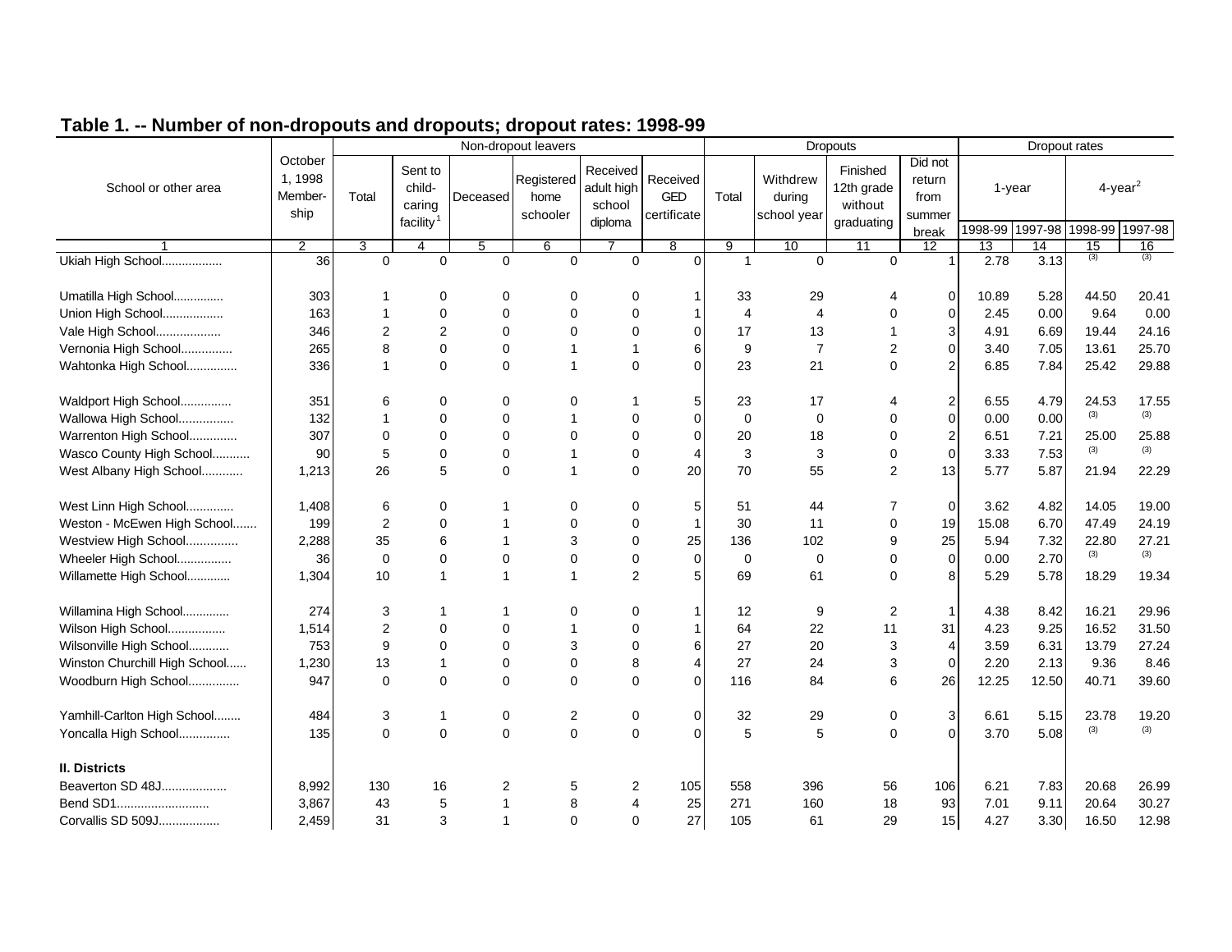## Table 1. -- Number of non-dropouts and dropouts; dropout rates: 1998-99

| School or other area | October 1, 1998 Member-ship | Non-dropout leavers | | | | | | Dropouts | | | | Dropout rates | | | |
|---|---|---|---|---|---|---|---|---|---|---|---|---|---|---|---|
| | | Total | Sent to child-caring facility[1] | Deceased | Registered home schooler | Received adult high school diploma | Received GED certificate | Total | Withdrew during school year | Finished 12th grade without graduating | Did not return from summer break | 1-year | | 4-year[2] | |
| | | | | | | | | | | | | 1998-99 | 1997-98 | 1998-99 | 1997-98 |
| 1 | 2 | 3 | 4 | 5 | 6 | 7 | 8 | 9 | 10 | 11 | 12 | 13 | 14 | 15 | 16 |
| Ukiah High School.................. | 36 | 0 | 0 | 0 | 0 | 0 | 0 | 1 | 0 | 0 | 1 | 2.78 | 3.13 | (3) | (3) |
| Umatilla High School............... | 303 | 1 | 0 | 0 | 0 | 0 | 1 | 33 | 29 | 4 | 0 | 10.89 | 5.28 | 44.50 | 20.41 |
| Union High School.................. | 163 | 1 | 0 | 0 | 0 | 0 | 1 | 4 | 4 | 0 | 0 | 2.45 | 0.00 | 9.64 | 0.00 |
| Vale High School................... | 346 | 2 | 2 | 0 | 0 | 0 | 0 | 17 | 13 | 1 | 3 | 4.91 | 6.69 | 19.44 | 24.16 |
| Vernonia High School............... | 265 | 8 | 0 | 0 | 1 | 1 | 6 | 9 | 7 | 2 | 0 | 3.40 | 7.05 | 13.61 | 25.70 |
| Wahtonka High School............... | 336 | 1 | 0 | 0 | 1 | 0 | 0 | 23 | 21 | 0 | 2 | 6.85 | 7.84 | 25.42 | 29.88 |
| Waldport High School............... | 351 | 6 | 0 | 0 | 0 | 1 | 5 | 23 | 17 | 4 | 2 | 6.55 | 4.79 | 24.53 | 17.55 |
| Wallowa High School................ | 132 | 1 | 0 | 0 | 1 | 0 | 0 | 0 | 0 | 0 | 0 | 0.00 | 0.00 | (3) | (3) |
| Warrenton High School.............. | 307 | 0 | 0 | 0 | 0 | 0 | 0 | 20 | 18 | 0 | 2 | 6.51 | 7.21 | 25.00 | 25.88 |
| Wasco County High School........... | 90 | 5 | 0 | 0 | 1 | 0 | 4 | 3 | 3 | 0 | 0 | 3.33 | 7.53 | (3) | (3) |
| West Albany High School............ | 1,213 | 26 | 5 | 0 | 1 | 0 | 20 | 70 | 55 | 2 | 13 | 5.77 | 5.87 | 21.94 | 22.29 |
| West Linn High School.............. | 1,408 | 6 | 0 | 1 | 0 | 0 | 5 | 51 | 44 | 7 | 0 | 3.62 | 4.82 | 14.05 | 19.00 |
| Weston - McEwen High School....... | 199 | 2 | 0 | 1 | 0 | 0 | 1 | 30 | 11 | 0 | 19 | 15.08 | 6.70 | 47.49 | 24.19 |
| Westview High School............... | 2,288 | 35 | 6 | 1 | 3 | 0 | 25 | 136 | 102 | 9 | 25 | 5.94 | 7.32 | 22.80 | 27.21 |
| Wheeler High School................ | 36 | 0 | 0 | 0 | 0 | 0 | 0 | 0 | 0 | 0 | 0 | 0.00 | 2.70 | (3) | (3) |
| Willamette High School............ | 1,304 | 10 | 1 | 1 | 1 | 2 | 5 | 69 | 61 | 0 | 8 | 5.29 | 5.78 | 18.29 | 19.34 |
| Willamina High School............. | 274 | 3 | 1 | 1 | 0 | 0 | 1 | 12 | 9 | 2 | 1 | 4.38 | 8.42 | 16.21 | 29.96 |
| Wilson High School................. | 1,514 | 2 | 0 | 0 | 1 | 0 | 1 | 64 | 22 | 11 | 31 | 4.23 | 9.25 | 16.52 | 31.50 |
| Wilsonville High School............ | 753 | 9 | 0 | 0 | 3 | 0 | 6 | 27 | 20 | 3 | 4 | 3.59 | 6.31 | 13.79 | 27.24 |
| Winston Churchill High School...... | 1,230 | 13 | 1 | 0 | 0 | 8 | 4 | 27 | 24 | 3 | 0 | 2.20 | 2.13 | 9.36 | 8.46 |
| Woodburn High School............... | 947 | 0 | 0 | 0 | 0 | 0 | 0 | 116 | 84 | 6 | 26 | 12.25 | 12.50 | 40.71 | 39.60 |
| Yamhill-Carlton High School........ | 484 | 3 | 1 | 0 | 2 | 0 | 0 | 32 | 29 | 0 | 3 | 6.61 | 5.15 | 23.78 | 19.20 |
| Yoncalla High School............... | 135 | 0 | 0 | 0 | 0 | 0 | 0 | 5 | 5 | 0 | 0 | 3.70 | 5.08 | (3) | (3) |
| **II. Districts** | | | | | | | | | | | | | | | |
| Beaverton SD 48J................... | 8,992 | 130 | 16 | 2 | 5 | 2 | 105 | 558 | 396 | 56 | 106 | 6.21 | 7.83 | 20.68 | 26.99 |
| Bend SD1........................... | 3,867 | 43 | 5 | 1 | 8 | 4 | 25 | 271 | 160 | 18 | 93 | 7.01 | 9.11 | 20.64 | 30.27 |
| Corvallis SD 509J.................. | 2,459 | 31 | 3 | 1 | 0 | 0 | 27 | 105 | 61 | 29 | 15 | 4.27 | 3.30 | 16.50 | 12.98 |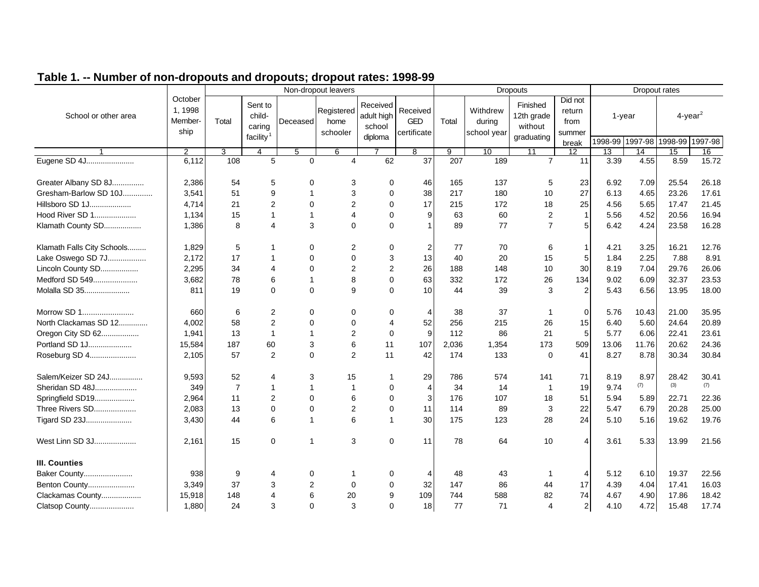## Table 1. -- Number of non-dropouts and dropouts; dropout rates: 1998-99

| School or other area | October 1, 1998 Member-ship | Non-dropout leavers | | | | | | Dropouts | | | | Dropout rates | | | |
|---|---|---|---|---|---|---|---|---|---|---|---|---|---|---|---|
| | | Total | Sent to child-caring facility[1] | Deceased | Registered home schooler | Received adult high school diploma | Received GED certificate | Total | Withdrew during school year | Finished 12th grade without graduating | Did not return from summer break | 1-year | | 4-year[2] | |
| | | | | | | | | | | | | 1998-99 | 1997-98 | 1998-99 | 1997-98 |
| 1 | 2 | 3 | 4 | 5 | 6 | 7 | 8 | 9 | 10 | 11 | 12 | 13 | 14 | 15 | 16 |
| Eugene SD 4J...................... | 6,112 | 108 | 5 | 0 | 4 | 62 | 37 | 207 | 189 | 7 | 11 | 3.39 | 4.55 | 8.59 | 15.72 |
| Greater Albany SD 8J............... | 2,386 | 54 | 5 | 0 | 3 | 0 | 46 | 165 | 137 | 5 | 23 | 6.92 | 7.09 | 25.54 | 26.18 |
| Gresham-Barlow SD 10J............. | 3,541 | 51 | 9 | 1 | 3 | 0 | 38 | 217 | 180 | 10 | 27 | 6.13 | 4.65 | 23.26 | 17.61 |
| Hillsboro SD 1J.................... | 4,714 | 21 | 2 | 0 | 2 | 0 | 17 | 215 | 172 | 18 | 25 | 4.56 | 5.65 | 17.47 | 21.45 |
| Hood River SD 1.................... | 1,134 | 15 | 1 | 1 | 4 | 0 | 9 | 63 | 60 | 2 | 1 | 5.56 | 4.52 | 20.56 | 16.94 |
| Klamath County SD................. | 1,386 | 8 | 4 | 3 | 0 | 0 | 1 | 89 | 77 | 7 | 5 | 6.42 | 4.24 | 23.58 | 16.28 |
| Klamath Falls City Schools......... | 1,829 | 5 | 1 | 0 | 2 | 0 | 2 | 77 | 70 | 6 | 1 | 4.21 | 3.25 | 16.21 | 12.76 |
| Lake Oswego SD 7J................. | 2,172 | 17 | 1 | 0 | 0 | 3 | 13 | 40 | 20 | 15 | 5 | 1.84 | 2.25 | 7.88 | 8.91 |
| Lincoln County SD................. | 2,295 | 34 | 4 | 0 | 2 | 2 | 26 | 188 | 148 | 10 | 30 | 8.19 | 7.04 | 29.76 | 26.06 |
| Medford SD 549..................... | 3,682 | 78 | 6 | 1 | 8 | 0 | 63 | 332 | 172 | 26 | 134 | 9.02 | 6.09 | 32.37 | 23.53 |
| Molalla SD 35...................... | 811 | 19 | 0 | 0 | 9 | 0 | 10 | 44 | 39 | 3 | 2 | 5.43 | 6.56 | 13.95 | 18.00 |
| Morrow SD 1........................ | 660 | 6 | 2 | 0 | 0 | 0 | 4 | 38 | 37 | 1 | 0 | 5.76 | 10.43 | 21.00 | 35.95 |
| North Clackamas SD 12............. | 4,002 | 58 | 2 | 0 | 0 | 4 | 52 | 256 | 215 | 26 | 15 | 6.40 | 5.60 | 24.64 | 20.89 |
| Oregon City SD 62................. | 1,941 | 13 | 1 | 1 | 2 | 0 | 9 | 112 | 86 | 21 | 5 | 5.77 | 6.06 | 22.41 | 23.61 |
| Portland SD 1J..................... | 15,584 | 187 | 60 | 3 | 6 | 11 | 107 | 2,036 | 1,354 | 173 | 509 | 13.06 | 11.76 | 20.62 | 24.36 |
| Roseburg SD 4...................... | 2,105 | 57 | 2 | 0 | 2 | 11 | 42 | 174 | 133 | 0 | 41 | 8.27 | 8.78 | 30.34 | 30.84 |
| Salem/Keizer SD 24J............... | 9,593 | 52 | 4 | 3 | 15 | 1 | 29 | 786 | 574 | 141 | 71 | 8.19 | 8.97 | 28.42 | 30.41 |
| Sheridan SD 48J.................... | 349 | 7 | 1 | 1 | 1 | 0 | 4 | 34 | 14 | 1 | 19 | 9.74 | (7) | (3) | (7) |
| Springfield SD19................... | 2,964 | 11 | 2 | 0 | 6 | 0 | 3 | 176 | 107 | 18 | 51 | 5.94 | 5.89 | 22.71 | 22.36 |
| Three Rivers SD.................... | 2,083 | 13 | 0 | 0 | 2 | 0 | 11 | 114 | 89 | 3 | 22 | 5.47 | 6.79 | 20.28 | 25.00 |
| Tigard SD 23J...................... | 3,430 | 44 | 6 | 1 | 6 | 1 | 30 | 175 | 123 | 28 | 24 | 5.10 | 5.16 | 19.62 | 19.76 |
| West Linn SD 3J.................... | 2,161 | 15 | 0 | 1 | 3 | 0 | 11 | 78 | 64 | 10 | 4 | 3.61 | 5.33 | 13.99 | 21.56 |
| **III. Counties** | | | | | | | | | | | | | | | |
| Baker County....................... | 938 | 9 | 4 | 0 | 1 | 0 | 4 | 48 | 43 | 1 | 4 | 5.12 | 6.10 | 19.37 | 22.56 |
| Benton County...................... | 3,349 | 37 | 3 | 2 | 0 | 0 | 32 | 147 | 86 | 44 | 17 | 4.39 | 4.04 | 17.41 | 16.03 |
| Clackamas County................... | 15,918 | 148 | 4 | 6 | 20 | 9 | 109 | 744 | 588 | 82 | 74 | 4.67 | 4.90 | 17.86 | 18.42 |
| Clatsop County..................... | 1,880 | 24 | 3 | 0 | 3 | 0 | 18 | 77 | 71 | 4 | 2 | 4.10 | 4.72 | 15.48 | 17.74 |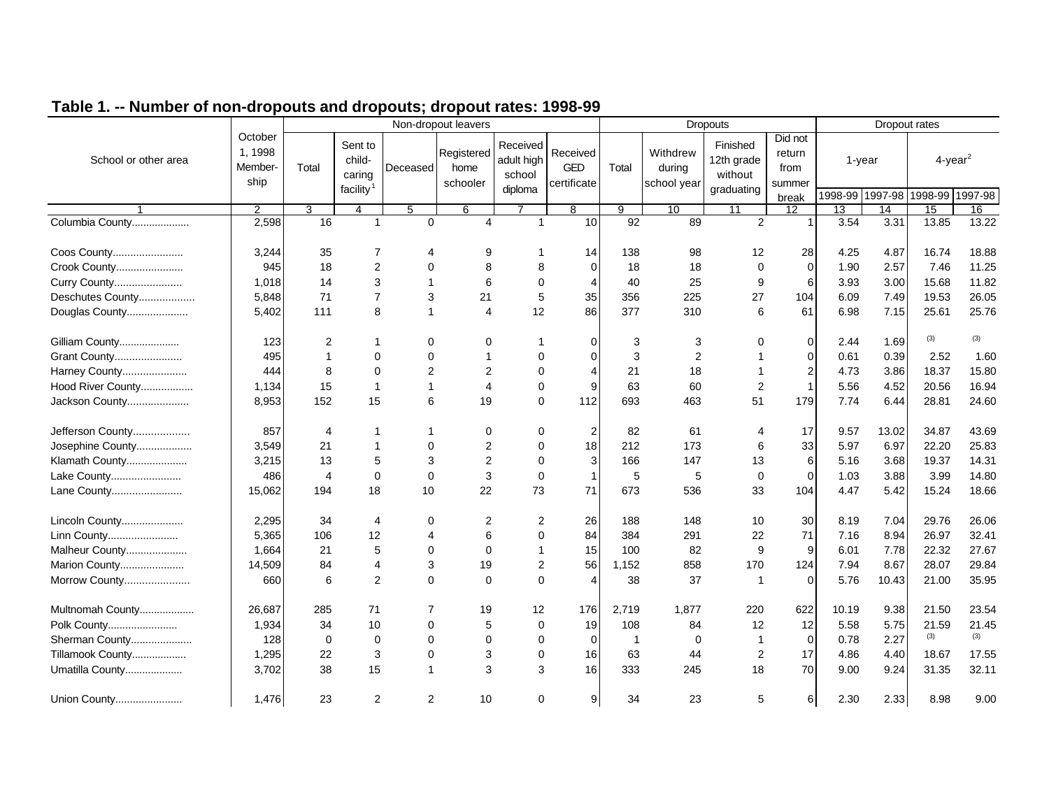## Table 1. -- Number of non-dropouts and dropouts; dropout rates: 1998-99

| School or other area | October 1, 1998 Member-ship | Non-dropout leavers | | | | | | Dropouts | | | | Dropout rates | | | |
|---|---|---|---|---|---|---|---|---|---|---|---|---|---|---|---|
| | | Total | Sent to child-caring facility[1] | Deceased | Registered home schooler | Received adult high school diploma | Received GED certificate | Total | Withdrew during school year | Finished 12th grade without graduating | Did not return from summer break | 1-year | | 4-year[2] | |
| | | | | | | | | | | | | 1998-99 | 1997-98 | 1998-99 | 1997-98 |
| 1 | 2 | 3 | 4 | 5 | 6 | 7 | 8 | 9 | 10 | 11 | 12 | 13 | 14 | 15 | 16 |
| Columbia County | 2,598 | 16 | 1 | 0 | 4 | 1 | 10 | 92 | 89 | 2 | 1 | 3.54 | 3.31 | 13.85 | 13.22 |
| Coos County | 3,244 | 35 | 7 | 4 | 9 | 1 | 14 | 138 | 98 | 12 | 28 | 4.25 | 4.87 | 16.74 | 18.88 |
| Crook County | 945 | 18 | 2 | 0 | 8 | 8 | 0 | 18 | 18 | 0 | 0 | 1.90 | 2.57 | 7.46 | 11.25 |
| Curry County | 1,018 | 14 | 3 | 1 | 6 | 0 | 4 | 40 | 25 | 9 | 6 | 3.93 | 3.00 | 15.68 | 11.82 |
| Deschutes County | 5,848 | 71 | 7 | 3 | 21 | 5 | 35 | 356 | 225 | 27 | 104 | 6.09 | 7.49 | 19.53 | 26.05 |
| Douglas County | 5,402 | 111 | 8 | 1 | 4 | 12 | 86 | 377 | 310 | 6 | 61 | 6.98 | 7.15 | 25.61 | 25.76 |
| Gilliam County | 123 | 2 | 1 | 0 | 0 | 1 | 0 | 3 | 3 | 0 | 0 | 2.44 | 1.69 | (3) | (3) |
| Grant County | 495 | 1 | 0 | 0 | 1 | 0 | 0 | 3 | 2 | 1 | 0 | 0.61 | 0.39 | 2.52 | 1.60 |
| Harney County | 444 | 8 | 0 | 2 | 2 | 0 | 4 | 21 | 18 | 1 | 2 | 4.73 | 3.86 | 18.37 | 15.80 |
| Hood River County | 1,134 | 15 | 1 | 1 | 4 | 0 | 9 | 63 | 60 | 2 | 1 | 5.56 | 4.52 | 20.56 | 16.94 |
| Jackson County | 8,953 | 152 | 15 | 6 | 19 | 0 | 112 | 693 | 463 | 51 | 179 | 7.74 | 6.44 | 28.81 | 24.60 |
| Jefferson County | 857 | 4 | 1 | 1 | 0 | 0 | 2 | 82 | 61 | 4 | 17 | 9.57 | 13.02 | 34.87 | 43.69 |
| Josephine County | 3,549 | 21 | 1 | 0 | 2 | 0 | 18 | 212 | 173 | 6 | 33 | 5.97 | 6.97 | 22.20 | 25.83 |
| Klamath County | 3,215 | 13 | 5 | 3 | 2 | 0 | 3 | 166 | 147 | 13 | 6 | 5.16 | 3.68 | 19.37 | 14.31 |
| Lake County | 486 | 4 | 0 | 0 | 3 | 0 | 1 | 5 | 5 | 0 | 0 | 1.03 | 3.88 | 3.99 | 14.80 |
| Lane County | 15,062 | 194 | 18 | 10 | 22 | 73 | 71 | 673 | 536 | 33 | 104 | 4.47 | 5.42 | 15.24 | 18.66 |
| Lincoln County | 2,295 | 34 | 4 | 0 | 2 | 2 | 26 | 188 | 148 | 10 | 30 | 8.19 | 7.04 | 29.76 | 26.06 |
| Linn County | 5,365 | 106 | 12 | 4 | 6 | 0 | 84 | 384 | 291 | 22 | 71 | 7.16 | 8.94 | 26.97 | 32.41 |
| Malheur County | 1,664 | 21 | 5 | 0 | 0 | 1 | 15 | 100 | 82 | 9 | 9 | 6.01 | 7.78 | 22.32 | 27.67 |
| Marion County | 14,509 | 84 | 4 | 3 | 19 | 2 | 56 | 1,152 | 858 | 170 | 124 | 7.94 | 8.67 | 28.07 | 29.84 |
| Morrow County | 660 | 6 | 2 | 0 | 0 | 0 | 4 | 38 | 37 | 1 | 0 | 5.76 | 10.43 | 21.00 | 35.95 |
| Multnomah County | 26,687 | 285 | 71 | 7 | 19 | 12 | 176 | 2,719 | 1,877 | 220 | 622 | 10.19 | 9.38 | 21.50 | 23.54 |
| Polk County | 1,934 | 34 | 10 | 0 | 5 | 0 | 19 | 108 | 84 | 12 | 12 | 5.58 | 5.75 | 21.59 | 21.45 |
| Sherman County | 128 | 0 | 0 | 0 | 0 | 0 | 0 | 1 | 0 | 1 | 0 | 0.78 | 2.27 | (3) | (3) |
| Tillamook County | 1,295 | 22 | 3 | 0 | 3 | 0 | 16 | 63 | 44 | 2 | 17 | 4.86 | 4.40 | 18.67 | 17.55 |
| Umatilla County | 3,702 | 38 | 15 | 1 | 3 | 3 | 16 | 333 | 245 | 18 | 70 | 9.00 | 9.24 | 31.35 | 32.11 |
| Union County | 1,476 | 23 | 2 | 2 | 10 | 0 | 9 | 34 | 23 | 5 | 6 | 2.30 | 2.33 | 8.98 | 9.00 |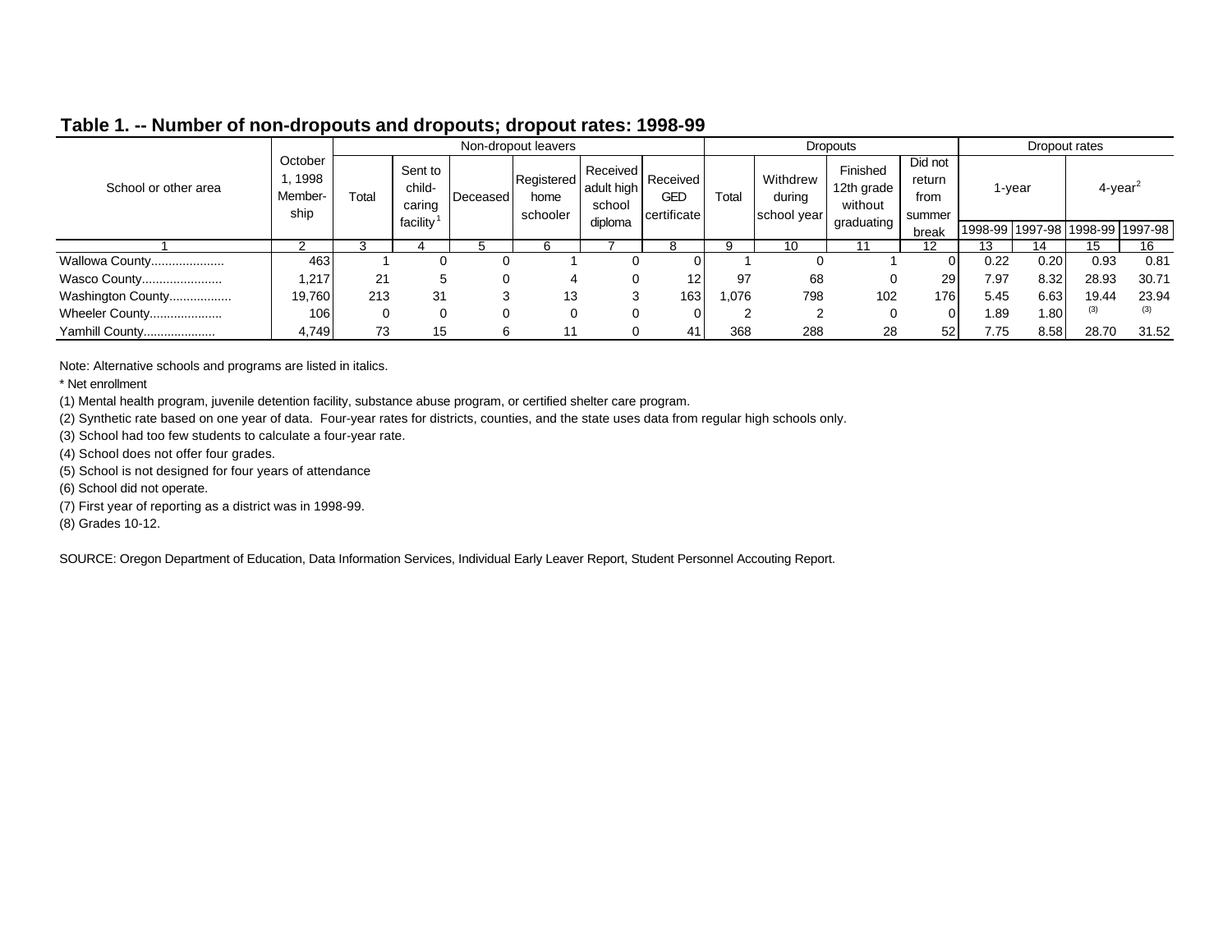## Table 1. -- Number of non-dropouts and dropouts; dropout rates: 1998-99

| School or other area | October 1, 1998 Member-ship | Non-dropout leavers | | | | | | Dropouts | | | | Dropout rates | | | |
|---|---|---|---|---|---|---|---|---|---|---|---|---|---|---|---|
| | | Total | Sent to child-caring facility[1] | Deceased | Registered home schooler | Received adult high school diploma | Received GED certificate | Total | Withdrew during school year | Finished 12th grade without graduating | Did not return from summer break | 1-year | | 4-year[2] | |
| | | | | | | | | | | | | 1998-99 | 1997-98 | 1998-99 | 1997-98 |
| 1 | 2 | 3 | 4 | 5 | 6 | 7 | 8 | 9 | 10 | 11 | 12 | 13 | 14 | 15 | 16 |
| Wallowa County..................... | 463 | 1 | 0 | 0 | 1 | 0 | 0 | 1 | 0 | 1 | 0 | 0.22 | 0.20 | 0.93 | 0.81 |
| Wasco County....................... | 1,217 | 21 | 5 | 0 | 4 | 0 | 12 | 97 | 68 | 0 | 29 | 7.97 | 8.32 | 28.93 | 30.71 |
| Washington County.................. | 19,760 | 213 | 31 | 3 | 13 | 3 | 163 | 1,076 | 798 | 102 | 176 | 5.45 | 6.63 | 19.44 | 23.94 |
| Wheeler County..................... | 106 | 0 | 0 | 0 | 0 | 0 | 0 | 2 | 2 | 0 | 0 | 1.89 | 1.80 | (3) | (3) |
| Yamhill County..................... | 4,749 | 73 | 15 | 6 | 11 | 0 | 41 | 368 | 288 | 28 | 52 | 7.75 | 8.58 | 28.70 | 31.52 |

Note: Alternative schools and programs are listed in italics.

* Net enrollment

(1) Mental health program, juvenile detention facility, substance abuse program, or certified shelter care program.

(2) Synthetic rate based on one year of data. Four-year rates for districts, counties, and the state uses data from regular high schools only.

(3) School had too few students to calculate a four-year rate.

(4) School does not offer four grades.

(5) School is not designed for four years of attendance

(6) School did not operate.

(7) First year of reporting as a district was in 1998-99.

(8) Grades 10-12.

SOURCE: Oregon Department of Education, Data Information Services, Individual Early Leaver Report, Student Personnel Accouting Report.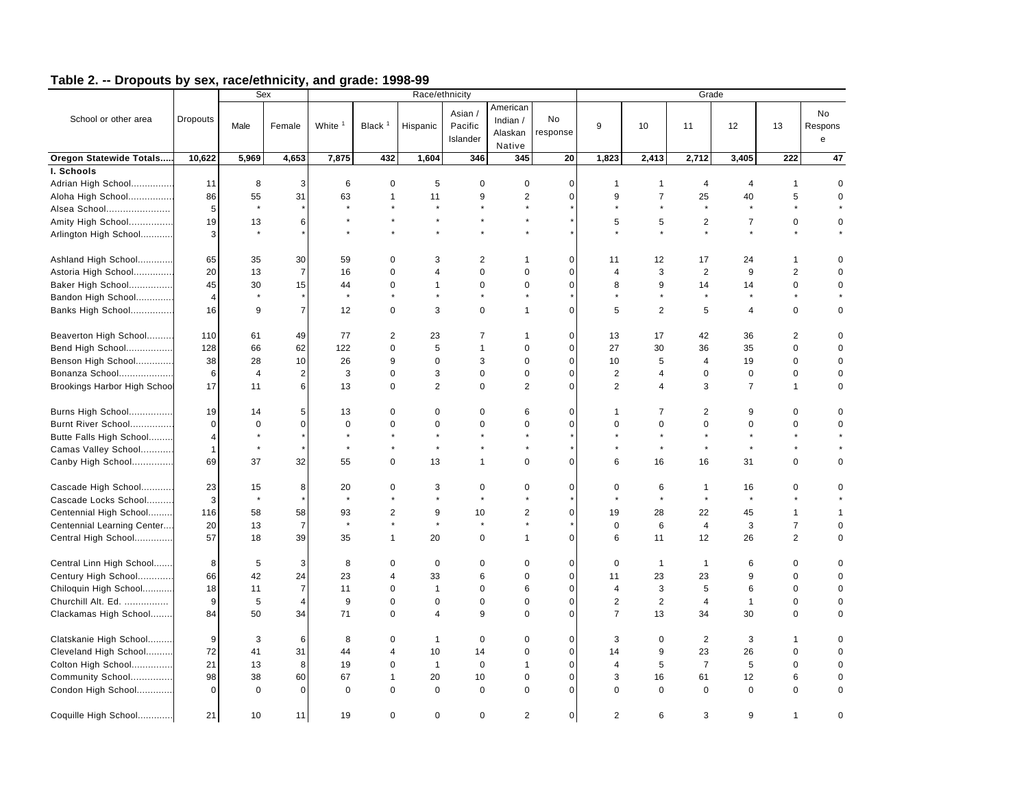## Table 2. -- Dropouts by sex, race/ethnicity, and grade: 1998-99

| School or other area | Dropouts | Sex | | Race/ethnicity | | | | | | Grade | | | | | |
|---|---|---|---|---|---|---|---|---|---|---|---|---|---|---|---|
| | | Male | Female | White [1] | Black [1] | Hispanic | Asian / Pacific Islander | American Indian / Alaskan Native | No response | 9 | 10 | 11 | 12 | 13 | No Response |
| **Oregon Statewide Totals.....** | **10,622** | **5,969** | **4,653** | **7,875** | **432** | **1,604** | **346** | **345** | **20** | **1,823** | **2,413** | **2,712** | **3,405** | **222** | **47** |
| **I. Schools** | | | | | | | | | | | | | | | |
| Adrian High School................ | 11 | 8 | 3 | 6 | 0 | 5 | 0 | 0 | 0 | 1 | 1 | 4 | 4 | 1 | 0 |
| Aloha High School................. | 86 | 55 | 31 | 63 | 1 | 11 | 9 | 2 | 0 | 9 | 7 | 25 | 40 | 5 | 0 |
| Alsea School....................... | 5 | * | * | * | * | * | * | * | * | * | * | * | * | * | * |
| Amity High School................ | 19 | 13 | 6 | * | * | * | * | * | * | 5 | 5 | 2 | 7 | 0 | 0 |
| Arlington High School............ | 3 | * | * | * | * | * | * | * | * | * | * | * | * | * | * |
| Ashland High School............. | 65 | 35 | 30 | 59 | 0 | 3 | 2 | 1 | 0 | 11 | 12 | 17 | 24 | 1 | 0 |
| Astoria High School.............. | 20 | 13 | 7 | 16 | 0 | 4 | 0 | 0 | 0 | 4 | 3 | 2 | 9 | 2 | 0 |
| Baker High School................ | 45 | 30 | 15 | 44 | 0 | 1 | 0 | 0 | 0 | 8 | 9 | 14 | 14 | 0 | 0 |
| Bandon High School.............. | 4 | * | * | * | * | * | * | * | * | * | * | * | * | * | * |
| Banks High School................ | 16 | 9 | 7 | 12 | 0 | 3 | 0 | 1 | 0 | 5 | 2 | 5 | 4 | 0 | 0 |
| Beaverton High School.......... | 110 | 61 | 49 | 77 | 2 | 23 | 7 | 1 | 0 | 13 | 17 | 42 | 36 | 2 | 0 |
| Bend High School................. | 128 | 66 | 62 | 122 | 0 | 5 | 1 | 0 | 0 | 27 | 30 | 36 | 35 | 0 | 0 |
| Benson High School.............. | 38 | 28 | 10 | 26 | 9 | 0 | 3 | 0 | 0 | 10 | 5 | 4 | 19 | 0 | 0 |
| Bonanza School.................... | 6 | 4 | 2 | 3 | 0 | 3 | 0 | 0 | 0 | 2 | 4 | 0 | 0 | 0 | 0 |
| Brookings Harbor High School | 17 | 11 | 6 | 13 | 0 | 2 | 0 | 2 | 0 | 2 | 4 | 3 | 7 | 1 | 0 |
| Burns High School................ | 19 | 14 | 5 | 13 | 0 | 0 | 0 | 6 | 0 | 1 | 7 | 2 | 9 | 0 | 0 |
| Burnt River School................ | 0 | 0 | 0 | 0 | 0 | 0 | 0 | 0 | 0 | 0 | 0 | 0 | 0 | 0 | 0 |
| Butte Falls High School......... | 4 | * | * | * | * | * | * | * | * | * | * | * | * | * | * |
| Camas Valley School............ | 1 | * | * | * | * | * | * | * | * | * | * | * | * | * | * |
| Canby High School............... | 69 | 37 | 32 | 55 | 0 | 13 | 1 | 0 | 0 | 6 | 16 | 16 | 31 | 0 | 0 |
| Cascade High School............ | 23 | 15 | 8 | 20 | 0 | 3 | 0 | 0 | 0 | 0 | 6 | 1 | 16 | 0 | 0 |
| Cascade Locks School.......... | 3 | * | * | * | * | * | * | * | * | * | * | * | * | * | * |
| Centennial High School......... | 116 | 58 | 58 | 93 | 2 | 9 | 10 | 2 | 0 | 19 | 28 | 22 | 45 | 1 | 1 |
| Centennial Learning Center.... | 20 | 13 | 7 | * | * | * | * | * | * | 0 | 6 | 4 | 3 | 7 | 0 |
| Central High School.............. | 57 | 18 | 39 | 35 | 1 | 20 | 0 | 1 | 0 | 6 | 11 | 12 | 26 | 2 | 0 |
| Central Linn High School....... | 8 | 5 | 3 | 8 | 0 | 0 | 0 | 0 | 0 | 0 | 1 | 1 | 6 | 0 | 0 |
| Century High School............. | 66 | 42 | 24 | 23 | 4 | 33 | 6 | 0 | 0 | 11 | 23 | 23 | 9 | 0 | 0 |
| Chiloquin High School........... | 18 | 11 | 7 | 11 | 0 | 1 | 0 | 6 | 0 | 4 | 3 | 5 | 6 | 0 | 0 |
| Churchill Alt. Ed. ................ | 9 | 5 | 4 | 9 | 0 | 0 | 0 | 0 | 0 | 2 | 2 | 4 | 1 | 0 | 0 |
| Clackamas High School........ | 84 | 50 | 34 | 71 | 0 | 4 | 9 | 0 | 0 | 7 | 13 | 34 | 30 | 0 | 0 |
| Clatskanie High School......... | 9 | 3 | 6 | 8 | 0 | 1 | 0 | 0 | 0 | 3 | 0 | 2 | 3 | 1 | 0 |
| Cleveland High School.......... | 72 | 41 | 31 | 44 | 4 | 10 | 14 | 0 | 0 | 14 | 9 | 23 | 26 | 0 | 0 |
| Colton High School............... | 21 | 13 | 8 | 19 | 0 | 1 | 0 | 1 | 0 | 4 | 5 | 7 | 5 | 0 | 0 |
| Community School............... | 98 | 38 | 60 | 67 | 1 | 20 | 10 | 0 | 0 | 3 | 16 | 61 | 12 | 6 | 0 |
| Condon High School............. | 0 | 0 | 0 | 0 | 0 | 0 | 0 | 0 | 0 | 0 | 0 | 0 | 0 | 0 | 0 |
| Coquille High School............ | 21 | 10 | 11 | 19 | 0 | 0 | 0 | 2 | 0 | 2 | 6 | 3 | 9 | 1 | 0 |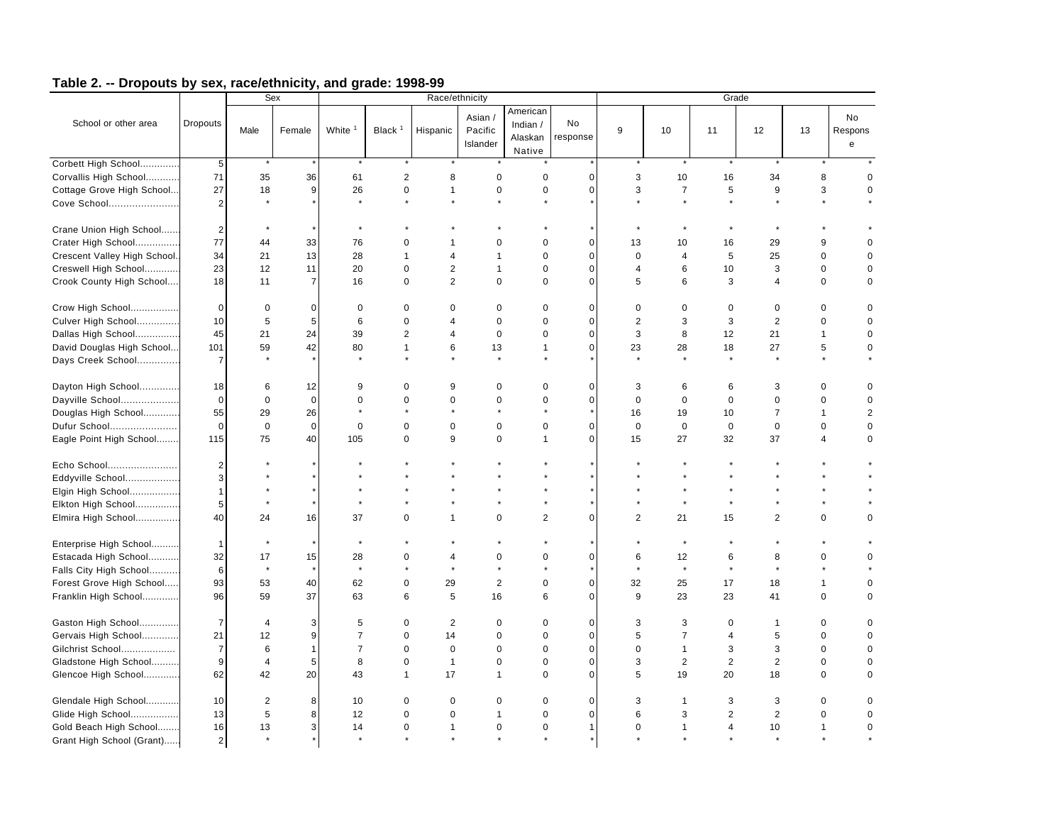## Table 2. -- Dropouts by sex, race/ethnicity, and grade: 1998-99

| School or other area | Dropouts | Sex | | Race/ethnicity | | | | | | Grade | | | | | |
|---|---|---|---|---|---|---|---|---|---|---|---|---|---|---|---|
| | | Male | Female | White [1] | Black [1] | Hispanic | Asian / Pacific Islander | American Indian / Alaskan Native | No response | 9 | 10 | 11 | 12 | 13 | No Response |
| Corbett High School............. | 5 | * | * | * | * | * | * | * | * | * | * | * | * | * | * |
| Corvallis High School........... | 71 | 35 | 36 | 61 | 2 | 8 | 0 | 0 | 0 | 3 | 10 | 16 | 34 | 8 | 0 |
| Cottage Grove High School... | 27 | 18 | 9 | 26 | 0 | 1 | 0 | 0 | 0 | 3 | 7 | 5 | 9 | 3 | 0 |
| Cove School........................ | 2 | * | * | * | * | * | * | * | * | * | * | * | * | * | * |
| Crane Union High School...... | 2 | * | * | * | * | * | * | * | * | * | * | * | * | * | * |
| Crater High School............... | 77 | 44 | 33 | 76 | 0 | 1 | 0 | 0 | 0 | 13 | 10 | 16 | 29 | 9 | 0 |
| Crescent Valley High School.. | 34 | 21 | 13 | 28 | 1 | 4 | 1 | 0 | 0 | 0 | 4 | 5 | 25 | 0 | 0 |
| Creswell High School............ | 23 | 12 | 11 | 20 | 0 | 2 | 1 | 0 | 0 | 4 | 6 | 10 | 3 | 0 | 0 |
| Crook County High School.... | 18 | 11 | 7 | 16 | 0 | 2 | 0 | 0 | 0 | 5 | 6 | 3 | 4 | 0 | 0 |
| Crow High School................ | 0 | 0 | 0 | 0 | 0 | 0 | 0 | 0 | 0 | 0 | 0 | 0 | 0 | 0 | 0 |
| Culver High School.............. | 10 | 5 | 5 | 6 | 0 | 4 | 0 | 0 | 0 | 2 | 3 | 3 | 2 | 0 | 0 |
| Dallas High School............... | 45 | 21 | 24 | 39 | 2 | 4 | 0 | 0 | 0 | 3 | 8 | 12 | 21 | 1 | 0 |
| David Douglas High School... | 101 | 59 | 42 | 80 | 1 | 6 | 13 | 1 | 0 | 23 | 28 | 18 | 27 | 5 | 0 |
| Days Creek School.............. | 7 | * | * | * | * | * | * | * | * | * | * | * | * | * | * |
| Dayton High School............. | 18 | 6 | 12 | 9 | 0 | 9 | 0 | 0 | 0 | 3 | 6 | 6 | 3 | 0 | 0 |
| Dayville School.................... | 0 | 0 | 0 | 0 | 0 | 0 | 0 | 0 | 0 | 0 | 0 | 0 | 0 | 0 | 0 |
| Douglas High School............ | 55 | 29 | 26 | * | * | * | * | * | * | 16 | 19 | 10 | 7 | 1 | 2 |
| Dufur School....................... | 0 | 0 | 0 | 0 | 0 | 0 | 0 | 0 | 0 | 0 | 0 | 0 | 0 | 0 | 0 |
| Eagle Point High School........ | 115 | 75 | 40 | 105 | 0 | 9 | 0 | 1 | 0 | 15 | 27 | 32 | 37 | 4 | 0 |
| Echo School........................ | 2 | * | * | * | * | * | * | * | * | * | * | * | * | * | * |
| Eddyville School.................. | 3 | * | * | * | * | * | * | * | * | * | * | * | * | * | * |
| Elgin High School................. | 1 | * | * | * | * | * | * | * | * | * | * | * | * | * | * |
| Elkton High School............... | 5 | * | * | * | * | * | * | * | * | * | * | * | * | * | * |
| Elmira High School............... | 40 | 24 | 16 | 37 | 0 | 1 | 0 | 2 | 0 | 2 | 21 | 15 | 2 | 0 | 0 |
| Enterprise High School.......... | 1 | * | * | * | * | * | * | * | * | * | * | * | * | * | * |
| Estacada High School........... | 32 | 17 | 15 | 28 | 0 | 4 | 0 | 0 | 0 | 6 | 12 | 6 | 8 | 0 | 0 |
| Falls City High School.......... | 6 | * | * | * | * | * | * | * | * | * | * | * | * | * | * |
| Forest Grove High School..... | 93 | 53 | 40 | 62 | 0 | 29 | 2 | 0 | 0 | 32 | 25 | 17 | 18 | 1 | 0 |
| Franklin High School............ | 96 | 59 | 37 | 63 | 6 | 5 | 16 | 6 | 0 | 9 | 23 | 23 | 41 | 0 | 0 |
| Gaston High School.............. | 7 | 4 | 3 | 5 | 0 | 2 | 0 | 0 | 0 | 3 | 3 | 0 | 1 | 0 | 0 |
| Gervais High School............. | 21 | 12 | 9 | 7 | 0 | 14 | 0 | 0 | 0 | 5 | 7 | 4 | 5 | 0 | 0 |
| Gilchrist School................... | 7 | 6 | 1 | 7 | 0 | 0 | 0 | 0 | 0 | 0 | 1 | 3 | 3 | 0 | 0 |
| Gladstone High School.......... | 9 | 4 | 5 | 8 | 0 | 1 | 0 | 0 | 0 | 3 | 2 | 2 | 2 | 0 | 0 |
| Glencoe High School............ | 62 | 42 | 20 | 43 | 1 | 17 | 1 | 0 | 0 | 5 | 19 | 20 | 18 | 0 | 0 |
| Glendale High School........... | 10 | 2 | 8 | 10 | 0 | 0 | 0 | 0 | 0 | 3 | 1 | 3 | 3 | 0 | 0 |
| Glide High School................ | 13 | 5 | 8 | 12 | 0 | 0 | 1 | 0 | 0 | 6 | 3 | 2 | 2 | 0 | 0 |
| Gold Beach High School........ | 16 | 13 | 3 | 14 | 0 | 1 | 0 | 0 | 1 | 0 | 1 | 4 | 10 | 1 | 0 |
| Grant High School (Grant)...... | 2 | * | * | * | * | * | * | * | * | * | * | * | * | * | * |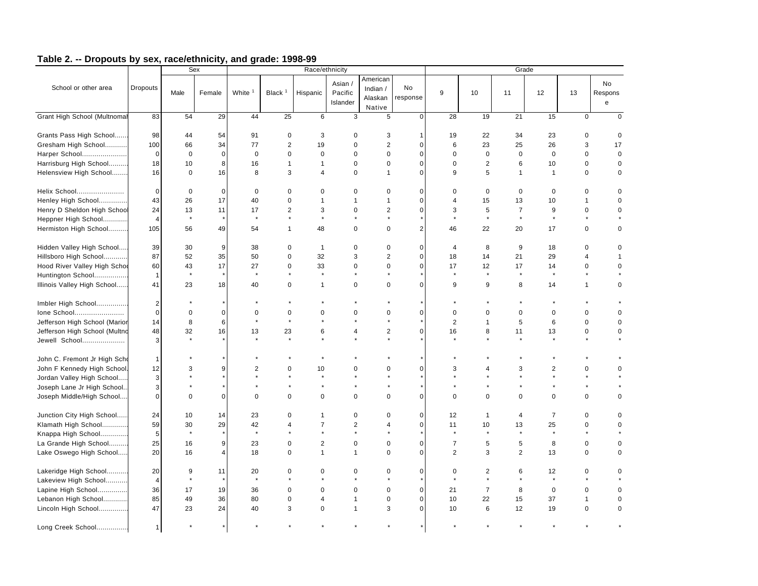## Table 2. -- Dropouts by sex, race/ethnicity, and grade: 1998-99

| School or other area | Dropouts | Sex | | Race/ethnicity | | | | | | Grade | | | | | |
|---|---|---|---|---|---|---|---|---|---|---|---|---|---|---|---|
| | | Male | Female | White [1] | Black [1] | Hispanic | Asian / Pacific Islander | American Indian / Alaskan Native | No response | 9 | 10 | 11 | 12 | 13 | No Response |
| Grant High School (Multnomah | 83 | 54 | 29 | 44 | 25 | 6 | 3 | 5 | 0 | 28 | 19 | 21 | 15 | 0 | 0 |
| Grants Pass High School....... | 98 | 44 | 54 | 91 | 0 | 3 | 0 | 3 | 1 | 19 | 22 | 34 | 23 | 0 | 0 |
| Gresham High School........... | 100 | 66 | 34 | 77 | 2 | 19 | 0 | 2 | 0 | 6 | 23 | 25 | 26 | 3 | 17 |
| Harper School...................... | 0 | 0 | 0 | 0 | 0 | 0 | 0 | 0 | 0 | 0 | 0 | 0 | 0 | 0 | 0 |
| Harrisburg High School.......... | 18 | 10 | 8 | 16 | 1 | 1 | 0 | 0 | 0 | 0 | 2 | 6 | 10 | 0 | 0 |
| Helensview High School........ | 16 | 0 | 16 | 8 | 3 | 4 | 0 | 1 | 0 | 9 | 5 | 1 | 1 | 0 | 0 |
| Helix School....................... | 0 | 0 | 0 | 0 | 0 | 0 | 0 | 0 | 0 | 0 | 0 | 0 | 0 | 0 | 0 |
| Henley High School.............. | 43 | 26 | 17 | 40 | 0 | 1 | 1 | 1 | 0 | 4 | 15 | 13 | 10 | 1 | 0 |
| Henry D Sheldon High School | 24 | 13 | 11 | 17 | 2 | 3 | 0 | 2 | 0 | 3 | 5 | 7 | 9 | 0 | 0 |
| Heppner High School............ | 4 | * | * | * | * | * | * | * | * | * | * | * | * | * | * |
| Hermiston High School.......... | 105 | 56 | 49 | 54 | 1 | 48 | 0 | 0 | 2 | 46 | 22 | 20 | 17 | 0 | 0 |
| Hidden Valley High School..... | 39 | 30 | 9 | 38 | 0 | 1 | 0 | 0 | 0 | 4 | 8 | 9 | 18 | 0 | 0 |
| Hillsboro High School............ | 87 | 52 | 35 | 50 | 0 | 32 | 3 | 2 | 0 | 18 | 14 | 21 | 29 | 4 | 1 |
| Hood River Valley High Schoo | 60 | 43 | 17 | 27 | 0 | 33 | 0 | 0 | 0 | 17 | 12 | 17 | 14 | 0 | 0 |
| Huntington School................ | 1 | * | * | * | * | * | * | * | * | * | * | * | * | * | * |
| Illinois Valley High School...... | 41 | 23 | 18 | 40 | 0 | 1 | 0 | 0 | 0 | 9 | 9 | 8 | 14 | 1 | 0 |
| Imbler High School............... | 2 | * | * | * | * | * | * | * | * | * | * | * | * | * | * |
| Ione School........................ | 0 | 0 | 0 | 0 | 0 | 0 | 0 | 0 | 0 | 0 | 0 | 0 | 0 | 0 | 0 |
| Jefferson High School (Marion | 14 | 8 | 6 | * | * | * | * | * | * | 2 | 1 | 5 | 6 | 0 | 0 |
| Jefferson High School (Multno | 48 | 32 | 16 | 13 | 23 | 6 | 4 | 2 | 0 | 16 | 8 | 11 | 13 | 0 | 0 |
| Jewell School..................... | 3 | * | * | * | * | * | * | * | * | * | * | * | * | * | * |
| John C. Fremont Jr High Scho | 1 | * | * | * | * | * | * | * | * | * | * | * | * | * | * |
| John F Kennedy High School. | 12 | 3 | 9 | 2 | 0 | 10 | 0 | 0 | 0 | 3 | 4 | 3 | 2 | 0 | 0 |
| Jordan Valley High School..... | 3 | * | * | * | * | * | * | * | * | * | * | * | * | * | * |
| Joseph Lane Jr High School.. | 3 | * | * | * | * | * | * | * | * | * | * | * | * | * | * |
| Joseph Middle/High School.... | 0 | 0 | 0 | 0 | 0 | 0 | 0 | 0 | 0 | 0 | 0 | 0 | 0 | 0 | 0 |
| Junction City High School...... | 24 | 10 | 14 | 23 | 0 | 1 | 0 | 0 | 0 | 12 | 1 | 4 | 7 | 0 | 0 |
| Klamath High School............. | 59 | 30 | 29 | 42 | 4 | 7 | 2 | 4 | 0 | 11 | 10 | 13 | 25 | 0 | 0 |
| Knappa High School.............. | 5 | * | * | * | * | * | * | * | * | * | * | * | * | * | * |
| La Grande High School.......... | 25 | 16 | 9 | 23 | 0 | 2 | 0 | 0 | 0 | 7 | 5 | 5 | 8 | 0 | 0 |
| Lake Oswego High School..... | 20 | 16 | 4 | 18 | 0 | 1 | 1 | 0 | 0 | 2 | 3 | 2 | 13 | 0 | 0 |
| Lakeridge High School........... | 20 | 9 | 11 | 20 | 0 | 0 | 0 | 0 | 0 | 0 | 2 | 6 | 12 | 0 | 0 |
| Lakeview High School........... | 4 | * | * | * | * | * | * | * | * | * | * | * | * | * | * |
| Lapine High School............... | 36 | 17 | 19 | 36 | 0 | 0 | 0 | 0 | 0 | 21 | 7 | 8 | 0 | 0 | 0 |
| Lebanon High School............ | 85 | 49 | 36 | 80 | 0 | 4 | 1 | 0 | 0 | 10 | 22 | 15 | 37 | 1 | 0 |
| Lincoln High School.............. | 47 | 23 | 24 | 40 | 3 | 0 | 1 | 3 | 0 | 10 | 6 | 12 | 19 | 0 | 0 |
| Long Creek School............... | 1 | * | * | * | * | * | * | * | * | * | * | * | * | * | * |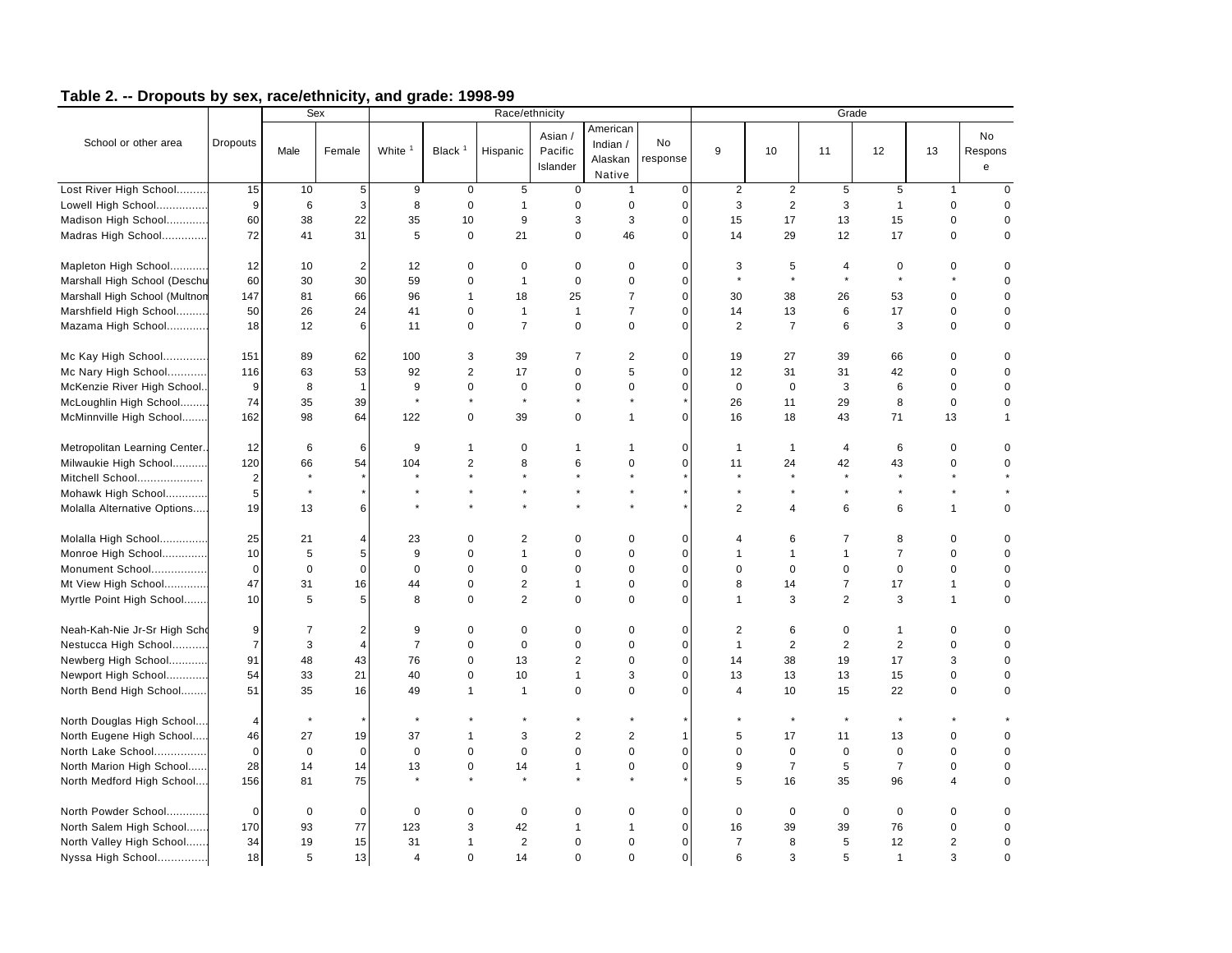## Table 2. -- Dropouts by sex, race/ethnicity, and grade: 1998-99

| School or other area | Dropouts | Sex | | Race/ethnicity | | | | | | Grade | | | | | |
|---|---|---|---|---|---|---|---|---|---|---|---|---|---|---|---|
| | | Male | Female | White [1] | Black [1] | Hispanic | Asian / Pacific Islander | American Indian / Alaskan Native | No response | 9 | 10 | 11 | 12 | 13 | No Response |
| Lost River High School......... | 15 | 10 | 5 | 9 | 0 | 5 | 0 | 1 | 0 | 2 | 2 | 5 | 5 | 1 | 0 |
| Lowell High School............... | 9 | 6 | 3 | 8 | 0 | 1 | 0 | 0 | 0 | 3 | 2 | 3 | 1 | 0 | 0 |
| Madison High School............ | 60 | 38 | 22 | 35 | 10 | 9 | 3 | 3 | 0 | 15 | 17 | 13 | 15 | 0 | 0 |
| Madras High School............. | 72 | 41 | 31 | 5 | 0 | 21 | 0 | 46 | 0 | 14 | 29 | 12 | 17 | 0 | 0 |
| Mapleton High School........... | 12 | 10 | 2 | 12 | 0 | 0 | 0 | 0 | 0 | 3 | 5 | 4 | 0 | 0 | 0 |
| Marshall High School (Deschu | 60 | 30 | 30 | 59 | 0 | 1 | 0 | 0 | 0 | * | * | * | * | * | 0 |
| Marshall High School (Multnon | 147 | 81 | 66 | 96 | 1 | 18 | 25 | 7 | 0 | 30 | 38 | 26 | 53 | 0 | 0 |
| Marshfield High School......... | 50 | 26 | 24 | 41 | 0 | 1 | 1 | 7 | 0 | 14 | 13 | 6 | 17 | 0 | 0 |
| Mazama High School............ | 18 | 12 | 6 | 11 | 0 | 7 | 0 | 0 | 0 | 2 | 7 | 6 | 3 | 0 | 0 |
| Mc Kay High School............. | 151 | 89 | 62 | 100 | 3 | 39 | 7 | 2 | 0 | 19 | 27 | 39 | 66 | 0 | 0 |
| Mc Nary High School............ | 116 | 63 | 53 | 92 | 2 | 17 | 0 | 5 | 0 | 12 | 31 | 31 | 42 | 0 | 0 |
| McKenzie River High School.. | 9 | 8 | 1 | 9 | 0 | 0 | 0 | 0 | 0 | 0 | 0 | 3 | 6 | 0 | 0 |
| McLoughlin High School......... | 74 | 35 | 39 | * | * | * | * | * | * | 26 | 11 | 29 | 8 | 0 | 0 |
| McMinnville High School........ | 162 | 98 | 64 | 122 | 0 | 39 | 0 | 1 | 0 | 16 | 18 | 43 | 71 | 13 | 1 |
| Metropolitan Learning Center.. | 12 | 6 | 6 | 9 | 1 | 0 | 1 | 1 | 0 | 1 | 1 | 4 | 6 | 0 | 0 |
| Milwaukie High School........... | 120 | 66 | 54 | 104 | 2 | 8 | 6 | 0 | 0 | 11 | 24 | 42 | 43 | 0 | 0 |
| Mitchell School.................... | 2 | * | * | * | * | * | * | * | * | * | * | * | * | * | * |
| Mohawk High School............ | 5 | * | * | * | * | * | * | * | * | * | * | * | * | * | * |
| Molalla Alternative Options..... | 19 | 13 | 6 | * | * | * | * | * | * | 2 | 4 | 6 | 6 | 1 | 0 |
| Molalla High School............... | 25 | 21 | 4 | 23 | 0 | 2 | 0 | 0 | 0 | 4 | 6 | 7 | 8 | 0 | 0 |
| Monroe High School.............. | 10 | 5 | 5 | 9 | 0 | 1 | 0 | 0 | 0 | 1 | 1 | 1 | 7 | 0 | 0 |
| Monument School................. | 0 | 0 | 0 | 0 | 0 | 0 | 0 | 0 | 0 | 0 | 0 | 0 | 0 | 0 | 0 |
| Mt View High School............. | 47 | 31 | 16 | 44 | 0 | 2 | 1 | 0 | 0 | 8 | 14 | 7 | 17 | 1 | 0 |
| Myrtle Point High School........ | 10 | 5 | 5 | 8 | 0 | 2 | 0 | 0 | 0 | 1 | 3 | 2 | 3 | 1 | 0 |
| Neah-Kah-Nie Jr-Sr High Scho | 9 | 7 | 2 | 9 | 0 | 0 | 0 | 0 | 0 | 2 | 6 | 0 | 1 | 0 | 0 |
| Nestucca High School........... | 7 | 3 | 4 | 7 | 0 | 0 | 0 | 0 | 0 | 1 | 2 | 2 | 2 | 0 | 0 |
| Newberg High School............ | 91 | 48 | 43 | 76 | 0 | 13 | 2 | 0 | 0 | 14 | 38 | 19 | 17 | 3 | 0 |
| Newport High School............. | 54 | 33 | 21 | 40 | 0 | 10 | 1 | 3 | 0 | 13 | 13 | 13 | 15 | 0 | 0 |
| North Bend High School........ | 51 | 35 | 16 | 49 | 1 | 1 | 0 | 0 | 0 | 4 | 10 | 15 | 22 | 0 | 0 |
| North Douglas High School.... | 4 | * | * | * | * | * | * | * | * | * | * | * | * | * | * |
| North Eugene High School..... | 46 | 27 | 19 | 37 | 1 | 3 | 2 | 2 | 1 | 5 | 17 | 11 | 13 | 0 | 0 |
| North Lake School................ | 0 | 0 | 0 | 0 | 0 | 0 | 0 | 0 | 0 | 0 | 0 | 0 | 0 | 0 | 0 |
| North Marion High School...... | 28 | 14 | 14 | 13 | 0 | 14 | 1 | 0 | 0 | 9 | 7 | 5 | 7 | 0 | 0 |
| North Medford High School.... | 156 | 81 | 75 | * | * | * | * | * | * | 5 | 16 | 35 | 96 | 4 | 0 |
| North Powder School............ | 0 | 0 | 0 | 0 | 0 | 0 | 0 | 0 | 0 | 0 | 0 | 0 | 0 | 0 | 0 |
| North Salem High School....... | 170 | 93 | 77 | 123 | 3 | 42 | 1 | 1 | 0 | 16 | 39 | 39 | 76 | 0 | 0 |
| North Valley High School....... | 34 | 19 | 15 | 31 | 1 | 2 | 0 | 0 | 0 | 7 | 8 | 5 | 12 | 2 | 0 |
| Nyssa High School............... | 18 | 5 | 13 | 4 | 0 | 14 | 0 | 0 | 0 | 6 | 3 | 5 | 1 | 3 | 0 |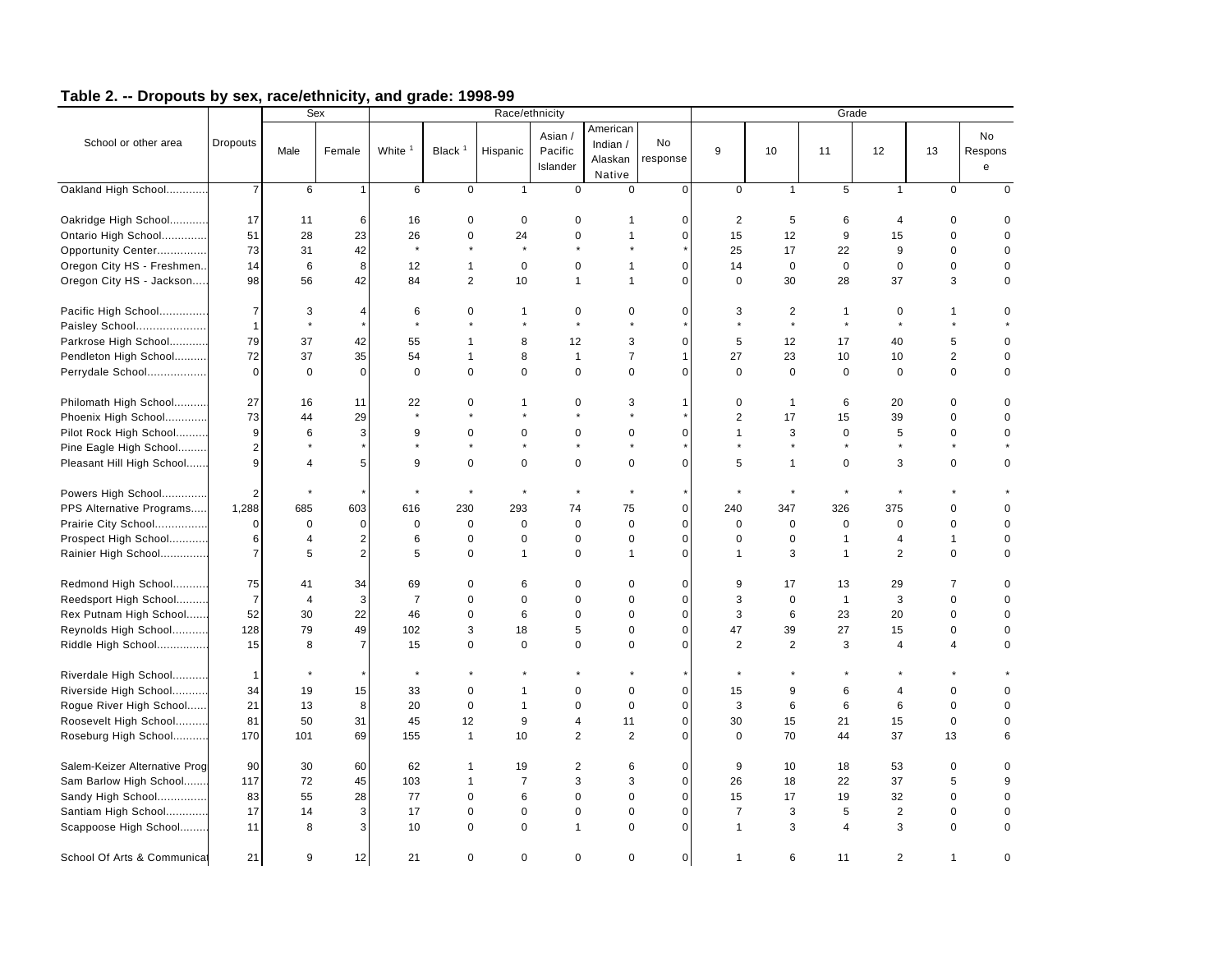## Table 2. -- Dropouts by sex, race/ethnicity, and grade: 1998-99

| School or other area | Dropouts | Sex | | Race/ethnicity | | | | | | Grade | | | | | |
|---|---|---|---|---|---|---|---|---|---|---|---|---|---|---|---|
| | | Male | Female | White [1] | Black [1] | Hispanic | Asian / Pacific Islander | American Indian / Alaskan Native | No response | 9 | 10 | 11 | 12 | 13 | No Response |
| Oakland High School............ | 7 | 6 | 1 | 6 | 0 | 1 | 0 | 0 | 0 | 0 | 1 | 5 | 1 | 0 | 0 |
| Oakridge High School............ | 17 | 11 | 6 | 16 | 0 | 0 | 0 | 1 | 0 | 2 | 5 | 6 | 4 | 0 | 0 |
| Ontario High School.............. | 51 | 28 | 23 | 26 | 0 | 24 | 0 | 1 | 0 | 15 | 12 | 9 | 15 | 0 | 0 |
| Opportunity Center............... | 73 | 31 | 42 | * | * | * | * | * | * | 25 | 17 | 22 | 9 | 0 | 0 |
| Oregon City HS - Freshmen.. | 14 | 6 | 8 | 12 | 1 | 0 | 0 | 1 | 0 | 14 | 0 | 0 | 0 | 0 | 0 |
| Oregon City HS - Jackson..... | 98 | 56 | 42 | 84 | 2 | 10 | 1 | 1 | 0 | 0 | 30 | 28 | 37 | 3 | 0 |
| Pacific High School............... | 7 | 3 | 4 | 6 | 0 | 1 | 0 | 0 | 0 | 3 | 2 | 1 | 0 | 1 | 0 |
| Paisley School..................... | 1 | * | * | * | * | * | * | * | * | * | * | * | * | * | * |
| Parkrose High School............ | 79 | 37 | 42 | 55 | 1 | 8 | 12 | 3 | 0 | 5 | 12 | 17 | 40 | 5 | 0 |
| Pendleton High School.......... | 72 | 37 | 35 | 54 | 1 | 8 | 1 | 7 | 1 | 27 | 23 | 10 | 10 | 2 | 0 |
| Perrydale School.................. | 0 | 0 | 0 | 0 | 0 | 0 | 0 | 0 | 0 | 0 | 0 | 0 | 0 | 0 | 0 |
| Philomath High School.......... | 27 | 16 | 11 | 22 | 0 | 1 | 0 | 3 | 1 | 0 | 1 | 6 | 20 | 0 | 0 |
| Phoenix High School............. | 73 | 44 | 29 | * | * | * | * | * | * | 2 | 17 | 15 | 39 | 0 | 0 |
| Pilot Rock High School.......... | 9 | 6 | 3 | 9 | 0 | 0 | 0 | 0 | 0 | 1 | 3 | 0 | 5 | 0 | 0 |
| Pine Eagle High School......... | 2 | * | * | * | * | * | * | * | * | * | * | * | * | * | * |
| Pleasant Hill High School....... | 9 | 4 | 5 | 9 | 0 | 0 | 0 | 0 | 0 | 5 | 1 | 0 | 3 | 0 | 0 |
| Powers High School.............. | 2 | * | * | * | * | * | * | * | * | * | * | * | * | * | * |
| PPS Alternative Programs..... | 1,288 | 685 | 603 | 616 | 230 | 293 | 74 | 75 | 0 | 240 | 347 | 326 | 375 | 0 | 0 |
| Prairie City School................ | 0 | 0 | 0 | 0 | 0 | 0 | 0 | 0 | 0 | 0 | 0 | 0 | 0 | 0 | 0 |
| Prospect High School............ | 6 | 4 | 2 | 6 | 0 | 0 | 0 | 0 | 0 | 0 | 0 | 1 | 4 | 1 | 0 |
| Rainier High School.............. | 7 | 5 | 2 | 5 | 0 | 1 | 0 | 1 | 0 | 1 | 3 | 1 | 2 | 0 | 0 |
| Redmond High School........... | 75 | 41 | 34 | 69 | 0 | 6 | 0 | 0 | 0 | 9 | 17 | 13 | 29 | 7 | 0 |
| Reedsport High School.......... | 7 | 4 | 3 | 7 | 0 | 0 | 0 | 0 | 0 | 3 | 0 | 1 | 3 | 0 | 0 |
| Rex Putnam High School....... | 52 | 30 | 22 | 46 | 0 | 6 | 0 | 0 | 0 | 3 | 6 | 23 | 20 | 0 | 0 |
| Reynolds High School........... | 128 | 79 | 49 | 102 | 3 | 18 | 5 | 0 | 0 | 47 | 39 | 27 | 15 | 0 | 0 |
| Riddle High School................ | 15 | 8 | 7 | 15 | 0 | 0 | 0 | 0 | 0 | 2 | 2 | 3 | 4 | 4 | 0 |
| Riverdale High School........... | 1 | * | * | * | * | * | * | * | * | * | * | * | * | * | * |
| Riverside High School........... | 34 | 19 | 15 | 33 | 0 | 1 | 0 | 0 | 0 | 15 | 9 | 6 | 4 | 0 | 0 |
| Rogue River High School...... | 21 | 13 | 8 | 20 | 0 | 1 | 0 | 0 | 0 | 3 | 6 | 6 | 6 | 0 | 0 |
| Roosevelt High School.......... | 81 | 50 | 31 | 45 | 12 | 9 | 4 | 11 | 0 | 30 | 15 | 21 | 15 | 0 | 0 |
| Roseburg High School........... | 170 | 101 | 69 | 155 | 1 | 10 | 2 | 2 | 0 | 0 | 70 | 44 | 37 | 13 | 6 |
| Salem-Keizer Alternative Prog | 90 | 30 | 60 | 62 | 1 | 19 | 2 | 6 | 0 | 9 | 10 | 18 | 53 | 0 | 0 |
| Sam Barlow High School........ | 117 | 72 | 45 | 103 | 1 | 7 | 3 | 3 | 0 | 26 | 18 | 22 | 37 | 5 | 9 |
| Sandy High School............... | 83 | 55 | 28 | 77 | 0 | 6 | 0 | 0 | 0 | 15 | 17 | 19 | 32 | 0 | 0 |
| Santiam High School............. | 17 | 14 | 3 | 17 | 0 | 0 | 0 | 0 | 0 | 7 | 3 | 5 | 2 | 0 | 0 |
| Scappoose High School......... | 11 | 8 | 3 | 10 | 0 | 0 | 1 | 0 | 0 | 1 | 3 | 4 | 3 | 0 | 0 |
| School Of Arts & Communicat | 21 | 9 | 12 | 21 | 0 | 0 | 0 | 0 | 0 | 1 | 6 | 11 | 2 | 1 | 0 |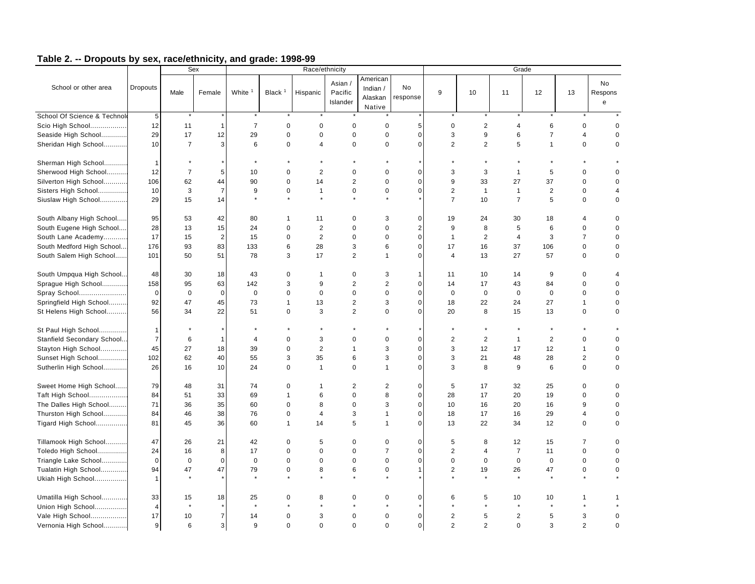## Table 2. -- Dropouts by sex, race/ethnicity, and grade: 1998-99

| School or other area | Dropouts | Sex | | Race/ethnicity | | | | | | Grade | | | | | |
|---|---|---|---|---|---|---|---|---|---|---|---|---|---|---|---|
| | | Male | Female | White [1] | Black [1] | Hispanic | Asian / Pacific Islander | American Indian / Alaskan Native | No response | 9 | 10 | 11 | 12 | 13 | No Response |
| School Of Science & Technolo | 5 | * | * | * | * | * | * | * | * | * | * | * | * | * | * |
| Scio High School.................. | 12 | 11 | 1 | 7 | 0 | 0 | 0 | 0 | 5 | 0 | 2 | 4 | 6 | 0 | 0 |
| Seaside High School............. | 29 | 17 | 12 | 29 | 0 | 0 | 0 | 0 | 0 | 3 | 9 | 6 | 7 | 4 | 0 |
| Sheridan High School............ | 10 | 7 | 3 | 6 | 0 | 4 | 0 | 0 | 0 | 2 | 2 | 5 | 1 | 0 | 0 |
| Sherman High School............ | 1 | * | * | * | * | * | * | * | * | * | * | * | * | * | * |
| Sherwood High School........... | 12 | 7 | 5 | 10 | 0 | 2 | 0 | 0 | 0 | 3 | 3 | 1 | 5 | 0 | 0 |
| Silverton High School............ | 106 | 62 | 44 | 90 | 0 | 14 | 2 | 0 | 0 | 9 | 33 | 27 | 37 | 0 | 0 |
| Sisters High School............... | 10 | 3 | 7 | 9 | 0 | 1 | 0 | 0 | 0 | 2 | 1 | 1 | 2 | 0 | 4 |
| Siuslaw High School.............. | 29 | 15 | 14 | * | * | * | * | * | * | 7 | 10 | 7 | 5 | 0 | 0 |
| South Albany High School..... | 95 | 53 | 42 | 80 | 1 | 11 | 0 | 3 | 0 | 19 | 24 | 30 | 18 | 4 | 0 |
| South Eugene High School.... | 28 | 13 | 15 | 24 | 0 | 2 | 0 | 0 | 2 | 9 | 8 | 5 | 6 | 0 | 0 |
| South Lane Academy............ | 17 | 15 | 2 | 15 | 0 | 2 | 0 | 0 | 0 | 1 | 2 | 4 | 3 | 7 | 0 |
| South Medford High School... | 176 | 93 | 83 | 133 | 6 | 28 | 3 | 6 | 0 | 17 | 16 | 37 | 106 | 0 | 0 |
| South Salem High School...... | 101 | 50 | 51 | 78 | 3 | 17 | 2 | 1 | 0 | 4 | 13 | 27 | 57 | 0 | 0 |
| South Umpqua High School... | 48 | 30 | 18 | 43 | 0 | 1 | 0 | 3 | 1 | 11 | 10 | 14 | 9 | 0 | 4 |
| Sprague High School............. | 158 | 95 | 63 | 142 | 3 | 9 | 2 | 2 | 0 | 14 | 17 | 43 | 84 | 0 | 0 |
| Spray School........................ | 0 | 0 | 0 | 0 | 0 | 0 | 0 | 0 | 0 | 0 | 0 | 0 | 0 | 0 | 0 |
| Springfield High School.......... | 92 | 47 | 45 | 73 | 1 | 13 | 2 | 3 | 0 | 18 | 22 | 24 | 27 | 1 | 0 |
| St Helens High School........... | 56 | 34 | 22 | 51 | 0 | 3 | 2 | 0 | 0 | 20 | 8 | 15 | 13 | 0 | 0 |
| St Paul High School.............. | 1 | * | * | * | * | * | * | * | * | * | * | * | * | * | * |
| Stanfield Secondary School... | 7 | 6 | 1 | 4 | 0 | 3 | 0 | 0 | 0 | 2 | 2 | 1 | 2 | 0 | 0 |
| Stayton High School............. | 45 | 27 | 18 | 39 | 0 | 2 | 1 | 3 | 0 | 3 | 12 | 17 | 12 | 1 | 0 |
| Sunset High School............... | 102 | 62 | 40 | 55 | 3 | 35 | 6 | 3 | 0 | 3 | 21 | 48 | 28 | 2 | 0 |
| Sutherlin High School............ | 26 | 16 | 10 | 24 | 0 | 1 | 0 | 1 | 0 | 3 | 8 | 9 | 6 | 0 | 0 |
| Sweet Home High School...... | 79 | 48 | 31 | 74 | 0 | 1 | 2 | 2 | 0 | 5 | 17 | 32 | 25 | 0 | 0 |
| Taft High School.................. | 84 | 51 | 33 | 69 | 1 | 6 | 0 | 8 | 0 | 28 | 17 | 20 | 19 | 0 | 0 |
| The Dalles High School......... | 71 | 36 | 35 | 60 | 0 | 8 | 0 | 3 | 0 | 10 | 16 | 20 | 16 | 9 | 0 |
| Thurston High School............ | 84 | 46 | 38 | 76 | 0 | 4 | 3 | 1 | 0 | 18 | 17 | 16 | 29 | 4 | 0 |
| Tigard High School................ | 81 | 45 | 36 | 60 | 1 | 14 | 5 | 1 | 0 | 13 | 22 | 34 | 12 | 0 | 0 |
| Tillamook High School........... | 47 | 26 | 21 | 42 | 0 | 5 | 0 | 0 | 0 | 5 | 8 | 12 | 15 | 7 | 0 |
| Toledo High School............... | 24 | 16 | 8 | 17 | 0 | 0 | 0 | 7 | 0 | 2 | 4 | 7 | 11 | 0 | 0 |
| Triangle Lake School............. | 0 | 0 | 0 | 0 | 0 | 0 | 0 | 0 | 0 | 0 | 0 | 0 | 0 | 0 | 0 |
| Tualatin High School............. | 94 | 47 | 47 | 79 | 0 | 8 | 6 | 0 | 1 | 2 | 19 | 26 | 47 | 0 | 0 |
| Ukiah High School................ | 1 | * | * | * | * | * | * | * | * | * | * | * | * | * | * |
| Umatilla High School............. | 33 | 15 | 18 | 25 | 0 | 8 | 0 | 0 | 0 | 6 | 5 | 10 | 10 | 1 | 1 |
| Union High School................ | 4 | * | * | * | * | * | * | * | * | * | * | * | * | * | * |
| Vale High School.................. | 17 | 10 | 7 | 14 | 0 | 3 | 0 | 0 | 0 | 2 | 5 | 2 | 5 | 3 | 0 |
| Vernonia High School............ | 9 | 6 | 3 | 9 | 0 | 0 | 0 | 0 | 0 | 2 | 2 | 0 | 3 | 2 | 0 |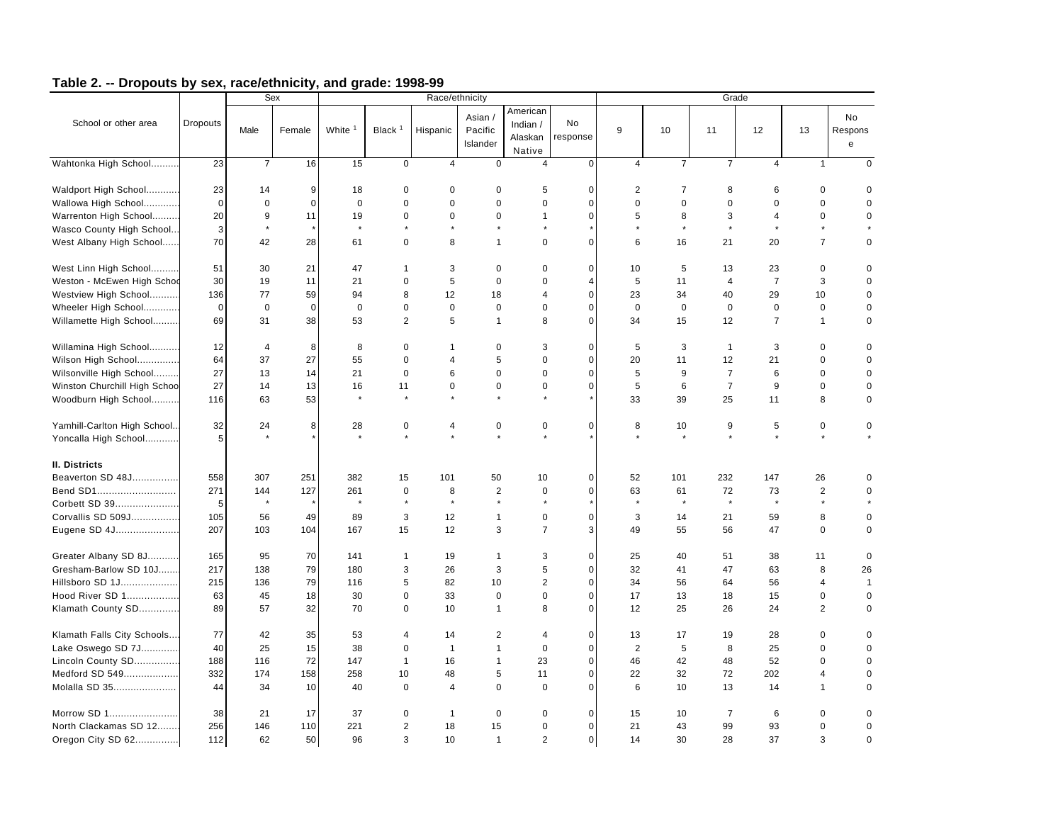## Table 2. -- Dropouts by sex, race/ethnicity, and grade: 1998-99

| School or other area | Dropouts | Sex | | Race/ethnicity | | | | | | Grade | | | | | |
|---|---|---|---|---|---|---|---|---|---|---|---|---|---|---|---|
| | | Male | Female | White [1] | Black [1] | Hispanic | Asian / Pacific Islander | American Indian / Alaskan Native | No response | 9 | 10 | 11 | 12 | 13 | No Response |
| Wahtonka High School.......... | 23 | 7 | 16 | 15 | 0 | 4 | 0 | 4 | 0 | 4 | 7 | 7 | 4 | 1 | 0 |
| Waldport High School............ | 23 | 14 | 9 | 18 | 0 | 0 | 0 | 5 | 0 | 2 | 7 | 8 | 6 | 0 | 0 |
| Wallowa High School............. | 0 | 0 | 0 | 0 | 0 | 0 | 0 | 0 | 0 | 0 | 0 | 0 | 0 | 0 | 0 |
| Warrenton High School.......... | 20 | 9 | 11 | 19 | 0 | 0 | 0 | 1 | 0 | 5 | 8 | 3 | 4 | 0 | 0 |
| Wasco County High School... | 3 | * | * | * | * | * | * | * | * | * | * | * | * | * | * |
| West Albany High School...... | 70 | 42 | 28 | 61 | 0 | 8 | 1 | 0 | 0 | 6 | 16 | 21 | 20 | 7 | 0 |
| West Linn High School.......... | 51 | 30 | 21 | 47 | 1 | 3 | 0 | 0 | 0 | 10 | 5 | 13 | 23 | 0 | 0 |
| Weston - McEwen High Schoo | 30 | 19 | 11 | 21 | 0 | 5 | 0 | 0 | 4 | 5 | 11 | 4 | 7 | 3 | 0 |
| Westview High School........... | 136 | 77 | 59 | 94 | 8 | 12 | 18 | 4 | 0 | 23 | 34 | 40 | 29 | 10 | 0 |
| Wheeler High School............. | 0 | 0 | 0 | 0 | 0 | 0 | 0 | 0 | 0 | 0 | 0 | 0 | 0 | 0 | 0 |
| Willamette High School......... | 69 | 31 | 38 | 53 | 2 | 5 | 1 | 8 | 0 | 34 | 15 | 12 | 7 | 1 | 0 |
| Willamina High School........... | 12 | 4 | 8 | 8 | 0 | 1 | 0 | 3 | 0 | 5 | 3 | 1 | 3 | 0 | 0 |
| Wilson High School............... | 64 | 37 | 27 | 55 | 0 | 4 | 5 | 0 | 0 | 20 | 11 | 12 | 21 | 0 | 0 |
| Wilsonville High School......... | 27 | 13 | 14 | 21 | 0 | 6 | 0 | 0 | 0 | 5 | 9 | 7 | 6 | 0 | 0 |
| Winston Churchill High Schoo | 27 | 14 | 13 | 16 | 11 | 0 | 0 | 0 | 0 | 5 | 6 | 7 | 9 | 0 | 0 |
| Woodburn High School.......... | 116 | 63 | 53 | * | * | * | * | * | * | 33 | 39 | 25 | 11 | 8 | 0 |
| Yamhill-Carlton High School... | 32 | 24 | 8 | 28 | 0 | 4 | 0 | 0 | 0 | 8 | 10 | 9 | 5 | 0 | 0 |
| Yoncalla High School............ | 5 | * | * | * | * | * | * | * | * | * | * | * | * | * | * |
| **II. Districts** | | | | | | | | | | | | | | | |
| Beaverton SD 48J................ | 558 | 307 | 251 | 382 | 15 | 101 | 50 | 10 | 0 | 52 | 101 | 232 | 147 | 26 | 0 |
| Bend SD1........................... | 271 | 144 | 127 | 261 | 0 | 8 | 2 | 0 | 0 | 63 | 61 | 72 | 73 | 2 | 0 |
| Corbett SD 39...................... | 5 | * | * | * | * | * | * | * | * | * | * | * | * | * | * |
| Corvallis SD 509J................ | 105 | 56 | 49 | 89 | 3 | 12 | 1 | 0 | 0 | 3 | 14 | 21 | 59 | 8 | 0 |
| Eugene SD 4J...................... | 207 | 103 | 104 | 167 | 15 | 12 | 3 | 7 | 3 | 49 | 55 | 56 | 47 | 0 | 0 |
| Greater Albany SD 8J........... | 165 | 95 | 70 | 141 | 1 | 19 | 1 | 3 | 0 | 25 | 40 | 51 | 38 | 11 | 0 |
| Gresham-Barlow SD 10J....... | 217 | 138 | 79 | 180 | 3 | 26 | 3 | 5 | 0 | 32 | 41 | 47 | 63 | 8 | 26 |
| Hillsboro SD 1J.................... | 215 | 136 | 79 | 116 | 5 | 82 | 10 | 2 | 0 | 34 | 56 | 64 | 56 | 4 | 1 |
| Hood River SD 1.................. | 63 | 45 | 18 | 30 | 0 | 33 | 0 | 0 | 0 | 17 | 13 | 18 | 15 | 0 | 0 |
| Klamath County SD.............. | 89 | 57 | 32 | 70 | 0 | 10 | 1 | 8 | 0 | 12 | 25 | 26 | 24 | 2 | 0 |
| Klamath Falls City Schools.... | 77 | 42 | 35 | 53 | 4 | 14 | 2 | 4 | 0 | 13 | 17 | 19 | 28 | 0 | 0 |
| Lake Oswego SD 7J............. | 40 | 25 | 15 | 38 | 0 | 1 | 1 | 0 | 0 | 2 | 5 | 8 | 25 | 0 | 0 |
| Lincoln County SD............... | 188 | 116 | 72 | 147 | 1 | 16 | 1 | 23 | 0 | 46 | 42 | 48 | 52 | 0 | 0 |
| Medford SD 549................... | 332 | 174 | 158 | 258 | 10 | 48 | 5 | 11 | 0 | 22 | 32 | 72 | 202 | 4 | 0 |
| Molalla SD 35...................... | 44 | 34 | 10 | 40 | 0 | 4 | 0 | 0 | 0 | 6 | 10 | 13 | 14 | 1 | 0 |
| Morrow SD 1........................ | 38 | 21 | 17 | 37 | 0 | 1 | 0 | 0 | 0 | 15 | 10 | 7 | 6 | 0 | 0 |
| North Clackamas SD 12........ | 256 | 146 | 110 | 221 | 2 | 18 | 15 | 0 | 0 | 21 | 43 | 99 | 93 | 0 | 0 |
| Oregon City SD 62............... | 112 | 62 | 50 | 96 | 3 | 10 | 1 | 2 | 0 | 14 | 30 | 28 | 37 | 3 | 0 |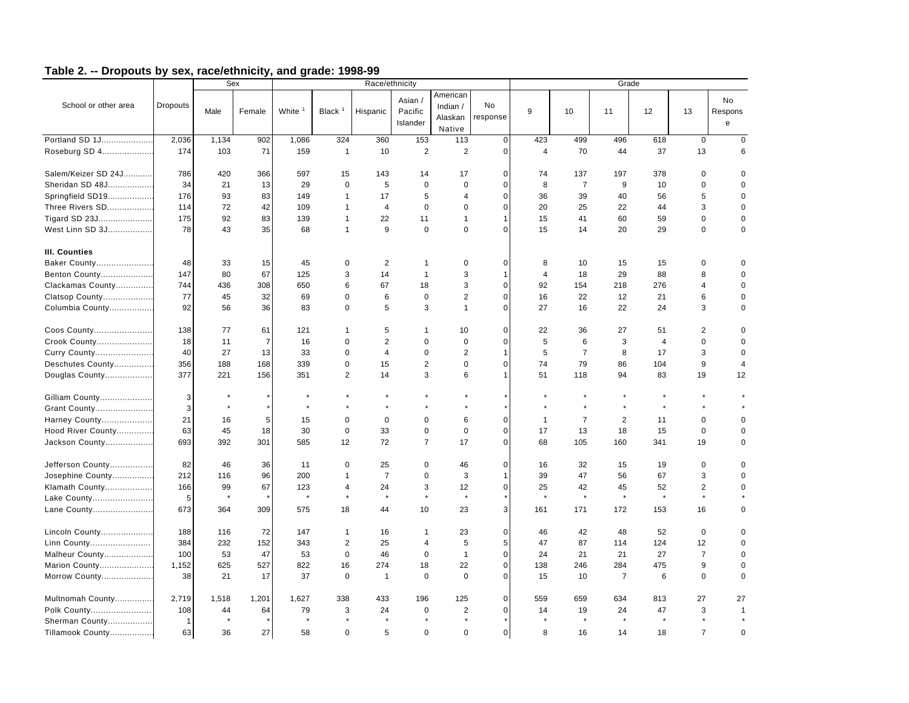## Table 2. -- Dropouts by sex, race/ethnicity, and grade: 1998-99

| School or other area | Dropouts | Sex | | Race/ethnicity | | | | | | Grade | | | | | |
|---|---|---|---|---|---|---|---|---|---|---|---|---|---|---|---|
| | | Male | Female | White [1] | Black [1] | Hispanic | Asian / Pacific Islander | American Indian / Alaskan Native | No response | 9 | 10 | 11 | 12 | 13 | No Response |
| Portland SD 1J | 2,036 | 1,134 | 902 | 1,086 | 324 | 360 | 153 | 113 | 0 | 423 | 499 | 496 | 618 | 0 | 0 |
| Roseburg SD 4 | 174 | 103 | 71 | 159 | 1 | 10 | 2 | 2 | 0 | 4 | 70 | 44 | 37 | 13 | 6 |
| Salem/Keizer SD 24J | 786 | 420 | 366 | 597 | 15 | 143 | 14 | 17 | 0 | 74 | 137 | 197 | 378 | 0 | 0 |
| Sheridan SD 48J | 34 | 21 | 13 | 29 | 0 | 5 | 0 | 0 | 0 | 8 | 7 | 9 | 10 | 0 | 0 |
| Springfield SD19 | 176 | 93 | 83 | 149 | 1 | 17 | 5 | 4 | 0 | 36 | 39 | 40 | 56 | 5 | 0 |
| Three Rivers SD | 114 | 72 | 42 | 109 | 1 | 4 | 0 | 0 | 0 | 20 | 25 | 22 | 44 | 3 | 0 |
| Tigard SD 23J | 175 | 92 | 83 | 139 | 1 | 22 | 11 | 1 | 1 | 15 | 41 | 60 | 59 | 0 | 0 |
| West Linn SD 3J | 78 | 43 | 35 | 68 | 1 | 9 | 0 | 0 | 0 | 15 | 14 | 20 | 29 | 0 | 0 |
| **III. Counties** | | | | | | | | | | | | | | | |
| Baker County | 48 | 33 | 15 | 45 | 0 | 2 | 1 | 0 | 0 | 8 | 10 | 15 | 15 | 0 | 0 |
| Benton County | 147 | 80 | 67 | 125 | 3 | 14 | 1 | 3 | 1 | 4 | 18 | 29 | 88 | 8 | 0 |
| Clackamas County | 744 | 436 | 308 | 650 | 6 | 67 | 18 | 3 | 0 | 92 | 154 | 218 | 276 | 4 | 0 |
| Clatsop County | 77 | 45 | 32 | 69 | 0 | 6 | 0 | 2 | 0 | 16 | 22 | 12 | 21 | 6 | 0 |
| Columbia County | 92 | 56 | 36 | 83 | 0 | 5 | 3 | 1 | 0 | 27 | 16 | 22 | 24 | 3 | 0 |
| Coos County | 138 | 77 | 61 | 121 | 1 | 5 | 1 | 10 | 0 | 22 | 36 | 27 | 51 | 2 | 0 |
| Crook County | 18 | 11 | 7 | 16 | 0 | 2 | 0 | 0 | 0 | 5 | 6 | 3 | 4 | 0 | 0 |
| Curry County | 40 | 27 | 13 | 33 | 0 | 4 | 0 | 2 | 1 | 5 | 7 | 8 | 17 | 3 | 0 |
| Deschutes County | 356 | 188 | 168 | 339 | 0 | 15 | 2 | 0 | 0 | 74 | 79 | 86 | 104 | 9 | 4 |
| Douglas County | 377 | 221 | 156 | 351 | 2 | 14 | 3 | 6 | 1 | 51 | 118 | 94 | 83 | 19 | 12 |
| Gilliam County | 3 | * | * | * | * | * | * | * | * | * | * | * | * | * | * |
| Grant County | 3 | * | * | * | * | * | * | * | * | * | * | * | * | * | * |
| Harney County | 21 | 16 | 5 | 15 | 0 | 0 | 0 | 6 | 0 | 1 | 7 | 2 | 11 | 0 | 0 |
| Hood River County | 63 | 45 | 18 | 30 | 0 | 33 | 0 | 0 | 0 | 17 | 13 | 18 | 15 | 0 | 0 |
| Jackson County | 693 | 392 | 301 | 585 | 12 | 72 | 7 | 17 | 0 | 68 | 105 | 160 | 341 | 19 | 0 |
| Jefferson County | 82 | 46 | 36 | 11 | 0 | 25 | 0 | 46 | 0 | 16 | 32 | 15 | 19 | 0 | 0 |
| Josephine County | 212 | 116 | 96 | 200 | 1 | 7 | 0 | 3 | 1 | 39 | 47 | 56 | 67 | 3 | 0 |
| Klamath County | 166 | 99 | 67 | 123 | 4 | 24 | 3 | 12 | 0 | 25 | 42 | 45 | 52 | 2 | 0 |
| Lake County | 5 | * | * | * | * | * | * | * | * | * | * | * | * | * | * |
| Lane County | 673 | 364 | 309 | 575 | 18 | 44 | 10 | 23 | 3 | 161 | 171 | 172 | 153 | 16 | 0 |
| Lincoln County | 188 | 116 | 72 | 147 | 1 | 16 | 1 | 23 | 0 | 46 | 42 | 48 | 52 | 0 | 0 |
| Linn County | 384 | 232 | 152 | 343 | 2 | 25 | 4 | 5 | 5 | 47 | 87 | 114 | 124 | 12 | 0 |
| Malheur County | 100 | 53 | 47 | 53 | 0 | 46 | 0 | 1 | 0 | 24 | 21 | 21 | 27 | 7 | 0 |
| Marion County | 1,152 | 625 | 527 | 822 | 16 | 274 | 18 | 22 | 0 | 138 | 246 | 284 | 475 | 9 | 0 |
| Morrow County | 38 | 21 | 17 | 37 | 0 | 1 | 0 | 0 | 0 | 15 | 10 | 7 | 6 | 0 | 0 |
| Multnomah County | 2,719 | 1,518 | 1,201 | 1,627 | 338 | 433 | 196 | 125 | 0 | 559 | 659 | 634 | 813 | 27 | 27 |
| Polk County | 108 | 44 | 64 | 79 | 3 | 24 | 0 | 2 | 0 | 14 | 19 | 24 | 47 | 3 | 1 |
| Sherman County | 1 | * | * | * | * | * | * | * | * | * | * | * | * | * | * |
| Tillamook County | 63 | 36 | 27 | 58 | 0 | 5 | 0 | 0 | 0 | 8 | 16 | 14 | 18 | 7 | 0 |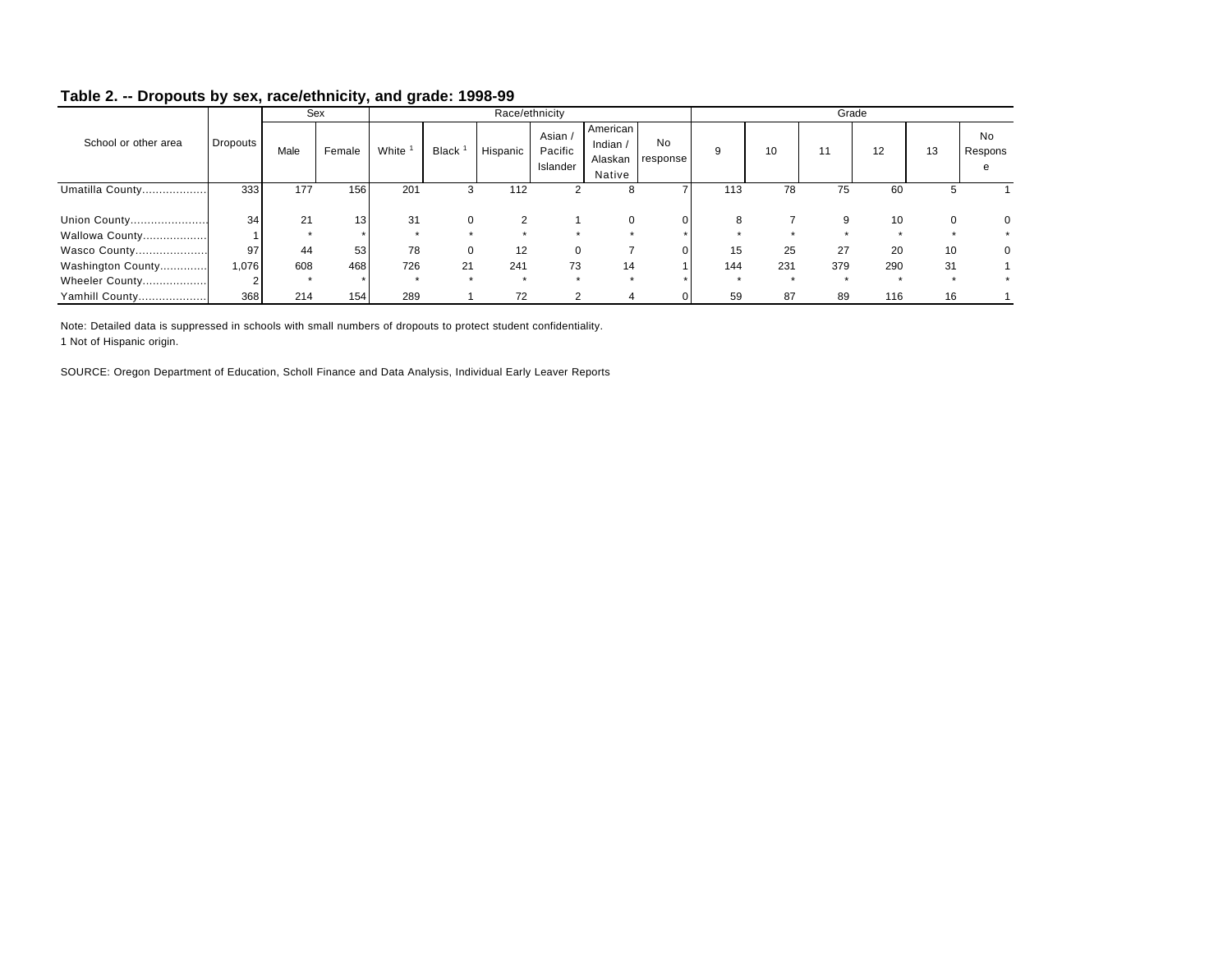## Table 2. -- Dropouts by sex, race/ethnicity, and grade: 1998-99

| School or other area | Dropouts | Sex | | Race/ethnicity | | | | | | Grade | | | | | |
|---|---|---|---|---|---|---|---|---|---|---|---|---|---|---|---|
| | | Male | Female | White [1] | Black [1] | Hispanic | Asian / Pacific Islander | American Indian / Alaskan Native | No response | 9 | 10 | 11 | 12 | 13 | No Response |
| Umatilla County.................. | 333 | 177 | 156 | 201 | 3 | 112 | 2 | 8 | 7 | 113 | 78 | 75 | 60 | 5 | 1 |
| Union County...................... | 34 | 21 | 13 | 31 | 0 | 2 | 1 | 0 | 0 | 8 | 7 | 9 | 10 | 0 | 0 |
| Wallowa County.................. | 1 | * | * | * | * | * | * | * | * | * | * | * | * | * | * |
| Wasco County.................... | 97 | 44 | 53 | 78 | 0 | 12 | 0 | 7 | 0 | 15 | 25 | 27 | 20 | 10 | 0 |
| Washington County............. | 1,076 | 608 | 468 | 726 | 21 | 241 | 73 | 14 | 1 | 144 | 231 | 379 | 290 | 31 | 1 |
| Wheeler County.................. | 2 | * | * | * | * | * | * | * | * | * | * | * | * | * | * |
| Yamhill County................... | 368 | 214 | 154 | 289 | 1 | 72 | 2 | 4 | 0 | 59 | 87 | 89 | 116 | 16 | 1 |

Note: Detailed data is suppressed in schools with small numbers of dropouts to protect student confidentiality.
1 Not of Hispanic origin.

SOURCE: Oregon Department of Education, Scholl Finance and Data Analysis, Individual Early Leaver Reports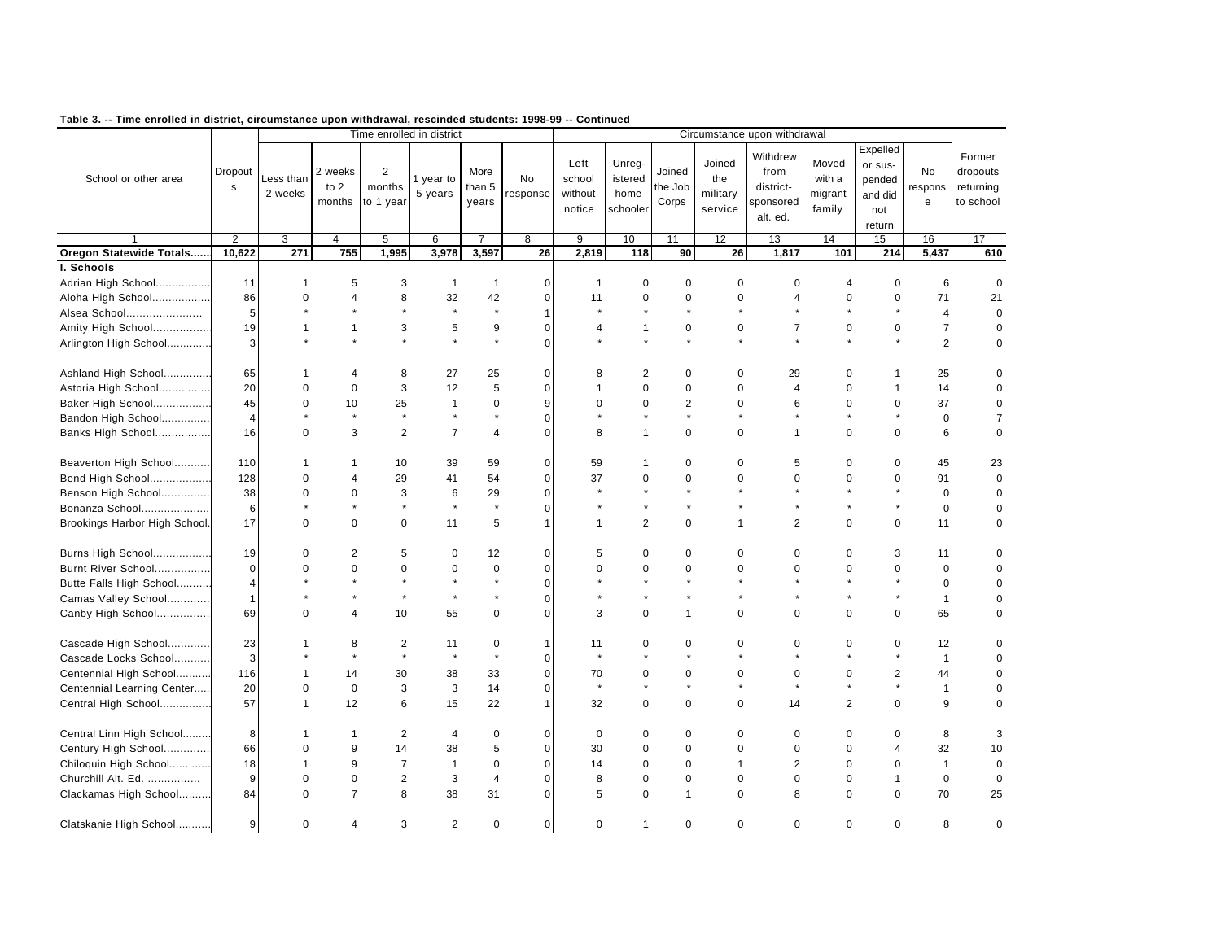**Table 3. -- Time enrolled in district, circumstance upon withdrawal, rescinded students: 1998-99 -- Continued**

| School or other area | Dropouts | Time enrolled in district | | | | | | Circumstance upon withdrawal | | | | | | | | Former dropouts returning to school |
|---|---|---|---|---|---|---|---|---|---|---|---|---|---|---|---|---|
| | | Less than 2 weeks | 2 weeks to 2 months | 2 months to 1 year | 1 year to 5 years | More than 5 years | No response | Left school without notice | Unregistered home schooler | Joined the Job Corps | Joined the military service | Withdrew from district-sponsored alt. ed. | Moved with a migrant family | Expelled or suspended and did not return | No response | |
| 1 | 2 | 3 | 4 | 5 | 6 | 7 | 8 | 9 | 10 | 11 | 12 | 13 | 14 | 15 | 16 | 17 |
| **Oregon Statewide Totals......** | **10,622** | **271** | **755** | **1,995** | **3,978** | **3,597** | **26** | **2,819** | **118** | **90** | **26** | **1,817** | **101** | **214** | **5,437** | **610** |
| **I. Schools** | | | | | | | | | | | | | | | | |
| Adrian High School................. | 11 | 1 | 5 | 3 | 1 | 1 | 0 | 1 | 0 | 0 | 0 | 0 | 4 | 0 | 6 | 0 |
| Aloha High School.................. | 86 | 0 | 4 | 8 | 32 | 42 | 0 | 11 | 0 | 0 | 0 | 4 | 0 | 0 | 71 | 21 |
| Alsea School....................... | 5 | * | * | * | * | * | 1 | * | * | * | * | * | * | * | 4 | 0 |
| Amity High School................. | 19 | 1 | 1 | 3 | 5 | 9 | 0 | 4 | 1 | 0 | 0 | 7 | 0 | 0 | 7 | 0 |
| Arlington High School............. | 3 | * | * | * | * | * | 0 | * | * | * | * | * | * | * | 2 | 0 |
| Ashland High School.............. | 65 | 1 | 4 | 8 | 27 | 25 | 0 | 8 | 2 | 0 | 0 | 29 | 0 | 1 | 25 | 0 |
| Astoria High School................ | 20 | 0 | 0 | 3 | 12 | 5 | 0 | 1 | 0 | 0 | 0 | 4 | 0 | 1 | 14 | 0 |
| Baker High School.................. | 45 | 0 | 10 | 25 | 1 | 0 | 9 | 0 | 0 | 2 | 0 | 6 | 0 | 0 | 37 | 0 |
| Bandon High School............... | 4 | * | * | * | * | * | 0 | * | * | * | * | * | * | * | 0 | 7 |
| Banks High School................. | 16 | 0 | 3 | 2 | 7 | 4 | 0 | 8 | 1 | 0 | 0 | 1 | 0 | 0 | 6 | 0 |
| Beaverton High School........... | 110 | 1 | 1 | 10 | 39 | 59 | 0 | 59 | 1 | 0 | 0 | 5 | 0 | 0 | 45 | 23 |
| Bend High School................... | 128 | 0 | 4 | 29 | 41 | 54 | 0 | 37 | 0 | 0 | 0 | 0 | 0 | 0 | 91 | 0 |
| Benson High School............... | 38 | 0 | 0 | 3 | 6 | 29 | 0 | * | * | * | * | * | * | * | 0 | 0 |
| Bonanza School..................... | 6 | * | * | * | * | * | 0 | * | * | * | * | * | * | * | 0 | 0 |
| Brookings Harbor High School. | 17 | 0 | 0 | 0 | 11 | 5 | 1 | 1 | 2 | 0 | 1 | 2 | 0 | 0 | 11 | 0 |
| Burns High School.................. | 19 | 0 | 2 | 5 | 0 | 12 | 0 | 5 | 0 | 0 | 0 | 0 | 0 | 3 | 11 | 0 |
| Burnt River School................. | 0 | 0 | 0 | 0 | 0 | 0 | 0 | 0 | 0 | 0 | 0 | 0 | 0 | 0 | 0 | 0 |
| Butte Falls High School.......... | 4 | * | * | * | * | * | 0 | * | * | * | * | * | * | * | 0 | 0 |
| Camas Valley School............. | 1 | * | * | * | * | * | 0 | * | * | * | * | * | * | * | 1 | 0 |
| Canby High School................ | 69 | 0 | 4 | 10 | 55 | 0 | 0 | 3 | 0 | 1 | 0 | 0 | 0 | 0 | 65 | 0 |
| Cascade High School............. | 23 | 1 | 8 | 2 | 11 | 0 | 1 | 11 | 0 | 0 | 0 | 0 | 0 | 0 | 12 | 0 |
| Cascade Locks School........... | 3 | * | * | * | * | * | 0 | * | * | * | * | * | * | * | 1 | 0 |
| Centennial High School.......... | 116 | 1 | 14 | 30 | 38 | 33 | 0 | 70 | 0 | 0 | 0 | 0 | 0 | 2 | 44 | 0 |
| Centennial Learning Center..... | 20 | 0 | 0 | 3 | 3 | 14 | 0 | * | * | * | * | * | * | * | 1 | 0 |
| Central High School................ | 57 | 1 | 12 | 6 | 15 | 22 | 1 | 32 | 0 | 0 | 0 | 14 | 2 | 0 | 9 | 0 |
| Central Linn High School......... | 8 | 1 | 1 | 2 | 4 | 0 | 0 | 0 | 0 | 0 | 0 | 0 | 0 | 0 | 8 | 3 |
| Century High School............. | 66 | 0 | 9 | 14 | 38 | 5 | 0 | 30 | 0 | 0 | 0 | 0 | 0 | 4 | 32 | 10 |
| Chiloquin High School............ | 18 | 1 | 9 | 7 | 1 | 0 | 0 | 14 | 0 | 0 | 1 | 2 | 0 | 0 | 1 | 0 |
| Churchill Alt. Ed. ................ | 9 | 0 | 0 | 2 | 3 | 4 | 0 | 8 | 0 | 0 | 0 | 0 | 0 | 1 | 0 | 0 |
| Clackamas High School.......... | 84 | 0 | 7 | 8 | 38 | 31 | 0 | 5 | 0 | 1 | 0 | 8 | 0 | 0 | 70 | 25 |
| Clatskanie High School........... | 9 | 0 | 4 | 3 | 2 | 0 | 0 | 0 | 1 | 0 | 0 | 0 | 0 | 0 | 8 | 0 |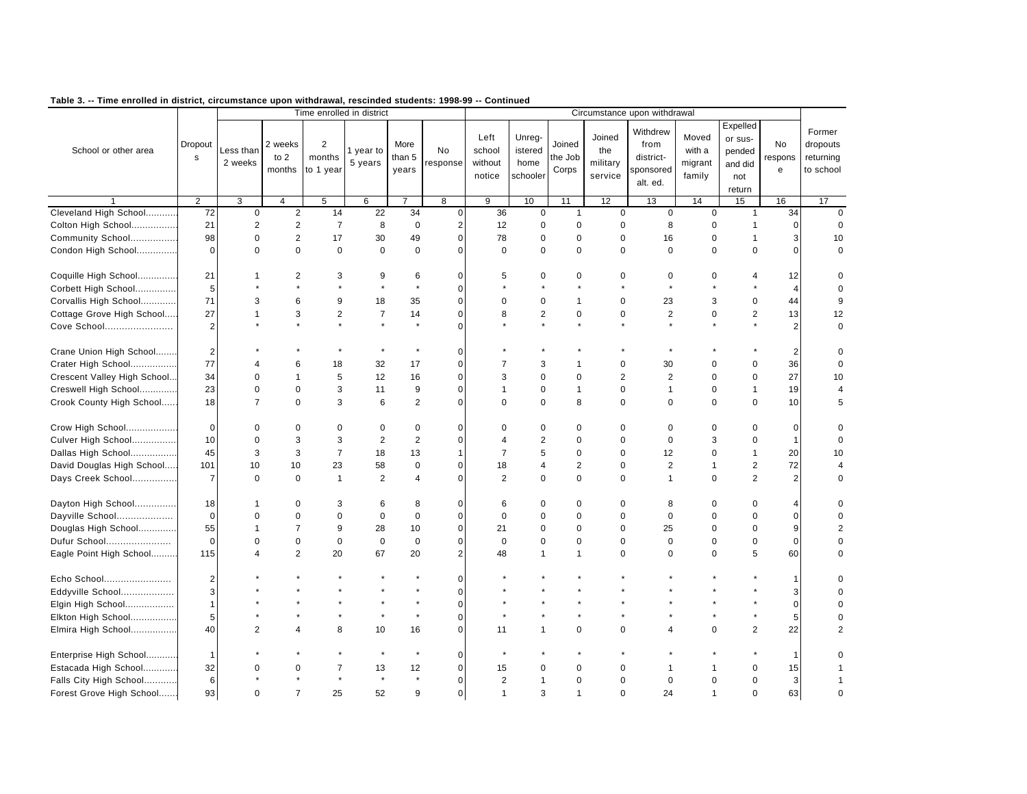**Table 3. -- Time enrolled in district, circumstance upon withdrawal, rescinded students: 1998-99 -- Continued**

| School or other area | Dropouts | Time enrolled in district | | | | | | Circumstance upon withdrawal | | | | | | | | Former dropouts returning to school |
|---|---|---|---|---|---|---|---|---|---|---|---|---|---|---|---|---|
| | | Less than 2 weeks | 2 weeks to 2 months | 2 months to 1 year | 1 year to 5 years | More than 5 years | No response | Left school without notice | Unregistered home schooler | Joined the Job Corps | Joined the military service | Withdrew from district-sponsored alt. ed. | Moved with a migrant family | Expelled or suspended and did not return | No response | |
| 1 | 2 | 3 | 4 | 5 | 6 | 7 | 8 | 9 | 10 | 11 | 12 | 13 | 14 | 15 | 16 | 17 |
| Cleveland High School | 72 | 0 | 2 | 14 | 22 | 34 | 0 | 36 | 0 | 1 | 0 | 0 | 0 | 1 | 34 | 0 |
| Colton High School | 21 | 2 | 2 | 7 | 8 | 0 | 2 | 12 | 0 | 0 | 0 | 8 | 0 | 1 | 0 | 0 |
| Community School | 98 | 0 | 2 | 17 | 30 | 49 | 0 | 78 | 0 | 0 | 0 | 16 | 0 | 1 | 3 | 10 |
| Condon High School | 0 | 0 | 0 | 0 | 0 | 0 | 0 | 0 | 0 | 0 | 0 | 0 | 0 | 0 | 0 | 0 |
| Coquille High School | 21 | 1 | 2 | 3 | 9 | 6 | 0 | 5 | 0 | 0 | 0 | 0 | 0 | 4 | 12 | 0 |
| Corbett High School | 5 | * | * | * | * | * | 0 | * | * | * | * | * | * | * | 4 | 0 |
| Corvallis High School | 71 | 3 | 6 | 9 | 18 | 35 | 0 | 0 | 0 | 1 | 0 | 23 | 3 | 0 | 44 | 9 |
| Cottage Grove High School | 27 | 1 | 3 | 2 | 7 | 14 | 0 | 8 | 2 | 0 | 0 | 2 | 0 | 2 | 13 | 12 |
| Cove School | 2 | * | * | * | * | * | 0 | * | * | * | * | * | * | * | 2 | 0 |
| Crane Union High School | 2 | * | * | * | * | * | 0 | * | * | * | * | * | * | * | 2 | 0 |
| Crater High School | 77 | 4 | 6 | 18 | 32 | 17 | 0 | 7 | 3 | 1 | 0 | 30 | 0 | 0 | 36 | 0 |
| Crescent Valley High School | 34 | 0 | 1 | 5 | 12 | 16 | 0 | 3 | 0 | 0 | 2 | 2 | 0 | 0 | 27 | 10 |
| Creswell High School | 23 | 0 | 0 | 3 | 11 | 9 | 0 | 1 | 0 | 1 | 0 | 1 | 0 | 1 | 19 | 4 |
| Crook County High School | 18 | 7 | 0 | 3 | 6 | 2 | 0 | 0 | 0 | 8 | 0 | 0 | 0 | 0 | 10 | 5 |
| Crow High School | 0 | 0 | 0 | 0 | 0 | 0 | 0 | 0 | 0 | 0 | 0 | 0 | 0 | 0 | 0 | 0 |
| Culver High School | 10 | 0 | 3 | 3 | 2 | 2 | 0 | 4 | 2 | 0 | 0 | 0 | 3 | 0 | 1 | 0 |
| Dallas High School | 45 | 3 | 3 | 7 | 18 | 13 | 1 | 7 | 5 | 0 | 0 | 12 | 0 | 1 | 20 | 10 |
| David Douglas High School | 101 | 10 | 10 | 23 | 58 | 0 | 0 | 18 | 4 | 2 | 0 | 2 | 1 | 2 | 72 | 4 |
| Days Creek School | 7 | 0 | 0 | 1 | 2 | 4 | 0 | 2 | 0 | 0 | 0 | 1 | 0 | 2 | 2 | 0 |
| Dayton High School | 18 | 1 | 0 | 3 | 6 | 8 | 0 | 6 | 0 | 0 | 0 | 8 | 0 | 0 | 4 | 0 |
| Dayville School | 0 | 0 | 0 | 0 | 0 | 0 | 0 | 0 | 0 | 0 | 0 | 0 | 0 | 0 | 0 | 0 |
| Douglas High School | 55 | 1 | 7 | 9 | 28 | 10 | 0 | 21 | 0 | 0 | 0 | 25 | 0 | 0 | 9 | 2 |
| Dufur School | 0 | 0 | 0 | 0 | 0 | 0 | 0 | 0 | 0 | 0 | 0 | 0 | 0 | 0 | 0 | 0 |
| Eagle Point High School | 115 | 4 | 2 | 20 | 67 | 20 | 2 | 48 | 1 | 1 | 0 | 0 | 0 | 5 | 60 | 0 |
| Echo School | 2 | * | * | * | * | * | 0 | * | * | * | * | * | * | * | 1 | 0 |
| Eddyville School | 3 | * | * | * | * | * | 0 | * | * | * | * | * | * | * | 3 | 0 |
| Elgin High School | 1 | * | * | * | * | * | 0 | * | * | * | * | * | * | * | 0 | 0 |
| Elkton High School | 5 | * | * | * | * | * | 0 | * | * | * | * | * | * | * | 5 | 0 |
| Elmira High School | 40 | 2 | 4 | 8 | 10 | 16 | 0 | 11 | 1 | 0 | 0 | 4 | 0 | 2 | 22 | 2 |
| Enterprise High School | 1 | * | * | * | * | * | 0 | * | * | * | * | * | * | * | 1 | 0 |
| Estacada High School | 32 | 0 | 0 | 7 | 13 | 12 | 0 | 15 | 0 | 0 | 0 | 1 | 1 | 0 | 15 | 1 |
| Falls City High School | 6 | * | * | * | * | * | 0 | 2 | 1 | 0 | 0 | 0 | 0 | 0 | 3 | 1 |
| Forest Grove High School | 93 | 0 | 7 | 25 | 52 | 9 | 0 | 1 | 3 | 1 | 0 | 24 | 1 | 0 | 63 | 0 |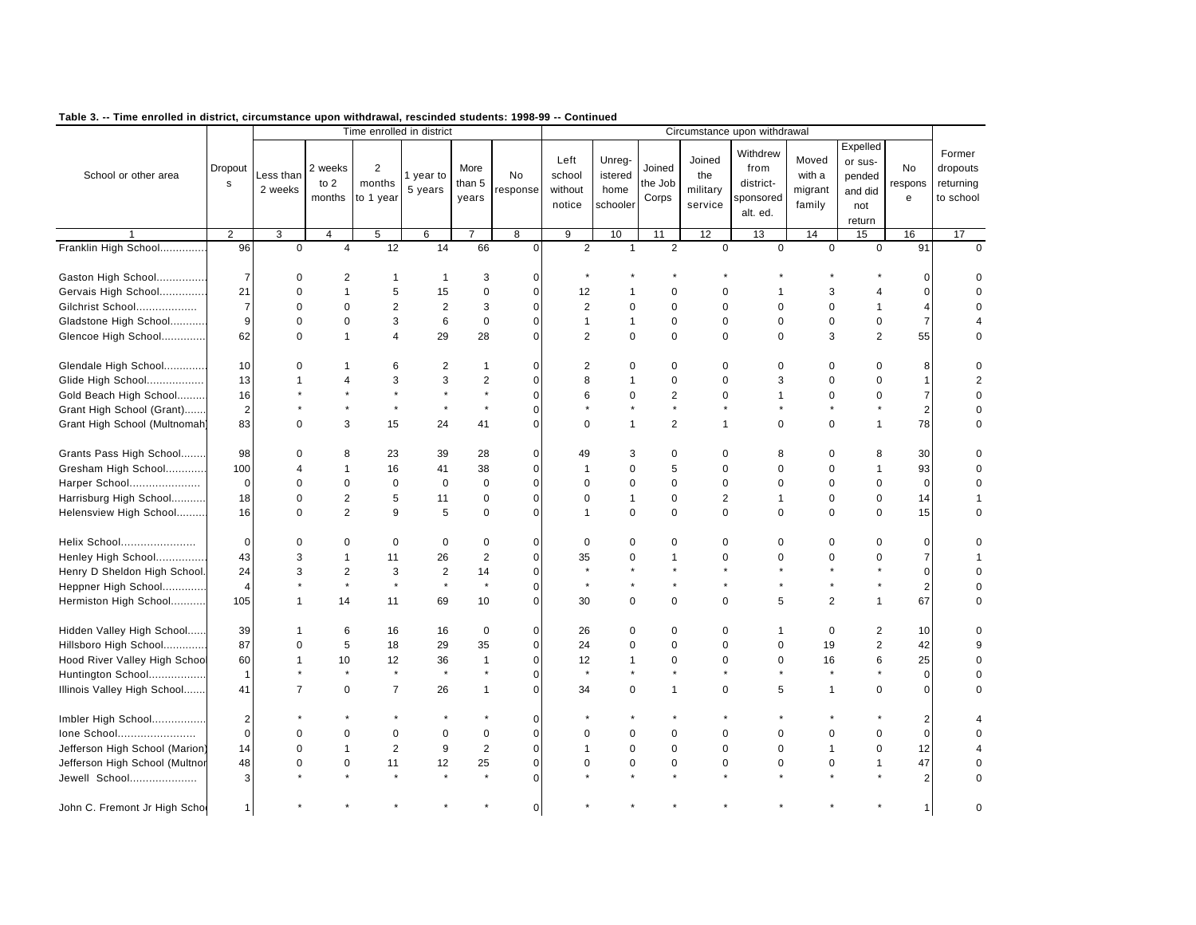**Table 3. -- Time enrolled in district, circumstance upon withdrawal, rescinded students: 1998-99 -- Continued**

| School or other area | Dropouts | Time enrolled in district | | | | | | Circumstance upon withdrawal | | | | | | | | Former dropouts returning to school |
|---|---|---|---|---|---|---|---|---|---|---|---|---|---|---|---|---|
| | | Less than 2 weeks | 2 weeks to 2 months | 2 months to 1 year | 1 year to 5 years | More than 5 years | No response | Left school without notice | Unregistered home schooler | Joined the Job Corps | Joined the military service | Withdrew from district-sponsored alt. ed. | Moved with a migrant family | Expelled or suspended and did not return | No response | |
| 1 | 2 | 3 | 4 | 5 | 6 | 7 | 8 | 9 | 10 | 11 | 12 | 13 | 14 | 15 | 16 | 17 |
| Franklin High School.............. | 96 | 0 | 4 | 12 | 14 | 66 | 0 | 2 | 1 | 2 | 0 | 0 | 0 | 0 | 91 | 0 |
| Gaston High School................ | 7 | 0 | 2 | 1 | 1 | 3 | 0 | * | * | * | * | * | * | * | 0 | 0 |
| Gervais High School............... | 21 | 0 | 1 | 5 | 15 | 0 | 0 | 12 | 1 | 0 | 0 | 1 | 3 | 4 | 0 | 0 |
| Gilchrist School................... | 7 | 0 | 0 | 2 | 2 | 3 | 0 | 2 | 0 | 0 | 0 | 0 | 0 | 1 | 4 | 0 |
| Gladstone High School............ | 9 | 0 | 0 | 3 | 6 | 0 | 0 | 1 | 1 | 0 | 0 | 0 | 0 | 0 | 7 | 4 |
| Glencoe High School.............. | 62 | 0 | 1 | 4 | 29 | 28 | 0 | 2 | 0 | 0 | 0 | 0 | 3 | 2 | 55 | 0 |
| Glendale High School.............. | 10 | 0 | 1 | 6 | 2 | 1 | 0 | 2 | 0 | 0 | 0 | 0 | 0 | 0 | 8 | 0 |
| Glide High School.................. | 13 | 1 | 4 | 3 | 3 | 2 | 0 | 8 | 1 | 0 | 0 | 3 | 0 | 0 | 1 | 2 |
| Gold Beach High School.......... | 16 | * | * | * | * | * | 0 | 6 | 0 | 2 | 0 | 1 | 0 | 0 | 7 | 0 |
| Grant High School (Grant)....... | 2 | * | * | * | * | * | 0 | * | * | * | * | * | * | * | 2 | 0 |
| Grant High School (Multnomah) | 83 | 0 | 3 | 15 | 24 | 41 | 0 | 0 | 1 | 2 | 1 | 0 | 0 | 1 | 78 | 0 |
| Grants Pass High School......... | 98 | 0 | 8 | 23 | 39 | 28 | 0 | 49 | 3 | 0 | 0 | 8 | 0 | 8 | 30 | 0 |
| Gresham High School............. | 100 | 4 | 1 | 16 | 41 | 38 | 0 | 1 | 0 | 5 | 0 | 0 | 0 | 1 | 93 | 0 |
| Harper School...................... | 0 | 0 | 0 | 0 | 0 | 0 | 0 | 0 | 0 | 0 | 0 | 0 | 0 | 0 | 0 | 0 |
| Harrisburg High School........... | 18 | 0 | 2 | 5 | 11 | 0 | 0 | 0 | 1 | 0 | 2 | 1 | 0 | 0 | 14 | 1 |
| Helensview High School.......... | 16 | 0 | 2 | 9 | 5 | 0 | 0 | 1 | 0 | 0 | 0 | 0 | 0 | 0 | 15 | 0 |
| Helix School....................... | 0 | 0 | 0 | 0 | 0 | 0 | 0 | 0 | 0 | 0 | 0 | 0 | 0 | 0 | 0 | 0 |
| Henley High School................ | 43 | 3 | 1 | 11 | 26 | 2 | 0 | 35 | 0 | 1 | 0 | 0 | 0 | 0 | 7 | 1 |
| Henry D Sheldon High School. | 24 | 3 | 2 | 3 | 2 | 14 | 0 | * | * | * | * | * | * | * | 0 | 0 |
| Heppner High School.............. | 4 | * | * | * | * | * | 0 | * | * | * | * | * | * | * | 2 | 0 |
| Hermiston High School........... | 105 | 1 | 14 | 11 | 69 | 10 | 0 | 30 | 0 | 0 | 0 | 5 | 2 | 1 | 67 | 0 |
| Hidden Valley High School...... | 39 | 1 | 6 | 16 | 16 | 0 | 0 | 26 | 0 | 0 | 0 | 1 | 0 | 2 | 10 | 0 |
| Hillsboro High School............. | 87 | 0 | 5 | 18 | 29 | 35 | 0 | 24 | 0 | 0 | 0 | 0 | 19 | 2 | 42 | 9 |
| Hood River Valley High School | 60 | 1 | 10 | 12 | 36 | 1 | 0 | 12 | 1 | 0 | 0 | 0 | 16 | 6 | 25 | 0 |
| Huntington School.................. | 1 | * | * | * | * | * | 0 | * | * | * | * | * | * | * | 0 | 0 |
| Illinois Valley High School....... | 41 | 7 | 0 | 7 | 26 | 1 | 0 | 34 | 0 | 1 | 0 | 5 | 1 | 0 | 0 | 0 |
| Imbler High School................. | 2 | * | * | * | * | * | 0 | * | * | * | * | * | * | * | 2 | 4 |
| Ione School........................ | 0 | 0 | 0 | 0 | 0 | 0 | 0 | 0 | 0 | 0 | 0 | 0 | 0 | 0 | 0 | 0 |
| Jefferson High School (Marion) | 14 | 0 | 1 | 2 | 9 | 2 | 0 | 1 | 0 | 0 | 0 | 0 | 1 | 0 | 12 | 4 |
| Jefferson High School (Multnomah) | 48 | 0 | 0 | 11 | 12 | 25 | 0 | 0 | 0 | 0 | 0 | 0 | 0 | 1 | 47 | 0 |
| Jewell School..................... | 3 | * | * | * | * | * | 0 | * | * | * | * | * | * | * | 2 | 0 |
| John C. Fremont Jr High School | 1 | * | * | * | * | * | 0 | * | * | * | * | * | * | * | 1 | 0 |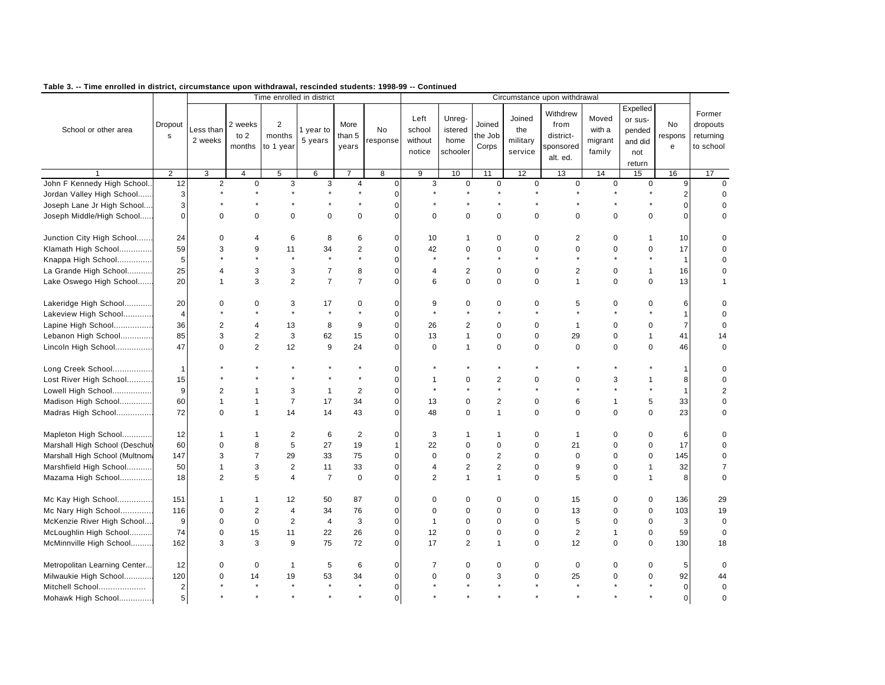**Table 3. -- Time enrolled in district, circumstance upon withdrawal, rescinded students: 1998-99 -- Continued**

| School or other area | Dropouts | Time enrolled in district | | | | | | Circumstance upon withdrawal | | | | | | | | Former dropouts returning to school |
|---|---|---|---|---|---|---|---|---|---|---|---|---|---|---|---|---|
| | | Less than 2 weeks | 2 weeks to 2 months | 2 months to 1 year | 1 year to 5 years | More than 5 years | No response | Left school without notice | Unreg-istered home schooler | Joined the Job Corps | Joined the military service | Withdrew from district-sponsored alt. ed. | Moved with a migrant family | Expelled or sus-pended and did not return | No response | |
| 1 | 2 | 3 | 4 | 5 | 6 | 7 | 8 | 9 | 10 | 11 | 12 | 13 | 14 | 15 | 16 | 17 |
| John F Kennedy High School.. | 12 | 2 | 0 | 3 | 3 | 4 | 0 | 3 | 0 | 0 | 0 | 0 | 0 | 0 | 9 | 0 |
| Jordan Valley High School...... | 3 | * | * | * | * | * | 0 | * | * | * | * | * | * | * | 2 | 0 |
| Joseph Lane Jr High School.... | 3 | * | * | * | * | * | 0 | * | * | * | * | * | * | * | 0 | 0 |
| Joseph Middle/High School...... | 0 | 0 | 0 | 0 | 0 | 0 | 0 | 0 | 0 | 0 | 0 | 0 | 0 | 0 | 0 | 0 |
| Junction City High School....... | 24 | 0 | 4 | 6 | 8 | 6 | 0 | 10 | 1 | 0 | 0 | 2 | 0 | 1 | 10 | 0 |
| Klamath High School.............. | 59 | 3 | 9 | 11 | 34 | 2 | 0 | 42 | 0 | 0 | 0 | 0 | 0 | 0 | 17 | 0 |
| Knappa High School............... | 5 | * | * | * | * | * | 0 | * | * | * | * | * | * | * | 1 | 0 |
| La Grande High School........... | 25 | 4 | 3 | 3 | 7 | 8 | 0 | 4 | 2 | 0 | 0 | 2 | 0 | 1 | 16 | 0 |
| Lake Oswego High School....... | 20 | 1 | 3 | 2 | 7 | 7 | 0 | 6 | 0 | 0 | 0 | 1 | 0 | 0 | 13 | 1 |
| Lakeridge High School............ | 20 | 0 | 0 | 3 | 17 | 0 | 0 | 9 | 0 | 0 | 0 | 5 | 0 | 0 | 6 | 0 |
| Lakeview High School............. | 4 | * | * | * | * | * | 0 | * | * | * | * | * | * | * | 1 | 0 |
| Lapine High School................. | 36 | 2 | 4 | 13 | 8 | 9 | 0 | 26 | 2 | 0 | 0 | 1 | 0 | 0 | 7 | 0 |
| Lebanon High School.............. | 85 | 3 | 2 | 3 | 62 | 15 | 0 | 13 | 1 | 0 | 0 | 29 | 0 | 1 | 41 | 14 |
| Lincoln High School................ | 47 | 0 | 2 | 12 | 9 | 24 | 0 | 0 | 1 | 0 | 0 | 0 | 0 | 0 | 46 | 0 |
| Long Creek School.................. | 1 | * | * | * | * | * | 0 | * | * | * | * | * | * | * | 1 | 0 |
| Lost River High School........... | 15 | * | * | * | * | * | 0 | 1 | 0 | 2 | 0 | 0 | 3 | 1 | 8 | 0 |
| Lowell High School................. | 9 | 2 | 1 | 3 | 1 | 2 | 0 | * | * | * | * | * | * | * | 1 | 2 |
| Madison High School.............. | 60 | 1 | 1 | 7 | 17 | 34 | 0 | 13 | 0 | 2 | 0 | 6 | 1 | 5 | 33 | 0 |
| Madras High School................ | 72 | 0 | 1 | 14 | 14 | 43 | 0 | 48 | 0 | 1 | 0 | 0 | 0 | 0 | 23 | 0 |
| Mapleton High School............. | 12 | 1 | 1 | 2 | 6 | 2 | 0 | 3 | 1 | 1 | 0 | 1 | 0 | 0 | 6 | 0 |
| Marshall High School (Deschut | 60 | 0 | 8 | 5 | 27 | 19 | 1 | 22 | 0 | 0 | 0 | 21 | 0 | 0 | 17 | 0 |
| Marshall High School (Multnom | 147 | 3 | 7 | 29 | 33 | 75 | 0 | 0 | 0 | 2 | 0 | 0 | 0 | 0 | 145 | 0 |
| Marshfield High School........... | 50 | 1 | 3 | 2 | 11 | 33 | 0 | 4 | 2 | 2 | 0 | 9 | 0 | 1 | 32 | 7 |
| Mazama High School.............. | 18 | 2 | 5 | 4 | 7 | 0 | 0 | 2 | 1 | 1 | 0 | 5 | 0 | 1 | 8 | 0 |
| Mc Kay High School............... | 151 | 1 | 1 | 12 | 50 | 87 | 0 | 0 | 0 | 0 | 0 | 15 | 0 | 0 | 136 | 29 |
| Mc Nary High School.............. | 116 | 0 | 2 | 4 | 34 | 76 | 0 | 0 | 0 | 0 | 0 | 13 | 0 | 0 | 103 | 19 |
| McKenzie River High School.... | 9 | 0 | 0 | 2 | 4 | 3 | 0 | 1 | 0 | 0 | 0 | 5 | 0 | 0 | 3 | 0 |
| McLoughlin High School.......... | 74 | 0 | 15 | 11 | 22 | 26 | 0 | 12 | 0 | 0 | 0 | 2 | 1 | 0 | 59 | 0 |
| McMinnville High School.......... | 162 | 3 | 3 | 9 | 75 | 72 | 0 | 17 | 2 | 1 | 0 | 12 | 0 | 0 | 130 | 18 |
| Metropolitan Learning Center... | 12 | 0 | 0 | 1 | 5 | 6 | 0 | 7 | 0 | 0 | 0 | 0 | 0 | 0 | 5 | 0 |
| Milwaukie High School............ | 120 | 0 | 14 | 19 | 53 | 34 | 0 | 0 | 0 | 3 | 0 | 25 | 0 | 0 | 92 | 44 |
| Mitchell School.................... | 2 | * | * | * | * | * | 0 | * | * | * | * | * | * | * | 0 | 0 |
| Mohawk High School............... | 5 | * | * | * | * | * | 0 | * | * | * | * | * | * | * | 0 | 0 |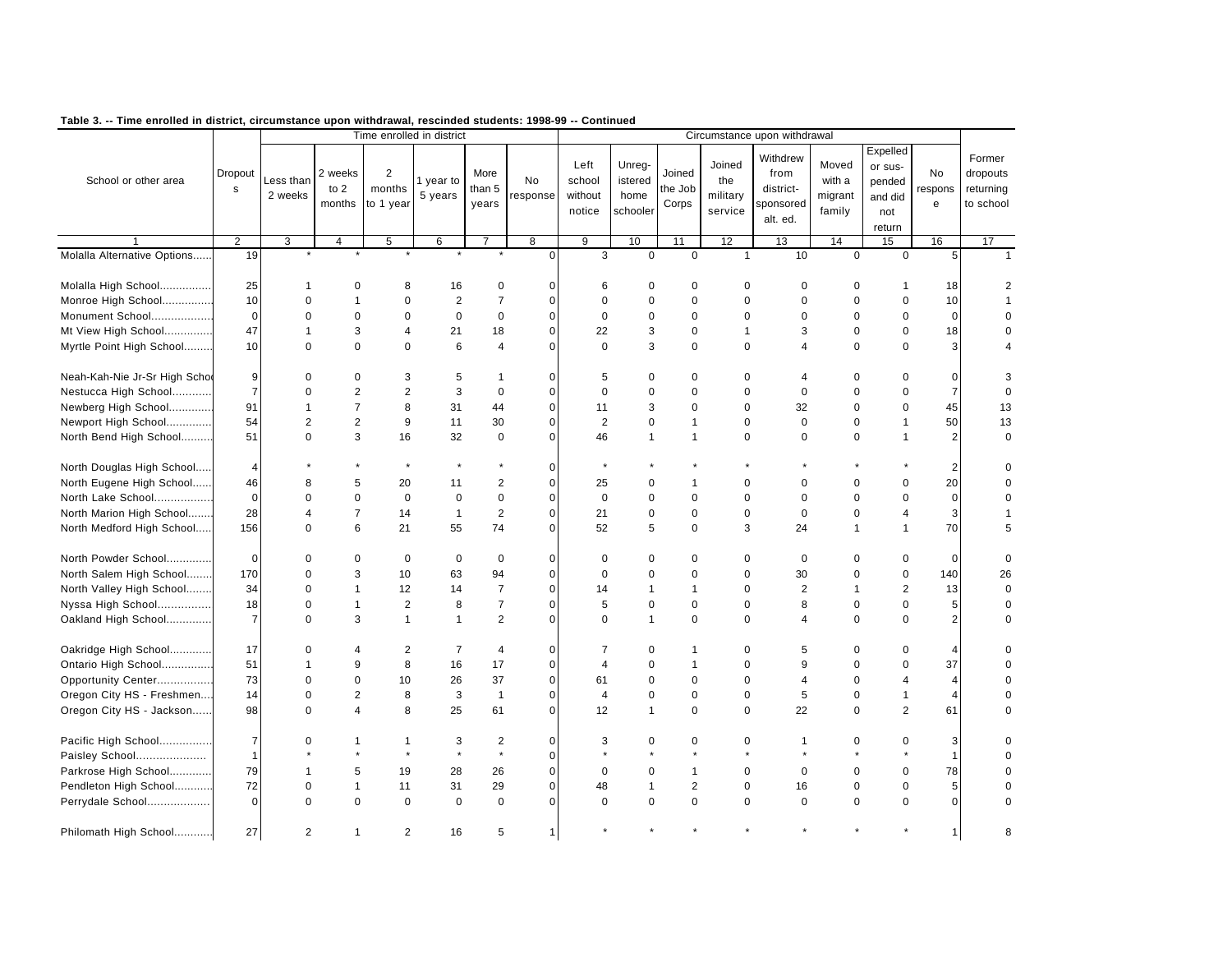**Table 3. -- Time enrolled in district, circumstance upon withdrawal, rescinded students: 1998-99 -- Continued**

| School or other area | Dropouts | Time enrolled in district | | | | | | Circumstance upon withdrawal | | | | | | | | Former dropouts returning to school |
|---|---|---|---|---|---|---|---|---|---|---|---|---|---|---|---|---|
| | | Less than 2 weeks | 2 weeks to 2 months | 2 months to 1 year | 1 year to 5 years | More than 5 years | No response | Left school without notice | Unregistered home schooler | Joined the Job Corps | Joined the military service | Withdrew from district-sponsored alt. ed. | Moved with a migrant family | Expelled or suspended and did not return | No response | |
| 1 | 2 | 3 | 4 | 5 | 6 | 7 | 8 | 9 | 10 | 11 | 12 | 13 | 14 | 15 | 16 | 17 |
| Molalla Alternative Options...... | 19 | * | * | * | * | * | 0 | 3 | 0 | 0 | 1 | 10 | 0 | 0 | 5 | 1 |
| Molalla High School................ | 25 | 1 | 0 | 8 | 16 | 0 | 0 | 6 | 0 | 0 | 0 | 0 | 0 | 1 | 18 | 2 |
| Monroe High School................ | 10 | 0 | 1 | 0 | 2 | 7 | 0 | 0 | 0 | 0 | 0 | 0 | 0 | 0 | 10 | 1 |
| Monument School................... | 0 | 0 | 0 | 0 | 0 | 0 | 0 | 0 | 0 | 0 | 0 | 0 | 0 | 0 | 0 | 0 |
| Mt View High School.............. | 47 | 1 | 3 | 4 | 21 | 18 | 0 | 22 | 3 | 0 | 1 | 3 | 0 | 0 | 18 | 0 |
| Myrtle Point High School......... | 10 | 0 | 0 | 0 | 6 | 4 | 0 | 0 | 3 | 0 | 0 | 4 | 0 | 0 | 3 | 4 |
| Neah-Kah-Nie Jr-Sr High School | 9 | 0 | 0 | 3 | 5 | 1 | 0 | 5 | 0 | 0 | 0 | 4 | 0 | 0 | 0 | 3 |
| Nestucca High School............ | 7 | 0 | 2 | 2 | 3 | 0 | 0 | 0 | 0 | 0 | 0 | 0 | 0 | 0 | 7 | 0 |
| Newberg High School............. | 91 | 1 | 7 | 8 | 31 | 44 | 0 | 11 | 3 | 0 | 0 | 32 | 0 | 0 | 45 | 13 |
| Newport High School.............. | 54 | 2 | 2 | 9 | 11 | 30 | 0 | 2 | 0 | 1 | 0 | 0 | 0 | 1 | 50 | 13 |
| North Bend High School.......... | 51 | 0 | 3 | 16 | 32 | 0 | 0 | 46 | 1 | 1 | 0 | 0 | 0 | 1 | 2 | 0 |
| North Douglas High School..... | 4 | * | * | * | * | * | 0 | * | * | * | * | * | * | * | 2 | 0 |
| North Eugene High School...... | 46 | 8 | 5 | 20 | 11 | 2 | 0 | 25 | 0 | 1 | 0 | 0 | 0 | 0 | 20 | 0 |
| North Lake School.................. | 0 | 0 | 0 | 0 | 0 | 0 | 0 | 0 | 0 | 0 | 0 | 0 | 0 | 0 | 0 | 0 |
| North Marion High School....... | 28 | 4 | 7 | 14 | 1 | 2 | 0 | 21 | 0 | 0 | 0 | 0 | 0 | 4 | 3 | 1 |
| North Medford High School..... | 156 | 0 | 6 | 21 | 55 | 74 | 0 | 52 | 5 | 0 | 3 | 24 | 1 | 1 | 70 | 5 |
| North Powder School.............. | 0 | 0 | 0 | 0 | 0 | 0 | 0 | 0 | 0 | 0 | 0 | 0 | 0 | 0 | 0 | 0 |
| North Salem High School........ | 170 | 0 | 3 | 10 | 63 | 94 | 0 | 0 | 0 | 0 | 0 | 30 | 0 | 0 | 140 | 26 |
| North Valley High School........ | 34 | 0 | 1 | 12 | 14 | 7 | 0 | 14 | 1 | 1 | 0 | 2 | 1 | 2 | 13 | 0 |
| Nyssa High School................ | 18 | 0 | 1 | 2 | 8 | 7 | 0 | 5 | 0 | 0 | 0 | 8 | 0 | 0 | 5 | 0 |
| Oakland High School............. | 7 | 0 | 3 | 1 | 1 | 2 | 0 | 0 | 1 | 0 | 0 | 4 | 0 | 0 | 2 | 0 |
| Oakridge High School............. | 17 | 0 | 4 | 2 | 7 | 4 | 0 | 7 | 0 | 1 | 0 | 5 | 0 | 0 | 4 | 0 |
| Ontario High School................ | 51 | 1 | 9 | 8 | 16 | 17 | 0 | 4 | 0 | 1 | 0 | 9 | 0 | 0 | 37 | 0 |
| Opportunity Center................. | 73 | 0 | 0 | 10 | 26 | 37 | 0 | 61 | 0 | 0 | 0 | 4 | 0 | 4 | 4 | 0 |
| Oregon City HS - Freshmen.... | 14 | 0 | 2 | 8 | 3 | 1 | 0 | 4 | 0 | 0 | 0 | 5 | 0 | 1 | 4 | 0 |
| Oregon City HS - Jackson...... | 98 | 0 | 4 | 8 | 25 | 61 | 0 | 12 | 1 | 0 | 0 | 22 | 0 | 2 | 61 | 0 |
| Pacific High School................ | 7 | 0 | 1 | 1 | 3 | 2 | 0 | 3 | 0 | 0 | 0 | 1 | 0 | 0 | 3 | 0 |
| Paisley School..................... | 1 | * | * | * | * | * | 0 | * | * | * | * | * | * | * | 1 | 0 |
| Parkrose High School............. | 79 | 1 | 5 | 19 | 28 | 26 | 0 | 0 | 0 | 1 | 0 | 0 | 0 | 0 | 78 | 0 |
| Pendleton High School............ | 72 | 0 | 1 | 11 | 31 | 29 | 0 | 48 | 1 | 2 | 0 | 16 | 0 | 0 | 5 | 0 |
| Perrydale School................... | 0 | 0 | 0 | 0 | 0 | 0 | 0 | 0 | 0 | 0 | 0 | 0 | 0 | 0 | 0 | 0 |
| Philomath High School............ | 27 | 2 | 1 | 2 | 16 | 5 | 1 | * | * | * | * | * | * | * | 1 | 8 |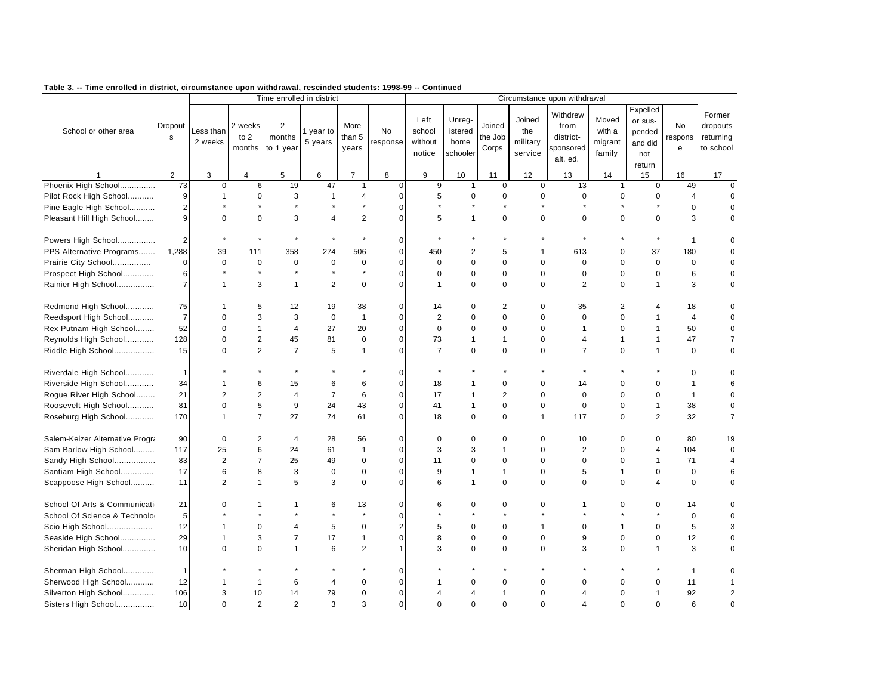**Table 3. -- Time enrolled in district, circumstance upon withdrawal, rescinded students: 1998-99 -- Continued**

| School or other area | Dropouts | Time enrolled in district | | | | | | Circumstance upon withdrawal | | | | | | | | Former dropouts returning to school |
|---|---|---|---|---|---|---|---|---|---|---|---|---|---|---|---|---|
| | | Less than 2 weeks | 2 weeks to 2 months | 2 months to 1 year | 1 year to 5 years | More than 5 years | No response | Left school without notice | Unregistered home schooler | Joined the Job Corps | Joined the military service | Withdrew from district-sponsored alt. ed. | Moved with a migrant family | Expelled or suspended and did not return | No response | |
| 1 | 2 | 3 | 4 | 5 | 6 | 7 | 8 | 9 | 10 | 11 | 12 | 13 | 14 | 15 | 16 | 17 |
| Phoenix High School.............. | 73 | 0 | 6 | 19 | 47 | 1 | 0 | 9 | 1 | 0 | 0 | 13 | 1 | 0 | 49 | 0 |
| Pilot Rock High School........... | 9 | 1 | 0 | 3 | 1 | 4 | 0 | 5 | 0 | 0 | 0 | 0 | 0 | 0 | 4 | 0 |
| Pine Eagle High School........... | 2 | * | * | * | * | * | 0 | * | * | * | * | * | * | * | 0 | 0 |
| Pleasant Hill High School........ | 9 | 0 | 0 | 3 | 4 | 2 | 0 | 5 | 1 | 0 | 0 | 0 | 0 | 0 | 3 | 0 |
| Powers High School................ | 2 | * | * | * | * | * | 0 | * | * | * | * | * | * | * | 1 | 0 |
| PPS Alternative Programs....... | 1,288 | 39 | 111 | 358 | 274 | 506 | 0 | 450 | 2 | 5 | 1 | 613 | 0 | 37 | 180 | 0 |
| Prairie City School................ | 0 | 0 | 0 | 0 | 0 | 0 | 0 | 0 | 0 | 0 | 0 | 0 | 0 | 0 | 0 | 0 |
| Prospect High School............. | 6 | * | * | * | * | * | 0 | 0 | 0 | 0 | 0 | 0 | 0 | 0 | 6 | 0 |
| Rainier High School................ | 7 | 1 | 3 | 1 | 2 | 0 | 0 | 1 | 0 | 0 | 0 | 2 | 0 | 1 | 3 | 0 |
| Redmond High School............ | 75 | 1 | 5 | 12 | 19 | 38 | 0 | 14 | 0 | 2 | 0 | 35 | 2 | 4 | 18 | 0 |
| Reedsport High School........... | 7 | 0 | 3 | 3 | 0 | 1 | 0 | 2 | 0 | 0 | 0 | 0 | 0 | 1 | 4 | 0 |
| Rex Putnam High School........ | 52 | 0 | 1 | 4 | 27 | 20 | 0 | 0 | 0 | 0 | 0 | 1 | 0 | 1 | 50 | 0 |
| Reynolds High School............ | 128 | 0 | 2 | 45 | 81 | 0 | 0 | 73 | 1 | 1 | 0 | 4 | 1 | 1 | 47 | 7 |
| Riddle High School................. | 15 | 0 | 2 | 7 | 5 | 1 | 0 | 7 | 0 | 0 | 0 | 7 | 0 | 1 | 0 | 0 |
| Riverdale High School............ | 1 | * | * | * | * | * | 0 | * | * | * | * | * | * | * | 0 | 0 |
| Riverside High School............ | 34 | 1 | 6 | 15 | 6 | 6 | 0 | 18 | 1 | 0 | 0 | 14 | 0 | 0 | 1 | 6 |
| Rogue River High School........ | 21 | 2 | 2 | 4 | 7 | 6 | 0 | 17 | 1 | 2 | 0 | 0 | 0 | 0 | 1 | 0 |
| Roosevelt High School........... | 81 | 0 | 5 | 9 | 24 | 43 | 0 | 41 | 1 | 0 | 0 | 0 | 0 | 1 | 38 | 0 |
| Roseburg High School............ | 170 | 1 | 7 | 27 | 74 | 61 | 0 | 18 | 0 | 0 | 1 | 117 | 0 | 2 | 32 | 7 |
| Salem-Keizer Alternative Progra | 90 | 0 | 2 | 4 | 28 | 56 | 0 | 0 | 0 | 0 | 0 | 10 | 0 | 0 | 80 | 19 |
| Sam Barlow High School......... | 117 | 25 | 6 | 24 | 61 | 1 | 0 | 3 | 3 | 1 | 0 | 2 | 0 | 4 | 104 | 0 |
| Sandy High School................. | 83 | 2 | 7 | 25 | 49 | 0 | 0 | 11 | 0 | 0 | 0 | 0 | 0 | 1 | 71 | 4 |
| Santiam High School.............. | 17 | 6 | 8 | 3 | 0 | 0 | 0 | 9 | 1 | 1 | 0 | 5 | 1 | 0 | 0 | 6 |
| Scappoose High School.......... | 11 | 2 | 1 | 5 | 3 | 0 | 0 | 6 | 1 | 0 | 0 | 0 | 0 | 4 | 0 | 0 |
| School Of Arts & Communicati | 21 | 0 | 1 | 1 | 6 | 13 | 0 | 6 | 0 | 0 | 0 | 1 | 0 | 0 | 14 | 0 |
| School Of Science & Technolo | 5 | * | * | * | * | * | 0 | * | * | * | * | * | * | * | 0 | 0 |
| Scio High School................... | 12 | 1 | 0 | 4 | 5 | 0 | 2 | 5 | 0 | 0 | 1 | 0 | 1 | 0 | 5 | 3 |
| Seaside High School.............. | 29 | 1 | 3 | 7 | 17 | 1 | 0 | 8 | 0 | 0 | 0 | 9 | 0 | 0 | 12 | 0 |
| Sheridan High School............. | 10 | 0 | 0 | 1 | 6 | 2 | 1 | 3 | 0 | 0 | 0 | 3 | 0 | 1 | 3 | 0 |
| Sherman High School............. | 1 | * | * | * | * | * | 0 | * | * | * | * | * | * | * | 1 | 0 |
| Sherwood High School............ | 12 | 1 | 1 | 6 | 4 | 0 | 0 | 1 | 0 | 0 | 0 | 0 | 0 | 0 | 11 | 1 |
| Silverton High School............. | 106 | 3 | 10 | 14 | 79 | 0 | 0 | 4 | 4 | 1 | 0 | 4 | 0 | 1 | 92 | 2 |
| Sisters High School................ | 10 | 0 | 2 | 2 | 3 | 3 | 0 | 0 | 0 | 0 | 0 | 4 | 0 | 0 | 6 | 0 |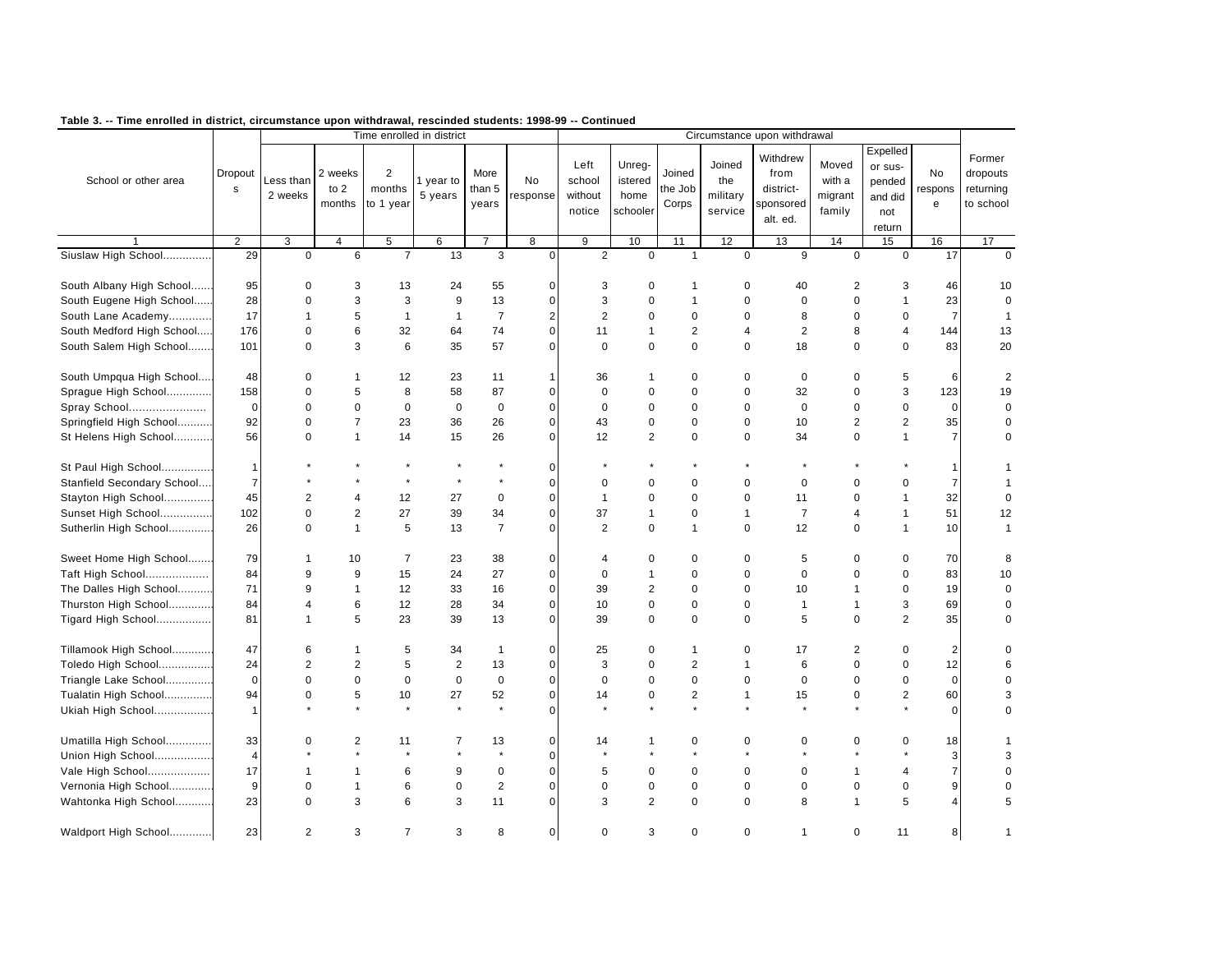**Table 3. -- Time enrolled in district, circumstance upon withdrawal, rescinded students: 1998-99 -- Continued**

| School or other area | Dropouts | Time enrolled in district | | | | | | Circumstance upon withdrawal | | | | | | | | Former dropouts returning to school |
|---|---|---|---|---|---|---|---|---|---|---|---|---|---|---|---|---|
| | | Less than 2 weeks | 2 weeks to 2 months | 2 months to 1 year | 1 year to 5 years | More than 5 years | No response | Left school without notice | Unregistered home schooler | Joined the Job Corps | Joined the military service | Withdrew from district-sponsored alt. ed. | Moved with a migrant family | Expelled or suspended and did not return | No response | |
| 1 | 2 | 3 | 4 | 5 | 6 | 7 | 8 | 9 | 10 | 11 | 12 | 13 | 14 | 15 | 16 | 17 |
| Siuslaw High School............... | 29 | 0 | 6 | 7 | 13 | 3 | 0 | 2 | 0 | 1 | 0 | 9 | 0 | 0 | 17 | 0 |
| South Albany High School....... | 95 | 0 | 3 | 13 | 24 | 55 | 0 | 3 | 0 | 1 | 0 | 40 | 2 | 3 | 46 | 10 |
| South Eugene High School...... | 28 | 0 | 3 | 3 | 9 | 13 | 0 | 3 | 0 | 1 | 0 | 0 | 0 | 1 | 23 | 0 |
| South Lane Academy............. | 17 | 1 | 5 | 1 | 1 | 7 | 2 | 2 | 0 | 0 | 0 | 8 | 0 | 0 | 7 | 1 |
| South Medford High School..... | 176 | 0 | 6 | 32 | 64 | 74 | 0 | 11 | 1 | 2 | 4 | 2 | 8 | 4 | 144 | 13 |
| South Salem High School........ | 101 | 0 | 3 | 6 | 35 | 57 | 0 | 0 | 0 | 0 | 0 | 18 | 0 | 0 | 83 | 20 |
| South Umpqua High School..... | 48 | 0 | 1 | 12 | 23 | 11 | 1 | 36 | 1 | 0 | 0 | 0 | 0 | 5 | 6 | 2 |
| Sprague High School.............. | 158 | 0 | 5 | 8 | 58 | 87 | 0 | 0 | 0 | 0 | 0 | 32 | 0 | 3 | 123 | 19 |
| Spray School....................... | 0 | 0 | 0 | 0 | 0 | 0 | 0 | 0 | 0 | 0 | 0 | 0 | 0 | 0 | 0 | 0 |
| Springfield High School........... | 92 | 0 | 7 | 23 | 36 | 26 | 0 | 43 | 0 | 0 | 0 | 10 | 2 | 2 | 35 | 0 |
| St Helens High School............ | 56 | 0 | 1 | 14 | 15 | 26 | 0 | 12 | 2 | 0 | 0 | 34 | 0 | 1 | 7 | 0 |
| St Paul High School................ | 1 | * | * | * | * | * | 0 | * | * | * | * | * | * | * | 1 | 1 |
| Stanfield Secondary School.... | 7 | * | * | * | * | * | 0 | 0 | 0 | 0 | 0 | 0 | 0 | 0 | 7 | 1 |
| Stayton High School............... | 45 | 2 | 4 | 12 | 27 | 0 | 0 | 1 | 0 | 0 | 0 | 11 | 0 | 1 | 32 | 0 |
| Sunset High School................ | 102 | 0 | 2 | 27 | 39 | 34 | 0 | 37 | 1 | 0 | 1 | 7 | 4 | 1 | 51 | 12 |
| Sutherlin High School............. | 26 | 0 | 1 | 5 | 13 | 7 | 0 | 2 | 0 | 1 | 0 | 12 | 0 | 1 | 10 | 1 |
| Sweet Home High School........ | 79 | 1 | 10 | 7 | 23 | 38 | 0 | 4 | 0 | 0 | 0 | 5 | 0 | 0 | 70 | 8 |
| Taft High School................... | 84 | 9 | 9 | 15 | 24 | 27 | 0 | 0 | 1 | 0 | 0 | 0 | 0 | 0 | 83 | 10 |
| The Dalles High School........... | 71 | 9 | 1 | 12 | 33 | 16 | 0 | 39 | 2 | 0 | 0 | 10 | 1 | 0 | 19 | 0 |
| Thurston High School............. | 84 | 4 | 6 | 12 | 28 | 34 | 0 | 10 | 0 | 0 | 0 | 1 | 1 | 3 | 69 | 0 |
| Tigard High School................. | 81 | 1 | 5 | 23 | 39 | 13 | 0 | 39 | 0 | 0 | 0 | 5 | 0 | 2 | 35 | 0 |
| Tillamook High School............ | 47 | 6 | 1 | 5 | 34 | 1 | 0 | 25 | 0 | 1 | 0 | 17 | 2 | 0 | 2 | 0 |
| Toledo High School................ | 24 | 2 | 2 | 5 | 2 | 13 | 0 | 3 | 0 | 2 | 1 | 6 | 0 | 0 | 12 | 6 |
| Triangle Lake School.............. | 0 | 0 | 0 | 0 | 0 | 0 | 0 | 0 | 0 | 0 | 0 | 0 | 0 | 0 | 0 | 0 |
| Tualatin High School.............. | 94 | 0 | 5 | 10 | 27 | 52 | 0 | 14 | 0 | 2 | 1 | 15 | 0 | 2 | 60 | 3 |
| Ukiah High School.................. | 1 | * | * | * | * | * | 0 | * | * | * | * | * | * | * | 0 | 0 |
| Umatilla High School.............. | 33 | 0 | 2 | 11 | 7 | 13 | 0 | 14 | 1 | 0 | 0 | 0 | 0 | 0 | 18 | 1 |
| Union High School................. | 4 | * | * | * | * | * | 0 | * | * | * | * | * | * | * | 3 | 3 |
| Vale High School................... | 17 | 1 | 1 | 6 | 9 | 0 | 0 | 5 | 0 | 0 | 0 | 0 | 1 | 4 | 7 | 0 |
| Vernonia High School............. | 9 | 0 | 1 | 6 | 0 | 2 | 0 | 0 | 0 | 0 | 0 | 0 | 0 | 0 | 9 | 0 |
| Wahtonka High School........... | 23 | 0 | 3 | 6 | 3 | 11 | 0 | 3 | 2 | 0 | 0 | 8 | 1 | 5 | 4 | 5 |
| Waldport High School............ | 23 | 2 | 3 | 7 | 3 | 8 | 0 | 0 | 3 | 0 | 0 | 1 | 0 | 11 | 8 | 1 |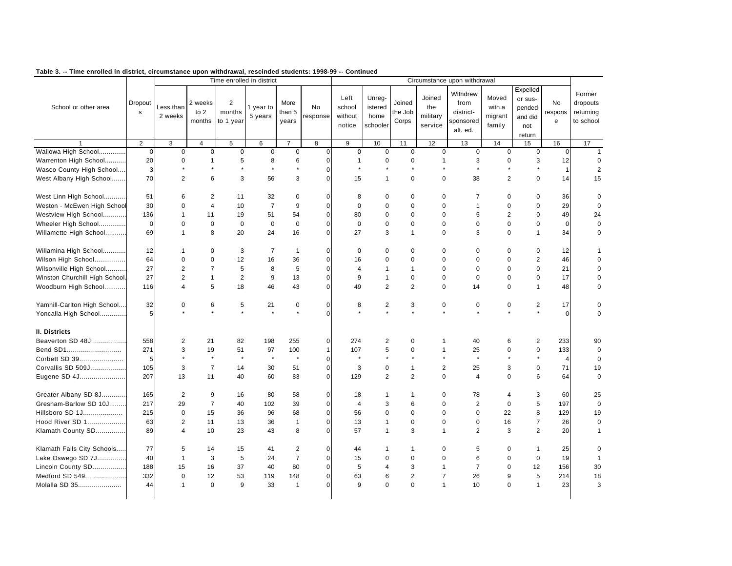**Table 3. -- Time enrolled in district, circumstance upon withdrawal, rescinded students: 1998-99 -- Continued**

| School or other area | Dropouts | Time enrolled in district | | | | | | Circumstance upon withdrawal | | | | | | | | Former dropouts returning to school |
|---|---|---|---|---|---|---|---|---|---|---|---|---|---|---|---|---|
| | | Less than 2 weeks | 2 weeks to 2 months | 2 months to 1 year | 1 year to 5 years | More than 5 years | No response | Left school without notice | Unregistered home schooler | Joined the Job Corps | Joined the military service | Withdrew from district-sponsored alt. ed. | Moved with a migrant family | Expelled or suspended and did not return | No response | |
| 1 | 2 | 3 | 4 | 5 | 6 | 7 | 8 | 9 | 10 | 11 | 12 | 13 | 14 | 15 | 16 | 17 |
| Wallowa High School............. | 0 | 0 | 0 | 0 | 0 | 0 | 0 | 0 | 0 | 0 | 0 | 0 | 0 | 0 | 0 | 1 |
| Warrenton High School.......... | 20 | 0 | 1 | 5 | 8 | 6 | 0 | 1 | 0 | 0 | 1 | 3 | 0 | 3 | 12 | 0 |
| Wasco County High School.... | 3 | * | * | * | * | * | 0 | * | * | * | * | * | * | * | 1 | 2 |
| West Albany High School....... | 70 | 2 | 6 | 3 | 56 | 3 | 0 | 15 | 1 | 0 | 0 | 38 | 2 | 0 | 14 | 15 |
| West Linn High School........... | 51 | 6 | 2 | 11 | 32 | 0 | 0 | 8 | 0 | 0 | 0 | 7 | 0 | 0 | 36 | 0 |
| Weston - McEwen High School | 30 | 0 | 4 | 10 | 7 | 9 | 0 | 0 | 0 | 0 | 0 | 1 | 0 | 0 | 29 | 0 |
| Westview High School............ | 136 | 1 | 11 | 19 | 51 | 54 | 0 | 80 | 0 | 0 | 0 | 5 | 2 | 0 | 49 | 24 |
| Wheeler High School............. | 0 | 0 | 0 | 0 | 0 | 0 | 0 | 0 | 0 | 0 | 0 | 0 | 0 | 0 | 0 | 0 |
| Willamette High School.......... | 69 | 1 | 8 | 20 | 24 | 16 | 0 | 27 | 3 | 1 | 0 | 3 | 0 | 1 | 34 | 0 |
| Willamina High School............ | 12 | 1 | 0 | 3 | 7 | 1 | 0 | 0 | 0 | 0 | 0 | 0 | 0 | 0 | 12 | 1 |
| Wilson High School................ | 64 | 0 | 0 | 12 | 16 | 36 | 0 | 16 | 0 | 0 | 0 | 0 | 0 | 2 | 46 | 0 |
| Wilsonville High School.......... | 27 | 2 | 7 | 5 | 8 | 5 | 0 | 4 | 1 | 1 | 0 | 0 | 0 | 0 | 21 | 0 |
| Winston Churchill High School. | 27 | 2 | 1 | 2 | 9 | 13 | 0 | 9 | 1 | 0 | 0 | 0 | 0 | 0 | 17 | 0 |
| Woodburn High School........... | 116 | 4 | 5 | 18 | 46 | 43 | 0 | 49 | 2 | 2 | 0 | 14 | 0 | 1 | 48 | 0 |
| Yamhill-Carlton High School.... | 32 | 0 | 6 | 5 | 21 | 0 | 0 | 8 | 2 | 3 | 0 | 0 | 0 | 2 | 17 | 0 |
| Yoncalla High School............. | 5 | * | * | * | * | * | 0 | * | * | * | * | * | * | * | 0 | 0 |
| **II. Districts** | | | | | | | | | | | | | | | | |
| Beaverton SD 48J................. | 558 | 2 | 21 | 82 | 198 | 255 | 0 | 274 | 2 | 0 | 1 | 40 | 6 | 2 | 233 | 90 |
| Bend SD1.......................... | 271 | 3 | 19 | 51 | 97 | 100 | 1 | 107 | 5 | 0 | 1 | 25 | 0 | 0 | 133 | 0 |
| Corbett SD 39...................... | 5 | * | * | * | * | * | 0 | * | * | * | * | * | * | * | 4 | 0 |
| Corvallis SD 509J................. | 105 | 3 | 7 | 14 | 30 | 51 | 0 | 3 | 0 | 1 | 2 | 25 | 3 | 0 | 71 | 19 |
| Eugene SD 4J...................... | 207 | 13 | 11 | 40 | 60 | 83 | 0 | 129 | 2 | 2 | 0 | 4 | 0 | 6 | 64 | 0 |
| Greater Albany SD 8J............ | 165 | 2 | 9 | 16 | 80 | 58 | 0 | 18 | 1 | 1 | 0 | 78 | 4 | 3 | 60 | 25 |
| Gresham-Barlow SD 10J......... | 217 | 29 | 7 | 40 | 102 | 39 | 0 | 4 | 3 | 6 | 0 | 2 | 0 | 5 | 197 | 0 |
| Hillsboro SD 1J.................... | 215 | 0 | 15 | 36 | 96 | 68 | 0 | 56 | 0 | 0 | 0 | 0 | 22 | 8 | 129 | 19 |
| Hood River SD 1................... | 63 | 2 | 11 | 13 | 36 | 1 | 0 | 13 | 1 | 0 | 0 | 0 | 16 | 7 | 26 | 0 |
| Klamath County SD............... | 89 | 4 | 10 | 23 | 43 | 8 | 0 | 57 | 1 | 3 | 1 | 2 | 3 | 2 | 20 | 1 |
| Klamath Falls City Schools..... | 77 | 5 | 14 | 15 | 41 | 2 | 0 | 44 | 1 | 1 | 0 | 5 | 0 | 1 | 25 | 0 |
| Lake Oswego SD 7J.............. | 40 | 1 | 3 | 5 | 24 | 7 | 0 | 15 | 0 | 0 | 0 | 6 | 0 | 0 | 19 | 1 |
| Lincoln County SD................. | 188 | 15 | 16 | 37 | 40 | 80 | 0 | 5 | 4 | 3 | 1 | 7 | 0 | 12 | 156 | 30 |
| Medford SD 549.................... | 332 | 0 | 12 | 53 | 119 | 148 | 0 | 63 | 6 | 2 | 7 | 26 | 9 | 5 | 214 | 18 |
| Molalla SD 35...................... | 44 | 1 | 0 | 9 | 33 | 1 | 0 | 9 | 0 | 0 | 1 | 10 | 0 | 1 | 23 | 3 |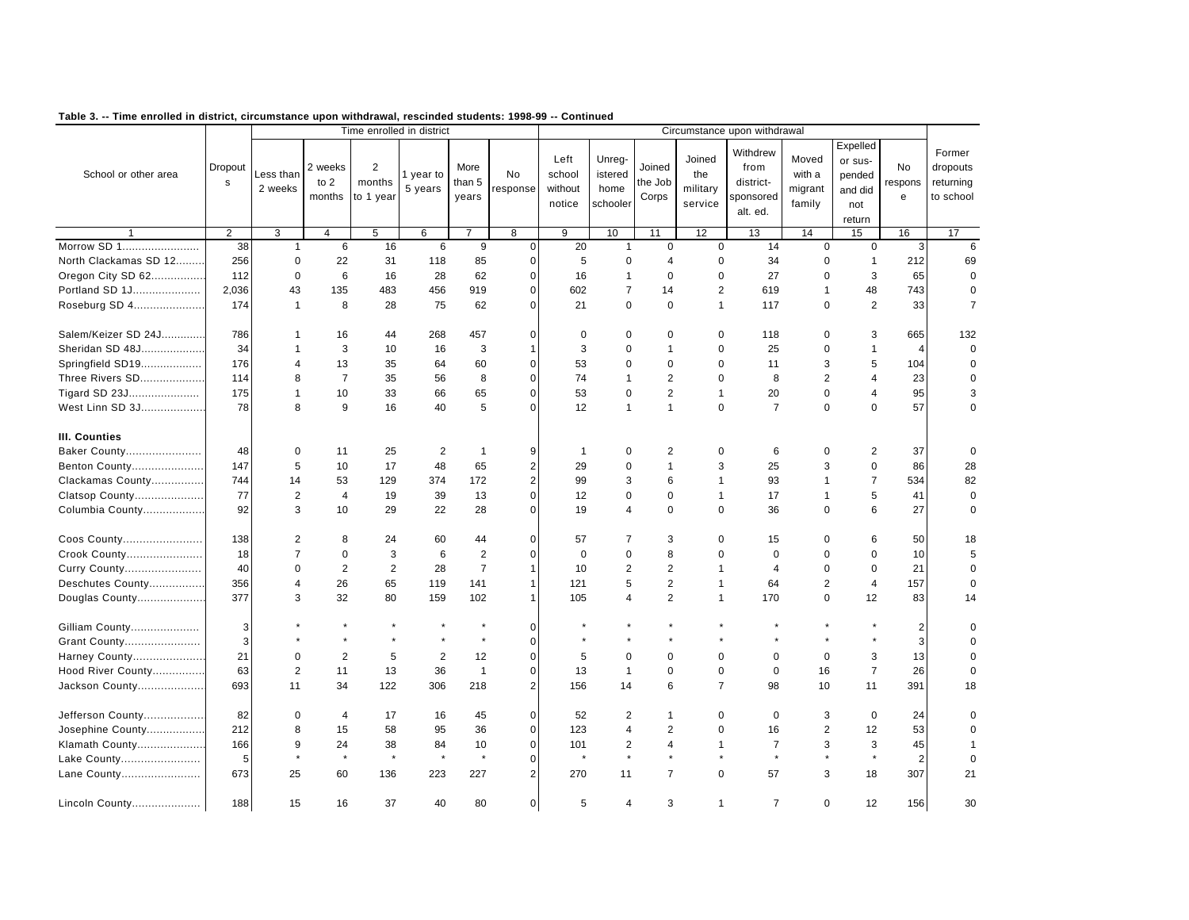**Table 3. -- Time enrolled in district, circumstance upon withdrawal, rescinded students: 1998-99 -- Continued**

| School or other area | Dropouts | Time enrolled in district | | | | | | Circumstance upon withdrawal | | | | | | | | Former dropouts returning to school |
|---|---|---|---|---|---|---|---|---|---|---|---|---|---|---|---|---|
| | | Less than 2 weeks | 2 weeks to 2 months | 2 months to 1 year | 1 year to 5 years | More than 5 years | No response | Left school without notice | Unreg-istered home schooler | Joined the Job Corps | Joined the military service | Withdrew from district-sponsored alt. ed. | Moved with a migrant family | Expelled or sus-pended and did not return | No response | |
| 1 | 2 | 3 | 4 | 5 | 6 | 7 | 8 | 9 | 10 | 11 | 12 | 13 | 14 | 15 | 16 | 17 |
| Morrow SD 1........................ | 38 | 1 | 6 | 16 | 6 | 9 | 0 | 20 | 1 | 0 | 0 | 14 | 0 | 0 | 3 | 6 |
| North Clackamas SD 12......... | 256 | 0 | 22 | 31 | 118 | 85 | 0 | 5 | 0 | 4 | 0 | 34 | 0 | 1 | 212 | 69 |
| Oregon City SD 62................ | 112 | 0 | 6 | 16 | 28 | 62 | 0 | 16 | 1 | 0 | 0 | 27 | 0 | 3 | 65 | 0 |
| Portland SD 1J..................... | 2,036 | 43 | 135 | 483 | 456 | 919 | 0 | 602 | 7 | 14 | 2 | 619 | 1 | 48 | 743 | 0 |
| Roseburg SD 4...................... | 174 | 1 | 8 | 28 | 75 | 62 | 0 | 21 | 0 | 0 | 1 | 117 | 0 | 2 | 33 | 7 |
| Salem/Keizer SD 24J............. | 786 | 1 | 16 | 44 | 268 | 457 | 0 | 0 | 0 | 0 | 0 | 118 | 0 | 3 | 665 | 132 |
| Sheridan SD 48J.................... | 34 | 1 | 3 | 10 | 16 | 3 | 1 | 3 | 0 | 1 | 0 | 25 | 0 | 1 | 4 | 0 |
| Springfield SD19................... | 176 | 4 | 13 | 35 | 64 | 60 | 0 | 53 | 0 | 0 | 0 | 11 | 3 | 5 | 104 | 0 |
| Three Rivers SD.................... | 114 | 8 | 7 | 35 | 56 | 8 | 0 | 74 | 1 | 2 | 0 | 8 | 2 | 4 | 23 | 0 |
| Tigard SD 23J...................... | 175 | 1 | 10 | 33 | 66 | 65 | 0 | 53 | 0 | 2 | 1 | 20 | 0 | 4 | 95 | 3 |
| West Linn SD 3J.................... | 78 | 8 | 9 | 16 | 40 | 5 | 0 | 12 | 1 | 1 | 0 | 7 | 0 | 0 | 57 | 0 |
| **III. Counties** | | | | | | | | | | | | | | | | |
| Baker County....................... | 48 | 0 | 11 | 25 | 2 | 1 | 9 | 1 | 0 | 2 | 0 | 6 | 0 | 2 | 37 | 0 |
| Benton County...................... | 147 | 5 | 10 | 17 | 48 | 65 | 2 | 29 | 0 | 1 | 3 | 25 | 3 | 0 | 86 | 28 |
| Clackamas County................ | 744 | 14 | 53 | 129 | 374 | 172 | 2 | 99 | 3 | 6 | 1 | 93 | 1 | 7 | 534 | 82 |
| Clatsop County..................... | 77 | 2 | 4 | 19 | 39 | 13 | 0 | 12 | 0 | 0 | 1 | 17 | 1 | 5 | 41 | 0 |
| Columbia County.................. | 92 | 3 | 10 | 29 | 22 | 28 | 0 | 19 | 4 | 0 | 0 | 36 | 0 | 6 | 27 | 0 |
| Coos County........................ | 138 | 2 | 8 | 24 | 60 | 44 | 0 | 57 | 7 | 3 | 0 | 15 | 0 | 6 | 50 | 18 |
| Crook County....................... | 18 | 7 | 0 | 3 | 6 | 2 | 0 | 0 | 0 | 8 | 0 | 0 | 0 | 0 | 10 | 5 |
| Curry County....................... | 40 | 0 | 2 | 2 | 28 | 7 | 1 | 10 | 2 | 2 | 1 | 4 | 0 | 0 | 21 | 0 |
| Deschutes County................. | 356 | 4 | 26 | 65 | 119 | 141 | 1 | 121 | 5 | 2 | 1 | 64 | 2 | 4 | 157 | 0 |
| Douglas County.................... | 377 | 3 | 32 | 80 | 159 | 102 | 1 | 105 | 4 | 2 | 1 | 170 | 0 | 12 | 83 | 14 |
| Gilliam County..................... | 3 | * | * | * | * | * | 0 | * | * | * | * | * | * | * | 2 | 0 |
| Grant County....................... | 3 | * | * | * | * | * | 0 | * | * | * | * | * | * | * | 3 | 0 |
| Harney County...................... | 21 | 0 | 2 | 5 | 2 | 12 | 0 | 5 | 0 | 0 | 0 | 0 | 0 | 3 | 13 | 0 |
| Hood River County................ | 63 | 2 | 11 | 13 | 36 | 1 | 0 | 13 | 1 | 0 | 0 | 0 | 16 | 7 | 26 | 0 |
| Jackson County.................... | 693 | 11 | 34 | 122 | 306 | 218 | 2 | 156 | 14 | 6 | 7 | 98 | 10 | 11 | 391 | 18 |
| Jefferson County.................. | 82 | 0 | 4 | 17 | 16 | 45 | 0 | 52 | 2 | 1 | 0 | 0 | 3 | 0 | 24 | 0 |
| Josephine County................. | 212 | 8 | 15 | 58 | 95 | 36 | 0 | 123 | 4 | 2 | 0 | 16 | 2 | 12 | 53 | 0 |
| Klamath County.................... | 166 | 9 | 24 | 38 | 84 | 10 | 0 | 101 | 2 | 4 | 1 | 7 | 3 | 3 | 45 | 1 |
| Lake County........................ | 5 | * | * | * | * | * | 0 | * | * | * | * | * | * | * | 2 | 0 |
| Lane County........................ | 673 | 25 | 60 | 136 | 223 | 227 | 2 | 270 | 11 | 7 | 0 | 57 | 3 | 18 | 307 | 21 |
| Lincoln County..................... | 188 | 15 | 16 | 37 | 40 | 80 | 0 | 5 | 4 | 3 | 1 | 7 | 0 | 12 | 156 | 30 |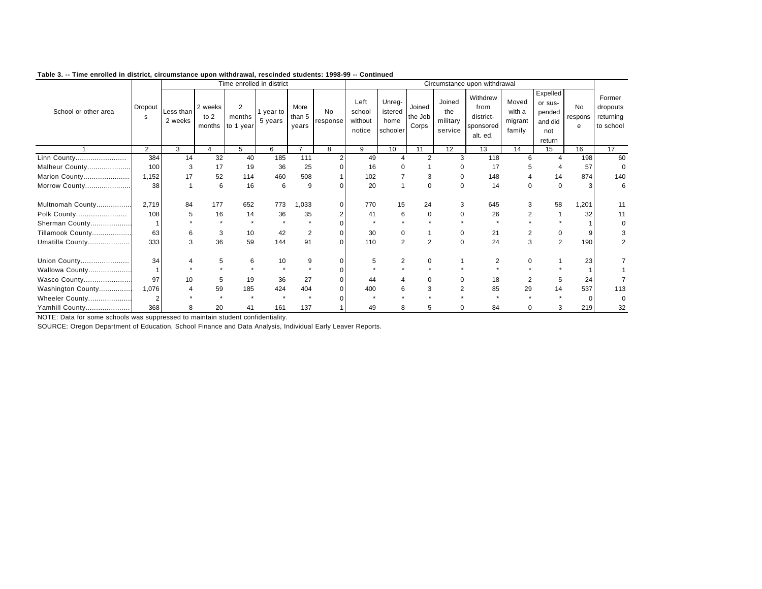**Table 3. -- Time enrolled in district, circumstance upon withdrawal, rescinded students: 1998-99 -- Continued**

| School or other area | Dropouts | Time enrolled in district | | | | | | Circumstance upon withdrawal | | | | | | | | Former dropouts returning to school |
|---|---|---|---|---|---|---|---|---|---|---|---|---|---|---|---|---|
| | | Less than 2 weeks | 2 weeks to 2 months | 2 months to 1 year | 1 year to 5 years | More than 5 years | No response | Left school without notice | Unreg-istered home schooler | Joined the Job Corps | Joined the military service | Withdrew from district-sponsored alt. ed. | Moved with a migrant family | Expelled or sus-pended and did not return | No response | |
| 1 | 2 | 3 | 4 | 5 | 6 | 7 | 8 | 9 | 10 | 11 | 12 | 13 | 14 | 15 | 16 | 17 |
| Linn County........................ | 384 | 14 | 32 | 40 | 185 | 111 | 2 | 49 | 4 | 2 | 3 | 118 | 6 | 4 | 198 | 60 |
| Malheur County..................... | 100 | 3 | 17 | 19 | 36 | 25 | 0 | 16 | 0 | 1 | 0 | 17 | 5 | 4 | 57 | 0 |
| Marion County...................... | 1,152 | 17 | 52 | 114 | 460 | 508 | 1 | 102 | 7 | 3 | 0 | 148 | 4 | 14 | 874 | 140 |
| Morrow County...................... | 38 | 1 | 6 | 16 | 6 | 9 | 0 | 20 | 1 | 0 | 0 | 14 | 0 | 0 | 3 | 6 |
| Multnomah County................. | 2,719 | 84 | 177 | 652 | 773 | 1,033 | 0 | 770 | 15 | 24 | 3 | 645 | 3 | 58 | 1,201 | 11 |
| Polk County........................ | 108 | 5 | 16 | 14 | 36 | 35 | 2 | 41 | 6 | 0 | 0 | 26 | 2 | 1 | 32 | 11 |
| Sherman County.................... | 1 | * | * | * | * | * | 0 | * | * | * | * | * | * | * | 1 | 0 |
| Tillamook County................... | 63 | 6 | 3 | 10 | 42 | 2 | 0 | 30 | 0 | 1 | 0 | 21 | 2 | 0 | 9 | 3 |
| Umatilla County.................... | 333 | 3 | 36 | 59 | 144 | 91 | 0 | 110 | 2 | 2 | 0 | 24 | 3 | 2 | 190 | 2 |
| Union County....................... | 34 | 4 | 5 | 6 | 10 | 9 | 0 | 5 | 2 | 0 | 1 | 2 | 0 | 1 | 23 | 7 |
| Wallowa County..................... | 1 | * | * | * | * | * | 0 | * | * | * | * | * | * | * | 1 | 1 |
| Wasco County...................... | 97 | 10 | 5 | 19 | 36 | 27 | 0 | 44 | 4 | 0 | 0 | 18 | 2 | 5 | 24 | 7 |
| Washington County................ | 1,076 | 4 | 59 | 185 | 424 | 404 | 0 | 400 | 6 | 3 | 2 | 85 | 29 | 14 | 537 | 113 |
| Wheeler County..................... | 2 | * | * | * | * | * | 0 | * | * | * | * | * | * | * | 0 | 0 |
| Yamhill County..................... | 368 | 8 | 20 | 41 | 161 | 137 | 1 | 49 | 8 | 5 | 0 | 84 | 0 | 3 | 219 | 32 |

NOTE: Data for some schools was suppressed to maintain student confidentiality.

SOURCE: Oregon Department of Education, School Finance and Data Analysis, Individual Early Leaver Reports.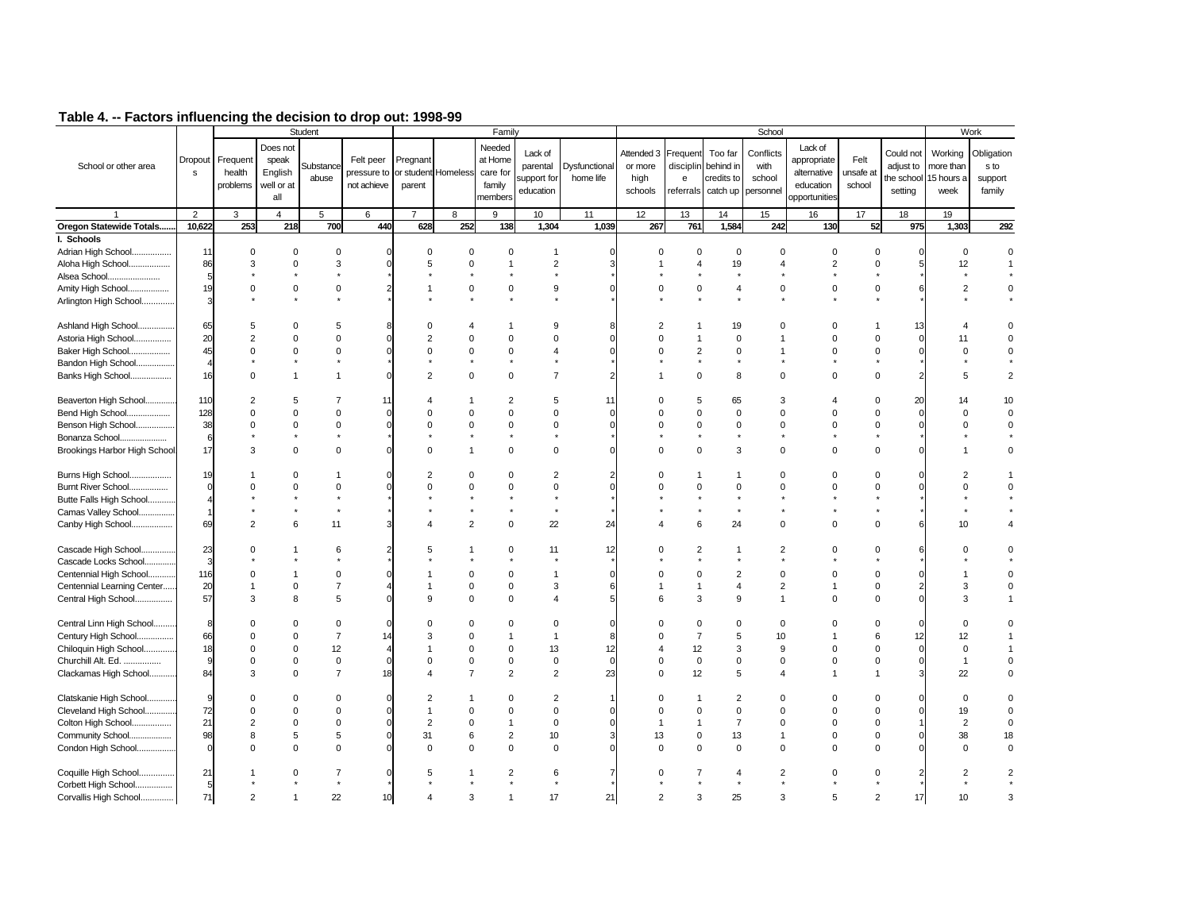## Table 4. -- Factors influencing the decision to drop out: 1998-99

| School or other area | Dropouts | Student | | | | Family | | | | | School | | | | | | | Work | |
|---|---|---|---|---|---|---|---|---|---|---|---|---|---|---|---|---|---|---|---|
| | | Frequent health problems | Does not speak English well or at all | Substance abuse | Felt peer pressure to not achieve | Pregnant or student parent | Homeless | Needed at Home care for family members | Lack of parental support for education | Dysfunctional home life | Attended 3 or more high schools | Frequent disciplin e referrals | Too far behind in credits to catch up | Conflicts with school personnel | Lack of appropriate alternative education opportunities | Felt unsafe at school | Could not adjust to the school setting | Working more than 15 hours a week | Obligation s to support family |
| 1 | 2 | 3 | 4 | 5 | 6 | 7 | 8 | 9 | 10 | 11 | 12 | 13 | 14 | 15 | 16 | 17 | 18 | 19 | |
| **Oregon Statewide Totals.......** | **10,622** | **253** | **218** | **700** | **440** | **628** | **252** | **138** | **1,304** | **1,039** | **267** | **761** | **1,584** | **242** | **130** | **52** | **975** | **1,303** | **292** |
| **I. Schools** | | | | | | | | | | | | | | | | | | | |
| Adrian High School................. | 11 | 0 | 0 | 0 | 0 | 0 | 0 | 0 | 1 | 0 | 0 | 0 | 0 | 0 | 0 | 0 | 0 | 0 | 0 |
| Aloha High School.................. | 86 | 3 | 0 | 3 | 0 | 5 | 0 | 1 | 2 | 3 | 1 | 4 | 19 | 4 | 2 | 0 | 5 | 12 | 1 |
| Alsea School....................... | 5 | * | * | * | * | * | * | * | * | * | * | * | * | * | * | * | * | * | * |
| Amity High School.................. | 19 | 0 | 0 | 0 | 2 | 1 | 0 | 0 | 9 | 0 | 0 | 0 | 4 | 0 | 0 | 0 | 6 | 2 | 0 |
| Arlington High School.............. | 3 | * | * | * | * | * | * | * | * | * | * | * | * | * | * | * | * | * | * |
| Ashland High School................ | 65 | 5 | 0 | 5 | 8 | 0 | 4 | 1 | 9 | 8 | 2 | 1 | 19 | 0 | 0 | 1 | 13 | 4 | 0 |
| Astoria High School................ | 20 | 2 | 0 | 0 | 0 | 2 | 0 | 0 | 0 | 0 | 0 | 1 | 0 | 1 | 0 | 0 | 0 | 11 | 0 |
| Baker High School.................. | 45 | 0 | 0 | 0 | 0 | 0 | 0 | 0 | 4 | 0 | 0 | 2 | 0 | 1 | 0 | 0 | 0 | 0 | 0 |
| Bandon High School................. | 4 | * | * | * | * | * | * | * | * | * | * | * | * | * | * | * | * | * | * |
| Banks High School.................. | 16 | 0 | 1 | 1 | 0 | 2 | 0 | 0 | 7 | 2 | 1 | 0 | 8 | 0 | 0 | 0 | 2 | 5 | 2 |
| Beaverton High School............. | 110 | 2 | 5 | 7 | 11 | 4 | 1 | 2 | 5 | 11 | 0 | 5 | 65 | 3 | 4 | 0 | 20 | 14 | 10 |
| Bend High School................... | 128 | 0 | 0 | 0 | 0 | 0 | 0 | 0 | 0 | 0 | 0 | 0 | 0 | 0 | 0 | 0 | 0 | 0 | 0 |
| Benson High School................ | 38 | 0 | 0 | 0 | 0 | 0 | 0 | 0 | 0 | 0 | 0 | 0 | 0 | 0 | 0 | 0 | 0 | 0 | 0 |
| Bonanza School.................... | 6 | * | * | * | * | * | * | * | * | * | * | * | * | * | * | * | * | * | * |
| Brookings Harbor High School. | 17 | 3 | 0 | 0 | 0 | 0 | 1 | 0 | 0 | 0 | 0 | 0 | 3 | 0 | 0 | 0 | 0 | 1 | 0 |
| Burns High School.................. | 19 | 1 | 0 | 1 | 0 | 2 | 0 | 0 | 2 | 2 | 0 | 1 | 1 | 0 | 0 | 0 | 0 | 2 | 1 |
| Burnt River School................. | 0 | 0 | 0 | 0 | 0 | 0 | 0 | 0 | 0 | 0 | 0 | 0 | 0 | 0 | 0 | 0 | 0 | 0 | 0 |
| Butte Falls High School........... | 4 | * | * | * | * | * | * | * | * | * | * | * | * | * | * | * | * | * | * |
| Camas Valley School............... | 1 | * | * | * | * | * | * | * | * | * | * | * | * | * | * | * | * | * | * |
| Canby High School.................. | 69 | 2 | 6 | 11 | 3 | 4 | 2 | 0 | 22 | 24 | 4 | 6 | 24 | 0 | 0 | 0 | 6 | 10 | 4 |
| Cascade High School.............. | 23 | 0 | 1 | 6 | 2 | 5 | 1 | 0 | 11 | 12 | 0 | 2 | 1 | 2 | 0 | 0 | 6 | 0 | 0 |
| Cascade Locks School............. | 3 | * | * | * | * | * | * | * | * | * | * | * | * | * | * | * | * | * | * |
| Centennial High School........... | 116 | 0 | 1 | 0 | 0 | 1 | 0 | 0 | 1 | 0 | 0 | 0 | 2 | 0 | 0 | 0 | 0 | 1 | 0 |
| Centennial Learning Center...... | 20 | 1 | 0 | 7 | 4 | 1 | 0 | 0 | 3 | 6 | 1 | 1 | 4 | 2 | 1 | 0 | 2 | 3 | 0 |
| Central High School................ | 57 | 3 | 8 | 5 | 0 | 9 | 0 | 0 | 4 | 5 | 6 | 3 | 9 | 1 | 0 | 0 | 0 | 3 | 1 |
| Central Linn High School.......... | 8 | 0 | 0 | 0 | 0 | 0 | 0 | 0 | 0 | 0 | 0 | 0 | 0 | 0 | 0 | 0 | 0 | 0 | 0 |
| Century High School................ | 66 | 0 | 0 | 7 | 14 | 3 | 0 | 1 | 1 | 8 | 0 | 7 | 5 | 10 | 1 | 6 | 12 | 12 | 1 |
| Chiloquin High School............. | 18 | 0 | 0 | 12 | 4 | 1 | 0 | 0 | 13 | 12 | 4 | 12 | 3 | 9 | 0 | 0 | 0 | 0 | 1 |
| Churchill Alt. Ed. ................ | 9 | 0 | 0 | 0 | 0 | 0 | 0 | 0 | 0 | 0 | 0 | 0 | 0 | 0 | 0 | 0 | 0 | 1 | 0 |
| Clackamas High School........... | 84 | 3 | 0 | 7 | 18 | 4 | 7 | 2 | 2 | 23 | 0 | 12 | 5 | 4 | 1 | 1 | 3 | 22 | 0 |
| Clatskanie High School............ | 9 | 0 | 0 | 0 | 0 | 2 | 1 | 0 | 2 | 1 | 0 | 1 | 2 | 0 | 0 | 0 | 0 | 0 | 0 |
| Cleveland High School............. | 72 | 0 | 0 | 0 | 0 | 1 | 0 | 0 | 0 | 0 | 0 | 0 | 0 | 0 | 0 | 0 | 0 | 19 | 0 |
| Colton High School................. | 21 | 2 | 0 | 0 | 0 | 2 | 0 | 1 | 0 | 0 | 1 | 1 | 7 | 0 | 0 | 0 | 1 | 2 | 0 |
| Community School.................. | 98 | 8 | 5 | 5 | 0 | 31 | 6 | 2 | 10 | 3 | 13 | 0 | 13 | 1 | 0 | 0 | 0 | 38 | 18 |
| Condon High School................ | 0 | 0 | 0 | 0 | 0 | 0 | 0 | 0 | 0 | 0 | 0 | 0 | 0 | 0 | 0 | 0 | 0 | 0 | 0 |
| Coquille High School............... | 21 | 1 | 0 | 7 | 0 | 5 | 1 | 2 | 6 | 7 | 0 | 7 | 4 | 2 | 0 | 0 | 2 | 2 | 2 |
| Corbett High School................ | 5 | * | * | * | * | * | * | * | * | * | * | * | * | * | * | * | * | * | * |
| Corvallis High School.............. | 71 | 2 | 1 | 22 | 10 | 4 | 3 | 1 | 17 | 21 | 2 | 3 | 25 | 3 | 5 | 2 | 17 | 10 | 3 |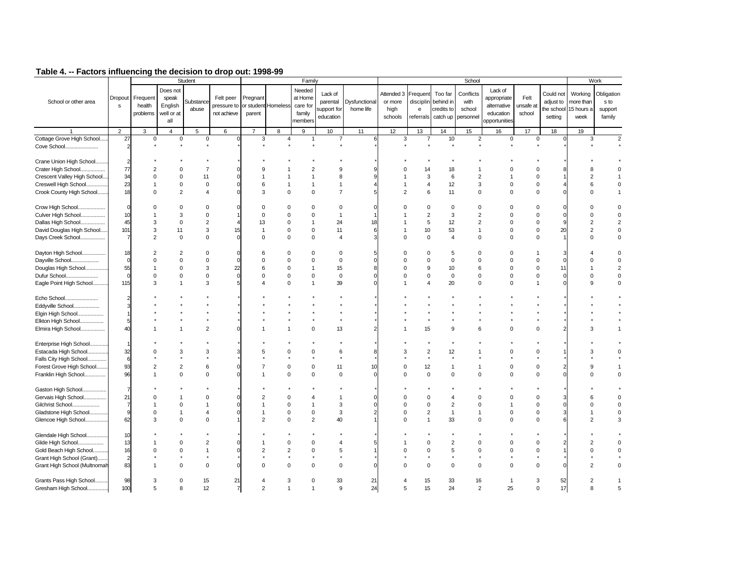## Table 4. -- Factors influencing the decision to drop out: 1998-99

| School or other area | Dropouts | Student | | | | Family | | | | | School | | | | | | | Work | |
|---|---|---|---|---|---|---|---|---|---|---|---|---|---|---|---|---|---|---|---|
| | | Frequent health problems | Does not speak English well or at all | Substance abuse | Felt peer pressure to not achieve | Pregnant or student parent | Homeless | Needed at Home care for family members | Lack of parental support for education | Dysfunctional home life | Attended 3 or more high schools | Frequent disciplin e referrals | Too far behind in credits to catch up | Conflicts with school personnel | Lack of appropriate alternative education opportunities | Felt unsafe at school | Could not adjust to the school setting | Working more than 15 hours a week | Obligations to support family |
| 1 | 2 | 3 | 4 | 5 | 6 | 7 | 8 | 9 | 10 | 11 | 12 | 13 | 14 | 15 | 16 | 17 | 18 | 19 | |
| Cottage Grove High School...... | 27 | 0 | 0 | 0 | 0 | 3 | 4 | 1 | 7 | 6 | 3 | 7 | 10 | 2 | 0 | 0 | 0 | 3 | 2 |
| Cove School........................ | 2 | * | * | * | * | * | * | * | * | * | * | * | * | * | * | * | * | * | * |
| Crane Union High School......... | 2 | * | * | * | * | * | * | * | * | * | * | * | * | * | * | * | * | * | * |
| Crater High School................. | 77 | 2 | 0 | 7 | 0 | 9 | 1 | 2 | 9 | 9 | 0 | 14 | 18 | 1 | 0 | 0 | 8 | 8 | 0 |
| Crescent Valley High School.... | 34 | 0 | 0 | 11 | 0 | 1 | 1 | 1 | 8 | 9 | 1 | 3 | 6 | 2 | 1 | 0 | 1 | 2 | 1 |
| Creswell High School............... | 23 | 1 | 0 | 0 | 0 | 6 | 1 | 1 | 1 | 4 | 1 | 4 | 12 | 3 | 0 | 0 | 4 | 6 | 0 |
| Crook County High School........ | 18 | 0 | 2 | 4 | 0 | 3 | 0 | 0 | 7 | 5 | 2 | 6 | 11 | 0 | 0 | 0 | 0 | 0 | 1 |
| Crow High School.................... | 0 | 0 | 0 | 0 | 0 | 0 | 0 | 0 | 0 | 0 | 0 | 0 | 0 | 0 | 0 | 0 | 0 | 0 | 0 |
| Culver High School................. | 10 | 1 | 3 | 0 | 1 | 0 | 0 | 0 | 1 | 1 | 1 | 2 | 3 | 2 | 0 | 0 | 0 | 0 | 0 |
| Dallas High School................. | 45 | 3 | 0 | 2 | 4 | 13 | 0 | 1 | 24 | 18 | 1 | 5 | 12 | 2 | 0 | 0 | 9 | 2 | 2 |
| David Douglas High School..... | 101 | 3 | 11 | 3 | 15 | 1 | 0 | 0 | 11 | 6 | 1 | 10 | 53 | 1 | 0 | 0 | 20 | 2 | 0 |
| Days Creek School.................. | 7 | 2 | 0 | 0 | 0 | 0 | 0 | 0 | 4 | 3 | 0 | 0 | 4 | 0 | 0 | 0 | 1 | 0 | 0 |
| Dayton High School................. | 18 | 2 | 2 | 0 | 0 | 6 | 0 | 0 | 0 | 5 | 0 | 0 | 5 | 0 | 0 | 1 | 3 | 4 | 0 |
| Dayville School...................... | 0 | 0 | 0 | 0 | 0 | 0 | 0 | 0 | 0 | 0 | 0 | 0 | 0 | 0 | 0 | 0 | 0 | 0 | 0 |
| Douglas High School............... | 55 | 1 | 0 | 3 | 22 | 6 | 0 | 1 | 15 | 8 | 0 | 9 | 10 | 6 | 0 | 0 | 11 | 1 | 2 |
| Dufur School......................... | 0 | 0 | 0 | 0 | 0 | 0 | 0 | 0 | 0 | 0 | 0 | 0 | 0 | 0 | 0 | 0 | 0 | 0 | 0 |
| Eagle Point High School.......... | 115 | 3 | 1 | 3 | 5 | 4 | 0 | 1 | 39 | 0 | 1 | 4 | 20 | 0 | 0 | 1 | 0 | 9 | 0 |
| Echo School......................... | 2 | * | * | * | * | * | * | * | * | * | * | * | * | * | * | * | * | * | * |
| Eddyville School.................... | 3 | * | * | * | * | * | * | * | * | * | * | * | * | * | * | * | * | * | * |
| Elgin High School.................. | 1 | * | * | * | * | * | * | * | * | * | * | * | * | * | * | * | * | * | * |
| Elkton High School................. | 5 | * | * | * | * | * | * | * | * | * | * | * | * | * | * | * | * | * | * |
| Elmira High School................. | 40 | 1 | 1 | 2 | 0 | 1 | 1 | 0 | 13 | 2 | 1 | 15 | 9 | 6 | 0 | 0 | 2 | 3 | 1 |
| Enterprise High School............ | 1 | * | * | * | * | * | * | * | * | * | * | * | * | * | * | * | * | * | * |
| Estacada High School.............. | 32 | 0 | 3 | 3 | 3 | 5 | 0 | 0 | 6 | 8 | 3 | 2 | 12 | 1 | 0 | 0 | 1 | 3 | 0 |
| Falls City High School............. | 6 | * | * | * | * | * | * | * | * | * | * | * | * | * | * | * | * | * | * |
| Forest Grove High School........ | 93 | 2 | 2 | 6 | 0 | 7 | 0 | 0 | 11 | 10 | 0 | 12 | 1 | 1 | 0 | 0 | 2 | 9 | 1 |
| Franklin High School.............. | 96 | 1 | 0 | 0 | 0 | 1 | 0 | 0 | 0 | 0 | 0 | 0 | 0 | 0 | 0 | 0 | 0 | 0 | 0 |
| Gaston High School................ | 7 | * | * | * | * | * | * | * | * | * | * | * | * | * | * | * | * | * | * |
| Gervais High School............... | 21 | 0 | 1 | 0 | 0 | 2 | 0 | 4 | 1 | 0 | 0 | 0 | 4 | 0 | 0 | 0 | 3 | 6 | 0 |
| Gilchrist School.................... | 7 | 1 | 0 | 1 | 0 | 1 | 0 | 1 | 3 | 0 | 0 | 0 | 2 | 0 | 1 | 0 | 0 | 0 | 0 |
| Gladstone High School............ | 9 | 0 | 1 | 4 | 0 | 1 | 0 | 0 | 3 | 2 | 0 | 2 | 1 | 1 | 0 | 0 | 3 | 1 | 0 |
| Glencoe High School............... | 62 | 3 | 0 | 0 | 1 | 2 | 0 | 2 | 40 | 1 | 0 | 1 | 33 | 0 | 0 | 0 | 6 | 2 | 3 |
| Glendale High School.............. | 10 | * | * | * | * | * | * | * | * | * | * | * | * | * | * | * | * | * | * |
| Glide High School.................. | 13 | 1 | 0 | 2 | 0 | 1 | 0 | 0 | 4 | 5 | 1 | 0 | 2 | 0 | 0 | 0 | 2 | 2 | 0 |
| Gold Beach High School.......... | 16 | 0 | 0 | 1 | 0 | 2 | 2 | 0 | 5 | 1 | 0 | 0 | 5 | 0 | 0 | 0 | 1 | 0 | 0 |
| Grant High School (Grant)....... | 2 | * | * | * | * | * | * | * | * | * | * | * | * | * | * | * | * | * | * |
| Grant High School (Multnomah | 83 | 1 | 0 | 0 | 0 | 0 | 0 | 0 | 0 | 0 | 0 | 0 | 0 | 0 | 0 | 0 | 0 | 2 | 0 |
| Grants Pass High School......... | 98 | 3 | 0 | 15 | 21 | 4 | 3 | 0 | 33 | 21 | 4 | 15 | 33 | 16 | 1 | 3 | 52 | 2 | 1 |
| Gresham High School.............. | 100 | 5 | 8 | 12 | 7 | 2 | 1 | 1 | 9 | 24 | 5 | 15 | 24 | 2 | 25 | 0 | 17 | 8 | 5 |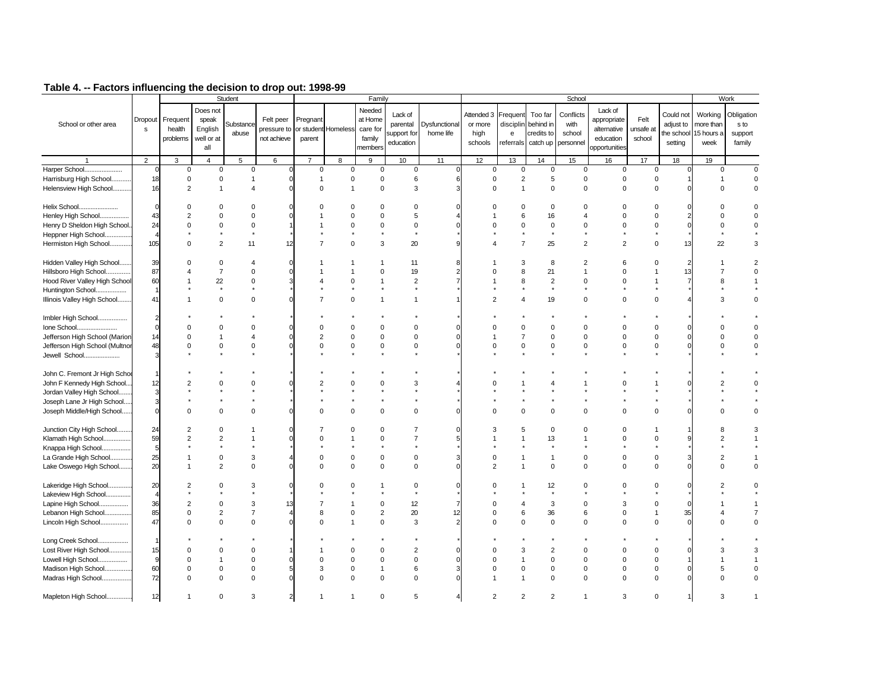## Table 4. -- Factors influencing the decision to drop out: 1998-99

| School or other area | Dropouts | Student | | | | Family | | | | | School | | | | | | | Work | |
|---|---|---|---|---|---|---|---|---|---|---|---|---|---|---|---|---|---|---|---|
| | | Frequent health problems | Does not speak English well or at all | Substance abuse | Felt peer pressure to not achieve | Pregnant or student parent | Homeless | Needed at Home care for family members | Lack of parental support for education | Dysfunctional home life | Attended 3 or more high schools | Frequent discipline referrals | Too far behind in credits to catch up | Conflicts with school personnel | Lack of appropriate alternative education opportunities | Felt unsafe at school | Could not adjust to the school setting | Working more than 15 hours a week | Obligations to support family |
| 1 | 2 | 3 | 4 | 5 | 6 | 7 | 8 | 9 | 10 | 11 | 12 | 13 | 14 | 15 | 16 | 17 | 18 | 19 | |
| Harper School...................... | 0 | 0 | 0 | 0 | 0 | 0 | 0 | 0 | 0 | 0 | 0 | 0 | 0 | 0 | 0 | 0 | 0 | 0 | 0 |
| Harrisburg High School........... | 18 | 0 | 0 | 1 | 0 | 1 | 0 | 0 | 6 | 6 | 0 | 2 | 5 | 0 | 0 | 0 | 1 | 1 | 0 |
| Helensview High School.......... | 16 | 2 | 1 | 4 | 0 | 0 | 1 | 0 | 3 | 3 | 0 | 1 | 0 | 0 | 0 | 0 | 0 | 0 | 0 |
| Helix School...................... | 0 | 0 | 0 | 0 | 0 | 0 | 0 | 0 | 0 | 0 | 0 | 0 | 0 | 0 | 0 | 0 | 0 | 0 | 0 |
| Henley High School................ | 43 | 2 | 0 | 0 | 0 | 1 | 0 | 0 | 5 | 4 | 1 | 6 | 16 | 4 | 0 | 0 | 2 | 0 | 0 |
| Henry D Sheldon High School.. | 24 | 0 | 0 | 0 | 1 | 1 | 0 | 0 | 0 | 0 | 0 | 0 | 0 | 0 | 0 | 0 | 0 | 0 | 0 |
| Heppner High School............... | 4 | * | * | * | * | * | * | * | * | * | * | * | * | * | * | * | * | * | * |
| Hermiston High School............ | 105 | 0 | 2 | 11 | 12 | 7 | 0 | 3 | 20 | 9 | 4 | 7 | 25 | 2 | 2 | 0 | 13 | 22 | 3 |
| Hidden Valley High School....... | 39 | 0 | 0 | 4 | 0 | 1 | 1 | 1 | 11 | 8 | 1 | 3 | 8 | 2 | 6 | 0 | 2 | 1 | 2 |
| Hillsboro High School............. | 87 | 4 | 7 | 0 | 0 | 1 | 1 | 0 | 19 | 2 | 0 | 8 | 21 | 1 | 0 | 1 | 13 | 7 | 0 |
| Hood River Valley High School | 60 | 1 | 22 | 0 | 3 | 4 | 0 | 1 | 2 | 7 | 1 | 8 | 2 | 0 | 0 | 1 | 7 | 8 | 1 |
| Huntington School................. | 1 | * | * | * | * | * | * | * | * | * | * | * | * | * | * | * | * | * | * |
| Illinois Valley High School........ | 41 | 1 | 0 | 0 | 0 | 7 | 0 | 1 | 1 | 1 | 2 | 4 | 19 | 0 | 0 | 0 | 4 | 3 | 0 |
| Imbler High School................. | 2 | * | * | * | * | * | * | * | * | * | * | * | * | * | * | * | * | * | * |
| Ione School....................... | 0 | 0 | 0 | 0 | 0 | 0 | 0 | 0 | 0 | 0 | 0 | 0 | 0 | 0 | 0 | 0 | 0 | 0 | 0 |
| Jefferson High School (Marion | 14 | 0 | 1 | 4 | 0 | 2 | 0 | 0 | 0 | 0 | 1 | 7 | 0 | 0 | 0 | 0 | 0 | 0 | 0 |
| Jefferson High School (Multnor | 48 | 0 | 0 | 0 | 0 | 0 | 0 | 0 | 0 | 0 | 0 | 0 | 0 | 0 | 0 | 0 | 0 | 0 | 0 |
| Jewell School.................... | 3 | * | * | * | * | * | * | * | * | * | * | * | * | * | * | * | * | * | * |
| John C. Fremont Jr High Schoo | 1 | * | * | * | * | * | * | * | * | * | * | * | * | * | * | * | * | * | * |
| John F Kennedy High School.... | 12 | 2 | 0 | 0 | 0 | 2 | 0 | 0 | 3 | 4 | 0 | 1 | 4 | 1 | 0 | 1 | 0 | 2 | 0 |
| Jordan Valley High School....... | 3 | * | * | * | * | * | * | * | * | * | * | * | * | * | * | * | * | * | * |
| Joseph Lane Jr High School..... | 3 | * | * | * | * | * | * | * | * | * | * | * | * | * | * | * | * | * | * |
| Joseph Middle/High School...... | 0 | 0 | 0 | 0 | 0 | 0 | 0 | 0 | 0 | 0 | 0 | 0 | 0 | 0 | 0 | 0 | 0 | 0 | 0 |
| Junction City High School......... | 24 | 2 | 0 | 1 | 0 | 7 | 0 | 0 | 7 | 0 | 3 | 5 | 0 | 0 | 0 | 1 | 1 | 8 | 3 |
| Klamath High School............... | 59 | 2 | 2 | 1 | 0 | 0 | 1 | 0 | 7 | 5 | 1 | 1 | 13 | 1 | 0 | 0 | 9 | 2 | 1 |
| Knappa High School................ | 5 | * | * | * | * | * | * | * | * | * | * | * | * | * | * | * | * | * | * |
| La Grande High School............ | 25 | 1 | 0 | 3 | 4 | 0 | 0 | 0 | 0 | 3 | 0 | 1 | 1 | 0 | 0 | 0 | 3 | 2 | 1 |
| Lake Oswego High School........ | 20 | 1 | 2 | 0 | 0 | 0 | 0 | 0 | 0 | 0 | 2 | 1 | 0 | 0 | 0 | 0 | 0 | 0 | 0 |
| Lakeridge High School............. | 20 | 2 | 0 | 3 | 0 | 0 | 0 | 1 | 0 | 0 | 0 | 1 | 12 | 0 | 0 | 0 | 0 | 2 | 0 |
| Lakeview High School.............. | 4 | * | * | * | * | * | * | * | * | * | * | * | * | * | * | * | * | * | * |
| Lapine High School................ | 36 | 2 | 0 | 3 | 13 | 7 | 1 | 0 | 12 | 7 | 0 | 4 | 3 | 0 | 3 | 0 | 0 | 1 | 1 |
| Lebanon High School............... | 85 | 0 | 2 | 7 | 4 | 8 | 0 | 2 | 20 | 12 | 0 | 6 | 36 | 6 | 0 | 1 | 35 | 4 | 7 |
| Lincoln High School................ | 47 | 0 | 0 | 0 | 0 | 0 | 1 | 0 | 3 | 2 | 0 | 0 | 0 | 0 | 0 | 0 | 0 | 0 | 0 |
| Long Creek School................. | 1 | * | * | * | * | * | * | * | * | * | * | * | * | * | * | * | * | * | * |
| Lost River High School............ | 15 | 0 | 0 | 0 | 1 | 1 | 0 | 0 | 2 | 0 | 0 | 3 | 2 | 0 | 0 | 0 | 0 | 3 | 3 |
| Lowell High School................. | 9 | 0 | 1 | 0 | 0 | 0 | 0 | 0 | 0 | 0 | 0 | 1 | 0 | 0 | 0 | 0 | 1 | 1 | 1 |
| Madison High School............... | 60 | 0 | 0 | 0 | 5 | 3 | 0 | 1 | 6 | 3 | 0 | 0 | 0 | 0 | 0 | 0 | 0 | 5 | 0 |
| Madras High School................ | 72 | 0 | 0 | 0 | 0 | 0 | 0 | 0 | 0 | 0 | 1 | 1 | 0 | 0 | 0 | 0 | 0 | 0 | 0 |
| Mapleton High School.............. | 12 | 1 | 0 | 3 | 2 | 1 | 1 | 0 | 5 | 4 | 2 | 2 | 2 | 1 | 3 | 0 | 1 | 3 | 1 |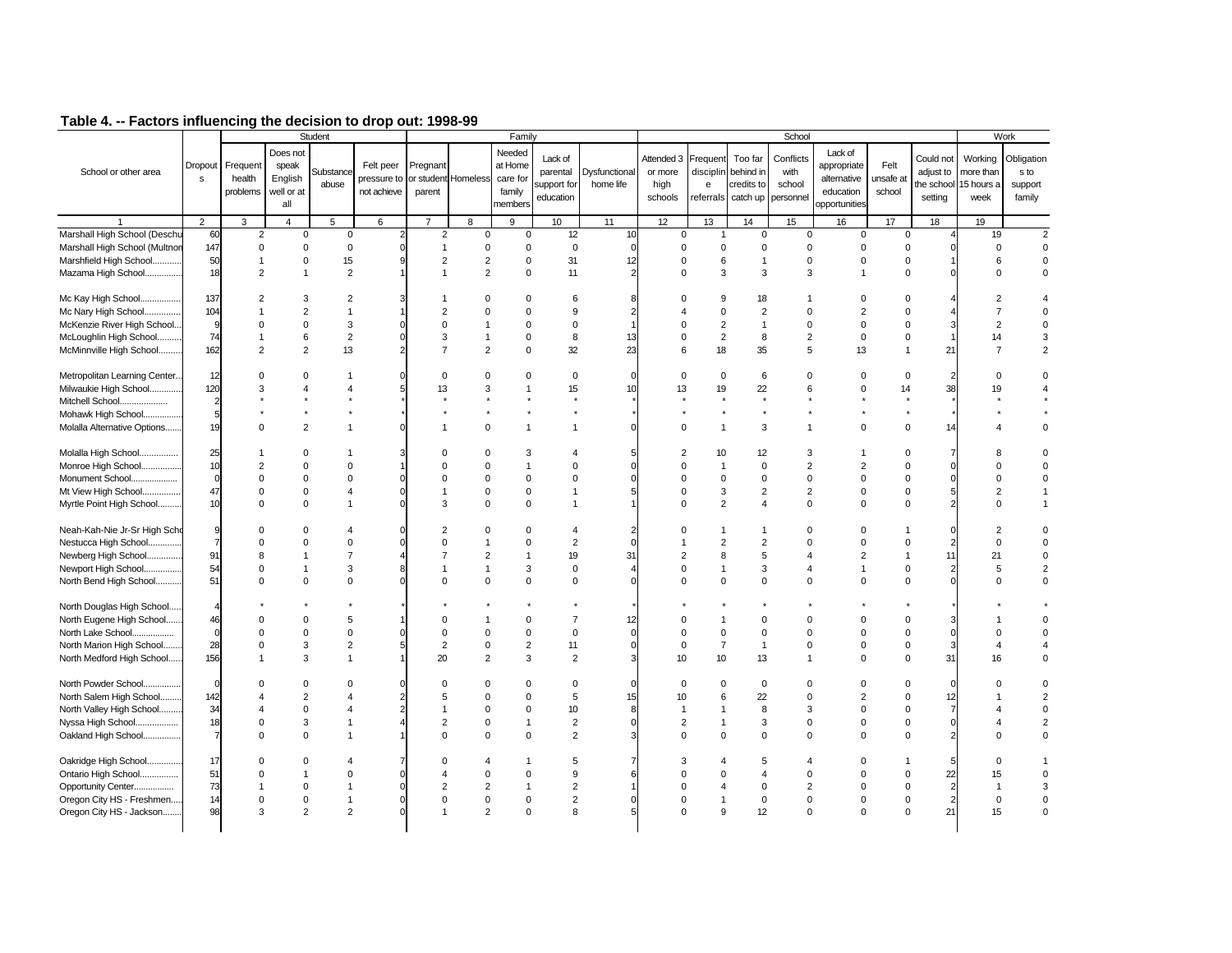## Table 4. -- Factors influencing the decision to drop out: 1998-99

| School or other area | Dropouts | Student | | | | Family | | | | | School | | | | | | | Work | |
|---|---|---|---|---|---|---|---|---|---|---|---|---|---|---|---|---|---|---|---|
| | | Frequent health problems | Does not speak English well or at all | Substance abuse | Felt peer pressure to not achieve | Pregnant or student parent | Homeless | Needed at Home care for family members | Lack of parental support for education | Dysfunctional home life | Attended 3 or more high schools | Frequent disciplin e referrals | Too far behind in credits to catch up | Conflicts with school personnel | Lack of appropriate alternative education opportunities | Felt unsafe at school | Could not adjust to the school setting | Working more than 15 hours a week | Obligation s to support family |
| 1 | 2 | 3 | 4 | 5 | 6 | 7 | 8 | 9 | 10 | 11 | 12 | 13 | 14 | 15 | 16 | 17 | 18 | 19 | |
| Marshall High School (Deschu | 60 | 2 | 0 | 0 | 2 | 2 | 0 | 0 | 12 | 10 | 0 | 1 | 0 | 0 | 0 | 0 | 4 | 19 | 2 |
| Marshall High School (Multnon | 147 | 0 | 0 | 0 | 0 | 1 | 0 | 0 | 0 | 0 | 0 | 0 | 0 | 0 | 0 | 0 | 0 | 0 | 0 |
| Marshfield High School............ | 50 | 1 | 0 | 15 | 9 | 2 | 2 | 0 | 31 | 12 | 0 | 6 | 1 | 0 | 0 | 0 | 1 | 6 | 0 |
| Mazama High School................ | 18 | 2 | 1 | 2 | 1 | 1 | 2 | 0 | 11 | 2 | 0 | 3 | 3 | 3 | 1 | 0 | 0 | 0 | 0 |
| Mc Kay High School................. | 137 | 2 | 3 | 2 | 3 | 1 | 0 | 0 | 6 | 8 | 0 | 9 | 18 | 1 | 0 | 0 | 4 | 2 | 4 |
| Mc Nary High School............... | 104 | 1 | 2 | 1 | 1 | 2 | 0 | 0 | 9 | 2 | 4 | 0 | 2 | 0 | 2 | 0 | 4 | 7 | 0 |
| McKenzie River High School... | 9 | 0 | 0 | 3 | 0 | 0 | 1 | 0 | 0 | 1 | 0 | 2 | 1 | 0 | 0 | 0 | 3 | 2 | 0 |
| McLoughlin High School.......... | 74 | 1 | 6 | 2 | 0 | 3 | 1 | 0 | 8 | 13 | 0 | 2 | 8 | 2 | 0 | 0 | 1 | 14 | 3 |
| McMinnville High School.......... | 162 | 2 | 2 | 13 | 2 | 7 | 2 | 0 | 32 | 23 | 6 | 18 | 35 | 5 | 13 | 1 | 21 | 7 | 2 |
| Metropolitan Learning Center... | 12 | 0 | 0 | 1 | 0 | 0 | 0 | 0 | 0 | 0 | 0 | 0 | 6 | 0 | 0 | 0 | 2 | 0 | 0 |
| Milwaukie High School............. | 120 | 3 | 4 | 4 | 5 | 13 | 3 | 1 | 15 | 10 | 13 | 19 | 22 | 6 | 0 | 14 | 38 | 19 | 4 |
| Mitchell School.................... | 2 | * | * | * | * | * | * | * | * | * | * | * | * | * | * | * | * | * | * |
| Mohawk High School................ | 5 | * | * | * | * | * | * | * | * | * | * | * | * | * | * | * | * | * | * |
| Molalla Alternative Options....... | 19 | 0 | 2 | 1 | 0 | 1 | 0 | 1 | 1 | 0 | 0 | 1 | 3 | 1 | 0 | 0 | 14 | 4 | 0 |
| Molalla High School................ | 25 | 1 | 0 | 1 | 3 | 0 | 0 | 3 | 4 | 5 | 2 | 10 | 12 | 3 | 1 | 0 | 7 | 8 | 0 |
| Monroe High School................ | 10 | 2 | 0 | 0 | 1 | 0 | 0 | 1 | 0 | 0 | 0 | 1 | 0 | 2 | 2 | 0 | 0 | 0 | 0 |
| Monument School................... | 0 | 0 | 0 | 0 | 0 | 0 | 0 | 0 | 0 | 0 | 0 | 0 | 0 | 0 | 0 | 0 | 0 | 0 | 0 |
| Mt View High School................ | 47 | 0 | 0 | 4 | 0 | 1 | 0 | 0 | 1 | 5 | 0 | 3 | 2 | 2 | 0 | 0 | 5 | 2 | 1 |
| Myrtle Point High School.......... | 10 | 0 | 0 | 1 | 0 | 3 | 0 | 0 | 1 | 1 | 0 | 2 | 4 | 0 | 0 | 0 | 2 | 0 | 1 |
| Neah-Kah-Nie Jr-Sr High Scho | 9 | 0 | 0 | 4 | 0 | 2 | 0 | 0 | 4 | 2 | 0 | 1 | 1 | 0 | 0 | 1 | 0 | 2 | 0 |
| Nestucca High School.............. | 7 | 0 | 0 | 0 | 0 | 0 | 1 | 0 | 2 | 0 | 1 | 2 | 2 | 0 | 0 | 0 | 2 | 0 | 0 |
| Newberg High School.............. | 91 | 8 | 1 | 7 | 4 | 7 | 2 | 1 | 19 | 31 | 2 | 8 | 5 | 4 | 2 | 1 | 11 | 21 | 0 |
| Newport High School................ | 54 | 0 | 1 | 3 | 8 | 1 | 1 | 3 | 0 | 4 | 0 | 1 | 3 | 4 | 1 | 0 | 2 | 5 | 2 |
| North Bend High School........... | 51 | 0 | 0 | 0 | 0 | 0 | 0 | 0 | 0 | 0 | 0 | 0 | 0 | 0 | 0 | 0 | 0 | 0 | 0 |
| North Douglas High School...... | 4 | * | * | * | * | * | * | * | * | * | * | * | * | * | * | * | * | * | * |
| North Eugene High School....... | 46 | 0 | 0 | 5 | 1 | 0 | 1 | 0 | 7 | 12 | 0 | 1 | 0 | 0 | 0 | 0 | 3 | 1 | 0 |
| North Lake School.................. | 0 | 0 | 0 | 0 | 0 | 0 | 0 | 0 | 0 | 0 | 0 | 0 | 0 | 0 | 0 | 0 | 0 | 0 | 0 |
| North Marion High School........ | 28 | 0 | 3 | 2 | 5 | 2 | 0 | 2 | 11 | 0 | 0 | 7 | 1 | 0 | 0 | 0 | 3 | 4 | 4 |
| North Medford High School...... | 156 | 1 | 3 | 1 | 1 | 20 | 2 | 3 | 2 | 3 | 10 | 10 | 13 | 1 | 0 | 0 | 31 | 16 | 0 |
| North Powder School............... | 0 | 0 | 0 | 0 | 0 | 0 | 0 | 0 | 0 | 0 | 0 | 0 | 0 | 0 | 0 | 0 | 0 | 0 | 0 |
| North Salem High School......... | 142 | 4 | 2 | 4 | 2 | 5 | 0 | 0 | 5 | 15 | 10 | 6 | 22 | 0 | 2 | 0 | 12 | 1 | 2 |
| North Valley High School.......... | 34 | 4 | 0 | 4 | 2 | 1 | 0 | 0 | 10 | 8 | 1 | 1 | 8 | 3 | 0 | 0 | 7 | 4 | 0 |
| Nyssa High School.................. | 18 | 0 | 3 | 1 | 4 | 2 | 0 | 1 | 2 | 0 | 2 | 1 | 3 | 0 | 0 | 0 | 0 | 4 | 2 |
| Oakland High School................ | 7 | 0 | 0 | 1 | 1 | 0 | 0 | 0 | 2 | 3 | 0 | 0 | 0 | 0 | 0 | 0 | 2 | 0 | 0 |
| Oakridge High School.............. | 17 | 0 | 0 | 4 | 7 | 0 | 4 | 1 | 5 | 7 | 3 | 4 | 5 | 4 | 0 | 1 | 5 | 0 | 1 |
| Ontario High School................ | 51 | 0 | 1 | 0 | 0 | 4 | 0 | 0 | 9 | 6 | 0 | 0 | 4 | 0 | 0 | 0 | 22 | 15 | 0 |
| Opportunity Center................ | 73 | 1 | 0 | 1 | 0 | 2 | 2 | 1 | 2 | 1 | 0 | 4 | 0 | 2 | 0 | 0 | 2 | 1 | 3 |
| Oregon City HS - Freshmen..... | 14 | 0 | 0 | 1 | 0 | 0 | 0 | 0 | 2 | 0 | 0 | 1 | 0 | 0 | 0 | 0 | 2 | 0 | 0 |
| Oregon City HS - Jackson........ | 98 | 3 | 2 | 2 | 0 | 1 | 2 | 0 | 8 | 5 | 0 | 9 | 12 | 0 | 0 | 0 | 21 | 15 | 0 |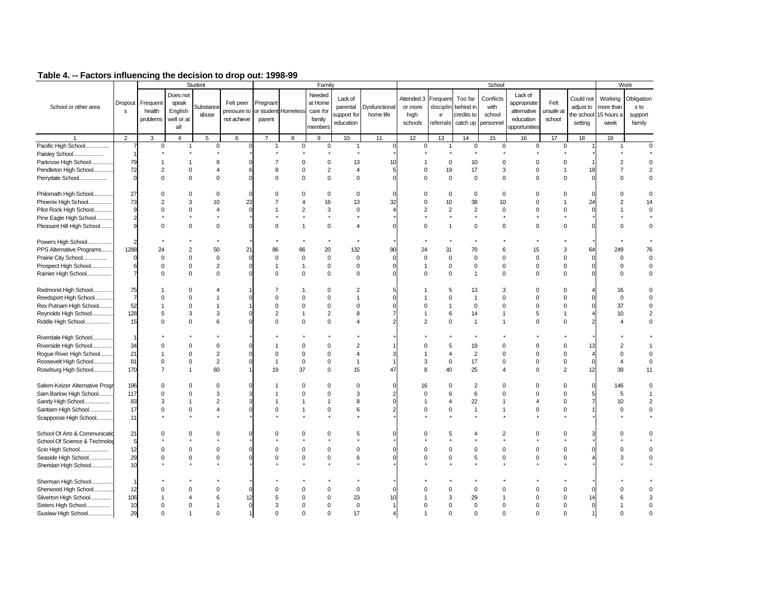## Table 4. -- Factors influencing the decision to drop out: 1998-99

| School or other area | Dropouts | Student | | | | Family | | | | | School | | | | | | | Work | |
|---|---|---|---|---|---|---|---|---|---|---|---|---|---|---|---|---|---|---|---|
| | | Frequent health problems | Does not speak English well or at all | Substance abuse | Felt peer pressure to not achieve | Pregnant or student parent | Homeless | Needed at Home care for family members | Lack of parental support for education | Dysfunctional home life | Attended 3 or more high schools | Frequent discipline referrals | Too far behind in credits to catch up | Conflicts with school personnel | Lack of appropriate alternative education opportunities | Felt unsafe at school | Could not adjust to the school setting | Working more than 15 hours a week | Obligations to support family |
| 1 | 2 | 3 | 4 | 5 | 6 | 7 | 8 | 9 | 10 | 11 | 12 | 13 | 14 | 15 | 16 | 17 | 18 | 19 | |
| Pacific High School................ | 7 | 0 | 1 | 0 | 0 | 1 | 0 | 0 | 1 | 0 | 0 | 1 | 0 | 0 | 0 | 0 | 1 | 1 | 0 |
| Paisley School.................... | 1 | * | * | * | * | * | * | * | * | * | * | * | * | * | * | * | * | * | * |
| Parkrose High School.............. | 79 | 1 | 1 | 8 | 0 | 7 | 0 | 0 | 13 | 10 | 1 | 0 | 10 | 0 | 0 | 0 | 1 | 2 | 0 |
| Pendleton High School............. | 72 | 2 | 0 | 4 | 6 | 8 | 0 | 2 | 4 | 5 | 0 | 19 | 17 | 3 | 0 | 1 | 18 | 7 | 2 |
| Perrydale School.................. | 0 | 0 | 0 | 0 | 0 | 0 | 0 | 0 | 0 | 0 | 0 | 0 | 0 | 0 | 0 | 0 | 0 | 0 | 0 |
| Philomath High School............. | 27 | 0 | 0 | 0 | 0 | 0 | 0 | 0 | 0 | 0 | 0 | 0 | 0 | 0 | 0 | 0 | 0 | 0 | 0 |
| Phoenix High School............... | 73 | 2 | 3 | 10 | 22 | 7 | 4 | 16 | 13 | 32 | 0 | 10 | 38 | 10 | 0 | 1 | 24 | 2 | 14 |
| Pilot Rock High School............ | 9 | 0 | 0 | 4 | 0 | 1 | 2 | 3 | 0 | 4 | 2 | 2 | 2 | 0 | 0 | 0 | 0 | 1 | 0 |
| Pine Eagle High School............ | 2 | * | * | * | * | * | * | * | * | * | * | * | * | * | * | * | * | * | * |
| Pleasant Hill High School......... | 9 | 0 | 0 | 0 | 0 | 0 | 1 | 0 | 4 | 0 | 0 | 1 | 0 | 0 | 0 | 0 | 0 | 0 | 0 |
| Powers High School................ | 2 | * | * | * | * | * | * | * | * | * | * | * | * | * | * | * | * | * | * |
| PPS Alternative Programs........ | 1288 | 24 | 2 | 50 | 21 | 86 | 66 | 20 | 132 | 90 | 24 | 31 | 70 | 6 | 15 | 3 | 64 | 249 | 76 |
| Prairie City School................ | 0 | 0 | 0 | 0 | 0 | 0 | 0 | 0 | 0 | 0 | 0 | 0 | 0 | 0 | 0 | 0 | 0 | 0 | 0 |
| Prospect High School.............. | 6 | 0 | 0 | 2 | 0 | 1 | 1 | 0 | 0 | 0 | 1 | 0 | 0 | 0 | 0 | 0 | 0 | 0 | 0 |
| Rainier High School................ | 7 | 0 | 0 | 0 | 0 | 0 | 0 | 0 | 0 | 0 | 0 | 0 | 1 | 0 | 0 | 0 | 0 | 0 | 0 |
| Redmond High School.............. | 75 | 1 | 0 | 4 | 1 | 7 | 1 | 0 | 2 | 5 | 1 | 5 | 13 | 3 | 0 | 0 | 4 | 16 | 0 |
| Reedsport High School............ | 7 | 0 | 0 | 1 | 0 | 0 | 0 | 0 | 1 | 0 | 1 | 0 | 1 | 0 | 0 | 0 | 0 | 0 | 0 |
| Rex Putnam High School.......... | 52 | 1 | 0 | 1 | 1 | 0 | 0 | 0 | 0 | 0 | 0 | 1 | 0 | 0 | 0 | 0 | 0 | 37 | 0 |
| Reynolds High School.............. | 128 | 5 | 3 | 3 | 0 | 2 | 1 | 2 | 8 | 7 | 1 | 6 | 14 | 1 | 5 | 1 | 4 | 10 | 2 |
| Riddle High School................. | 15 | 0 | 0 | 6 | 0 | 0 | 0 | 0 | 4 | 2 | 2 | 0 | 1 | 1 | 0 | 0 | 2 | 4 | 0 |
| Riverdale High School............. | 1 | * | * | * | * | * | * | * | * | * | * | * | * | * | * | * | * | * | * |
| Riverside High School............. | 34 | 0 | 0 | 0 | 0 | 1 | 0 | 0 | 2 | 1 | 0 | 5 | 19 | 0 | 0 | 0 | 13 | 2 | 1 |
| Rogue River High School......... | 21 | 1 | 0 | 2 | 0 | 0 | 0 | 0 | 4 | 3 | 1 | 4 | 2 | 0 | 0 | 0 | 4 | 0 | 0 |
| Roosevelt High School............. | 81 | 0 | 0 | 2 | 0 | 1 | 0 | 0 | 1 | 1 | 3 | 0 | 17 | 0 | 0 | 0 | 0 | 4 | 0 |
| Roseburg High School............. | 170 | 7 | 1 | 60 | 1 | 19 | 37 | 0 | 15 | 47 | 8 | 40 | 25 | 4 | 0 | 2 | 12 | 39 | 11 |
| Salem-Keizer Alternative Progr | 196 | 0 | 0 | 0 | 0 | 1 | 0 | 0 | 0 | 0 | 16 | 0 | 2 | 0 | 0 | 0 | 0 | 146 | 0 |
| Sam Barlow High School.......... | 117 | 0 | 0 | 3 | 3 | 1 | 0 | 0 | 3 | 2 | 0 | 6 | 6 | 0 | 0 | 0 | 5 | 5 | 1 |
| Sandy High School................. | 83 | 3 | 1 | 2 | 3 | 1 | 1 | 1 | 8 | 0 | 1 | 4 | 22 | 1 | 4 | 0 | 7 | 10 | 2 |
| Santiam High School............... | 17 | 0 | 0 | 4 | 0 | 0 | 1 | 0 | 6 | 2 | 0 | 0 | 1 | 1 | 0 | 0 | 1 | 0 | 0 |
| Scappoose High School........... | 11 | * | * | * | * | * | * | * | * | * | * | * | * | * | * | * | * | * | * |
| School Of Arts & Communicatio | 21 | 0 | 0 | 0 | 0 | 0 | 0 | 0 | 5 | 0 | 0 | 5 | 4 | 2 | 0 | 0 | 3 | 0 | 0 |
| School Of Science & Technolog | 5 | * | * | * | * | * | * | * | * | * | * | * | * | * | * | * | * | * | * |
| Scio High School................... | 12 | 0 | 0 | 0 | 0 | 0 | 0 | 0 | 0 | 0 | 0 | 0 | 0 | 0 | 0 | 0 | 0 | 0 | 0 |
| Seaside High School............... | 29 | 0 | 0 | 0 | 0 | 0 | 0 | 0 | 6 | 0 | 0 | 0 | 5 | 0 | 0 | 0 | 4 | 3 | 0 |
| Sheridan High School.............. | 10 | * | * | * | * | * | * | * | * | * | * | * | * | * | * | * | * | * | * |
| Sherman High School.............. | 1 | * | * | * | * | * | * | * | * | * | * | * | * | * | * | * | * | * | * |
| Sherwood High School............. | 12 | 0 | 0 | 0 | 0 | 0 | 0 | 0 | 0 | 0 | 0 | 0 | 0 | 0 | 0 | 0 | 0 | 0 | 0 |
| Silverton High School............. | 106 | 1 | 4 | 6 | 12 | 5 | 0 | 0 | 23 | 10 | 1 | 3 | 29 | 1 | 0 | 0 | 14 | 6 | 3 |
| Sisters High School................ | 10 | 0 | 0 | 1 | 0 | 3 | 0 | 0 | 0 | 1 | 0 | 0 | 0 | 0 | 0 | 0 | 0 | 1 | 0 |
| Siuslaw High School............... | 29 | 0 | 1 | 0 | 1 | 0 | 0 | 0 | 17 | 4 | 1 | 0 | 0 | 0 | 0 | 0 | 1 | 0 | 0 |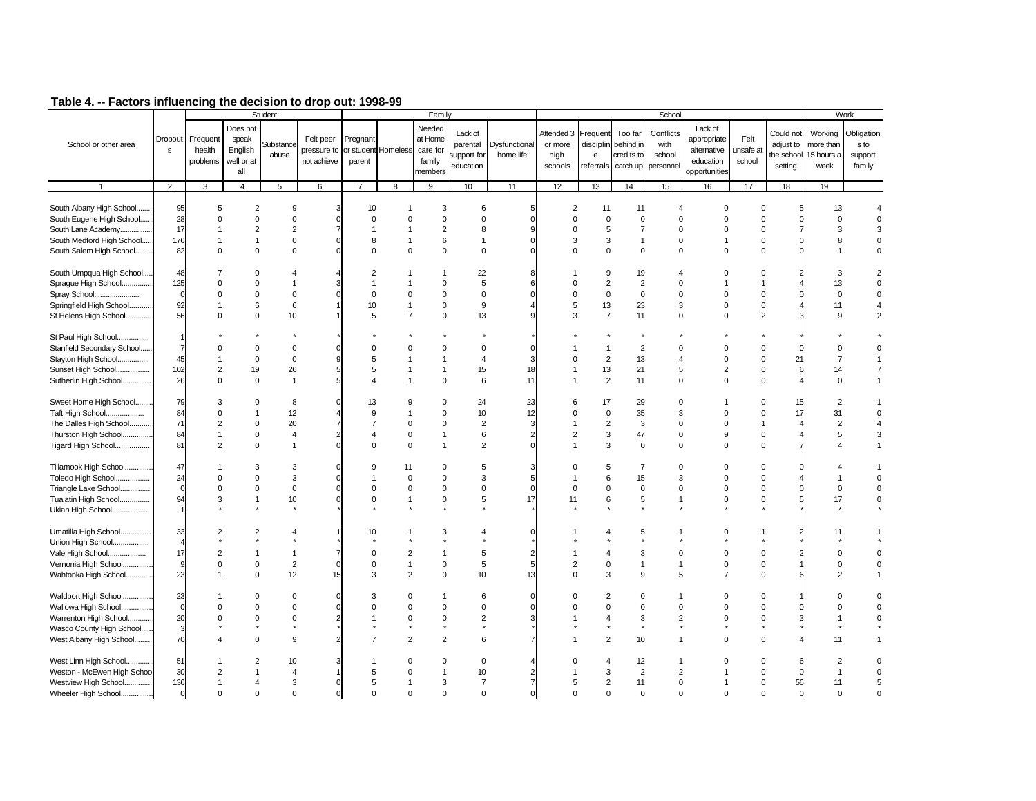## Table 4. -- Factors influencing the decision to drop out: 1998-99

| School or other area | Dropouts | Student | | | | Family | | | | | School | | | | | | | Work | |
|---|---|---|---|---|---|---|---|---|---|---|---|---|---|---|---|---|---|---|---|
| | | Frequent health problems | Does not speak English well or at all | Substance abuse | Felt peer pressure to not achieve | Pregnant or student parent | Homeless | Needed at Home care for family members | Lack of parental support for education | Dysfunctional home life | Attended 3 or more high schools | Frequent discipline referrals | Too far behind in credits to catch up | Conflicts with school personnel | Lack of appropriate alternative education opportunities | Felt unsafe at school | Could not adjust to the school setting | Working more than 15 hours a week | Obligations to support family |
| 1 | 2 | 3 | 4 | 5 | 6 | 7 | 8 | 9 | 10 | 11 | 12 | 13 | 14 | 15 | 16 | 17 | 18 | 19 | |
| South Albany High School........ | 95 | 5 | 2 | 9 | 3 | 10 | 1 | 3 | 6 | 5 | 2 | 11 | 11 | 4 | 0 | 0 | 5 | 13 | 4 |
| South Eugene High School....... | 28 | 0 | 0 | 0 | 0 | 0 | 0 | 0 | 0 | 0 | 0 | 0 | 0 | 0 | 0 | 0 | 0 | 0 | 0 |
| South Lane Academy................ | 17 | 1 | 2 | 2 | 7 | 1 | 1 | 2 | 8 | 9 | 0 | 5 | 7 | 0 | 0 | 0 | 7 | 3 | 3 |
| South Medford High School...... | 176 | 1 | 1 | 0 | 0 | 8 | 1 | 6 | 1 | 0 | 3 | 3 | 1 | 0 | 1 | 0 | 0 | 8 | 0 |
| South Salem High School......... | 82 | 0 | 0 | 0 | 0 | 0 | 0 | 0 | 0 | 0 | 0 | 0 | 0 | 0 | 0 | 0 | 0 | 1 | 0 |
| South Umpqua High School..... | 48 | 7 | 0 | 4 | 4 | 2 | 1 | 1 | 22 | 8 | 1 | 9 | 19 | 4 | 0 | 0 | 2 | 3 | 2 |
| Sprague High School................ | 125 | 0 | 0 | 1 | 3 | 1 | 1 | 0 | 5 | 6 | 0 | 2 | 2 | 0 | 1 | 1 | 4 | 13 | 0 |
| Spray School....................... | 0 | 0 | 0 | 0 | 0 | 0 | 0 | 0 | 0 | 0 | 0 | 0 | 0 | 0 | 0 | 0 | 0 | 0 | 0 |
| Springfield High School........... | 92 | 1 | 6 | 6 | 1 | 10 | 1 | 0 | 9 | 4 | 5 | 13 | 23 | 3 | 0 | 0 | 4 | 11 | 4 |
| St Helens High School............. | 56 | 0 | 0 | 10 | 1 | 5 | 7 | 0 | 13 | 9 | 3 | 7 | 11 | 0 | 0 | 2 | 3 | 9 | 2 |
| St Paul High School................ | 1 | * | * | * | * | * | * | * | * | * | * | * | * | * | * | * | * | * | * |
| Stanfield Secondary School...... | 7 | 0 | 0 | 0 | 0 | 0 | 0 | 0 | 0 | 0 | 1 | 1 | 2 | 0 | 0 | 0 | 0 | 0 | 0 |
| Stayton High School................ | 45 | 1 | 0 | 0 | 9 | 5 | 1 | 1 | 4 | 3 | 0 | 2 | 13 | 4 | 0 | 0 | 21 | 7 | 1 |
| Sunset High School................ | 102 | 2 | 19 | 26 | 5 | 5 | 1 | 1 | 15 | 18 | 1 | 13 | 21 | 5 | 2 | 0 | 6 | 14 | 7 |
| Sutherlin High School............. | 26 | 0 | 0 | 1 | 5 | 4 | 1 | 0 | 6 | 11 | 1 | 2 | 11 | 0 | 0 | 0 | 4 | 0 | 1 |
| Sweet Home High School......... | 79 | 3 | 0 | 8 | 0 | 13 | 9 | 0 | 24 | 23 | 6 | 17 | 29 | 0 | 1 | 0 | 15 | 2 | 1 |
| Taft High School.................. | 84 | 0 | 1 | 12 | 4 | 9 | 1 | 0 | 10 | 12 | 0 | 0 | 35 | 3 | 0 | 0 | 17 | 31 | 0 |
| The Dalles High School........... | 71 | 2 | 0 | 20 | 7 | 7 | 0 | 0 | 2 | 3 | 1 | 2 | 3 | 0 | 0 | 1 | 4 | 2 | 4 |
| Thurston High School.............. | 84 | 1 | 0 | 4 | 2 | 4 | 0 | 1 | 6 | 2 | 2 | 3 | 47 | 0 | 9 | 0 | 4 | 5 | 3 |
| Tigard High School................ | 81 | 2 | 0 | 1 | 0 | 0 | 0 | 1 | 2 | 0 | 1 | 3 | 0 | 0 | 0 | 0 | 7 | 4 | 1 |
| Tillamook High School............. | 47 | 1 | 3 | 3 | 0 | 9 | 11 | 0 | 5 | 3 | 0 | 5 | 7 | 0 | 0 | 0 | 0 | 4 | 1 |
| Toledo High School................ | 24 | 0 | 0 | 3 | 0 | 1 | 0 | 0 | 3 | 5 | 1 | 6 | 15 | 3 | 0 | 0 | 4 | 1 | 0 |
| Triangle Lake School.............. | 0 | 0 | 0 | 0 | 0 | 0 | 0 | 0 | 0 | 0 | 0 | 0 | 0 | 0 | 0 | 0 | 0 | 0 | 0 |
| Tualatin High School.............. | 94 | 3 | 1 | 10 | 0 | 0 | 1 | 0 | 5 | 17 | 11 | 6 | 5 | 1 | 0 | 0 | 5 | 17 | 0 |
| Ukiah High School................. | 1 | * | * | * | * | * | * | * | * | * | * | * | * | * | * | * | * | * | * |
| Umatilla High School............... | 33 | 2 | 2 | 4 | 1 | 10 | 1 | 3 | 4 | 0 | 1 | 4 | 5 | 1 | 0 | 1 | 2 | 11 | 1 |
| Union High School.................. | 4 | * | * | * | * | * | * | * | * | * | * | * | * | * | * | * | * | * | * |
| Vale High School................... | 17 | 2 | 1 | 1 | 7 | 0 | 2 | 1 | 5 | 2 | 1 | 4 | 3 | 0 | 0 | 0 | 2 | 0 | 0 |
| Vernonia High School.............. | 9 | 0 | 0 | 2 | 0 | 0 | 1 | 0 | 5 | 5 | 2 | 0 | 1 | 1 | 0 | 0 | 1 | 0 | 0 |
| Wahtonka High School............. | 23 | 1 | 0 | 12 | 15 | 3 | 2 | 0 | 10 | 13 | 0 | 3 | 9 | 5 | 7 | 0 | 6 | 2 | 1 |
| Waldport High School............... | 23 | 1 | 0 | 0 | 0 | 3 | 0 | 1 | 6 | 0 | 0 | 2 | 0 | 1 | 0 | 0 | 1 | 0 | 0 |
| Wallowa High School................ | 0 | 0 | 0 | 0 | 0 | 0 | 0 | 0 | 0 | 0 | 0 | 0 | 0 | 0 | 0 | 0 | 0 | 0 | 0 |
| Warrenton High School............ | 20 | 0 | 0 | 0 | 2 | 1 | 0 | 0 | 2 | 3 | 1 | 4 | 3 | 2 | 0 | 0 | 3 | 1 | 0 |
| Wasco County High School...... | 3 | * | * | * | * | * | * | * | * | * | * | * | * | * | * | * | * | * | * |
| West Albany High School......... | 70 | 4 | 0 | 9 | 2 | 7 | 2 | 2 | 6 | 7 | 1 | 2 | 10 | 1 | 0 | 0 | 4 | 11 | 1 |
| West Linn High School............. | 51 | 1 | 2 | 10 | 3 | 1 | 0 | 0 | 0 | 4 | 0 | 4 | 12 | 1 | 0 | 0 | 6 | 2 | 0 |
| Weston - McEwen High School | 30 | 2 | 1 | 4 | 1 | 5 | 0 | 1 | 10 | 2 | 1 | 3 | 2 | 2 | 1 | 0 | 0 | 1 | 0 |
| Westview High School.............. | 136 | 1 | 4 | 3 | 0 | 5 | 1 | 3 | 7 | 7 | 5 | 2 | 11 | 0 | 1 | 0 | 56 | 11 | 5 |
| Wheeler High School................ | 0 | 0 | 0 | 0 | 0 | 0 | 0 | 0 | 0 | 0 | 0 | 0 | 0 | 0 | 0 | 0 | 0 | 0 | 0 |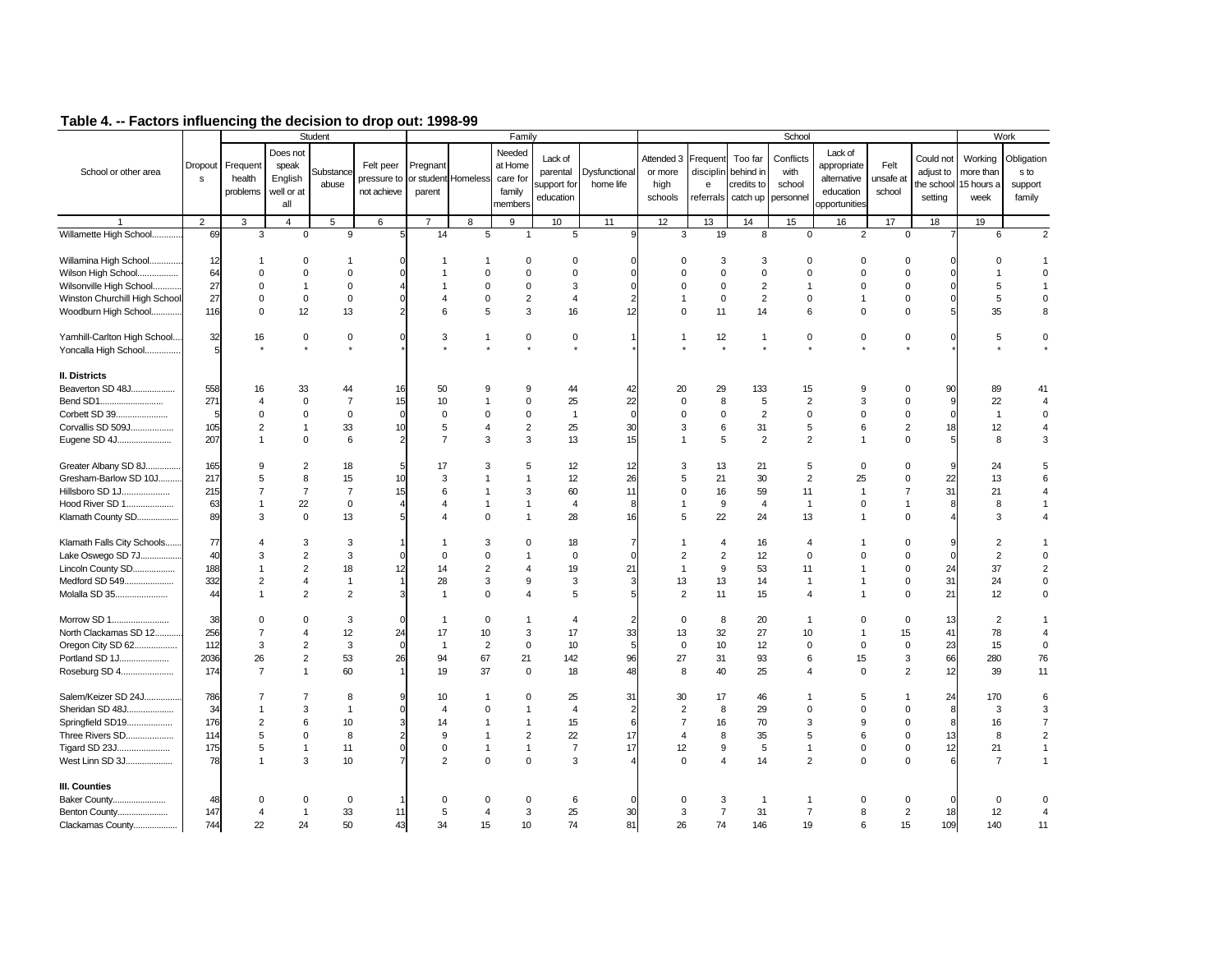## Table 4. -- Factors influencing the decision to drop out: 1998-99

| School or other area | Dropouts | Student | | | | Family | | | | | School | | | | | | | Work | |
|---|---|---|---|---|---|---|---|---|---|---|---|---|---|---|---|---|---|---|---|
| | | Frequent health problems | Does not speak English well or at all | Substance abuse | Felt peer pressure to not achieve | Pregnant or student parent | Homeless | Needed at Home care for family members | Lack of parental support for education | Dysfunctional home life | Attended 3 or more high schools | Frequent disciplin e referrals | Too far behind in credits to catch up | Conflicts with school personnel | Lack of appropriate alternative education opportunities | Felt unsafe at school | Could not adjust to the school setting | Working more than 15 hours a week | Obligation s to support family |
| 1 | 2 | 3 | 4 | 5 | 6 | 7 | 8 | 9 | 10 | 11 | 12 | 13 | 14 | 15 | 16 | 17 | 18 | 19 | |
| Willamette High School............ | 69 | 3 | 0 | 9 | 5 | 14 | 5 | 1 | 5 | 9 | 3 | 19 | 8 | 0 | 2 | 0 | 7 | 6 | 2 |
| Willamina High School............. | 12 | 1 | 0 | 1 | 0 | 1 | 1 | 0 | 0 | 0 | 0 | 3 | 3 | 0 | 0 | 0 | 0 | 0 | 1 |
| Wilson High School................. | 64 | 0 | 0 | 0 | 0 | 1 | 0 | 0 | 0 | 0 | 0 | 0 | 0 | 0 | 0 | 0 | 0 | 1 | 0 |
| Wilsonville High School............ | 27 | 0 | 1 | 0 | 4 | 1 | 0 | 0 | 3 | 0 | 0 | 0 | 2 | 1 | 0 | 0 | 0 | 5 | 1 |
| Winston Churchill High School | 27 | 0 | 0 | 0 | 0 | 4 | 0 | 2 | 4 | 2 | 1 | 0 | 2 | 0 | 1 | 0 | 0 | 5 | 0 |
| Woodburn High School............ | 116 | 0 | 12 | 13 | 2 | 6 | 5 | 3 | 16 | 12 | 0 | 11 | 14 | 6 | 0 | 0 | 5 | 35 | 8 |
| Yamhill-Carlton High School.... | 32 | 16 | 0 | 0 | 0 | 3 | 1 | 0 | 0 | 1 | 1 | 12 | 1 | 0 | 0 | 0 | 0 | 5 | 0 |
| Yoncalla High School.............. | 5 | * | * | * | * | * | * | * | * | * | * | * | * | * | * | * | * | * | * |
| **II. Districts** | | | | | | | | | | | | | | | | | | | |
| Beaverton SD 48J.................. | 558 | 16 | 33 | 44 | 16 | 50 | 9 | 9 | 44 | 42 | 20 | 29 | 133 | 15 | 9 | 0 | 90 | 89 | 41 |
| Bend SD1.......................... | 271 | 4 | 0 | 7 | 15 | 10 | 1 | 0 | 25 | 22 | 0 | 8 | 5 | 2 | 3 | 0 | 9 | 22 | 4 |
| Corbett SD 39...................... | 5 | 0 | 0 | 0 | 0 | 0 | 0 | 0 | 1 | 0 | 0 | 0 | 2 | 0 | 0 | 0 | 0 | 1 | 0 |
| Corvallis SD 509J.................. | 105 | 2 | 1 | 33 | 10 | 5 | 4 | 2 | 25 | 30 | 3 | 6 | 31 | 5 | 6 | 2 | 18 | 12 | 4 |
| Eugene SD 4J....................... | 207 | 1 | 0 | 6 | 2 | 7 | 3 | 3 | 13 | 15 | 1 | 5 | 2 | 2 | 1 | 0 | 5 | 8 | 3 |
| Greater Albany SD 8J.............. | 165 | 9 | 2 | 18 | 5 | 17 | 3 | 5 | 12 | 12 | 3 | 13 | 21 | 5 | 0 | 0 | 9 | 24 | 5 |
| Gresham-Barlow SD 10J.......... | 217 | 5 | 8 | 15 | 10 | 3 | 1 | 1 | 12 | 26 | 5 | 21 | 30 | 2 | 25 | 0 | 22 | 13 | 6 |
| Hillsboro SD 1J..................... | 215 | 7 | 7 | 7 | 15 | 6 | 1 | 3 | 60 | 11 | 0 | 16 | 59 | 11 | 1 | 7 | 31 | 21 | 4 |
| Hood River SD 1.................... | 63 | 1 | 22 | 0 | 4 | 4 | 1 | 1 | 4 | 8 | 1 | 9 | 4 | 1 | 0 | 1 | 8 | 8 | 1 |
| Klamath County SD................. | 89 | 3 | 0 | 13 | 5 | 4 | 0 | 1 | 28 | 16 | 5 | 22 | 24 | 13 | 1 | 0 | 4 | 3 | 4 |
| Klamath Falls City Schools....... | 77 | 4 | 3 | 3 | 1 | 1 | 3 | 0 | 18 | 7 | 1 | 4 | 16 | 4 | 1 | 0 | 9 | 2 | 1 |
| Lake Oswego SD 7J................ | 40 | 3 | 2 | 3 | 0 | 0 | 0 | 1 | 0 | 0 | 2 | 2 | 12 | 0 | 0 | 0 | 0 | 2 | 0 |
| Lincoln County SD.................. | 188 | 1 | 2 | 18 | 12 | 14 | 2 | 4 | 19 | 21 | 1 | 9 | 53 | 11 | 1 | 0 | 24 | 37 | 2 |
| Medford SD 549..................... | 332 | 2 | 4 | 1 | 1 | 28 | 3 | 9 | 3 | 3 | 13 | 13 | 14 | 1 | 1 | 0 | 31 | 24 | 0 |
| Molalla SD 35...................... | 44 | 1 | 2 | 2 | 3 | 1 | 0 | 4 | 5 | 5 | 2 | 11 | 15 | 4 | 1 | 0 | 21 | 12 | 0 |
| Morrow SD 1........................ | 38 | 0 | 0 | 3 | 0 | 1 | 0 | 1 | 4 | 2 | 0 | 8 | 20 | 1 | 0 | 0 | 13 | 2 | 1 |
| North Clackamas SD 12........... | 256 | 7 | 4 | 12 | 24 | 17 | 10 | 3 | 17 | 33 | 13 | 32 | 27 | 10 | 1 | 15 | 41 | 78 | 4 |
| Oregon City SD 62.................. | 112 | 3 | 2 | 3 | 0 | 1 | 2 | 0 | 10 | 5 | 0 | 10 | 12 | 0 | 0 | 0 | 23 | 15 | 0 |
| Portland SD 1J..................... | 2036 | 26 | 2 | 53 | 26 | 94 | 67 | 21 | 142 | 96 | 27 | 31 | 93 | 6 | 15 | 3 | 66 | 280 | 76 |
| Roseburg SD 4...................... | 174 | 7 | 1 | 60 | 1 | 19 | 37 | 0 | 18 | 48 | 8 | 40 | 25 | 4 | 0 | 2 | 12 | 39 | 11 |
| Salem/Keizer SD 24J.............. | 786 | 7 | 7 | 8 | 9 | 10 | 1 | 0 | 25 | 31 | 30 | 17 | 46 | 1 | 5 | 1 | 24 | 170 | 6 |
| Sheridan SD 48J.................... | 34 | 1 | 3 | 1 | 0 | 4 | 0 | 1 | 4 | 2 | 2 | 8 | 29 | 0 | 0 | 0 | 8 | 3 | 3 |
| Springfield SD19................... | 176 | 2 | 6 | 10 | 3 | 14 | 1 | 1 | 15 | 6 | 7 | 16 | 70 | 3 | 9 | 0 | 8 | 16 | 7 |
| Three Rivers SD.................... | 114 | 5 | 0 | 8 | 2 | 9 | 1 | 2 | 22 | 17 | 4 | 8 | 35 | 5 | 6 | 0 | 13 | 8 | 2 |
| Tigard SD 23J....................... | 175 | 5 | 1 | 11 | 0 | 0 | 1 | 1 | 7 | 17 | 12 | 9 | 5 | 1 | 0 | 0 | 12 | 21 | 1 |
| West Linn SD 3J.................... | 78 | 1 | 3 | 10 | 7 | 2 | 0 | 0 | 3 | 4 | 0 | 4 | 14 | 2 | 0 | 0 | 6 | 7 | 1 |
| **III. Counties** | | | | | | | | | | | | | | | | | | | |
| Baker County....................... | 48 | 0 | 0 | 0 | 1 | 0 | 0 | 0 | 6 | 0 | 0 | 3 | 1 | 1 | 0 | 0 | 0 | 0 | 0 |
| Benton County...................... | 147 | 4 | 1 | 33 | 11 | 5 | 4 | 3 | 25 | 30 | 3 | 7 | 31 | 7 | 8 | 2 | 18 | 12 | 4 |
| Clackamas County.................. | 744 | 22 | 24 | 50 | 43 | 34 | 15 | 10 | 74 | 81 | 26 | 74 | 146 | 19 | 6 | 15 | 109 | 140 | 11 |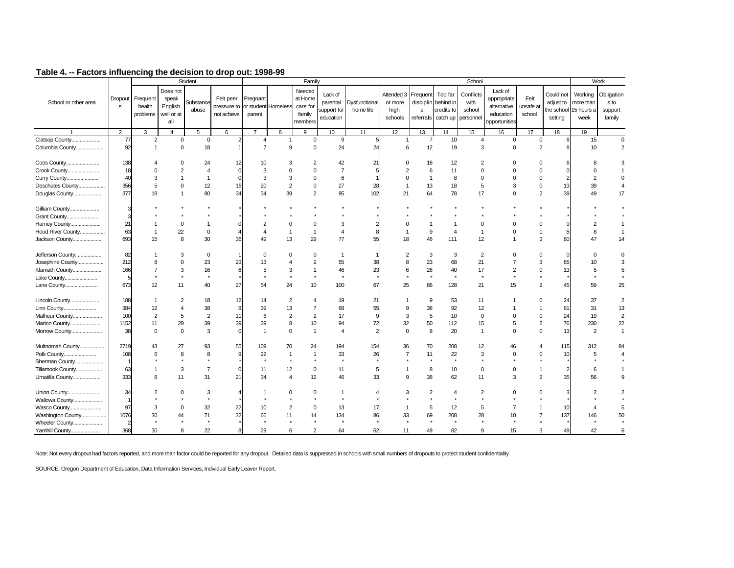## Table 4. -- Factors influencing the decision to drop out: 1998-99

| School or other area | Dropouts | Student | | | | Family | | | | | School | | | | | | | Work | |
|---|---|---|---|---|---|---|---|---|---|---|---|---|---|---|---|---|---|---|---|
| | | Frequent health problems | Does not speak English well or at all | Substance abuse | Felt peer pressure to not achieve | Pregnant or student parent | Homeless | Needed at Home care for family members | Lack of parental support for education | Dysfunctional home life | Attended 3 or more high schools | Frequent discipline referrals | Too far behind in credits to catch up | Conflicts with school personnel | Lack of appropriate alternative education opportunities | Felt unsafe at school | Could not adjust to the school setting | Working more than 15 hours a week | Obligations to support family |
| 1 | 2 | 3 | 4 | 5 | 6 | 7 | 8 | 9 | 10 | 11 | 12 | 13 | 14 | 15 | 16 | 17 | 18 | 19 | |
| Clatsop County.................... | 77 | 2 | 0 | 0 | 2 | 4 | 1 | 0 | 9 | 5 | 1 | 7 | 10 | 4 | 0 | 0 | 8 | 15 | 0 |
| Columbia County.................... | 92 | 1 | 0 | 18 | 1 | 7 | 9 | 0 | 24 | 24 | 6 | 12 | 19 | 3 | 0 | 2 | 8 | 10 | 2 |
| Coos County.................... | 138 | 4 | 0 | 24 | 12 | 10 | 3 | 2 | 42 | 21 | 0 | 16 | 12 | 2 | 0 | 0 | 6 | 8 | 3 |
| Crook County.................... | 18 | 0 | 2 | 4 | 0 | 3 | 0 | 0 | 7 | 5 | 2 | 6 | 11 | 0 | 0 | 0 | 0 | 0 | 1 |
| Curry County.................... | 40 | 3 | 1 | 1 | 0 | 3 | 3 | 0 | 6 | 1 | 0 | 1 | 8 | 0 | 0 | 0 | 2 | 2 | 0 |
| Deschutes County.................... | 356 | 5 | 0 | 12 | 16 | 20 | 2 | 0 | 27 | 28 | 1 | 13 | 18 | 5 | 3 | 0 | 13 | 39 | 4 |
| Douglas County.................... | 377 | 18 | 1 | 80 | 34 | 34 | 39 | 2 | 95 | 102 | 21 | 64 | 78 | 17 | 0 | 2 | 39 | 49 | 17 |
| Gilliam County.................... | 3 | * | * | * | * | * | * | * | * | * | * | * | * | * | * | * | * | * | * |
| Grant County.................... | 3 | * | * | * | * | * | * | * | * | * | * | * | * | * | * | * | * | * | * |
| Harney County.................... | 21 | 1 | 0 | 1 | 0 | 2 | 0 | 0 | 3 | 2 | 0 | 1 | 1 | 0 | 0 | 0 | 0 | 2 | 1 |
| Hood River County.................... | 63 | 1 | 22 | 0 | 4 | 4 | 1 | 1 | 4 | 8 | 1 | 9 | 4 | 1 | 0 | 1 | 8 | 8 | 1 |
| Jackson County.................... | 693 | 15 | 8 | 30 | 36 | 49 | 13 | 29 | 77 | 55 | 18 | 46 | 111 | 12 | 1 | 3 | 80 | 47 | 14 |
| Jefferson County.................... | 82 | 1 | 3 | 0 | 1 | 0 | 0 | 0 | 1 | 1 | 2 | 3 | 3 | 2 | 0 | 0 | 0 | 0 | 0 |
| Josephine County.................... | 212 | 8 | 0 | 23 | 23 | 13 | 4 | 2 | 55 | 38 | 8 | 23 | 68 | 21 | 7 | 3 | 65 | 10 | 3 |
| Klamath County.................... | 166 | 7 | 3 | 16 | 6 | 5 | 3 | 1 | 46 | 23 | 6 | 26 | 40 | 17 | 2 | 0 | 13 | 5 | 5 |
| Lake County.................... | 5 | * | * | * | * | * | * | * | * | * | * | * | * | * | * | * | * | * | * |
| Lane County.................... | 673 | 12 | 11 | 40 | 27 | 54 | 24 | 10 | 100 | 67 | 25 | 86 | 128 | 21 | 15 | 2 | 45 | 59 | 25 |
| Lincoln County.................... | 188 | 1 | 2 | 18 | 12 | 14 | 2 | 4 | 19 | 21 | 1 | 9 | 53 | 11 | 1 | 0 | 24 | 37 | 2 |
| Linn County.................... | 384 | 12 | 4 | 38 | 9 | 39 | 13 | 7 | 68 | 55 | 9 | 38 | 92 | 12 | 1 | 1 | 61 | 31 | 13 |
| Malheur County.................... | 100 | 2 | 5 | 2 | 11 | 6 | 2 | 2 | 17 | 9 | 3 | 5 | 10 | 0 | 0 | 0 | 24 | 19 | 2 |
| Marion County.................... | 1152 | 11 | 29 | 39 | 39 | 39 | 8 | 10 | 94 | 72 | 32 | 50 | 112 | 15 | 5 | 2 | 76 | 230 | 22 |
| Morrow County.................... | 38 | 0 | 0 | 3 | 0 | 1 | 0 | 1 | 4 | 2 | 0 | 8 | 20 | 1 | 0 | 0 | 13 | 2 | 1 |
| Multnomah County.................... | 2719 | 43 | 27 | 93 | 55 | 109 | 70 | 24 | 194 | 154 | 36 | 70 | 208 | 12 | 46 | 4 | 115 | 312 | 84 |
| Polk County.................... | 108 | 6 | 8 | 8 | 9 | 22 | 1 | 1 | 33 | 26 | 7 | 11 | 22 | 3 | 0 | 0 | 10 | 5 | 4 |
| Sherman County.................... | 1 | * | * | * | * | * | * | * | * | * | * | * | * | * | * | * | * | * | * |
| Tillamook County.................... | 63 | 1 | 3 | 7 | 0 | 11 | 12 | 0 | 11 | 5 | 1 | 8 | 10 | 0 | 0 | 1 | 2 | 6 | 1 |
| Umatilla County.................... | 333 | 8 | 11 | 31 | 21 | 34 | 4 | 12 | 46 | 33 | 9 | 38 | 62 | 11 | 3 | 2 | 35 | 56 | 9 |
| Union County.................... | 34 | 2 | 0 | 3 | 4 | 1 | 0 | 0 | 1 | 4 | 3 | 2 | 4 | 2 | 0 | 0 | 3 | 2 | 2 |
| Wallowa County.................... | 1 | * | * | * | * | * | * | * | * | * | * | * | * | * | * | * | * | * | * |
| Wasco County.................... | 97 | 3 | 0 | 32 | 22 | 10 | 2 | 0 | 13 | 17 | 1 | 5 | 12 | 5 | 7 | 1 | 10 | 4 | 5 |
| Washington County.................... | 1076 | 30 | 44 | 71 | 32 | 66 | 11 | 14 | 134 | 86 | 33 | 69 | 208 | 28 | 10 | 7 | 137 | 146 | 50 |
| Wheeler County.................... | 2 | * | * | * | * | * | * | * | * | * | * | * | * | * | * | * | * | * | * |
| Yamhill County.................... | 368 | 30 | 8 | 22 | 8 | 29 | 6 | 2 | 64 | 62 | 11 | 49 | 82 | 9 | 15 | 3 | 49 | 42 | 6 |

Note: Not every dropout had factors reported, and more than factor could be reported for any dropout. Detailed data is suppressed in schools with small numbers of dropouts to protect student confidentiality.

SOURCE: Oregon Department of Education, Data Information Services, Individual Early Leaver Report.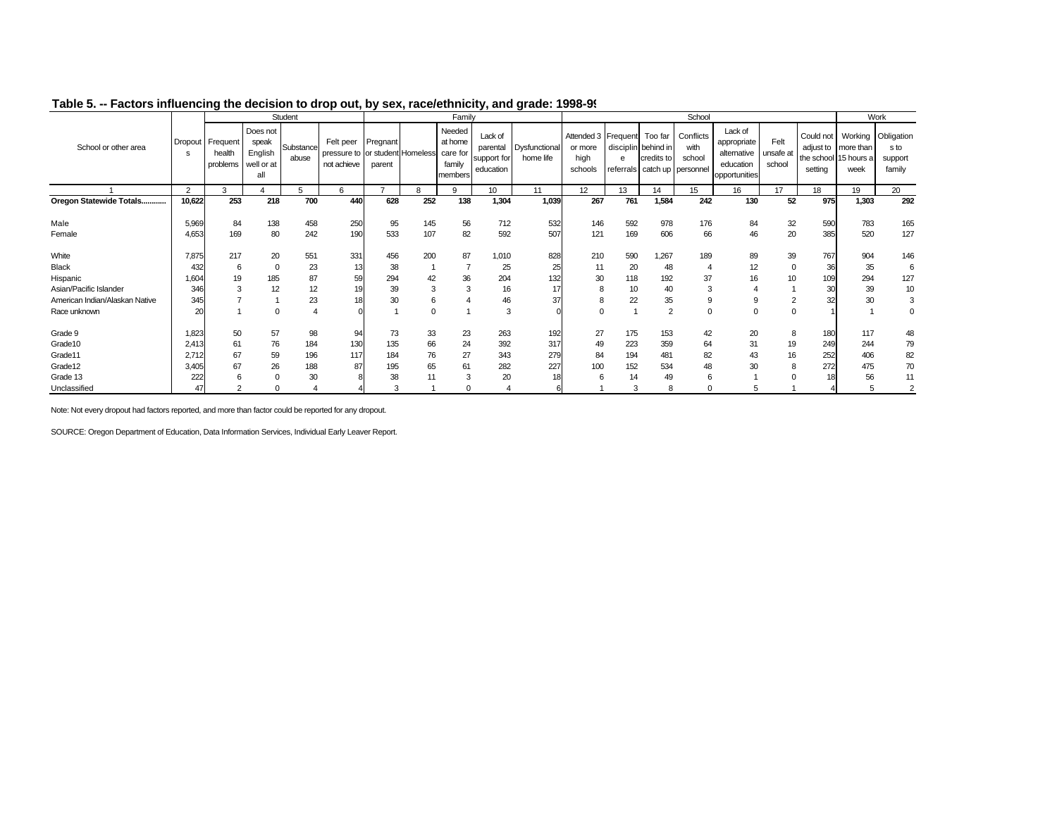**Table 5. -- Factors influencing the decision to drop out, by sex, race/ethnicity, and grade: 1998-99**

| School or other area | Dropouts | Student | | | | Family | | | | | School | | | | | | | Work | |
|---|---|---|---|---|---|---|---|---|---|---|---|---|---|---|---|---|---|---|---|
| | | Frequent health problems | Does not speak English well or at all | Substance abuse | Felt peer pressure to not achieve | Pregnant or student parent | Homeless | Needed at home care for family members | Lack of parental support for education | Dysfunctional home life | Attended 3 or more high schools | Frequent discipline referrals | Too far behind in credits to catch up | Conflicts with school personnel | Lack of appropriate alternative education opportunities | Felt unsafe at school | Could not adjust to the school setting | Working more than 15 hours a week | Obligations to support family |
| 1 | 2 | 3 | 4 | 5 | 6 | 7 | 8 | 9 | 10 | 11 | 12 | 13 | 14 | 15 | 16 | 17 | 18 | 19 | 20 |
| **Oregon Statewide Totals............** | **10,622** | **253** | **218** | **700** | **440** | **628** | **252** | **138** | **1,304** | **1,039** | **267** | **761** | **1,584** | **242** | **130** | **52** | **975** | **1,303** | **292** |
| Male | 5,969 | 84 | 138 | 458 | 250 | 95 | 145 | 56 | 712 | 532 | 146 | 592 | 978 | 176 | 84 | 32 | 590 | 783 | 165 |
| Female | 4,653 | 169 | 80 | 242 | 190 | 533 | 107 | 82 | 592 | 507 | 121 | 169 | 606 | 66 | 46 | 20 | 385 | 520 | 127 |
| White | 7,875 | 217 | 20 | 551 | 331 | 456 | 200 | 87 | 1,010 | 828 | 210 | 590 | 1,267 | 189 | 89 | 39 | 767 | 904 | 146 |
| Black | 432 | 6 | 0 | 23 | 13 | 38 | 1 | 7 | 25 | 25 | 11 | 20 | 48 | 4 | 12 | 0 | 36 | 35 | 6 |
| Hispanic | 1,604 | 19 | 185 | 87 | 59 | 294 | 42 | 36 | 204 | 132 | 30 | 118 | 192 | 37 | 16 | 10 | 109 | 294 | 127 |
| Asian/Pacific Islander | 346 | 3 | 12 | 12 | 19 | 39 | 3 | 3 | 16 | 17 | 8 | 10 | 40 | 3 | 4 | 1 | 30 | 39 | 10 |
| American Indian/Alaskan Native | 345 | 7 | 1 | 23 | 18 | 30 | 6 | 4 | 46 | 37 | 8 | 22 | 35 | 9 | 9 | 2 | 32 | 30 | 3 |
| Race unknown | 20 | 1 | 0 | 4 | 0 | 1 | 0 | 1 | 3 | 0 | 0 | 1 | 2 | 0 | 0 | 0 | 1 | 1 | 0 |
| Grade 9 | 1,823 | 50 | 57 | 98 | 94 | 73 | 33 | 23 | 263 | 192 | 27 | 175 | 153 | 42 | 20 | 8 | 180 | 117 | 48 |
| Grade10 | 2,413 | 61 | 76 | 184 | 130 | 135 | 66 | 24 | 392 | 317 | 49 | 223 | 359 | 64 | 31 | 19 | 249 | 244 | 79 |
| Grade11 | 2,712 | 67 | 59 | 196 | 117 | 184 | 76 | 27 | 343 | 279 | 84 | 194 | 481 | 82 | 43 | 16 | 252 | 406 | 82 |
| Grade12 | 3,405 | 67 | 26 | 188 | 87 | 195 | 65 | 61 | 282 | 227 | 100 | 152 | 534 | 48 | 30 | 8 | 272 | 475 | 70 |
| Grade 13 | 222 | 6 | 0 | 30 | 8 | 38 | 11 | 3 | 20 | 18 | 6 | 14 | 49 | 6 | 1 | 0 | 18 | 56 | 11 |
| Unclassified | 47 | 2 | 0 | 4 | 4 | 3 | 1 | 0 | 4 | 6 | 1 | 3 | 8 | 0 | 5 | 1 | 4 | 5 | 2 |

Note: Not every dropout had factors reported, and more than factor could be reported for any dropout.

SOURCE: Oregon Department of Education, Data Information Services, Individual Early Leaver Report.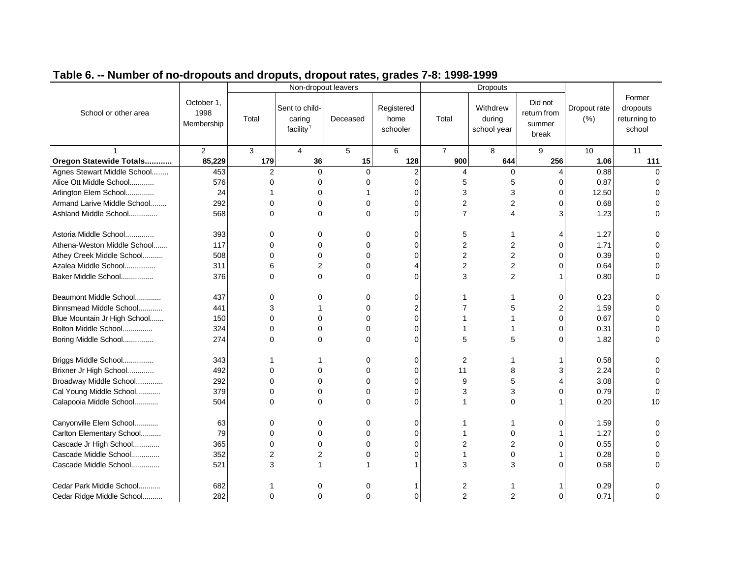## Table 6. -- Number of no-dropouts and droputs, dropout rates, grades 7-8: 1998-1999

| School or other area | October 1, 1998 Membership | Non-dropout leavers | | | | Dropouts | | | Dropout rate (%) | Former dropouts returning to school |
|---|---|---|---|---|---|---|---|---|---|---|
| | | Total | Sent to child-caring facility[1] | Deceased | Registered home schooler | Total | Withdrew during school year | Did not return from summer break | | |
| 1 | 2 | 3 | 4 | 5 | 6 | 7 | 8 | 9 | 10 | 11 |
| **Oregon Statewide Totals............** | **85,229** | **179** | **36** | **15** | **128** | **900** | **644** | **256** | **1.06** | **111** |
| Agnes Stewart Middle School........ | 453 | 2 | 0 | 0 | 2 | 4 | 0 | 4 | 0.88 | 0 |
| Alice Ott Middle School............ | 576 | 0 | 0 | 0 | 0 | 5 | 5 | 0 | 0.87 | 0 |
| Arlington Elem School............. | 24 | 1 | 0 | 1 | 0 | 3 | 3 | 0 | 12.50 | 0 |
| Armand Larive Middle School........ | 292 | 0 | 0 | 0 | 0 | 2 | 2 | 0 | 0.68 | 0 |
| Ashland Middle School.............. | 568 | 0 | 0 | 0 | 0 | 7 | 4 | 3 | 1.23 | 0 |
| Astoria Middle School.............. | 393 | 0 | 0 | 0 | 0 | 5 | 1 | 4 | 1.27 | 0 |
| Athena-Weston Middle School....... | 117 | 0 | 0 | 0 | 0 | 2 | 2 | 0 | 1.71 | 0 |
| Athey Creek Middle School.......... | 508 | 0 | 0 | 0 | 0 | 2 | 2 | 0 | 0.39 | 0 |
| Azalea Middle School............... | 311 | 6 | 2 | 0 | 4 | 2 | 2 | 0 | 0.64 | 0 |
| Baker Middle School................ | 376 | 0 | 0 | 0 | 0 | 3 | 2 | 1 | 0.80 | 0 |
| Beaumont Middle School............ | 437 | 0 | 0 | 0 | 0 | 1 | 1 | 0 | 0.23 | 0 |
| Binnsmead Middle School............ | 441 | 3 | 1 | 0 | 2 | 7 | 5 | 2 | 1.59 | 0 |
| Blue Mountain Jr High School....... | 150 | 0 | 0 | 0 | 0 | 1 | 1 | 0 | 0.67 | 0 |
| Bolton Middle School............... | 324 | 0 | 0 | 0 | 0 | 1 | 1 | 0 | 0.31 | 0 |
| Boring Middle School............... | 274 | 0 | 0 | 0 | 0 | 5 | 5 | 0 | 1.82 | 0 |
| Briggs Middle School............... | 343 | 1 | 1 | 0 | 0 | 2 | 1 | 1 | 0.58 | 0 |
| Brixner Jr High School............. | 492 | 0 | 0 | 0 | 0 | 11 | 8 | 3 | 2.24 | 0 |
| Broadway Middle School............. | 292 | 0 | 0 | 0 | 0 | 9 | 5 | 4 | 3.08 | 0 |
| Cal Young Middle School............ | 379 | 0 | 0 | 0 | 0 | 3 | 3 | 0 | 0.79 | 0 |
| Calapooia Middle School............ | 504 | 0 | 0 | 0 | 0 | 1 | 0 | 1 | 0.20 | 10 |
| Canyonville Elem School............ | 63 | 0 | 0 | 0 | 0 | 1 | 1 | 0 | 1.59 | 0 |
| Carlton Elementary School.......... | 79 | 0 | 0 | 0 | 0 | 1 | 0 | 1 | 1.27 | 0 |
| Cascade Jr High School............. | 365 | 0 | 0 | 0 | 0 | 2 | 2 | 0 | 0.55 | 0 |
| Cascade Middle School.............. | 352 | 2 | 2 | 0 | 0 | 1 | 0 | 1 | 0.28 | 0 |
| Cascade Middle School.............. | 521 | 3 | 1 | 1 | 1 | 3 | 3 | 0 | 0.58 | 0 |
| Cedar Park Middle School........... | 682 | 1 | 0 | 0 | 1 | 2 | 1 | 1 | 0.29 | 0 |
| Cedar Ridge Middle School.......... | 282 | 0 | 0 | 0 | 0 | 2 | 2 | 0 | 0.71 | 0 |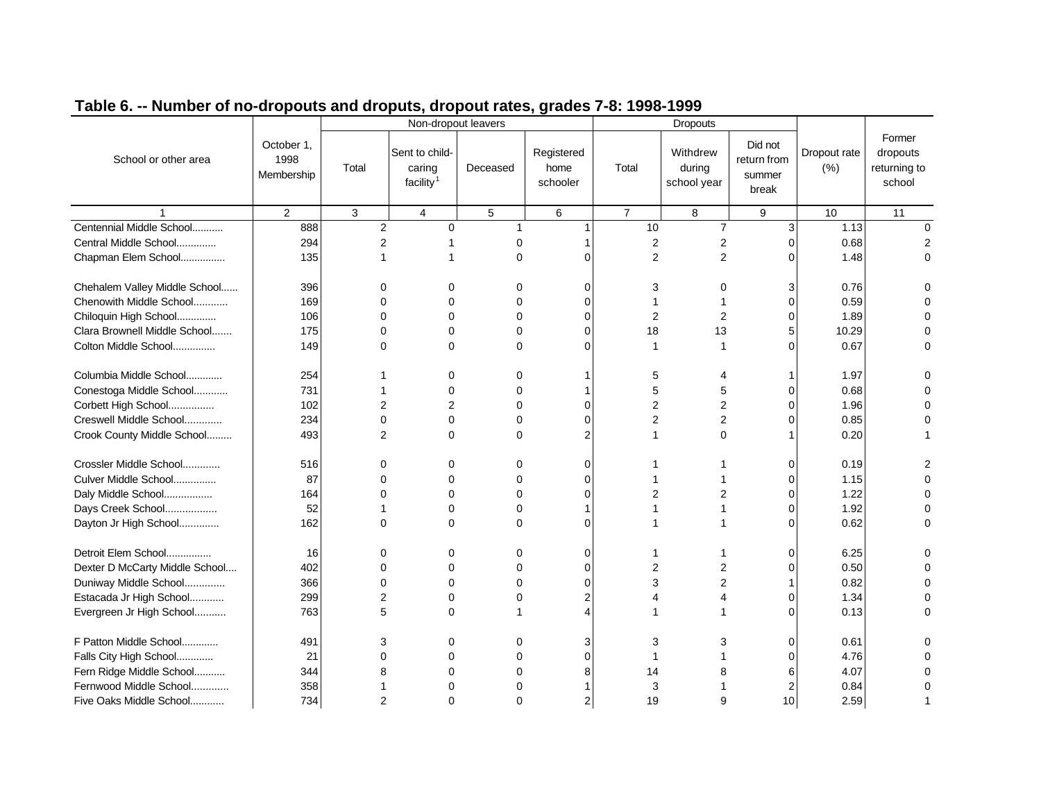## Table 6. -- Number of no-dropouts and droputs, dropout rates, grades 7-8: 1998-1999

| School or other area | October 1, 1998 Membership | Non-dropout leavers | | | | Dropouts | | | Dropout rate (%) | Former dropouts returning to school |
|---|---|---|---|---|---|---|---|---|---|---|
| | | Total | Sent to child-caring facility[1] | Deceased | Registered home schooler | Total | Withdrew during school year | Did not return from summer break | | |
| 1 | 2 | 3 | 4 | 5 | 6 | 7 | 8 | 9 | 10 | 11 |
| Centennial Middle School........... | 888 | 2 | 0 | 1 | 1 | 10 | 7 | 3 | 1.13 | 0 |
| Central Middle School.............. | 294 | 2 | 1 | 0 | 1 | 2 | 2 | 0 | 0.68 | 2 |
| Chapman Elem School................ | 135 | 1 | 1 | 0 | 0 | 2 | 2 | 0 | 1.48 | 0 |
| Chehalem Valley Middle School...... | 396 | 0 | 0 | 0 | 0 | 3 | 0 | 3 | 0.76 | 0 |
| Chenowith Middle School............ | 169 | 0 | 0 | 0 | 0 | 1 | 1 | 0 | 0.59 | 0 |
| Chiloquin High School.............. | 106 | 0 | 0 | 0 | 0 | 2 | 2 | 0 | 1.89 | 0 |
| Clara Brownell Middle School....... | 175 | 0 | 0 | 0 | 0 | 18 | 13 | 5 | 10.29 | 0 |
| Colton Middle School............... | 149 | 0 | 0 | 0 | 0 | 1 | 1 | 0 | 0.67 | 0 |
| Columbia Middle School............. | 254 | 1 | 0 | 0 | 1 | 5 | 4 | 1 | 1.97 | 0 |
| Conestoga Middle School............ | 731 | 1 | 0 | 0 | 1 | 5 | 5 | 0 | 0.68 | 0 |
| Corbett High School................ | 102 | 2 | 2 | 0 | 0 | 2 | 2 | 0 | 1.96 | 0 |
| Creswell Middle School............. | 234 | 0 | 0 | 0 | 0 | 2 | 2 | 0 | 0.85 | 0 |
| Crook County Middle School......... | 493 | 2 | 0 | 0 | 2 | 1 | 0 | 1 | 0.20 | 1 |
| Crossler Middle School............. | 516 | 0 | 0 | 0 | 0 | 1 | 1 | 0 | 0.19 | 2 |
| Culver Middle School............... | 87 | 0 | 0 | 0 | 0 | 1 | 1 | 0 | 1.15 | 0 |
| Daly Middle School................. | 164 | 0 | 0 | 0 | 0 | 2 | 2 | 0 | 1.22 | 0 |
| Days Creek School.................. | 52 | 1 | 0 | 0 | 1 | 1 | 1 | 0 | 1.92 | 0 |
| Dayton Jr High School.............. | 162 | 0 | 0 | 0 | 0 | 1 | 1 | 0 | 0.62 | 0 |
| Detroit Elem School................ | 16 | 0 | 0 | 0 | 0 | 1 | 1 | 0 | 6.25 | 0 |
| Dexter D McCarty Middle School.... | 402 | 0 | 0 | 0 | 0 | 2 | 2 | 0 | 0.50 | 0 |
| Duniway Middle School.............. | 366 | 0 | 0 | 0 | 0 | 3 | 2 | 1 | 0.82 | 0 |
| Estacada Jr High School............ | 299 | 2 | 0 | 0 | 2 | 4 | 4 | 0 | 1.34 | 0 |
| Evergreen Jr High School........... | 763 | 5 | 0 | 1 | 4 | 1 | 1 | 0 | 0.13 | 0 |
| F Patton Middle School............. | 491 | 3 | 0 | 0 | 3 | 3 | 3 | 0 | 0.61 | 0 |
| Falls City High School............. | 21 | 0 | 0 | 0 | 0 | 1 | 1 | 0 | 4.76 | 0 |
| Fern Ridge Middle School........... | 344 | 8 | 0 | 0 | 8 | 14 | 8 | 6 | 4.07 | 0 |
| Fernwood Middle School............. | 358 | 1 | 0 | 0 | 1 | 3 | 1 | 2 | 0.84 | 0 |
| Five Oaks Middle School............ | 734 | 2 | 0 | 0 | 2 | 19 | 9 | 10 | 2.59 | 1 |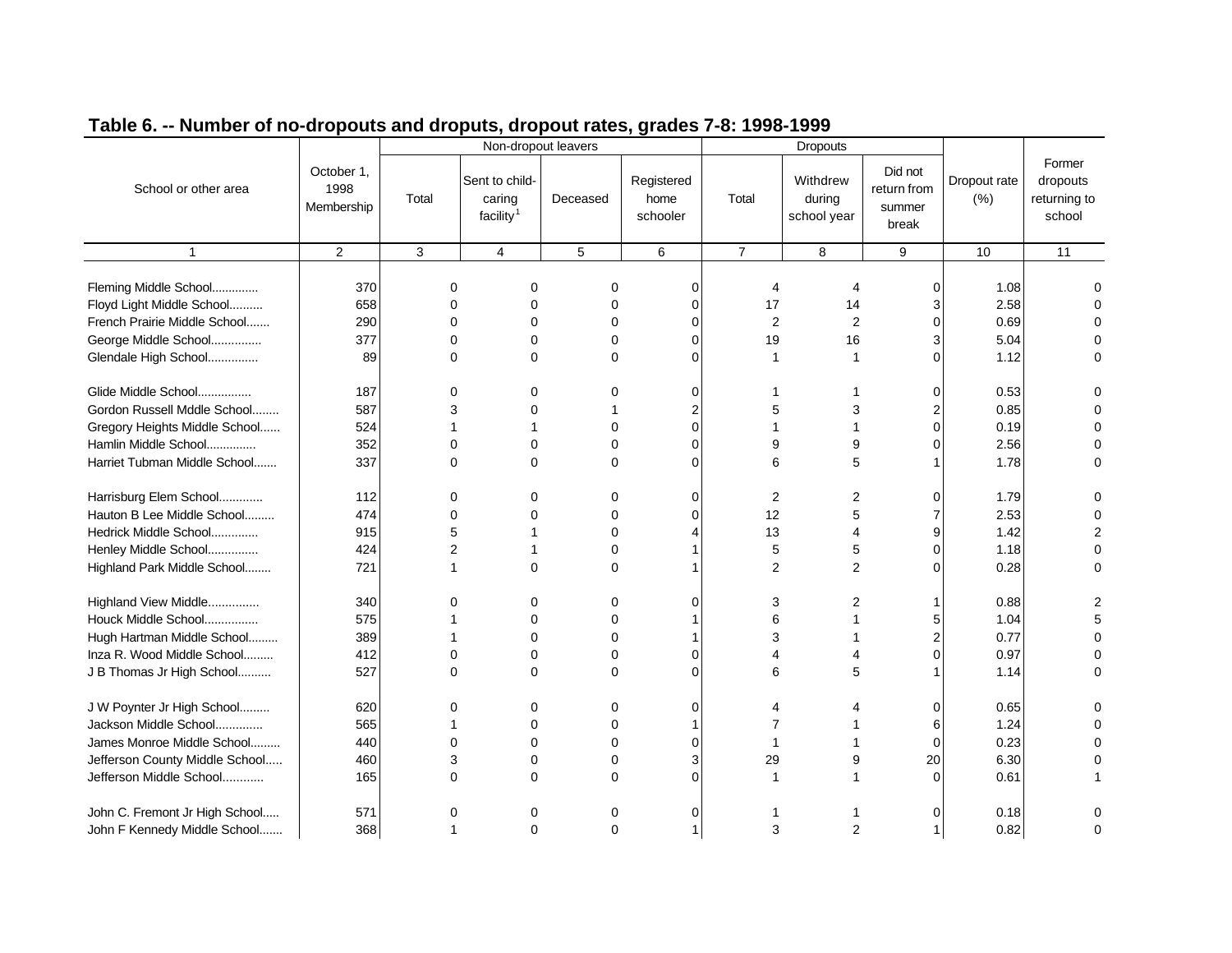**Table 6. -- Number of no-dropouts and droputs, dropout rates, grades 7-8: 1998-1999**

| School or other area | October 1, 1998 Membership | Non-dropout leavers | | | | Dropouts | | | Dropout rate (%) | Former dropouts returning to school |
|---|---|---|---|---|---|---|---|---|---|---|
| | | Total | Sent to child-caring facility[1] | Deceased | Registered home schooler | Total | Withdrew during school year | Did not return from summer break | | |
| 1 | 2 | 3 | 4 | 5 | 6 | 7 | 8 | 9 | 10 | 11 |
| Fleming Middle School............. | 370 | 0 | 0 | 0 | 0 | 4 | 4 | 0 | 1.08 | 0 |
| Floyd Light Middle School.......... | 658 | 0 | 0 | 0 | 0 | 17 | 14 | 3 | 2.58 | 0 |
| French Prairie Middle School....... | 290 | 0 | 0 | 0 | 0 | 2 | 2 | 0 | 0.69 | 0 |
| George Middle School............... | 377 | 0 | 0 | 0 | 0 | 19 | 16 | 3 | 5.04 | 0 |
| Glendale High School............... | 89 | 0 | 0 | 0 | 0 | 1 | 1 | 0 | 1.12 | 0 |
| Glide Middle School................ | 187 | 0 | 0 | 0 | 0 | 1 | 1 | 0 | 0.53 | 0 |
| Gordon Russell Mddle School........ | 587 | 3 | 0 | 1 | 2 | 5 | 3 | 2 | 0.85 | 0 |
| Gregory Heights Middle School...... | 524 | 1 | 1 | 0 | 0 | 1 | 1 | 0 | 0.19 | 0 |
| Hamlin Middle School............... | 352 | 0 | 0 | 0 | 0 | 9 | 9 | 0 | 2.56 | 0 |
| Harriet Tubman Middle School....... | 337 | 0 | 0 | 0 | 0 | 6 | 5 | 1 | 1.78 | 0 |
| Harrisburg Elem School............. | 112 | 0 | 0 | 0 | 0 | 2 | 2 | 0 | 1.79 | 0 |
| Hauton B Lee Middle School......... | 474 | 0 | 0 | 0 | 0 | 12 | 5 | 7 | 2.53 | 0 |
| Hedrick Middle School.............. | 915 | 5 | 1 | 0 | 4 | 13 | 4 | 9 | 1.42 | 2 |
| Henley Middle School............... | 424 | 2 | 1 | 0 | 1 | 5 | 5 | 0 | 1.18 | 0 |
| Highland Park Middle School........ | 721 | 1 | 0 | 0 | 1 | 2 | 2 | 0 | 0.28 | 0 |
| Highland View Middle............... | 340 | 0 | 0 | 0 | 0 | 3 | 2 | 1 | 0.88 | 2 |
| Houck Middle School................ | 575 | 1 | 0 | 0 | 1 | 6 | 1 | 5 | 1.04 | 5 |
| Hugh Hartman Middle School......... | 389 | 1 | 0 | 0 | 1 | 3 | 1 | 2 | 0.77 | 0 |
| Inza R. Wood Middle School......... | 412 | 0 | 0 | 0 | 0 | 4 | 4 | 0 | 0.97 | 0 |
| J B Thomas Jr High School.......... | 527 | 0 | 0 | 0 | 0 | 6 | 5 | 1 | 1.14 | 0 |
| J W Poynter Jr High School......... | 620 | 0 | 0 | 0 | 0 | 4 | 4 | 0 | 0.65 | 0 |
| Jackson Middle School.............. | 565 | 1 | 0 | 0 | 1 | 7 | 1 | 6 | 1.24 | 0 |
| James Monroe Middle School......... | 440 | 0 | 0 | 0 | 0 | 1 | 1 | 0 | 0.23 | 0 |
| Jefferson County Middle School..... | 460 | 3 | 0 | 0 | 3 | 29 | 9 | 20 | 6.30 | 0 |
| Jefferson Middle School............ | 165 | 0 | 0 | 0 | 0 | 1 | 1 | 0 | 0.61 | 1 |
| John C. Fremont Jr High School..... | 571 | 0 | 0 | 0 | 0 | 1 | 1 | 0 | 0.18 | 0 |
| John F Kennedy Middle School....... | 368 | 1 | 0 | 0 | 1 | 3 | 2 | 1 | 0.82 | 0 |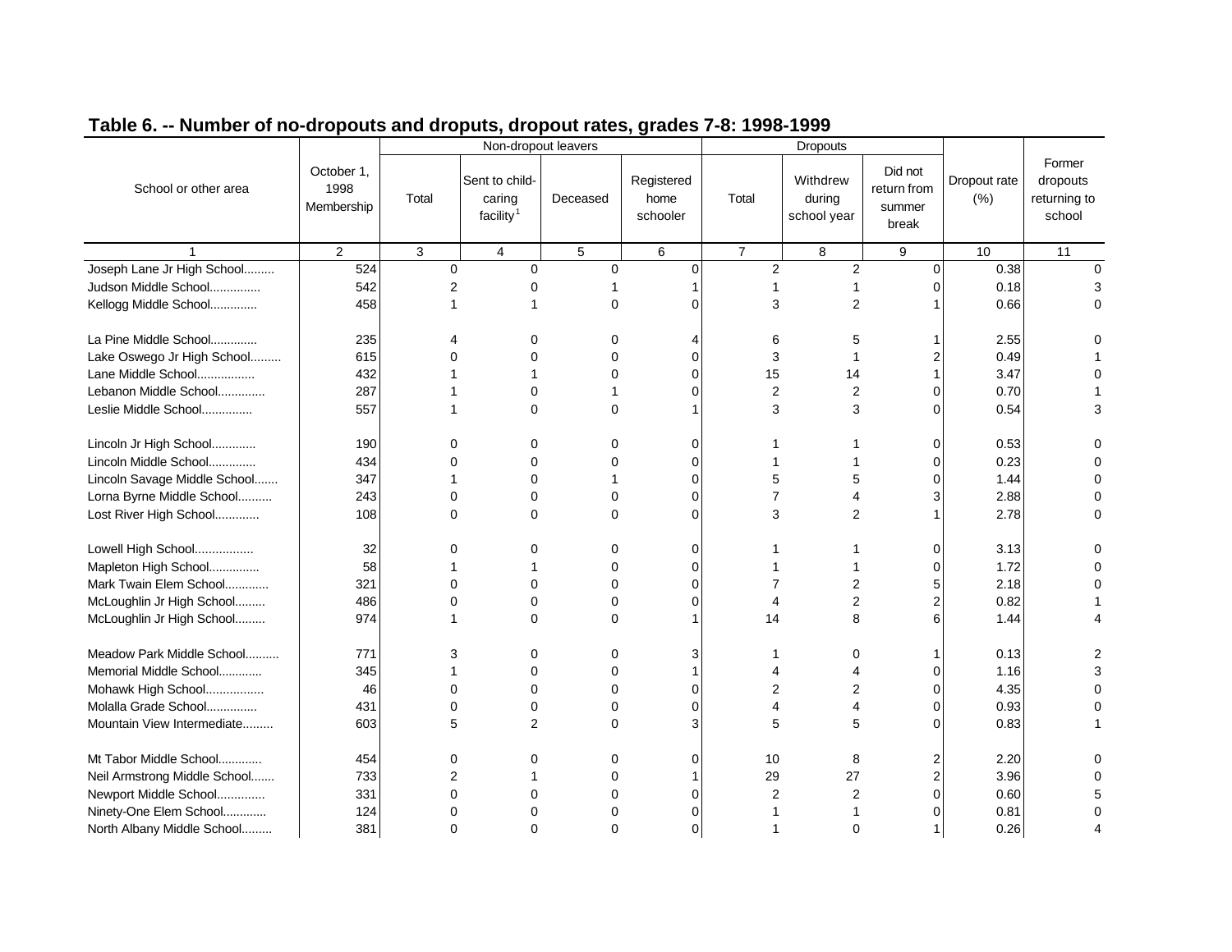## Table 6. -- Number of no-dropouts and droputs, dropout rates, grades 7-8: 1998-1999

| School or other area | October 1, 1998 Membership | Non-dropout leavers | | | | Dropouts | | | Dropout rate (%) | Former dropouts returning to school |
|---|---|---|---|---|---|---|---|---|---|---|
| | | Total | Sent to child-caring facility[1] | Deceased | Registered home schooler | Total | Withdrew during school year | Did not return from summer break | | |
| 1 | 2 | 3 | 4 | 5 | 6 | 7 | 8 | 9 | 10 | 11 |
| Joseph Lane Jr High School......... | 524 | 0 | 0 | 0 | 0 | 2 | 2 | 0 | 0.38 | 0 |
| Judson Middle School............... | 542 | 2 | 0 | 1 | 1 | 1 | 1 | 0 | 0.18 | 3 |
| Kellogg Middle School............. | 458 | 1 | 1 | 0 | 0 | 3 | 2 | 1 | 0.66 | 0 |
| La Pine Middle School............. | 235 | 4 | 0 | 0 | 4 | 6 | 5 | 1 | 2.55 | 0 |
| Lake Oswego Jr High School......... | 615 | 0 | 0 | 0 | 0 | 3 | 1 | 2 | 0.49 | 1 |
| Lane Middle School................. | 432 | 1 | 1 | 0 | 0 | 15 | 14 | 1 | 3.47 | 0 |
| Lebanon Middle School............. | 287 | 1 | 0 | 1 | 0 | 2 | 2 | 0 | 0.70 | 1 |
| Leslie Middle School.............. | 557 | 1 | 0 | 0 | 1 | 3 | 3 | 0 | 0.54 | 3 |
| Lincoln Jr High School............ | 190 | 0 | 0 | 0 | 0 | 1 | 1 | 0 | 0.53 | 0 |
| Lincoln Middle School.............. | 434 | 0 | 0 | 0 | 0 | 1 | 1 | 0 | 0.23 | 0 |
| Lincoln Savage Middle School....... | 347 | 1 | 0 | 1 | 0 | 5 | 5 | 0 | 1.44 | 0 |
| Lorna Byrne Middle School.......... | 243 | 0 | 0 | 0 | 0 | 7 | 4 | 3 | 2.88 | 0 |
| Lost River High School............ | 108 | 0 | 0 | 0 | 0 | 3 | 2 | 1 | 2.78 | 0 |
| Lowell High School................. | 32 | 0 | 0 | 0 | 0 | 1 | 1 | 0 | 3.13 | 0 |
| Mapleton High School.............. | 58 | 1 | 1 | 0 | 0 | 1 | 1 | 0 | 1.72 | 0 |
| Mark Twain Elem School............ | 321 | 0 | 0 | 0 | 0 | 7 | 2 | 5 | 2.18 | 0 |
| McLoughlin Jr High School......... | 486 | 0 | 0 | 0 | 0 | 4 | 2 | 2 | 0.82 | 1 |
| McLoughlin Jr High School......... | 974 | 1 | 0 | 0 | 1 | 14 | 8 | 6 | 1.44 | 4 |
| Meadow Park Middle School.......... | 771 | 3 | 0 | 0 | 3 | 1 | 0 | 1 | 0.13 | 2 |
| Memorial Middle School............ | 345 | 1 | 0 | 0 | 1 | 4 | 4 | 0 | 1.16 | 3 |
| Mohawk High School................. | 46 | 0 | 0 | 0 | 0 | 2 | 2 | 0 | 4.35 | 0 |
| Molalla Grade School.............. | 431 | 0 | 0 | 0 | 0 | 4 | 4 | 0 | 0.93 | 0 |
| Mountain View Intermediate......... | 603 | 5 | 2 | 0 | 3 | 5 | 5 | 0 | 0.83 | 1 |
| Mt Tabor Middle School............ | 454 | 0 | 0 | 0 | 0 | 10 | 8 | 2 | 2.20 | 0 |
| Neil Armstrong Middle School....... | 733 | 2 | 1 | 0 | 1 | 29 | 27 | 2 | 3.96 | 0 |
| Newport Middle School............. | 331 | 0 | 0 | 0 | 0 | 2 | 2 | 0 | 0.60 | 5 |
| Ninety-One Elem School............ | 124 | 0 | 0 | 0 | 0 | 1 | 1 | 0 | 0.81 | 0 |
| North Albany Middle School......... | 381 | 0 | 0 | 0 | 0 | 1 | 0 | 1 | 0.26 | 4 |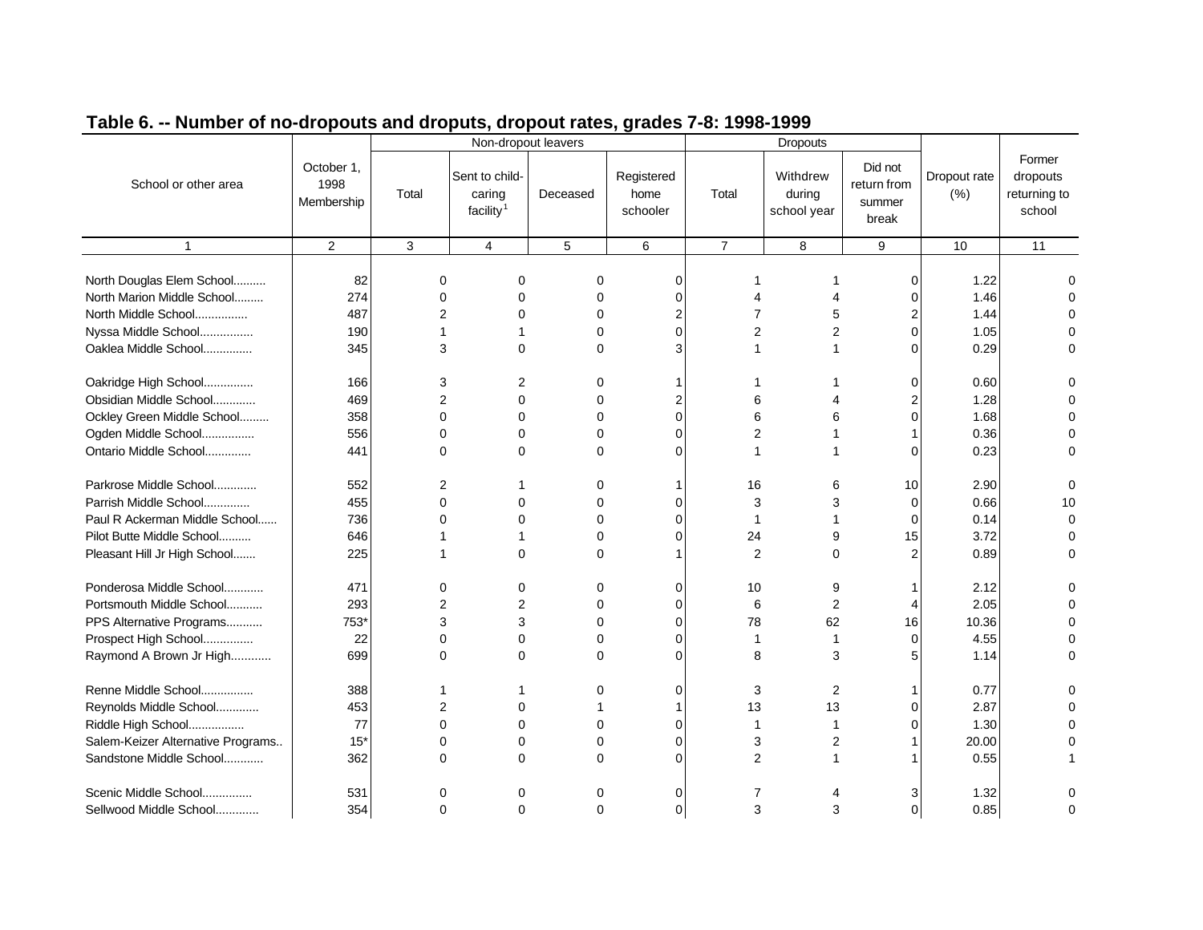## Table 6. -- Number of no-dropouts and droputs, dropout rates, grades 7-8: 1998-1999

| School or other area | October 1, 1998 Membership | Non-dropout leavers | | | | Dropouts | | | Dropout rate (%) | Former dropouts returning to school |
|---|---|---|---|---|---|---|---|---|---|---|
| | | Total | Sent to child-caring facility[1] | Deceased | Registered home schooler | Total | Withdrew during school year | Did not return from summer break | | |
| 1 | 2 | 3 | 4 | 5 | 6 | 7 | 8 | 9 | 10 | 11 |
| North Douglas Elem School.......... | 82 | 0 | 0 | 0 | 0 | 1 | 1 | 0 | 1.22 | 0 |
| North Marion Middle School......... | 274 | 0 | 0 | 0 | 0 | 4 | 4 | 0 | 1.46 | 0 |
| North Middle School................ | 487 | 2 | 0 | 0 | 2 | 7 | 5 | 2 | 1.44 | 0 |
| Nyssa Middle School................ | 190 | 1 | 1 | 0 | 0 | 2 | 2 | 0 | 1.05 | 0 |
| Oaklea Middle School............... | 345 | 3 | 0 | 0 | 3 | 1 | 1 | 0 | 0.29 | 0 |
| Oakridge High School............... | 166 | 3 | 2 | 0 | 1 | 1 | 1 | 0 | 0.60 | 0 |
| Obsidian Middle School............. | 469 | 2 | 0 | 0 | 2 | 6 | 4 | 2 | 1.28 | 0 |
| Ockley Green Middle School......... | 358 | 0 | 0 | 0 | 0 | 6 | 6 | 0 | 1.68 | 0 |
| Ogden Middle School................ | 556 | 0 | 0 | 0 | 0 | 2 | 1 | 1 | 0.36 | 0 |
| Ontario Middle School.............. | 441 | 0 | 0 | 0 | 0 | 1 | 1 | 0 | 0.23 | 0 |
| Parkrose Middle School............. | 552 | 2 | 1 | 0 | 1 | 16 | 6 | 10 | 2.90 | 0 |
| Parrish Middle School.............. | 455 | 0 | 0 | 0 | 0 | 3 | 3 | 0 | 0.66 | 10 |
| Paul R Ackerman Middle School...... | 736 | 0 | 0 | 0 | 0 | 1 | 1 | 0 | 0.14 | 0 |
| Pilot Butte Middle School.......... | 646 | 1 | 1 | 0 | 0 | 24 | 9 | 15 | 3.72 | 0 |
| Pleasant Hill Jr High School....... | 225 | 1 | 0 | 0 | 1 | 2 | 0 | 2 | 0.89 | 0 |
| Ponderosa Middle School............ | 471 | 0 | 0 | 0 | 0 | 10 | 9 | 1 | 2.12 | 0 |
| Portsmouth Middle School........... | 293 | 2 | 2 | 0 | 0 | 6 | 2 | 4 | 2.05 | 0 |
| PPS Alternative Programs........... | 753* | 3 | 3 | 0 | 0 | 78 | 62 | 16 | 10.36 | 0 |
| Prospect High School............... | 22 | 0 | 0 | 0 | 0 | 1 | 1 | 0 | 4.55 | 0 |
| Raymond A Brown Jr High............ | 699 | 0 | 0 | 0 | 0 | 8 | 3 | 5 | 1.14 | 0 |
| Renne Middle School................ | 388 | 1 | 1 | 0 | 0 | 3 | 2 | 1 | 0.77 | 0 |
| Reynolds Middle School............. | 453 | 2 | 0 | 1 | 1 | 13 | 13 | 0 | 2.87 | 0 |
| Riddle High School................. | 77 | 0 | 0 | 0 | 0 | 1 | 1 | 0 | 1.30 | 0 |
| Salem-Keizer Alternative Programs.. | 15* | 0 | 0 | 0 | 0 | 3 | 2 | 1 | 20.00 | 0 |
| Sandstone Middle School............ | 362 | 0 | 0 | 0 | 0 | 2 | 1 | 1 | 0.55 | 1 |
| Scenic Middle School............... | 531 | 0 | 0 | 0 | 0 | 7 | 4 | 3 | 1.32 | 0 |
| Sellwood Middle School............. | 354 | 0 | 0 | 0 | 0 | 3 | 3 | 0 | 0.85 | 0 |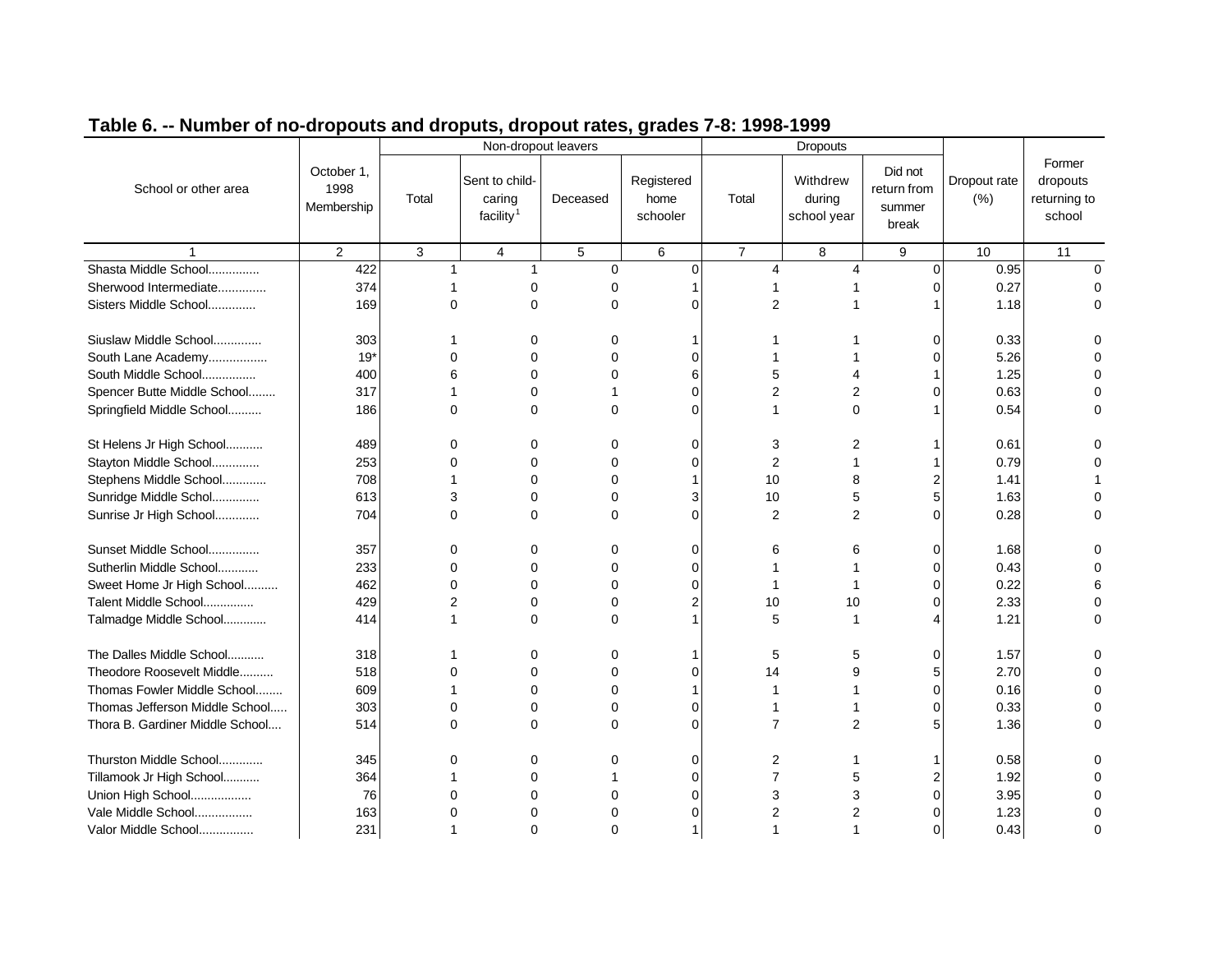## Table 6. -- Number of no-dropouts and droputs, dropout rates, grades 7-8: 1998-1999

| School or other area | October 1, 1998 Membership | Non-dropout leavers | | | | Dropouts | | | Dropout rate (%) | Former dropouts returning to school |
|---|---|---|---|---|---|---|---|---|---|---|
| | | Total | Sent to child-caring facility[1] | Deceased | Registered home schooler | Total | Withdrew during school year | Did not return from summer break | | |
| 1 | 2 | 3 | 4 | 5 | 6 | 7 | 8 | 9 | 10 | 11 |
| Shasta Middle School............... | 422 | 1 | 1 | 0 | 0 | 4 | 4 | 0 | 0.95 | 0 |
| Sherwood Intermediate.............. | 374 | 1 | 0 | 0 | 1 | 1 | 1 | 0 | 0.27 | 0 |
| Sisters Middle School.............. | 169 | 0 | 0 | 0 | 0 | 2 | 1 | 1 | 1.18 | 0 |
| Siuslaw Middle School.............. | 303 | 1 | 0 | 0 | 1 | 1 | 1 | 0 | 0.33 | 0 |
| South Lane Academy................. | 19* | 0 | 0 | 0 | 0 | 1 | 1 | 0 | 5.26 | 0 |
| South Middle School................ | 400 | 6 | 0 | 0 | 6 | 5 | 4 | 1 | 1.25 | 0 |
| Spencer Butte Middle School........ | 317 | 1 | 0 | 1 | 0 | 2 | 2 | 0 | 0.63 | 0 |
| Springfield Middle School.......... | 186 | 0 | 0 | 0 | 0 | 1 | 0 | 1 | 0.54 | 0 |
| St Helens Jr High School........... | 489 | 0 | 0 | 0 | 0 | 3 | 2 | 1 | 0.61 | 0 |
| Stayton Middle School.............. | 253 | 0 | 0 | 0 | 0 | 2 | 1 | 1 | 0.79 | 0 |
| Stephens Middle School............. | 708 | 1 | 0 | 0 | 1 | 10 | 8 | 2 | 1.41 | 1 |
| Sunridge Middle Schol.............. | 613 | 3 | 0 | 0 | 3 | 10 | 5 | 5 | 1.63 | 0 |
| Sunrise Jr High School............. | 704 | 0 | 0 | 0 | 0 | 2 | 2 | 0 | 0.28 | 0 |
| Sunset Middle School............... | 357 | 0 | 0 | 0 | 0 | 6 | 6 | 0 | 1.68 | 0 |
| Sutherlin Middle School............ | 233 | 0 | 0 | 0 | 0 | 1 | 1 | 0 | 0.43 | 0 |
| Sweet Home Jr High School.......... | 462 | 0 | 0 | 0 | 0 | 1 | 1 | 0 | 0.22 | 6 |
| Talent Middle School............... | 429 | 2 | 0 | 0 | 2 | 10 | 10 | 0 | 2.33 | 0 |
| Talmadge Middle School............ | 414 | 1 | 0 | 0 | 1 | 5 | 1 | 4 | 1.21 | 0 |
| The Dalles Middle School........... | 318 | 1 | 0 | 0 | 1 | 5 | 5 | 0 | 1.57 | 0 |
| Theodore Roosevelt Middle.......... | 518 | 0 | 0 | 0 | 0 | 14 | 9 | 5 | 2.70 | 0 |
| Thomas Fowler Middle School........ | 609 | 1 | 0 | 0 | 1 | 1 | 1 | 0 | 0.16 | 0 |
| Thomas Jefferson Middle School..... | 303 | 0 | 0 | 0 | 0 | 1 | 1 | 0 | 0.33 | 0 |
| Thora B. Gardiner Middle School.... | 514 | 0 | 0 | 0 | 0 | 7 | 2 | 5 | 1.36 | 0 |
| Thurston Middle School............. | 345 | 0 | 0 | 0 | 0 | 2 | 1 | 1 | 0.58 | 0 |
| Tillamook Jr High School........... | 364 | 1 | 0 | 1 | 0 | 7 | 5 | 2 | 1.92 | 0 |
| Union High School.................. | 76 | 0 | 0 | 0 | 0 | 3 | 3 | 0 | 3.95 | 0 |
| Vale Middle School................. | 163 | 0 | 0 | 0 | 0 | 2 | 2 | 0 | 1.23 | 0 |
| Valor Middle School................ | 231 | 1 | 0 | 0 | 1 | 1 | 1 | 0 | 0.43 | 0 |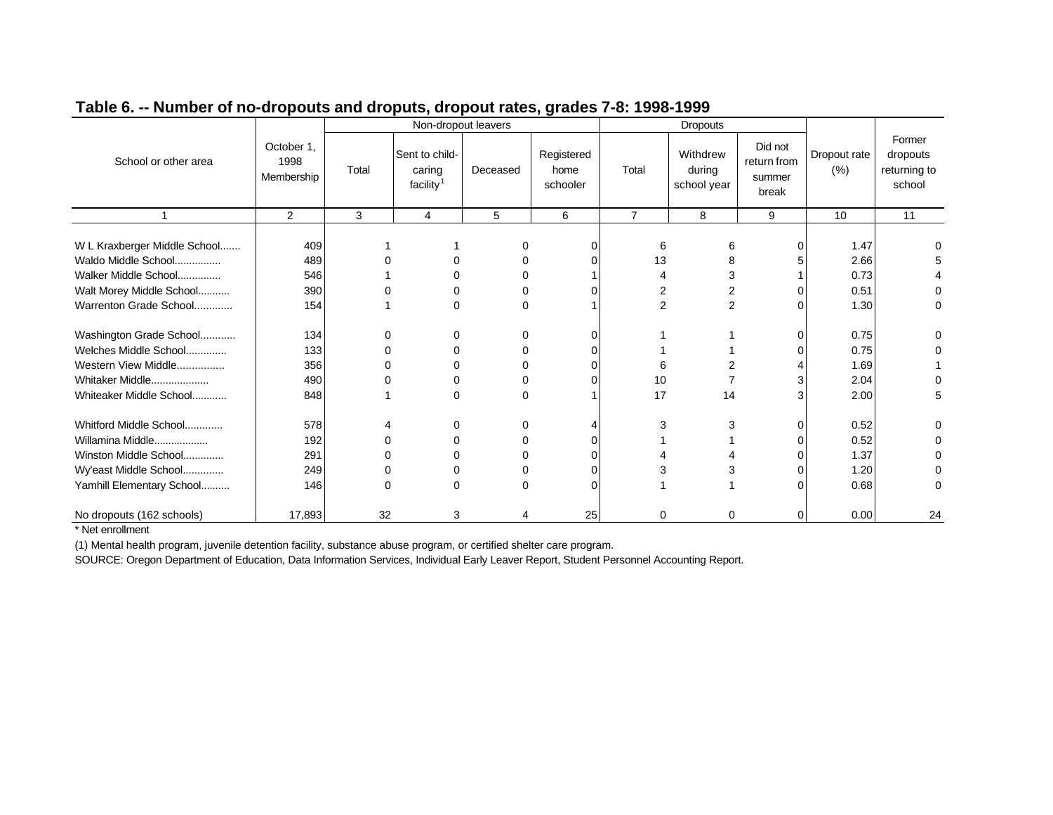## Table 6. -- Number of no-dropouts and droputs, dropout rates, grades 7-8: 1998-1999

| School or other area | October 1, 1998 Membership | Non-dropout leavers | | | | Dropouts | | | Dropout rate (%) | Former dropouts returning to school |
|---|---|---|---|---|---|---|---|---|---|---|
| | | Total | Sent to child-caring facility[1] | Deceased | Registered home schooler | Total | Withdrew during school year | Did not return from summer break | | |
| 1 | 2 | 3 | 4 | 5 | 6 | 7 | 8 | 9 | 10 | 11 |
| W L Kraxberger Middle School....... | 409 | 1 | 1 | 0 | 0 | 6 | 6 | 0 | 1.47 | 0 |
| Waldo Middle School................ | 489 | 0 | 0 | 0 | 0 | 13 | 8 | 5 | 2.66 | 5 |
| Walker Middle School............... | 546 | 1 | 0 | 0 | 1 | 4 | 3 | 1 | 0.73 | 4 |
| Walt Morey Middle School........... | 390 | 0 | 0 | 0 | 0 | 2 | 2 | 0 | 0.51 | 0 |
| Warrenton Grade School............. | 154 | 1 | 0 | 0 | 1 | 2 | 2 | 0 | 1.30 | 0 |
| Washington Grade School............ | 134 | 0 | 0 | 0 | 0 | 1 | 1 | 0 | 0.75 | 0 |
| Welches Middle School.............. | 133 | 0 | 0 | 0 | 0 | 1 | 1 | 0 | 0.75 | 0 |
| Western View Middle................ | 356 | 0 | 0 | 0 | 0 | 6 | 2 | 4 | 1.69 | 1 |
| Whitaker Middle.................... | 490 | 0 | 0 | 0 | 0 | 10 | 7 | 3 | 2.04 | 0 |
| Whiteaker Middle School............ | 848 | 1 | 0 | 0 | 1 | 17 | 14 | 3 | 2.00 | 5 |
| Whitford Middle School............. | 578 | 4 | 0 | 0 | 4 | 3 | 3 | 0 | 0.52 | 0 |
| Willamina Middle................... | 192 | 0 | 0 | 0 | 0 | 1 | 1 | 0 | 0.52 | 0 |
| Winston Middle School.............. | 291 | 0 | 0 | 0 | 0 | 4 | 4 | 0 | 1.37 | 0 |
| Wy'east Middle School.............. | 249 | 0 | 0 | 0 | 0 | 3 | 3 | 0 | 1.20 | 0 |
| Yamhill Elementary School.......... | 146 | 0 | 0 | 0 | 0 | 1 | 1 | 0 | 0.68 | 0 |
| No dropouts (162 schools) | 17,893 | 32 | 3 | 4 | 25 | 0 | 0 | 0 | 0.00 | 24 |

* Net enrollment

(1) Mental health program, juvenile detention facility, substance abuse program, or certified shelter care program.

SOURCE: Oregon Department of Education, Data Information Services, Individual Early Leaver Report, Student Personnel Accounting Report.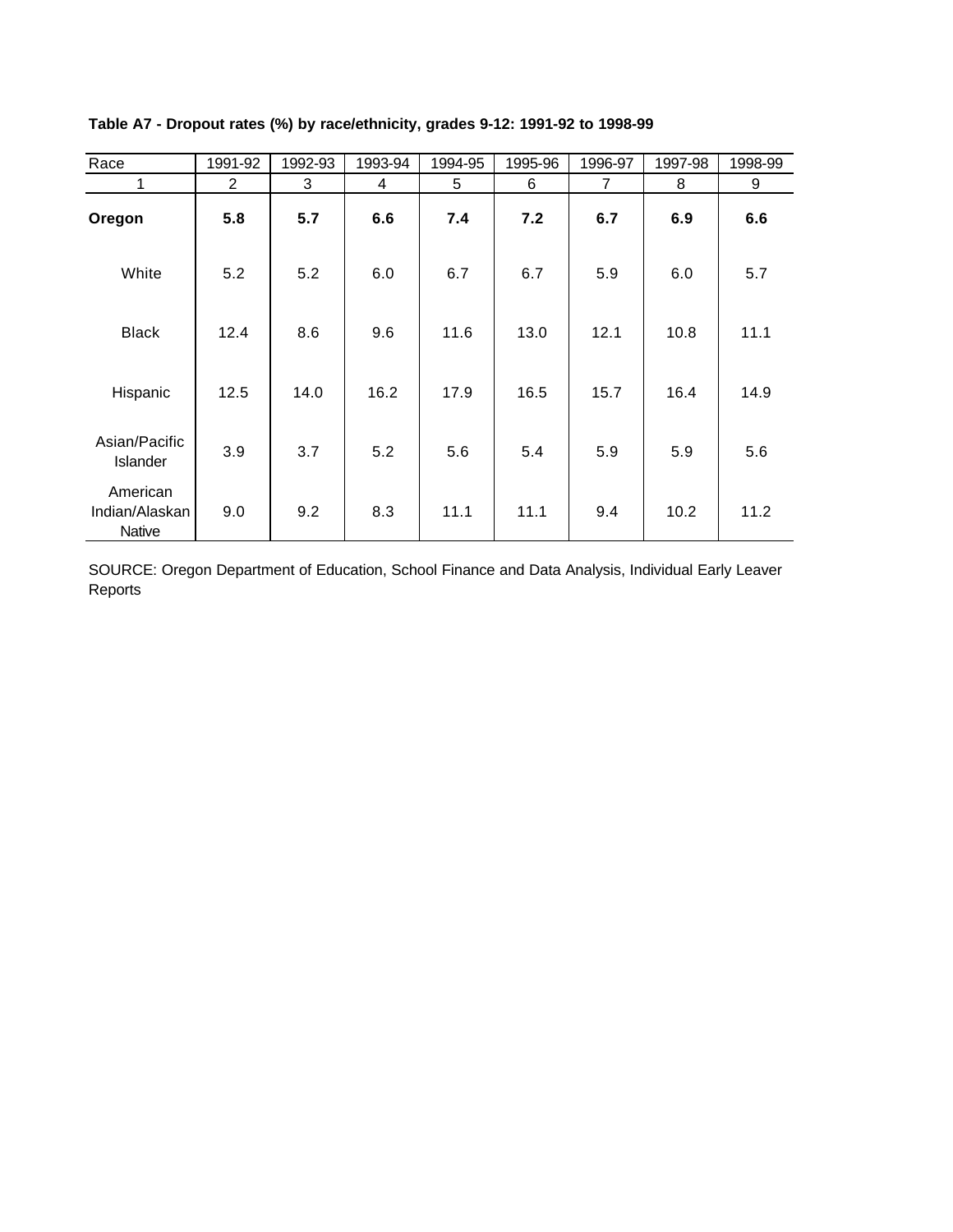**Table A7 - Dropout rates (%) by race/ethnicity, grades 9-12: 1991-92 to 1998-99**

| Race | 1991-92 | 1992-93 | 1993-94 | 1994-95 | 1995-96 | 1996-97 | 1997-98 | 1998-99 |
|---|---|---|---|---|---|---|---|---|
| 1 | 2 | 3 | 4 | 5 | 6 | 7 | 8 | 9 |
| **Oregon** | **5.8** | **5.7** | **6.6** | **7.4** | **7.2** | **6.7** | **6.9** | **6.6** |
| White | 5.2 | 5.2 | 6.0 | 6.7 | 6.7 | 5.9 | 6.0 | 5.7 |
| Black | 12.4 | 8.6 | 9.6 | 11.6 | 13.0 | 12.1 | 10.8 | 11.1 |
| Hispanic | 12.5 | 14.0 | 16.2 | 17.9 | 16.5 | 15.7 | 16.4 | 14.9 |
| Asian/Pacific Islander | 3.9 | 3.7 | 5.2 | 5.6 | 5.4 | 5.9 | 5.9 | 5.6 |
| American Indian/Alaskan Native | 9.0 | 9.2 | 8.3 | 11.1 | 11.1 | 9.4 | 10.2 | 11.2 |

SOURCE: Oregon Department of Education, School Finance and Data Analysis, Individual Early Leaver Reports